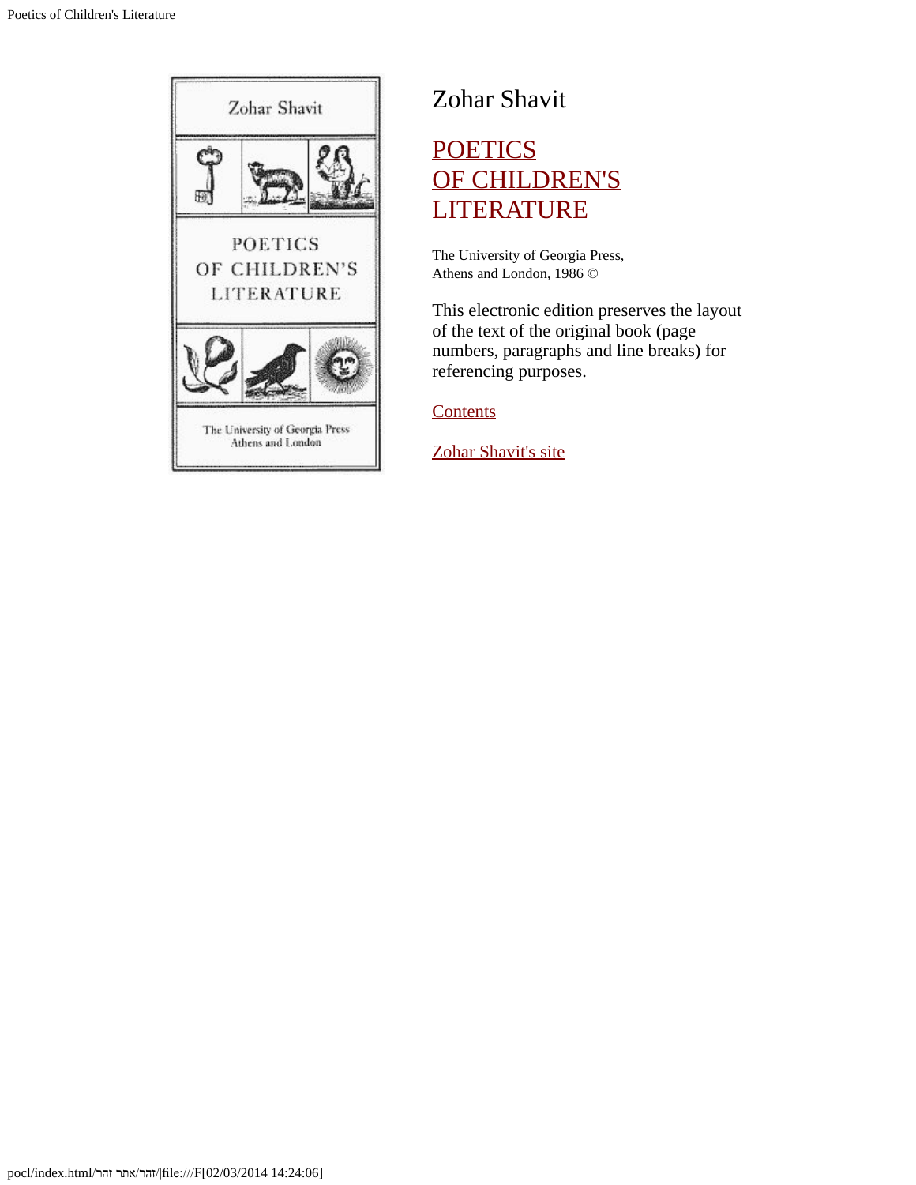# Zohar Shavit

## POETICS OF CHILDREN'S LITERATURE

The University of Georgia Press,
Athens and London, 1986 ©

This electronic edition preserves the layout of the text of the original book (page numbers, paragraphs and line breaks) for referencing purposes.

Contents

Zohar Shavit's site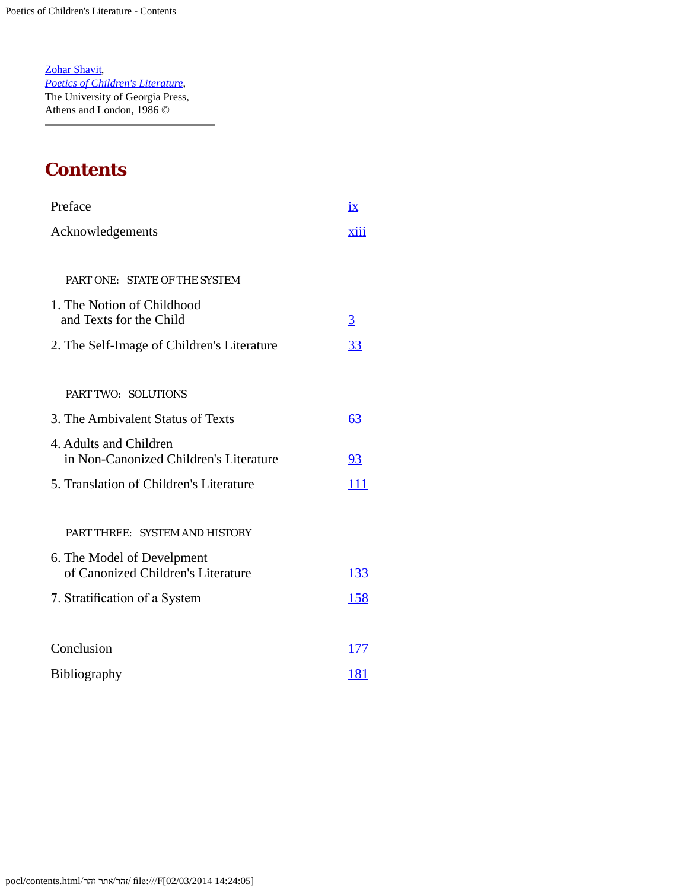Zohar Shavit,
*Poetics of Children's Literature*,
The University of Georgia Press,
Athens and London, 1986 ©

---

## Contents

| | |
|---|---|
| Preface | ix |
| Acknowledgements | xiii |
| PART ONE: STATE OF THE SYSTEM | |
| 1. The Notion of Childhood and Texts for the Child | 3 |
| 2. The Self-Image of Children's Literature | 33 |
| PART TWO: SOLUTIONS | |
| 3. The Ambivalent Status of Texts | 63 |
| 4. Adults and Children in Non-Canonized Children's Literature | 93 |
| 5. Translation of Children's Literature | 111 |
| PART THREE: SYSTEM AND HISTORY | |
| 6. The Model of Develpment of Canonized Children's Literature | 133 |
| 7. Stratification of a System | 158 |
| Conclusion | 177 |
| Bibliography | 181 |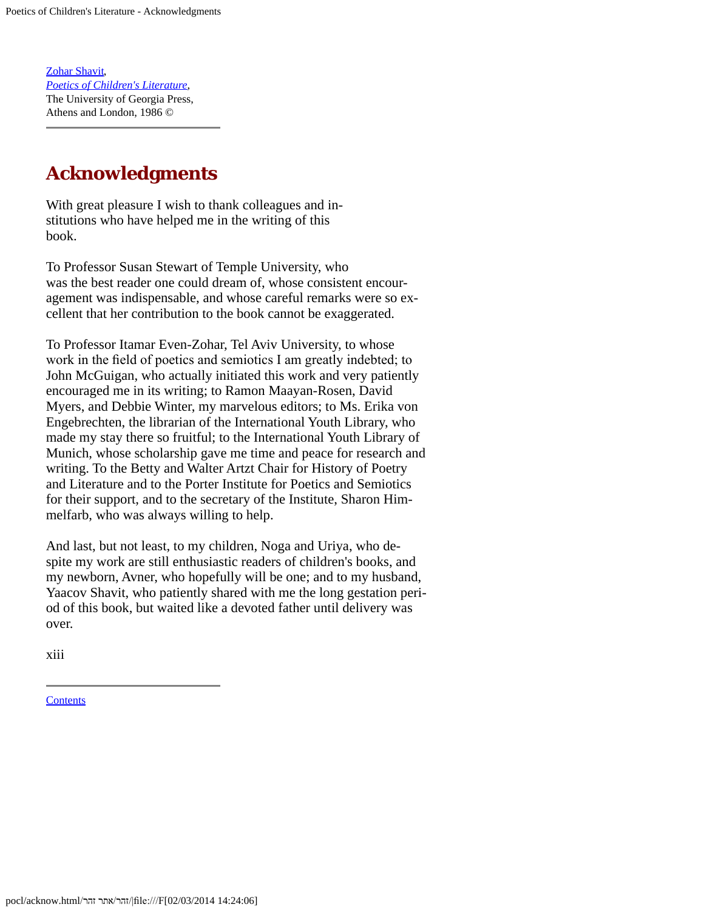Zohar Shavit,
*Poetics of Children's Literature*,
The University of Georgia Press,
Athens and London, 1986 ©

---

# Acknowledgments

With great pleasure I wish to thank colleagues and institutions who have helped me in the writing of this book.

To Professor Susan Stewart of Temple University, who was the best reader one could dream of, whose consistent encouragement was indispensable, and whose careful remarks were so excellent that her contribution to the book cannot be exaggerated.

To Professor Itamar Even-Zohar, Tel Aviv University, to whose work in the field of poetics and semiotics I am greatly indebted; to John McGuigan, who actually initiated this work and very patiently encouraged me in its writing; to Ramon Maayan-Rosen, David Myers, and Debbie Winter, my marvelous editors; to Ms. Erika von Engebrechten, the librarian of the International Youth Library, who made my stay there so fruitful; to the International Youth Library of Munich, whose scholarship gave me time and peace for research and writing. To the Betty and Walter Artzt Chair for History of Poetry and Literature and to the Porter Institute for Poetics and Semiotics for their support, and to the secretary of the Institute, Sharon Himmelfarb, who was always willing to help.

And last, but not least, to my children, Noga and Uriya, who despite my work are still enthusiastic readers of children's books, and my newborn, Avner, who hopefully will be one; and to my husband, Yaacov Shavit, who patiently shared with me the long gestation period of this book, but waited like a devoted father until delivery was over.

---

Contents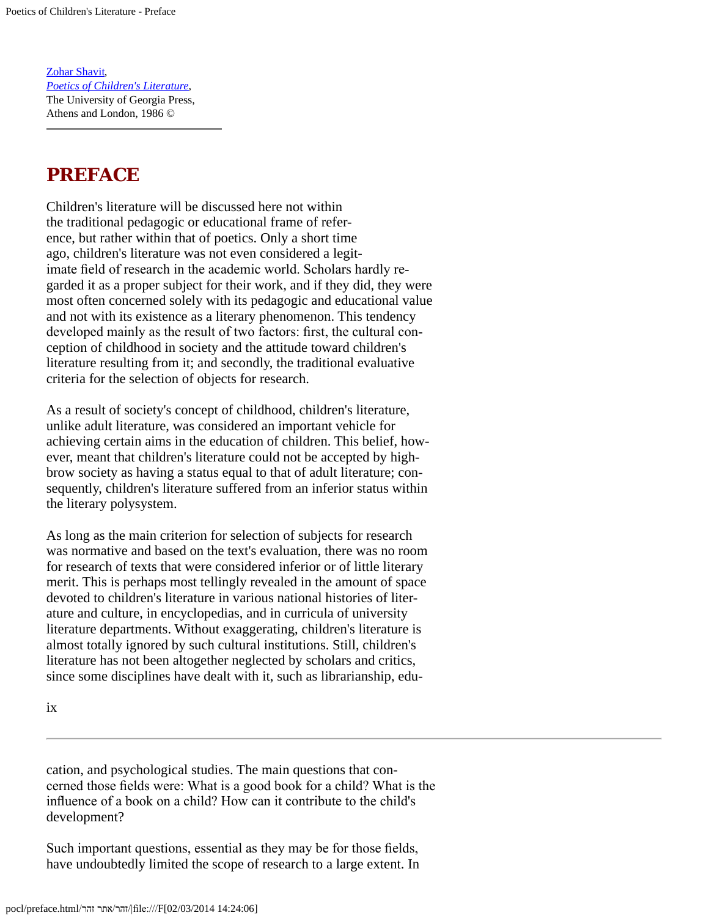[Zohar Shavit](#), 
*[Poetics of Children's Literature](#)*, 
The University of Georgia Press, 
Athens and London, 1986 ©

# PREFACE

Children's literature will be discussed here not within the traditional pedagogic or educational frame of reference, but rather within that of poetics. Only a short time ago, children's literature was not even considered a legitimate field of research in the academic world. Scholars hardly regarded it as a proper subject for their work, and if they did, they were most often concerned solely with its pedagogic and educational value and not with its existence as a literary phenomenon. This tendency developed mainly as the result of two factors: first, the cultural conception of childhood in society and the attitude toward children's literature resulting from it; and secondly, the traditional evaluative criteria for the selection of objects for research.

As a result of society's concept of childhood, children's literature, unlike adult literature, was considered an important vehicle for achieving certain aims in the education of children. This belief, however, meant that children's literature could not be accepted by highbrow society as having a status equal to that of adult literature; consequently, children's literature suffered from an inferior status within the literary polysystem.

As long as the main criterion for selection of subjects for research was normative and based on the text's evaluation, there was no room for research of texts that were considered inferior or of little literary merit. This is perhaps most tellingly revealed in the amount of space devoted to children's literature in various national histories of literature and culture, in encyclopedias, and in curricula of university literature departments. Without exaggerating, children's literature is almost totally ignored by such cultural institutions. Still, children's literature has not been altogether neglected by scholars and critics, since some disciplines have dealt with it, such as librarianship, education, and psychological studies. The main questions that concerned those fields were: What is a good book for a child? What is the influence of a book on a child? How can it contribute to the child's development?

Such important questions, essential as they may be for those fields, have undoubtedly limited the scope of research to a large extent. In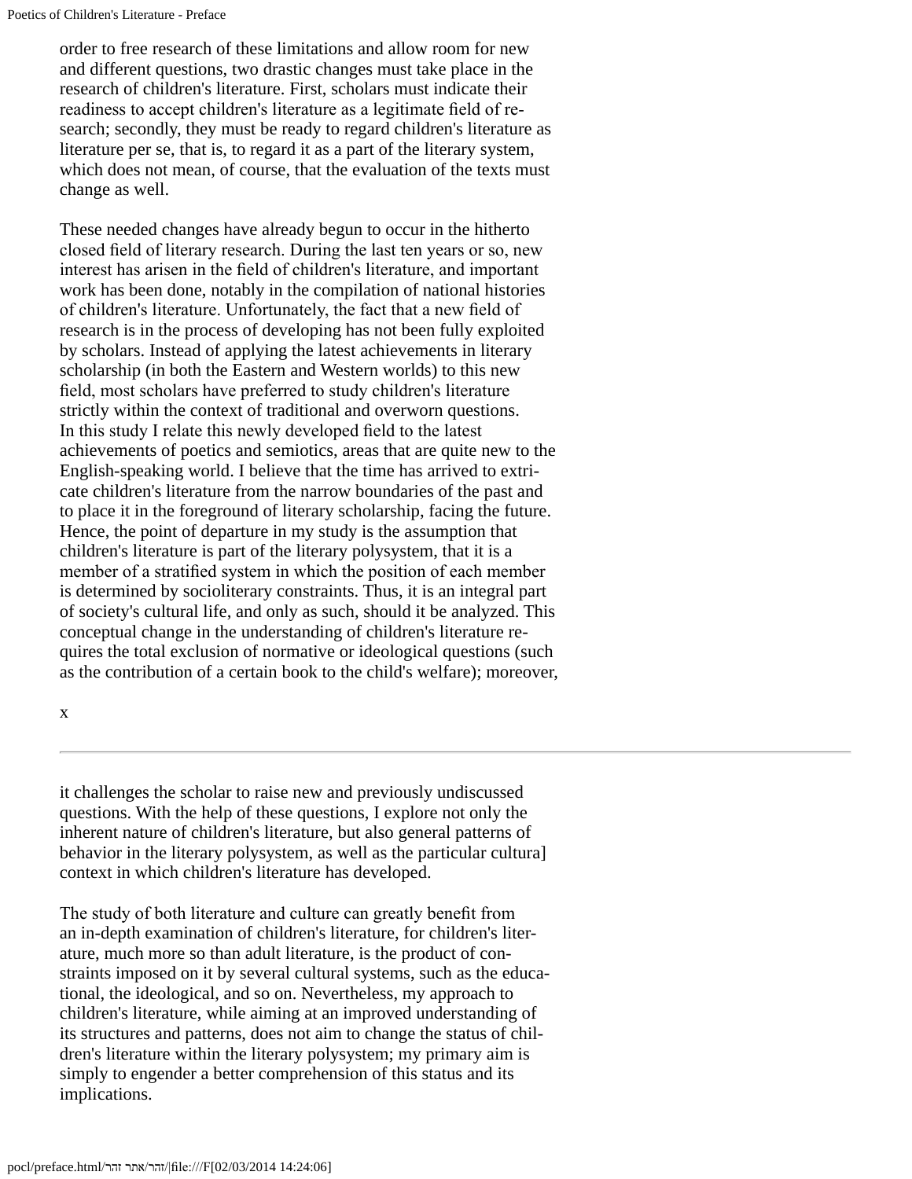order to free research of these limitations and allow room for new and different questions, two drastic changes must take place in the research of children's literature. First, scholars must indicate their readiness to accept children's literature as a legitimate field of research; secondly, they must be ready to regard children's literature as literature per se, that is, to regard it as a part of the literary system, which does not mean, of course, that the evaluation of the texts must change as well.

These needed changes have already begun to occur in the hitherto closed field of literary research. During the last ten years or so, new interest has arisen in the field of children's literature, and important work has been done, notably in the compilation of national histories of children's literature. Unfortunately, the fact that a new field of research is in the process of developing has not been fully exploited by scholars. Instead of applying the latest achievements in literary scholarship (in both the Eastern and Western worlds) to this new field, most scholars have preferred to study children's literature strictly within the context of traditional and overworn questions.
In this study I relate this newly developed field to the latest achievements of poetics and semiotics, areas that are quite new to the English-speaking world. I believe that the time has arrived to extricate children's literature from the narrow boundaries of the past and to place it in the foreground of literary scholarship, facing the future. Hence, the point of departure in my study is the assumption that children's literature is part of the literary polysystem, that it is a member of a stratified system in which the position of each member is determined by socioliterary constraints. Thus, it is an integral part of society's cultural life, and only as such, should it be analyzed. This conceptual change in the understanding of children's literature requires the total exclusion of normative or ideological questions (such as the contribution of a certain book to the child's welfare); moreover, it challenges the scholar to raise new and previously undiscussed questions. With the help of these questions, I explore not only the inherent nature of children's literature, but also general patterns of behavior in the literary polysystem, as well as the particular cultura] context in which children's literature has developed.

The study of both literature and culture can greatly benefit from an in-depth examination of children's literature, for children's literature, much more so than adult literature, is the product of constraints imposed on it by several cultural systems, such as the educational, the ideological, and so on. Nevertheless, my approach to children's literature, while aiming at an improved understanding of its structures and patterns, does not aim to change the status of children's literature within the literary polysystem; my primary aim is simply to engender a better comprehension of this status and its implications.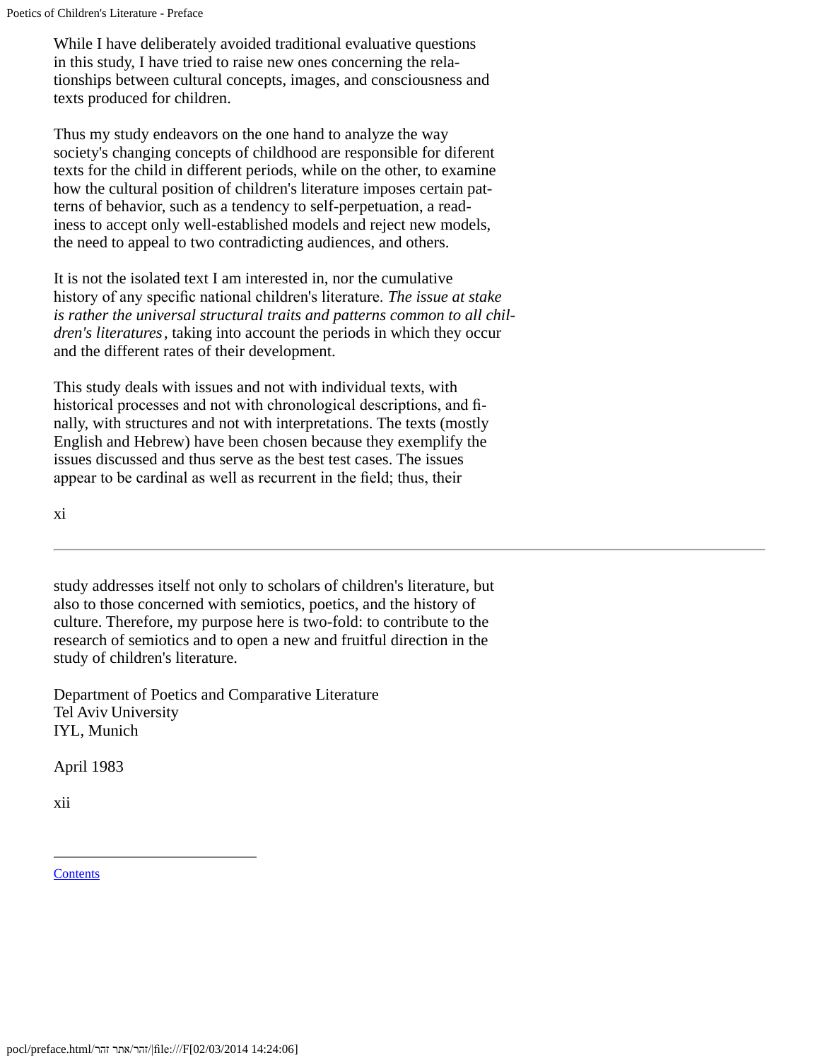While I have deliberately avoided traditional evaluative questions in this study, I have tried to raise new ones concerning the relationships between cultural concepts, images, and consciousness and texts produced for children.

Thus my study endeavors on the one hand to analyze the way society's changing concepts of childhood are responsible for diferent texts for the child in different periods, while on the other, to examine how the cultural position of children's literature imposes certain patterns of behavior, such as a tendency to self-perpetuation, a readiness to accept only well-established models and reject new models, the need to appeal to two contradicting audiences, and others.

It is not the isolated text I am interested in, nor the cumulative history of any specific national children's literature. *The issue at stake is rather the universal structural traits and patterns common to all children's literatures*, taking into account the periods in which they occur and the different rates of their development.

This study deals with issues and not with individual texts, with historical processes and not with chronological descriptions, and finally, with structures and not with interpretations. The texts (mostly English and Hebrew) have been chosen because they exemplify the issues discussed and thus serve as the best test cases. The issues appear to be cardinal as well as recurrent in the field; thus, their study addresses itself not only to scholars of children's literature, but also to those concerned with semiotics, poetics, and the history of culture. Therefore, my purpose here is two-fold: to contribute to the research of semiotics and to open a new and fruitful direction in the study of children's literature.

Department of Poetics and Comparative Literature
Tel Aviv University
IYL, Munich

April 1983

Contents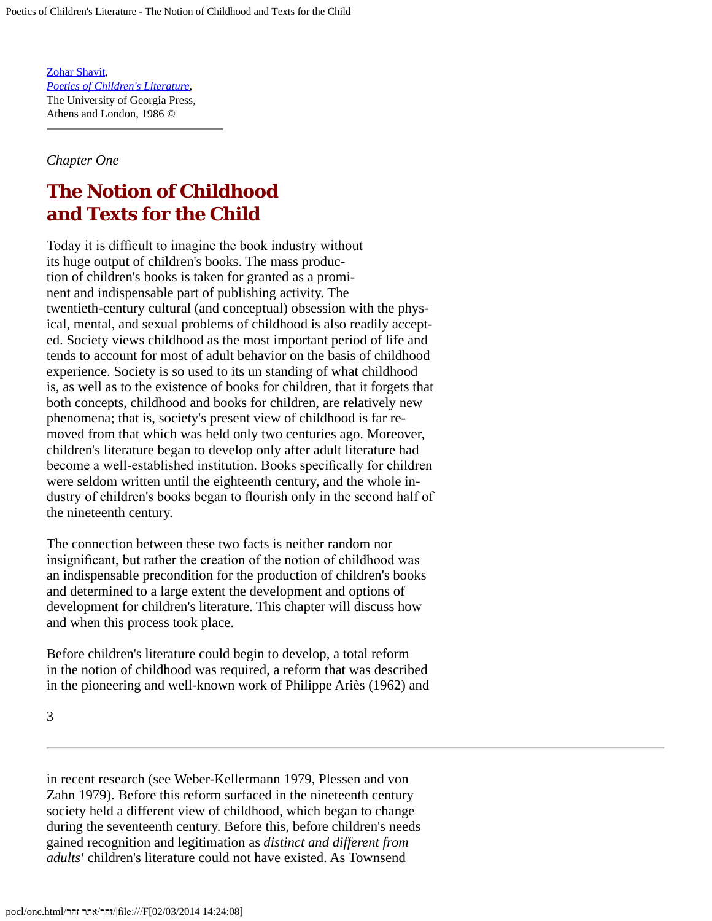[Zohar Shavit](#),
*[Poetics of Children's Literature](#)*,
The University of Georgia Press,
Athens and London, 1986 ©

*Chapter One*

# The Notion of Childhood and Texts for the Child

Today it is difficult to imagine the book industry without its huge output of children's books. The mass production of children's books is taken for granted as a prominent and indispensable part of publishing activity. The twentieth-century cultural (and conceptual) obsession with the physical, mental, and sexual problems of childhood is also readily accepted. Society views childhood as the most important period of life and tends to account for most of adult behavior on the basis of childhood experience. Society is so used to its un standing of what childhood is, as well as to the existence of books for children, that it forgets that both concepts, childhood and books for children, are relatively new phenomena; that is, society's present view of childhood is far removed from that which was held only two centuries ago. Moreover, children's literature began to develop only after adult literature had become a well-established institution. Books specifically for children were seldom written until the eighteenth century, and the whole industry of children's books began to flourish only in the second half of the nineteenth century.

The connection between these two facts is neither random nor insignificant, but rather the creation of the notion of childhood was an indispensable precondition for the production of children's books and determined to a large extent the development and options of development for children's literature. This chapter will discuss how and when this process took place.

Before children's literature could begin to develop, a total reform in the notion of childhood was required, a reform that was described in the pioneering and well-known work of Philippe Ariès (1962) and in recent research (see Weber-Kellermann 1979, Plessen and von Zahn 1979). Before this reform surfaced in the nineteenth century society held a different view of childhood, which began to change during the seventeenth century. Before this, before children's needs gained recognition and legitimation as *distinct and different from adults'* children's literature could not have existed. As Townsend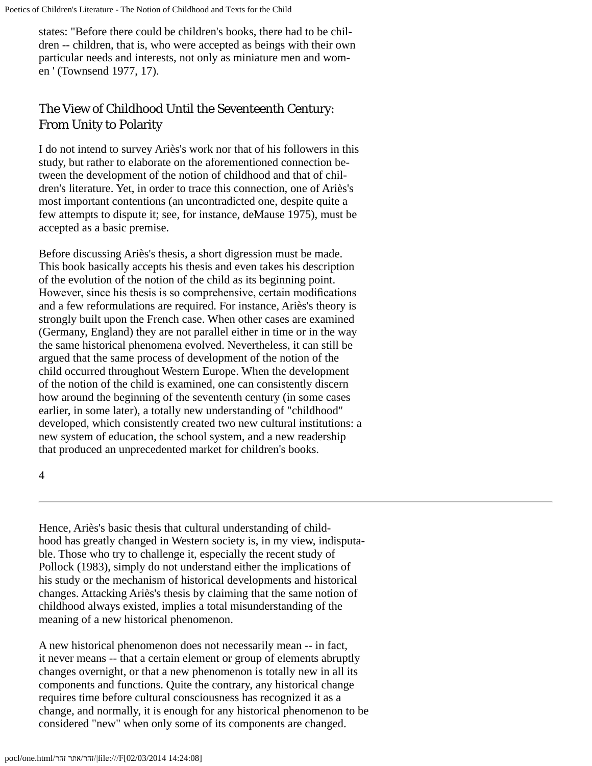states: "Before there could be children's books, there had to be children -- children, that is, who were accepted as beings with their own particular needs and interests, not only as miniature men and women ' (Townsend 1977, 17).

## The View of Childhood Until the Seventeenth Century: From Unity to Polarity

I do not intend to survey Ariès's work nor that of his followers in this study, but rather to elaborate on the aforementioned connection between the development of the notion of childhood and that of children's literature. Yet, in order to trace this connection, one of Ariès's most important contentions (an uncontradicted one, despite quite a few attempts to dispute it; see, for instance, deMause 1975), must be accepted as a basic premise.

Before discussing Ariès's thesis, a short digression must be made. This book basically accepts his thesis and even takes his description of the evolution of the notion of the child as its beginning point. However, since his thesis is so comprehensive, certain modifications and a few reformulations are required. For instance, Ariès's theory is strongly built upon the French case. When other cases are examined (Germany, England) they are not parallel either in time or in the way the same historical phenomena evolved. Nevertheless, it can still be argued that the same process of development of the notion of the child occurred throughout Western Europe. When the development of the notion of the child is examined, one can consistently discern how around the beginning of the seventeenth century (in some cases earlier, in some later), a totally new understanding of "childhood" developed, which consistently created two new cultural institutions: a new system of education, the school system, and a new readership that produced an unprecedented market for children's books.

---

Hence, Ariès's basic thesis that cultural understanding of childhood has greatly changed in Western society is, in my view, indisputable. Those who try to challenge it, especially the recent study of Pollock (1983), simply do not understand either the implications of his study or the mechanism of historical developments and historical changes. Attacking Ariès's thesis by claiming that the same notion of childhood always existed, implies a total misunderstanding of the meaning of a new historical phenomenon.

A new historical phenomenon does not necessarily mean -- in fact, it never means -- that a certain element or group of elements abruptly changes overnight, or that a new phenomenon is totally new in all its components and functions. Quite the contrary, any historical change requires time before cultural consciousness has recognized it as a change, and normally, it is enough for any historical phenomenon to be considered "new" when only some of its components are changed.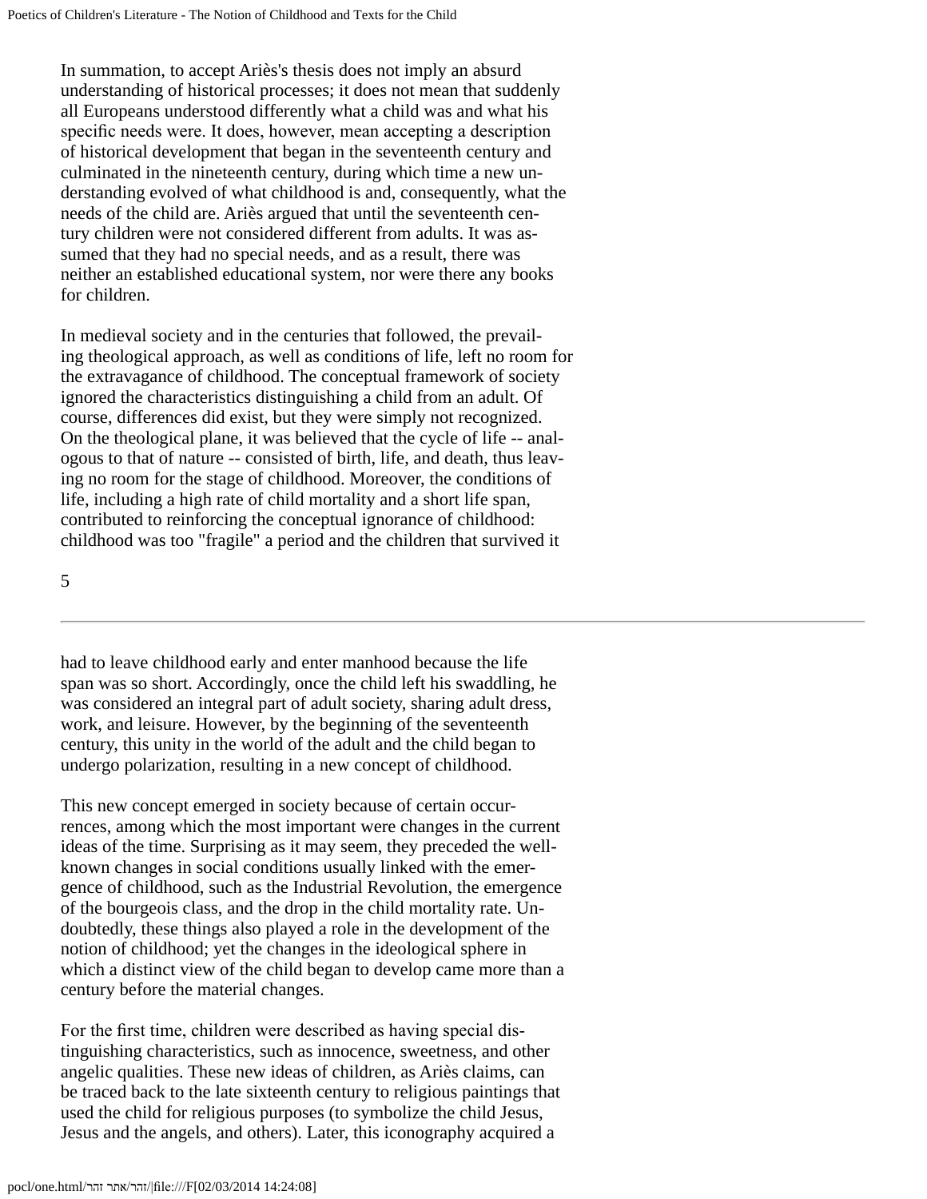In summation, to accept Ariès's thesis does not imply an absurd understanding of historical processes; it does not mean that suddenly all Europeans understood differently what a child was and what his specific needs were. It does, however, mean accepting a description of historical development that began in the seventeenth century and culminated in the nineteenth century, during which time a new understanding evolved of what childhood is and, consequently, what the needs of the child are. Ariès argued that until the seventeenth century children were not considered different from adults. It was assumed that they had no special needs, and as a result, there was neither an established educational system, nor were there any books for children.

In medieval society and in the centuries that followed, the prevailing theological approach, as well as conditions of life, left no room for the extravagance of childhood. The conceptual framework of society ignored the characteristics distinguishing a child from an adult. Of course, differences did exist, but they were simply not recognized. On the theological plane, it was believed that the cycle of life -- analogous to that of nature -- consisted of birth, life, and death, thus leaving no room for the stage of childhood. Moreover, the conditions of life, including a high rate of child mortality and a short life span, contributed to reinforcing the conceptual ignorance of childhood: childhood was too "fragile" a period and the children that survived it had to leave childhood early and enter manhood because the life span was so short. Accordingly, once the child left his swaddling, he was considered an integral part of adult society, sharing adult dress, work, and leisure. However, by the beginning of the seventeenth century, this unity in the world of the adult and the child began to undergo polarization, resulting in a new concept of childhood.

This new concept emerged in society because of certain occurrences, among which the most important were changes in the current ideas of the time. Surprising as it may seem, they preceded the well-known changes in social conditions usually linked with the emergence of childhood, such as the Industrial Revolution, the emergence of the bourgeois class, and the drop in the child mortality rate. Undoubtedly, these things also played a role in the development of the notion of childhood; yet the changes in the ideological sphere in which a distinct view of the child began to develop came more than a century before the material changes.

For the first time, children were described as having special distinguishing characteristics, such as innocence, sweetness, and other angelic qualities. These new ideas of children, as Ariès claims, can be traced back to the late sixteenth century to religious paintings that used the child for religious purposes (to symbolize the child Jesus, Jesus and the angels, and others). Later, this iconography acquired a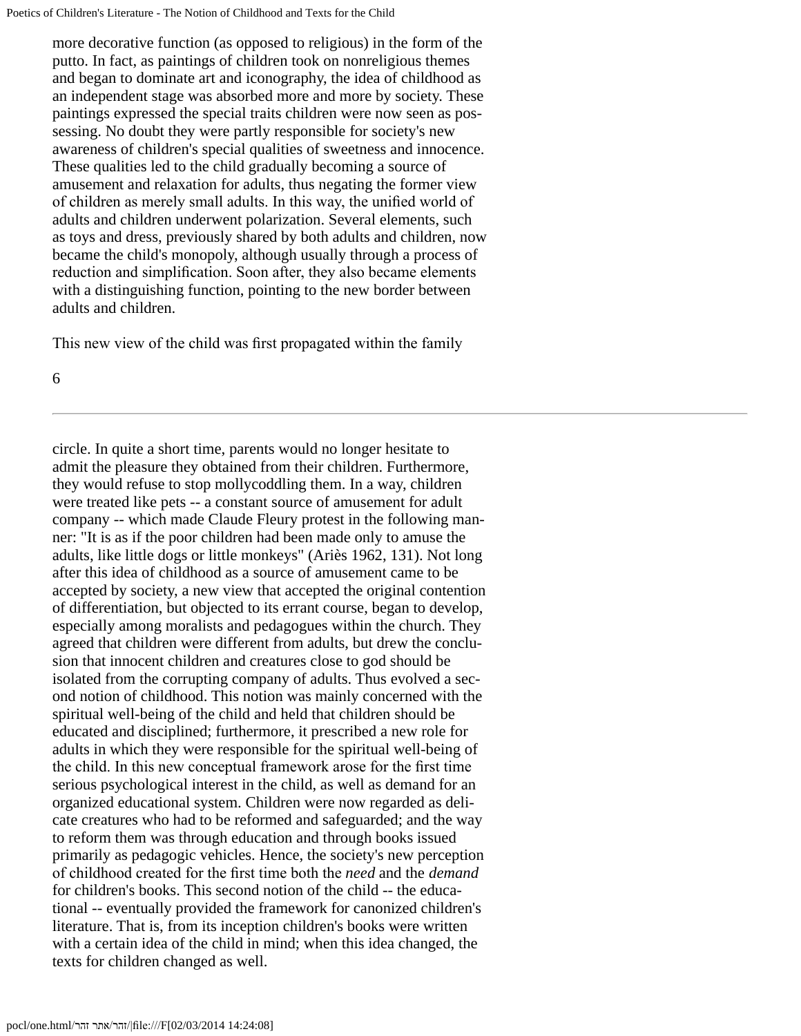more decorative function (as opposed to religious) in the form of the putto. In fact, as paintings of children took on nonreligious themes and began to dominate art and iconography, the idea of childhood as an independent stage was absorbed more and more by society. These paintings expressed the special traits children were now seen as possessing. No doubt they were partly responsible for society's new awareness of children's special qualities of sweetness and innocence. These qualities led to the child gradually becoming a source of amusement and relaxation for adults, thus negating the former view of children as merely small adults. In this way, the unified world of adults and children underwent polarization. Several elements, such as toys and dress, previously shared by both adults and children, now became the child's monopoly, although usually through a process of reduction and simplification. Soon after, they also became elements with a distinguishing function, pointing to the new border between adults and children.

This new view of the child was first propagated within the family circle. In quite a short time, parents would no longer hesitate to admit the pleasure they obtained from their children. Furthermore, they would refuse to stop mollycoddling them. In a way, children were treated like pets -- a constant source of amusement for adult company -- which made Claude Fleury protest in the following manner: "It is as if the poor children had been made only to amuse the adults, like little dogs or little monkeys" (Ariès 1962, 131). Not long after this idea of childhood as a source of amusement came to be accepted by society, a new view that accepted the original contention of differentiation, but objected to its errant course, began to develop, especially among moralists and pedagogues within the church. They agreed that children were different from adults, but drew the conclusion that innocent children and creatures close to god should be isolated from the corrupting company of adults. Thus evolved a second notion of childhood. This notion was mainly concerned with the spiritual well-being of the child and held that children should be educated and disciplined; furthermore, it prescribed a new role for adults in which they were responsible for the spiritual well-being of the child. In this new conceptual framework arose for the first time serious psychological interest in the child, as well as demand for an organized educational system. Children were now regarded as delicate creatures who had to be reformed and safeguarded; and the way to reform them was through education and through books issued primarily as pedagogic vehicles. Hence, the society's new perception of childhood created for the first time both the *need* and the *demand* for children's books. This second notion of the child -- the educational -- eventually provided the framework for canonized children's literature. That is, from its inception children's books were written with a certain idea of the child in mind; when this idea changed, the texts for children changed as well.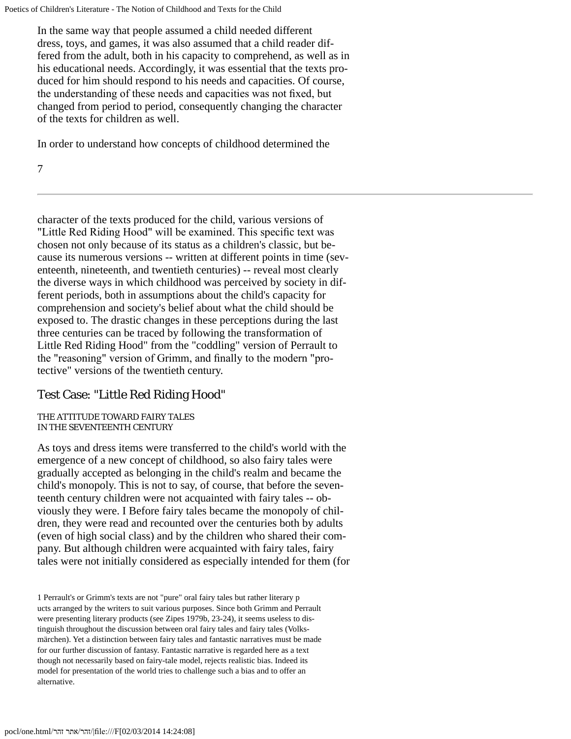In the same way that people assumed a child needed different dress, toys, and games, it was also assumed that a child reader differed from the adult, both in his capacity to comprehend, as well as in his educational needs. Accordingly, it was essential that the texts produced for him should respond to his needs and capacities. Of course, the understanding of these needs and capacities was not fixed, but changed from period to period, consequently changing the character of the texts for children as well.

In order to understand how concepts of childhood determined the character of the texts produced for the child, various versions of "Little Red Riding Hood" will be examined. This specific text was chosen not only because of its status as a children's classic, but because its numerous versions -- written at different points in time (seventeenth, nineteenth, and twentieth centuries) -- reveal most clearly the diverse ways in which childhood was perceived by society in different periods, both in assumptions about the child's capacity for comprehension and society's belief about what the child should be exposed to. The drastic changes in these perceptions during the last three centuries can be traced by following the transformation of Little Red Riding Hood" from the "coddling" version of Perrault to the "reasoning" version of Grimm, and finally to the modern "protective" versions of the twentieth century.

## Test Case: "Little Red Riding Hood"

### THE ATTITUDE TOWARD FAIRY TALES IN THE SEVENTEENTH CENTURY

As toys and dress items were transferred to the child's world with the emergence of a new concept of childhood, so also fairy tales were gradually accepted as belonging in the child's realm and became the child's monopoly. This is not to say, of course, that before the seventeenth century children were not acquainted with fairy tales -- obviously they were. I Before fairy tales became the monopoly of children, they were read and recounted over the centuries both by adults (even of high social class) and by the children who shared their company. But although children were acquainted with fairy tales, fairy tales were not initially considered as especially intended for them (for

1 Perrault's or Grimm's texts are not "pure" oral fairy tales but rather literary p ucts arranged by the writers to suit various purposes. Since both Grimm and Perrault were presenting literary products (see Zipes 1979b, 23-24), it seems useless to distinguish throughout the discussion between oral fairy tales and fairy tales (Volksmärchen). Yet a distinction between fairy tales and fantastic narratives must be made for our further discussion of fantasy. Fantastic narrative is regarded here as a text though not necessarily based on fairy-tale model, rejects realistic bias. Indeed its model for presentation of the world tries to challenge such a bias and to offer an alternative.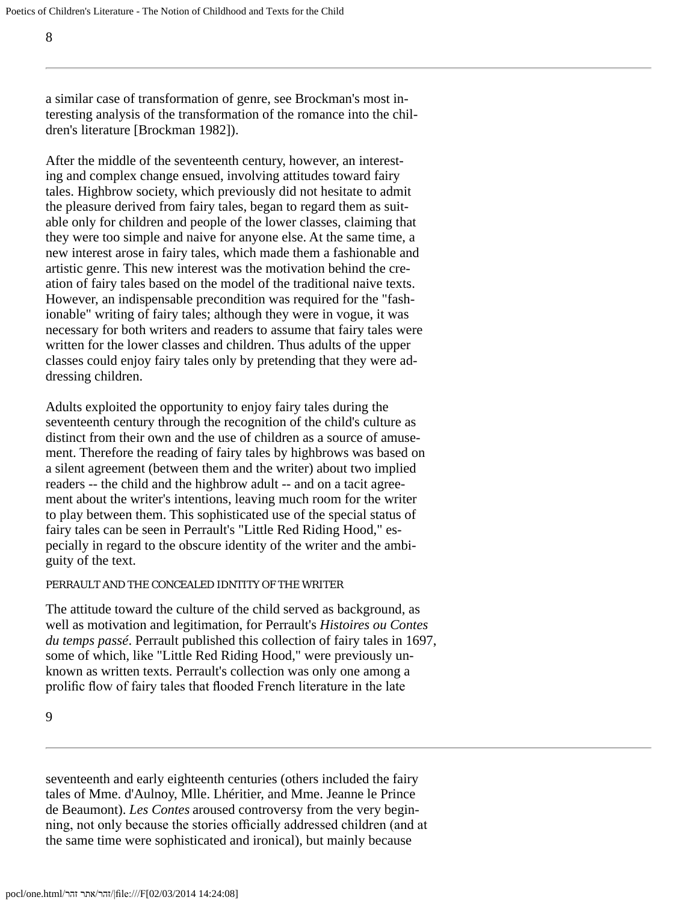a similar case of transformation of genre, see Brockman's most interesting analysis of the transformation of the romance into the children's literature [Brockman 1982]).

After the middle of the seventeenth century, however, an interesting and complex change ensued, involving attitudes toward fairy tales. Highbrow society, which previously did not hesitate to admit the pleasure derived from fairy tales, began to regard them as suitable only for children and people of the lower classes, claiming that they were too simple and naive for anyone else. At the same time, a new interest arose in fairy tales, which made them a fashionable and artistic genre. This new interest was the motivation behind the creation of fairy tales based on the model of the traditional naive texts. However, an indispensable precondition was required for the "fashionable" writing of fairy tales; although they were in vogue, it was necessary for both writers and readers to assume that fairy tales were written for the lower classes and children. Thus adults of the upper classes could enjoy fairy tales only by pretending that they were addressing children.

Adults exploited the opportunity to enjoy fairy tales during the seventeenth century through the recognition of the child's culture as distinct from their own and the use of children as a source of amusement. Therefore the reading of fairy tales by highbrows was based on a silent agreement (between them and the writer) about two implied readers -- the child and the highbrow adult -- and on a tacit agreement about the writer's intentions, leaving much room for the writer to play between them. This sophisticated use of the special status of fairy tales can be seen in Perrault's "Little Red Riding Hood," especially in regard to the obscure identity of the writer and the ambiguity of the text.

## PERRAULT AND THE CONCEALED IDNTITY OF THE WRITER

The attitude toward the culture of the child served as background, as well as motivation and legitimation, for Perrault's *Histoires ou Contes du temps passé*. Perrault published this collection of fairy tales in 1697, some of which, like "Little Red Riding Hood," were previously unknown as written texts. Perrault's collection was only one among a prolific flow of fairy tales that flooded French literature in the late seventeenth and early eighteenth centuries (others included the fairy tales of Mme. d'Aulnoy, Mlle. Lhéritier, and Mme. Jeanne le Prince de Beaumont). *Les Contes* aroused controversy from the very beginning, not only because the stories officially addressed children (and at the same time were sophisticated and ironical), but mainly because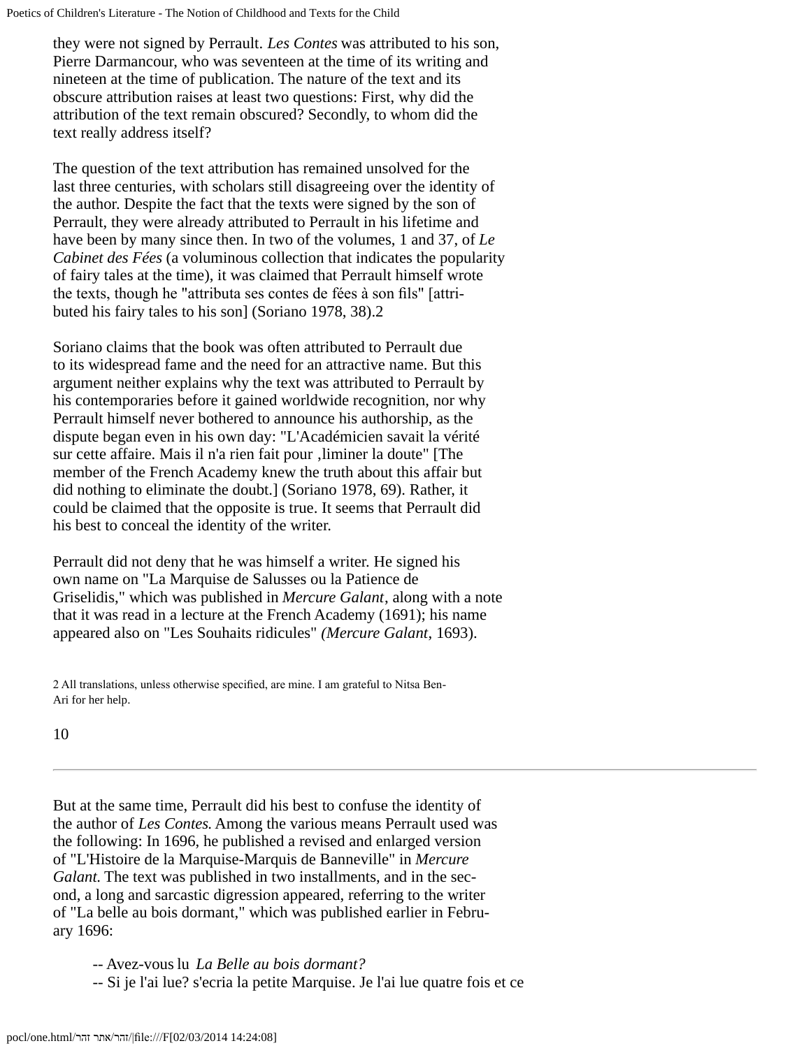they were not signed by Perrault. *Les Contes* was attributed to his son, Pierre Darmancour, who was seventeen at the time of its writing and nineteen at the time of publication. The nature of the text and its obscure attribution raises at least two questions: First, why did the attribution of the text remain obscured? Secondly, to whom did the text really address itself?

The question of the text attribution has remained unsolved for the last three centuries, with scholars still disagreeing over the identity of the author. Despite the fact that the texts were signed by the son of Perrault, they were already attributed to Perrault in his lifetime and have been by many since then. In two of the volumes, 1 and 37, of *Le Cabinet des Fées* (a voluminous collection that indicates the popularity of fairy tales at the time), it was claimed that Perrault himself wrote the texts, though he "attributa ses contes de fées à son fils" [attributed his fairy tales to his son] (Soriano 1978, 38).2

Soriano claims that the book was often attributed to Perrault due to its widespread fame and the need for an attractive name. But this argument neither explains why the text was attributed to Perrault by his contemporaries before it gained worldwide recognition, nor why Perrault himself never bothered to announce his authorship, as the dispute began even in his own day: "L'Académicien savait la vérité sur cette affaire. Mais il n'a rien fait pour ,liminer la doute" [The member of the French Academy knew the truth about this affair but did nothing to eliminate the doubt.] (Soriano 1978, 69). Rather, it could be claimed that the opposite is true. It seems that Perrault did his best to conceal the identity of the writer.

Perrault did not deny that he was himself a writer. He signed his own name on "La Marquise de Salusses ou la Patience de Griselidis," which was published in *Mercure Galant*, along with a note that it was read in a lecture at the French Academy (1691); his name appeared also on "Les Souhaits ridicules" *(Mercure Galant*, 1693).

2 All translations, unless otherwise specified, are mine. I am grateful to Nitsa Ben-Ari for her help.

---

But at the same time, Perrault did his best to confuse the identity of the author of *Les Contes.* Among the various means Perrault used was the following: In 1696, he published a revised and enlarged version of "L'Histoire de la Marquise-Marquis de Banneville" in *Mercure Galant.* The text was published in two installments, and in the second, a long and sarcastic digression appeared, referring to the writer of "La belle au bois dormant," which was published earlier in February 1696:

> -- Avez-vous lu *La Belle au bois dormant?*
> -- Si je l'ai lue? s'ecria la petite Marquise. Je l'ai lue quatre fois et ce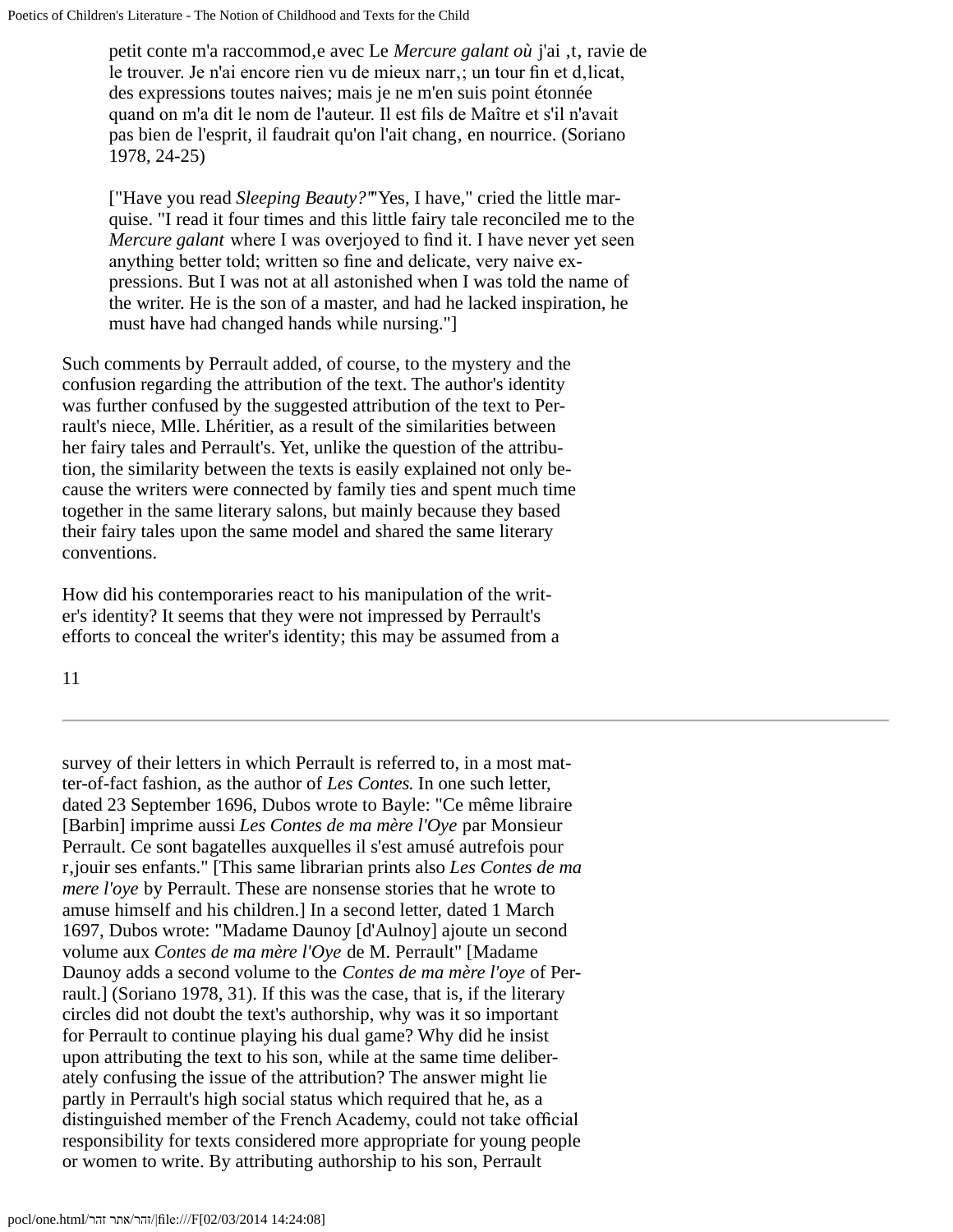petit conte m'a raccommod,e avec Le *Mercure galant où* j'ai ,t, ravie de le trouver. Je n'ai encore rien vu de mieux narr,; un tour fin et d,licat, des expressions toutes naives; mais je ne m'en suis point étonnée quand on m'a dit le nom de l'auteur. Il est fils de Maître et s'il n'avait pas bien de l'esprit, il faudrait qu'on l'ait chang, en nourrice. (Soriano 1978, 24-25)

> ["Have you read *Sleeping Beauty?*"Yes, I have," cried the little marquise. "I read it four times and this little fairy tale reconciled me to the *Mercure galant* where I was overjoyed to find it. I have never yet seen anything better told; written so fine and delicate, very naive expressions. But I was not at all astonished when I was told the name of the writer. He is the son of a master, and had he lacked inspiration, he must have had changed hands while nursing."]

Such comments by Perrault added, of course, to the mystery and the confusion regarding the attribution of the text. The author's identity was further confused by the suggested attribution of the text to Perrault's niece, Mlle. Lhéritier, as a result of the similarities between her fairy tales and Perrault's. Yet, unlike the question of the attribution, the similarity between the texts is easily explained not only because the writers were connected by family ties and spent much time together in the same literary salons, but mainly because they based their fairy tales upon the same model and shared the same literary conventions.

How did his contemporaries react to his manipulation of the writer's identity? It seems that they were not impressed by Perrault's efforts to conceal the writer's identity; this may be assumed from a survey of their letters in which Perrault is referred to, in a most matter-of-fact fashion, as the author of *Les Contes.* In one such letter, dated 23 September 1696, Dubos wrote to Bayle: "Ce même libraire [Barbin] imprime aussi *Les Contes de ma mère l'Oye* par Monsieur Perrault. Ce sont bagatelles auxquelles il s'est amusé autrefois pour r,jouir ses enfants." [This same librarian prints also *Les Contes de ma mere l'oye* by Perrault. These are nonsense stories that he wrote to amuse himself and his children.] In a second letter, dated 1 March 1697, Dubos wrote: "Madame Daunoy [d'Aulnoy] ajoute un second volume aux *Contes de ma mère l'Oye* de M. Perrault" [Madame Daunoy adds a second volume to the *Contes de ma mère l'oye* of Perrault.] (Soriano 1978, 31). If this was the case, that is, if the literary circles did not doubt the text's authorship, why was it so important for Perrault to continue playing his dual game? Why did he insist upon attributing the text to his son, while at the same time deliberately confusing the issue of the attribution? The answer might lie partly in Perrault's high social status which required that he, as a distinguished member of the French Academy, could not take official responsibility for texts considered more appropriate for young people or women to write. By attributing authorship to his son, Perrault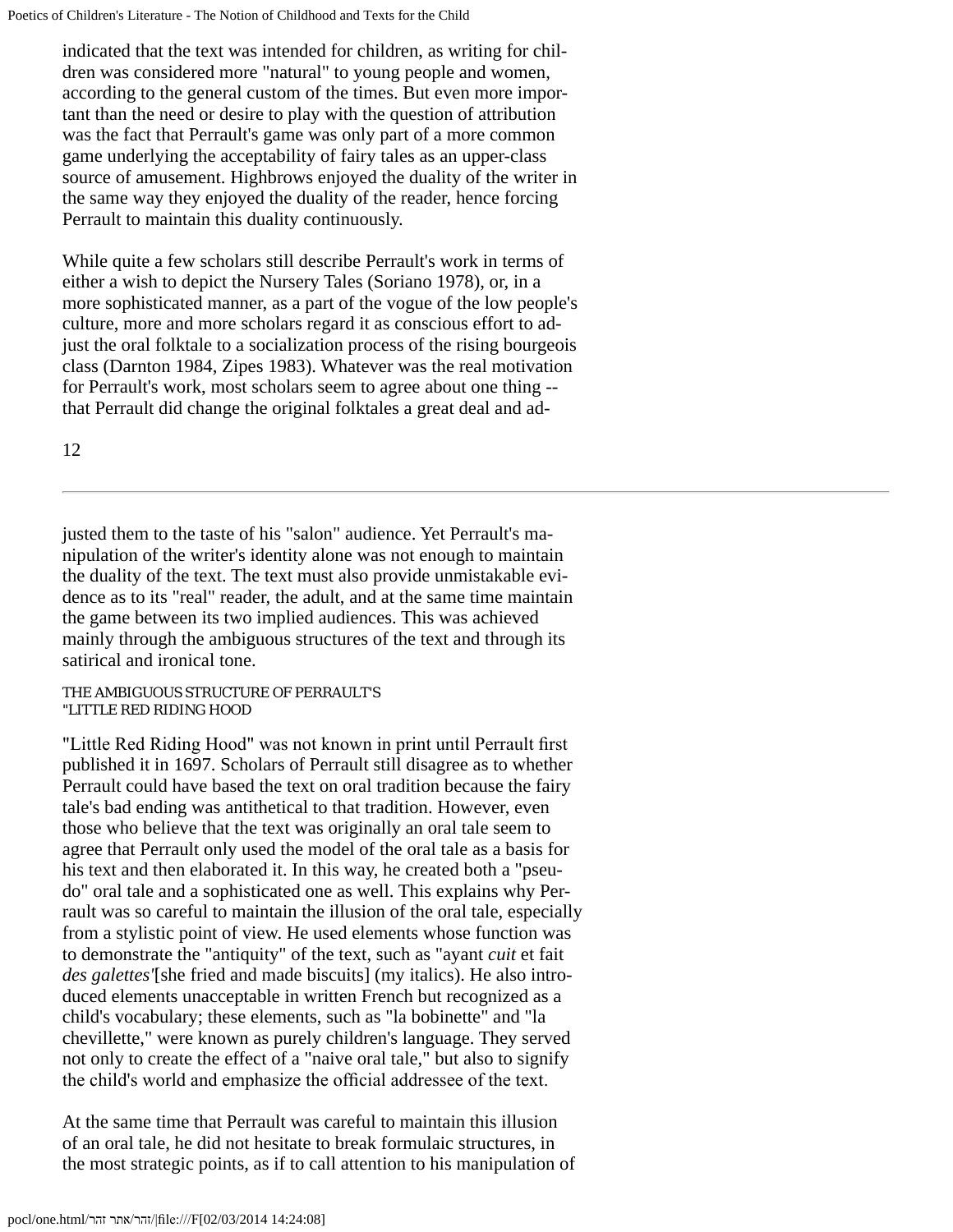indicated that the text was intended for children, as writing for children was considered more "natural" to young people and women, according to the general custom of the times. But even more important than the need or desire to play with the question of attribution was the fact that Perrault's game was only part of a more common game underlying the acceptability of fairy tales as an upper-class source of amusement. Highbrows enjoyed the duality of the writer in the same way they enjoyed the duality of the reader, hence forcing Perrault to maintain this duality continuously.

While quite a few scholars still describe Perrault's work in terms of either a wish to depict the Nursery Tales (Soriano 1978), or, in a more sophisticated manner, as a part of the vogue of the low people's culture, more and more scholars regard it as conscious effort to adjust the oral folktale to a socialization process of the rising bourgeois class (Darnton 1984, Zipes 1983). Whatever was the real motivation for Perrault's work, most scholars seem to agree about one thing -- that Perrault did change the original folktales a great deal and adjusted them to the taste of his "salon" audience. Yet Perrault's manipulation of the writer's identity alone was not enough to maintain the duality of the text. The text must also provide unmistakable evidence as to its "real" reader, the adult, and at the same time maintain the game between its two implied audiences. This was achieved mainly through the ambiguous structures of the text and through its satirical and ironical tone.

### THE AMBIGUOUS STRUCTURE OF PERRAULT'S "LITTLE RED RIDING HOOD

"Little Red Riding Hood" was not known in print until Perrault first published it in 1697. Scholars of Perrault still disagree as to whether Perrault could have based the text on oral tradition because the fairy tale's bad ending was antithetical to that tradition. However, even those who believe that the text was originally an oral tale seem to agree that Perrault only used the model of the oral tale as a basis for his text and then elaborated it. In this way, he created both a "pseudo" oral tale and a sophisticated one as well. This explains why Perrault was so careful to maintain the illusion of the oral tale, especially from a stylistic point of view. He used elements whose function was to demonstrate the "antiquity" of the text, such as "ayant *cuit* et fait *des galettes'*[she fried and made biscuits] (my italics). He also introduced elements unacceptable in written French but recognized as a child's vocabulary; these elements, such as "la bobinette" and "la chevillette," were known as purely children's language. They served not only to create the effect of a "naive oral tale," but also to signify the child's world and emphasize the official addressee of the text.

At the same time that Perrault was careful to maintain this illusion of an oral tale, he did not hesitate to break formulaic structures, in the most strategic points, as if to call attention to his manipulation of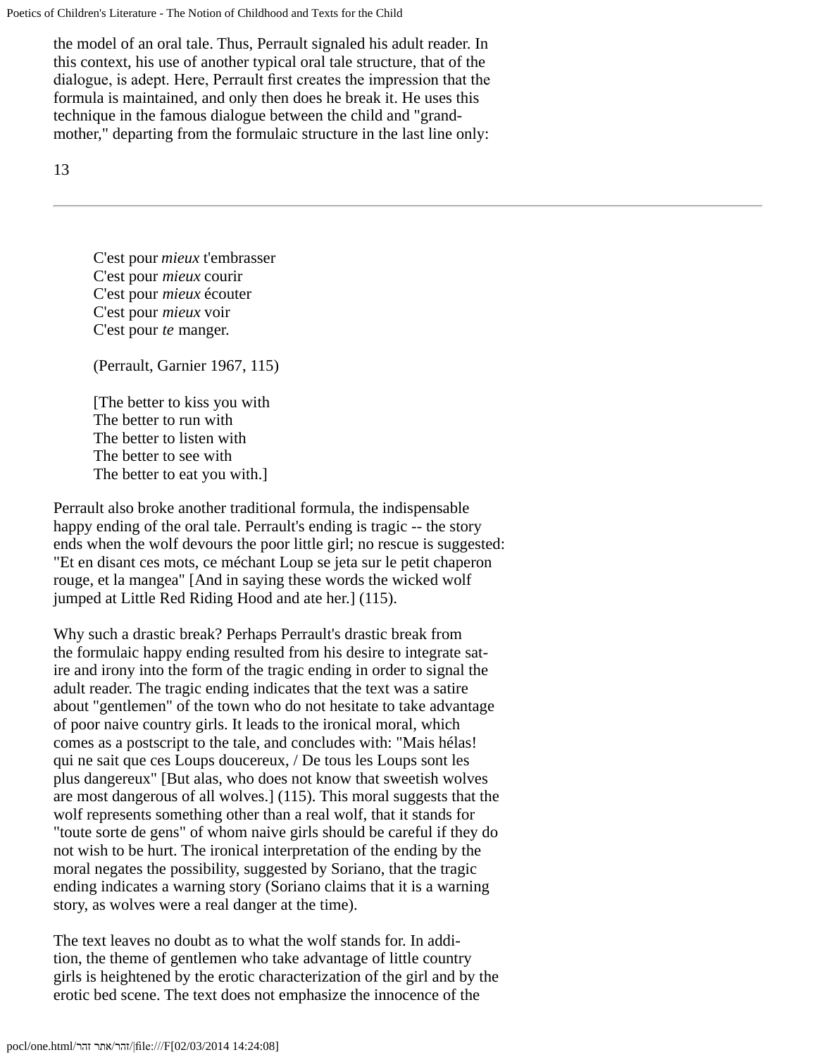the model of an oral tale. Thus, Perrault signaled his adult reader. In this context, his use of another typical oral tale structure, that of the dialogue, is adept. Here, Perrault first creates the impression that the formula is maintained, and only then does he break it. He uses this technique in the famous dialogue between the child and "grand-mother," departing from the formulaic structure in the last line only:

C'est pour *mieux* t'embrasser
C'est pour *mieux* courir
C'est pour *mieux* écouter
C'est pour *mieux* voir
C'est pour *te* manger.

(Perrault, Garnier 1967, 115)

[The better to kiss you with
The better to run with
The better to listen with
The better to see with
The better to eat you with.]

Perrault also broke another traditional formula, the indispensable happy ending of the oral tale. Perrault's ending is tragic -- the story ends when the wolf devours the poor little girl; no rescue is suggested: "Et en disant ces mots, ce méchant Loup se jeta sur le petit chaperon rouge, et la mangea" [And in saying these words the wicked wolf jumped at Little Red Riding Hood and ate her.] (115).

Why such a drastic break? Perhaps Perrault's drastic break from the formulaic happy ending resulted from his desire to integrate satire and irony into the form of the tragic ending in order to signal the adult reader. The tragic ending indicates that the text was a satire about "gentlemen" of the town who do not hesitate to take advantage of poor naive country girls. It leads to the ironical moral, which comes as a postscript to the tale, and concludes with: "Mais hélas! qui ne sait que ces Loups doucereux, / De tous les Loups sont les plus dangereux" [But alas, who does not know that sweetish wolves are most dangerous of all wolves.] (115). This moral suggests that the wolf represents something other than a real wolf, that it stands for "toute sorte de gens" of whom naive girls should be careful if they do not wish to be hurt. The ironical interpretation of the ending by the moral negates the possibility, suggested by Soriano, that the tragic ending indicates a warning story (Soriano claims that it is a warning story, as wolves were a real danger at the time).

The text leaves no doubt as to what the wolf stands for. In addition, the theme of gentlemen who take advantage of little country girls is heightened by the erotic characterization of the girl and by the erotic bed scene. The text does not emphasize the innocence of the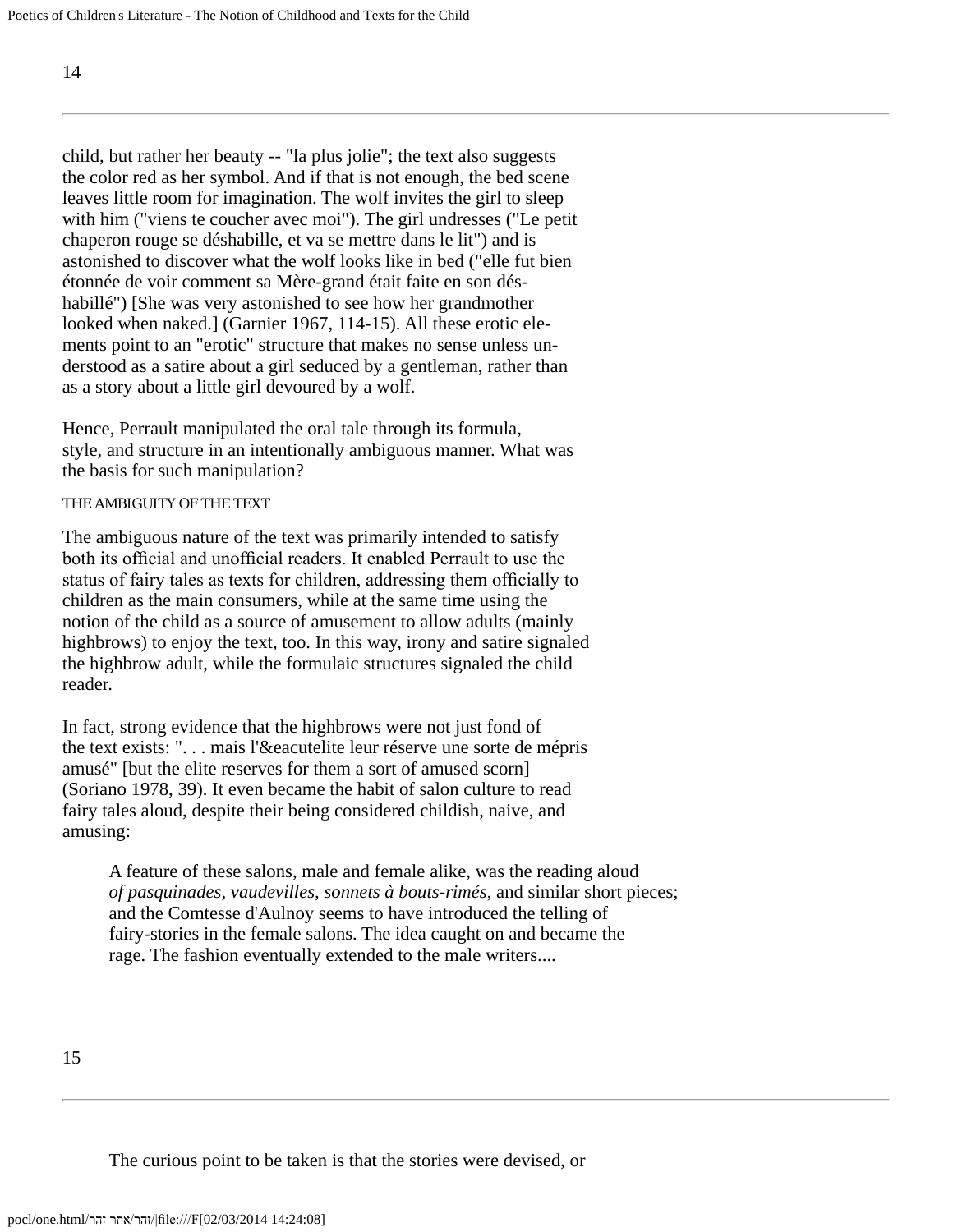child, but rather her beauty -- "la plus jolie"; the text also suggests the color red as her symbol. And if that is not enough, the bed scene leaves little room for imagination. The wolf invites the girl to sleep with him ("viens te coucher avec moi"). The girl undresses ("Le petit chaperon rouge se déshabille, et va se mettre dans le lit") and is astonished to discover what the wolf looks like in bed ("elle fut bien étonnée de voir comment sa Mère-grand était faite en son déshabillé") [She was very astonished to see how her grandmother looked when naked.] (Garnier 1967, 114-15). All these erotic elements point to an "erotic" structure that makes no sense unless understood as a satire about a girl seduced by a gentleman, rather than as a story about a little girl devoured by a wolf.

Hence, Perrault manipulated the oral tale through its formula, style, and structure in an intentionally ambiguous manner. What was the basis for such manipulation?

### THE AMBIGUITY OF THE TEXT

The ambiguous nature of the text was primarily intended to satisfy both its official and unofficial readers. It enabled Perrault to use the status of fairy tales as texts for children, addressing them officially to children as the main consumers, while at the same time using the notion of the child as a source of amusement to allow adults (mainly highbrows) to enjoy the text, too. In this way, irony and satire signaled the highbrow adult, while the formulaic structures signaled the child reader.

In fact, strong evidence that the highbrows were not just fond of the text exists: ". . . mais l'&eacutelite leur réserve une sorte de mépris amusé" [but the elite reserves for them a sort of amused scorn] (Soriano 1978, 39). It even became the habit of salon culture to read fairy tales aloud, despite their being considered childish, naive, and amusing:

> A feature of these salons, male and female alike, was the reading aloud *of pasquinades, vaudevilles, sonnets à bouts-rimés*, and similar short pieces; and the Comtesse d'Aulnoy seems to have introduced the telling of fairy-stories in the female salons. The idea caught on and became the rage. The fashion eventually extended to the male writers....
>
> The curious point to be taken is that the stories were devised, or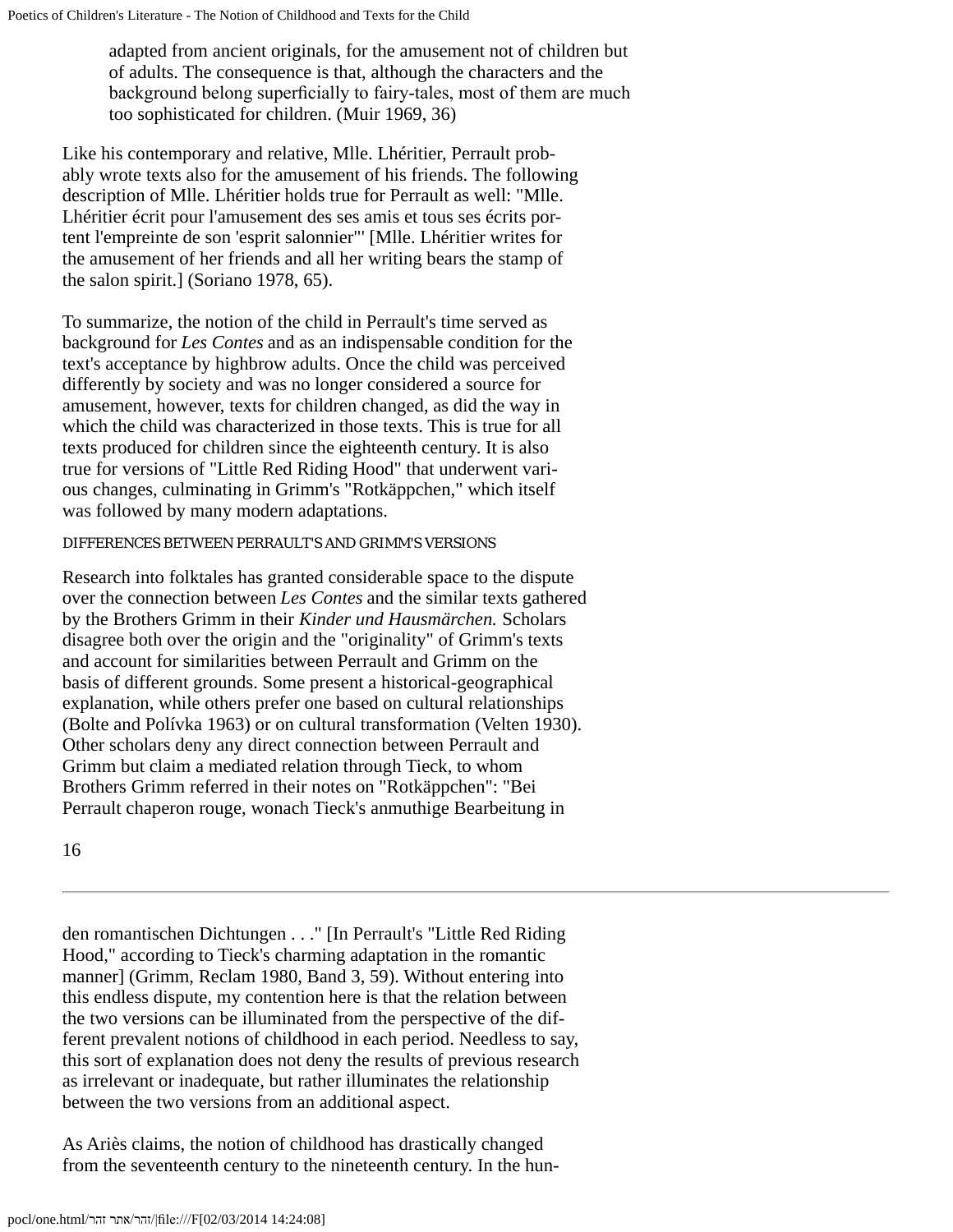> adapted from ancient originals, for the amusement not of children but of adults. The consequence is that, although the characters and the background belong superficially to fairy-tales, most of them are much too sophisticated for children. (Muir 1969, 36)

Like his contemporary and relative, Mlle. Lhéritier, Perrault probably wrote texts also for the amusement of his friends. The following description of Mlle. Lhéritier holds true for Perrault as well: "Mlle. Lhéritier écrit pour l'amusement des ses amis et tous ses écrits portent l'empreinte de son 'esprit salonnier'" [Mlle. Lhéritier writes for the amusement of her friends and all her writing bears the stamp of the salon spirit.] (Soriano 1978, 65).

To summarize, the notion of the child in Perrault's time served as background for *Les Contes* and as an indispensable condition for the text's acceptance by highbrow adults. Once the child was perceived differently by society and was no longer considered a source for amusement, however, texts for children changed, as did the way in which the child was characterized in those texts. This is true for all texts produced for children since the eighteenth century. It is also true for versions of "Little Red Riding Hood" that underwent various changes, culminating in Grimm's "Rotkäppchen," which itself was followed by many modern adaptations.

## DIFFERENCES BETWEEN PERRAULT'S AND GRIMM'S VERSIONS

Research into folktales has granted considerable space to the dispute over the connection between *Les Contes* and the similar texts gathered by the Brothers Grimm in their *Kinder und Hausmärchen.* Scholars disagree both over the origin and the "originality" of Grimm's texts and account for similarities between Perrault and Grimm on the basis of different grounds. Some present a historical-geographical explanation, while others prefer one based on cultural relationships (Bolte and Polívka 1963) or on cultural transformation (Velten 1930). Other scholars deny any direct connection between Perrault and Grimm but claim a mediated relation through Tieck, to whom Brothers Grimm referred in their notes on "Rotkäppchen": "Bei Perrault chaperon rouge, wonach Tieck's anmuthige Bearbeitung in den romantischen Dichtungen . . ." [In Perrault's "Little Red Riding Hood," according to Tieck's charming adaptation in the romantic manner] (Grimm, Reclam 1980, Band 3, 59). Without entering into this endless dispute, my contention here is that the relation between the two versions can be illuminated from the perspective of the different prevalent notions of childhood in each period. Needless to say, this sort of explanation does not deny the results of previous research as irrelevant or inadequate, but rather illuminates the relationship between the two versions from an additional aspect.

As Ariès claims, the notion of childhood has drastically changed from the seventeenth century to the nineteenth century. In the hun-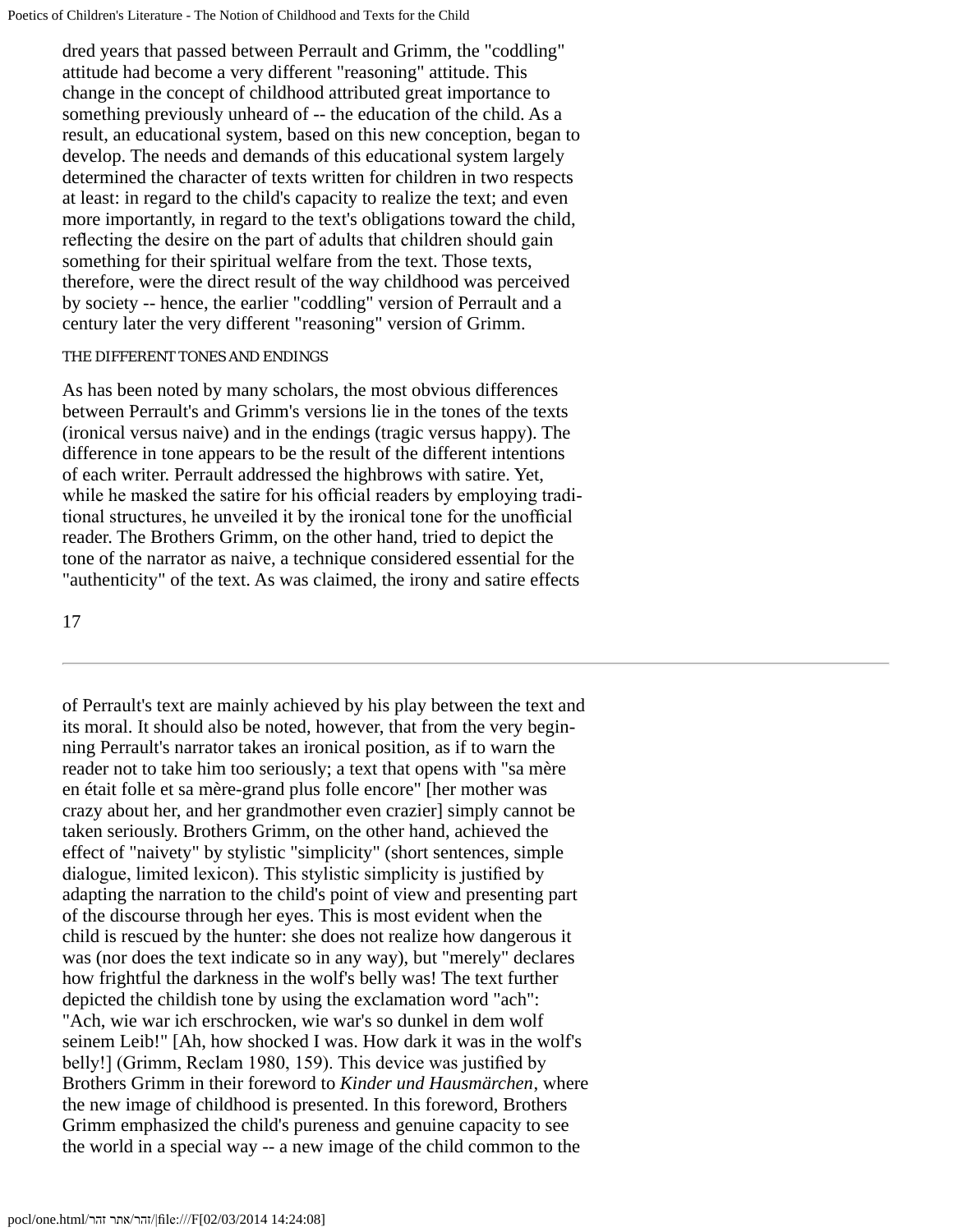dred years that passed between Perrault and Grimm, the "coddling" attitude had become a very different "reasoning" attitude. This change in the concept of childhood attributed great importance to something previously unheard of -- the education of the child. As a result, an educational system, based on this new conception, began to develop. The needs and demands of this educational system largely determined the character of texts written for children in two respects at least: in regard to the child's capacity to realize the text; and even more importantly, in regard to the text's obligations toward the child, reflecting the desire on the part of adults that children should gain something for their spiritual welfare from the text. Those texts, therefore, were the direct result of the way childhood was perceived by society -- hence, the earlier "coddling" version of Perrault and a century later the very different "reasoning" version of Grimm.

## THE DIFFERENT TONES AND ENDINGS

As has been noted by many scholars, the most obvious differences between Perrault's and Grimm's versions lie in the tones of the texts (ironical versus naive) and in the endings (tragic versus happy). The difference in tone appears to be the result of the different intentions of each writer. Perrault addressed the highbrows with satire. Yet, while he masked the satire for his official readers by employing traditional structures, he unveiled it by the ironical tone for the unofficial reader. The Brothers Grimm, on the other hand, tried to depict the tone of the narrator as naive, a technique considered essential for the "authenticity" of the text. As was claimed, the irony and satire effects of Perrault's text are mainly achieved by his play between the text and its moral. It should also be noted, however, that from the very beginning Perrault's narrator takes an ironical position, as if to warn the reader not to take him too seriously; a text that opens with "sa mère en était folle et sa mère-grand plus folle encore" [her mother was crazy about her, and her grandmother even crazier] simply cannot be taken seriously. Brothers Grimm, on the other hand, achieved the effect of "naivety" by stylistic "simplicity" (short sentences, simple dialogue, limited lexicon). This stylistic simplicity is justified by adapting the narration to the child's point of view and presenting part of the discourse through her eyes. This is most evident when the child is rescued by the hunter: she does not realize how dangerous it was (nor does the text indicate so in any way), but "merely" declares how frightful the darkness in the wolf's belly was! The text further depicted the childish tone by using the exclamation word "ach": "Ach, wie war ich erschrocken, wie war's so dunkel in dem wolf seinem Leib!" [Ah, how shocked I was. How dark it was in the wolf's belly!] (Grimm, Reclam 1980, 159). This device was justified by Brothers Grimm in their foreword to *Kinder und Hausmärchen*, where the new image of childhood is presented. In this foreword, Brothers Grimm emphasized the child's pureness and genuine capacity to see the world in a special way -- a new image of the child common to the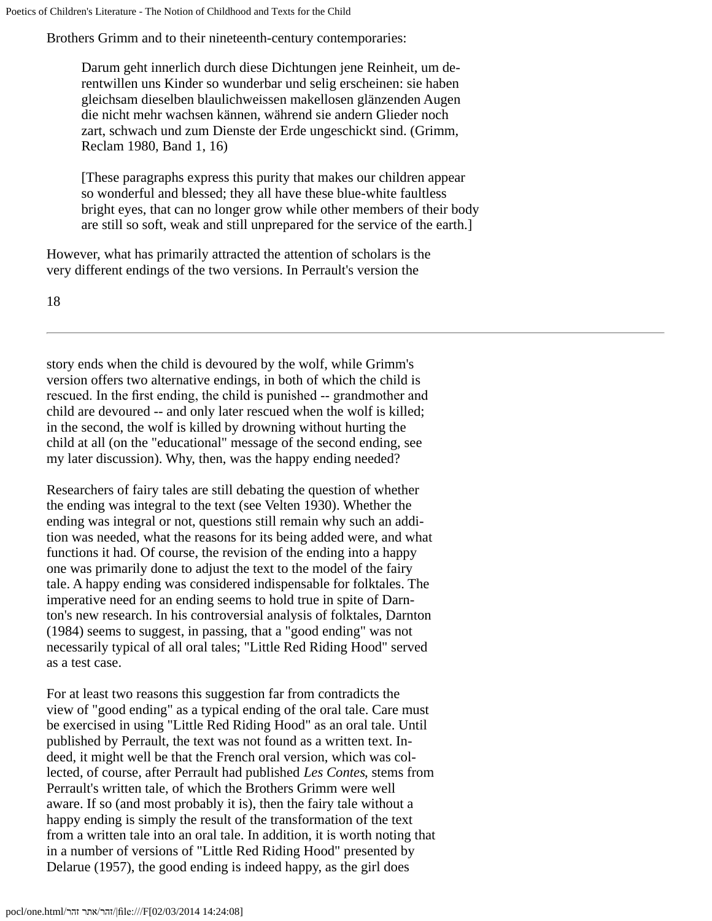Brothers Grimm and to their nineteenth-century contemporaries:

> Darum geht innerlich durch diese Dichtungen jene Reinheit, um derentwillen uns Kinder so wunderbar und selig erscheinen: sie haben gleichsam dieselben blaulichweissen makellosen glänzenden Augen die nicht mehr wachsen kännen, während sie andern Glieder noch zart, schwach und zum Dienste der Erde ungeschickt sind. (Grimm, Reclam 1980, Band 1, 16)
>
> [These paragraphs express this purity that makes our children appear so wonderful and blessed; they all have these blue-white faultless bright eyes, that can no longer grow while other members of their body are still so soft, weak and still unprepared for the service of the earth.]

However, what has primarily attracted the attention of scholars is the very different endings of the two versions. In Perrault's version the story ends when the child is devoured by the wolf, while Grimm's version offers two alternative endings, in both of which the child is rescued. In the first ending, the child is punished -- grandmother and child are devoured -- and only later rescued when the wolf is killed; in the second, the wolf is killed by drowning without hurting the child at all (on the "educational" message of the second ending, see my later discussion). Why, then, was the happy ending needed?

Researchers of fairy tales are still debating the question of whether the ending was integral to the text (see Velten 1930). Whether the ending was integral or not, questions still remain why such an addition was needed, what the reasons for its being added were, and what functions it had. Of course, the revision of the ending into a happy one was primarily done to adjust the text to the model of the fairy tale. A happy ending was considered indispensable for folktales. The imperative need for an ending seems to hold true in spite of Darnton's new research. In his controversial analysis of folktales, Darnton (1984) seems to suggest, in passing, that a "good ending" was not necessarily typical of all oral tales; "Little Red Riding Hood" served as a test case.

For at least two reasons this suggestion far from contradicts the view of "good ending" as a typical ending of the oral tale. Care must be exercised in using "Little Red Riding Hood" as an oral tale. Until published by Perrault, the text was not found as a written text. Indeed, it might well be that the French oral version, which was collected, of course, after Perrault had published *Les Contes*, stems from Perrault's written tale, of which the Brothers Grimm were well aware. If so (and most probably it is), then the fairy tale without a happy ending is simply the result of the transformation of the text from a written tale into an oral tale. In addition, it is worth noting that in a number of versions of "Little Red Riding Hood" presented by Delarue (1957), the good ending is indeed happy, as the girl does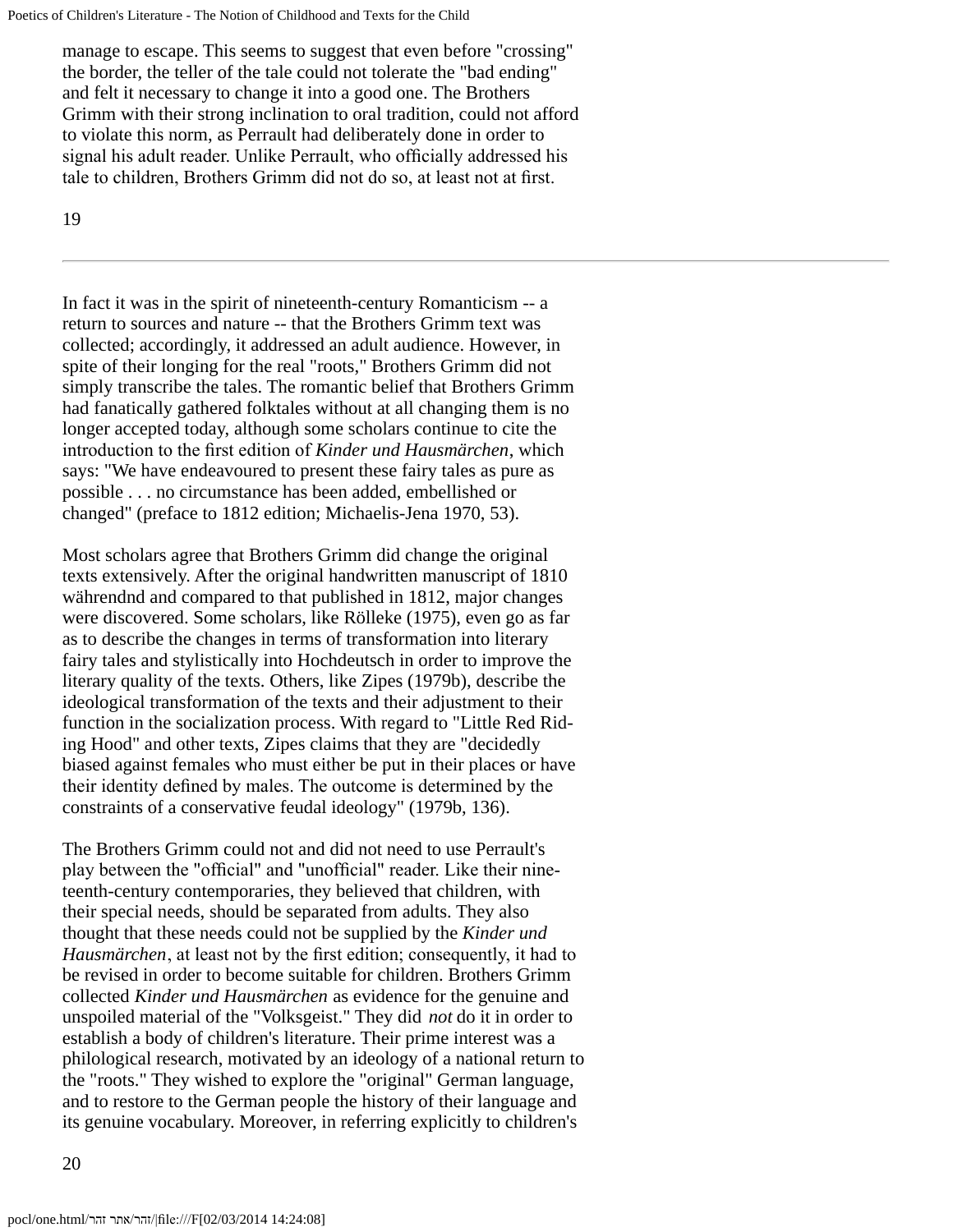manage to escape. This seems to suggest that even before "crossing" the border, the teller of the tale could not tolerate the "bad ending" and felt it necessary to change it into a good one. The Brothers Grimm with their strong inclination to oral tradition, could not afford to violate this norm, as Perrault had deliberately done in order to signal his adult reader. Unlike Perrault, who officially addressed his tale to children, Brothers Grimm did not do so, at least not at first.

In fact it was in the spirit of nineteenth-century Romanticism -- a return to sources and nature -- that the Brothers Grimm text was collected; accordingly, it addressed an adult audience. However, in spite of their longing for the real "roots," Brothers Grimm did not simply transcribe the tales. The romantic belief that Brothers Grimm had fanatically gathered folktales without at all changing them is no longer accepted today, although some scholars continue to cite the introduction to the first edition of *Kinder und Hausmärchen*, which says: "We have endeavoured to present these fairy tales as pure as possible . . . no circumstance has been added, embellished or changed" (preface to 1812 edition; Michaelis-Jena 1970, 53).

Most scholars agree that Brothers Grimm did change the original texts extensively. After the original handwritten manuscript of 1810 währendnd and compared to that published in 1812, major changes were discovered. Some scholars, like Rölleke (1975), even go as far as to describe the changes in terms of transformation into literary fairy tales and stylistically into Hochdeutsch in order to improve the literary quality of the texts. Others, like Zipes (1979b), describe the ideological transformation of the texts and their adjustment to their function in the socialization process. With regard to "Little Red Riding Hood" and other texts, Zipes claims that they are "decidedly biased against females who must either be put in their places or have their identity defined by males. The outcome is determined by the constraints of a conservative feudal ideology" (1979b, 136).

The Brothers Grimm could not and did not need to use Perrault's play between the "official" and "unofficial" reader. Like their nineteenth-century contemporaries, they believed that children, with their special needs, should be separated from adults. They also thought that these needs could not be supplied by the *Kinder und Hausmärchen*, at least not by the first edition; consequently, it had to be revised in order to become suitable for children. Brothers Grimm collected *Kinder und Hausmärchen* as evidence for the genuine and unspoiled material of the "Volksgeist." They did *not* do it in order to establish a body of children's literature. Their prime interest was a philological research, motivated by an ideology of a national return to the "roots." They wished to explore the "original" German language, and to restore to the German people the history of their language and its genuine vocabulary. Moreover, in referring explicitly to children's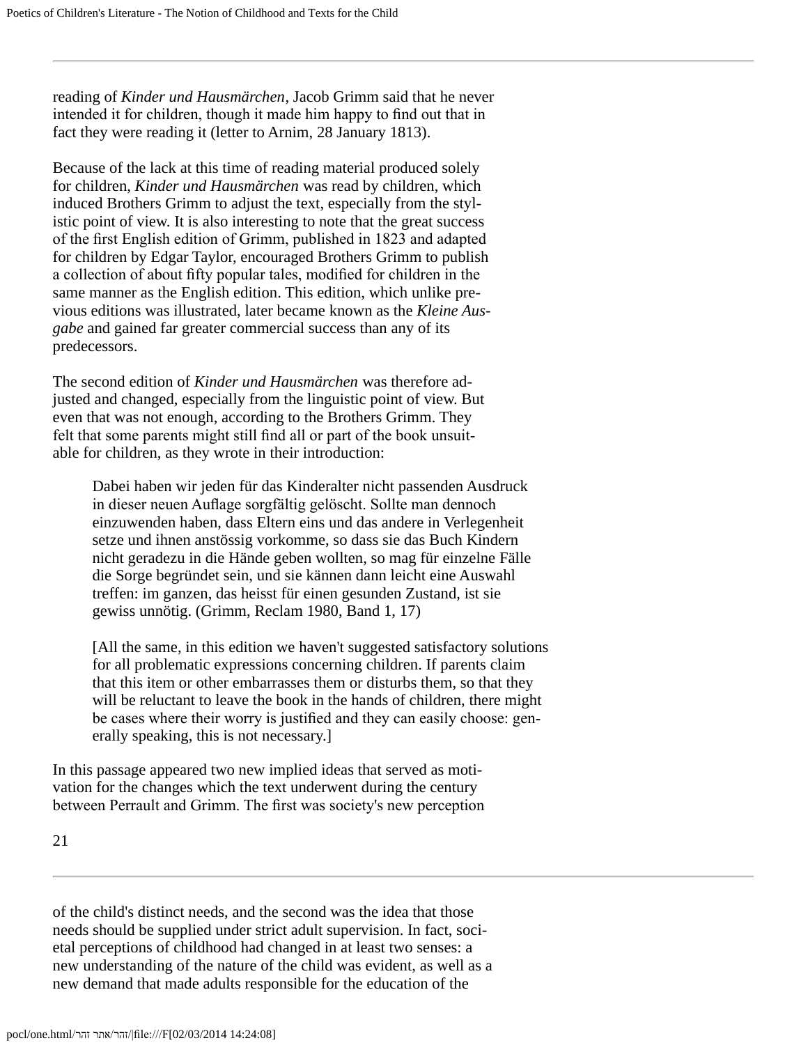reading of *Kinder und Hausmärchen*, Jacob Grimm said that he never intended it for children, though it made him happy to find out that in fact they were reading it (letter to Arnim, 28 January 1813).

Because of the lack at this time of reading material produced solely for children, *Kinder und Hausmärchen* was read by children, which induced Brothers Grimm to adjust the text, especially from the stylistic point of view. It is also interesting to note that the great success of the first English edition of Grimm, published in 1823 and adapted for children by Edgar Taylor, encouraged Brothers Grimm to publish a collection of about fifty popular tales, modified for children in the same manner as the English edition. This edition, which unlike previous editions was illustrated, later became known as the *Kleine Ausgabe* and gained far greater commercial success than any of its predecessors.

The second edition of *Kinder und Hausmärchen* was therefore adjusted and changed, especially from the linguistic point of view. But even that was not enough, according to the Brothers Grimm. They felt that some parents might still find all or part of the book unsuitable for children, as they wrote in their introduction:

> Dabei haben wir jeden für das Kinderalter nicht passenden Ausdruck in dieser neuen Auflage sorgfältig gelöscht. Sollte man dennoch einzuwenden haben, dass Eltern eins und das andere in Verlegenheit setze und ihnen anstössig vorkomme, so dass sie das Buch Kindern nicht geradezu in die Hände geben wollten, so mag für einzelne Fälle die Sorge begründet sein, und sie kännen dann leicht eine Auswahl treffen: im ganzen, das heisst für einen gesunden Zustand, ist sie gewiss unnötig. (Grimm, Reclam 1980, Band 1, 17)
>
> [All the same, in this edition we haven't suggested satisfactory solutions for all problematic expressions concerning children. If parents claim that this item or other embarrasses them or disturbs them, so that they will be reluctant to leave the book in the hands of children, there might be cases where their worry is justified and they can easily choose: generally speaking, this is not necessary.]

In this passage appeared two new implied ideas that served as motivation for the changes which the text underwent during the century between Perrault and Grimm. The first was society's new perception of the child's distinct needs, and the second was the idea that those needs should be supplied under strict adult supervision. In fact, societal perceptions of childhood had changed in at least two senses: a new understanding of the nature of the child was evident, as well as a new demand that made adults responsible for the education of the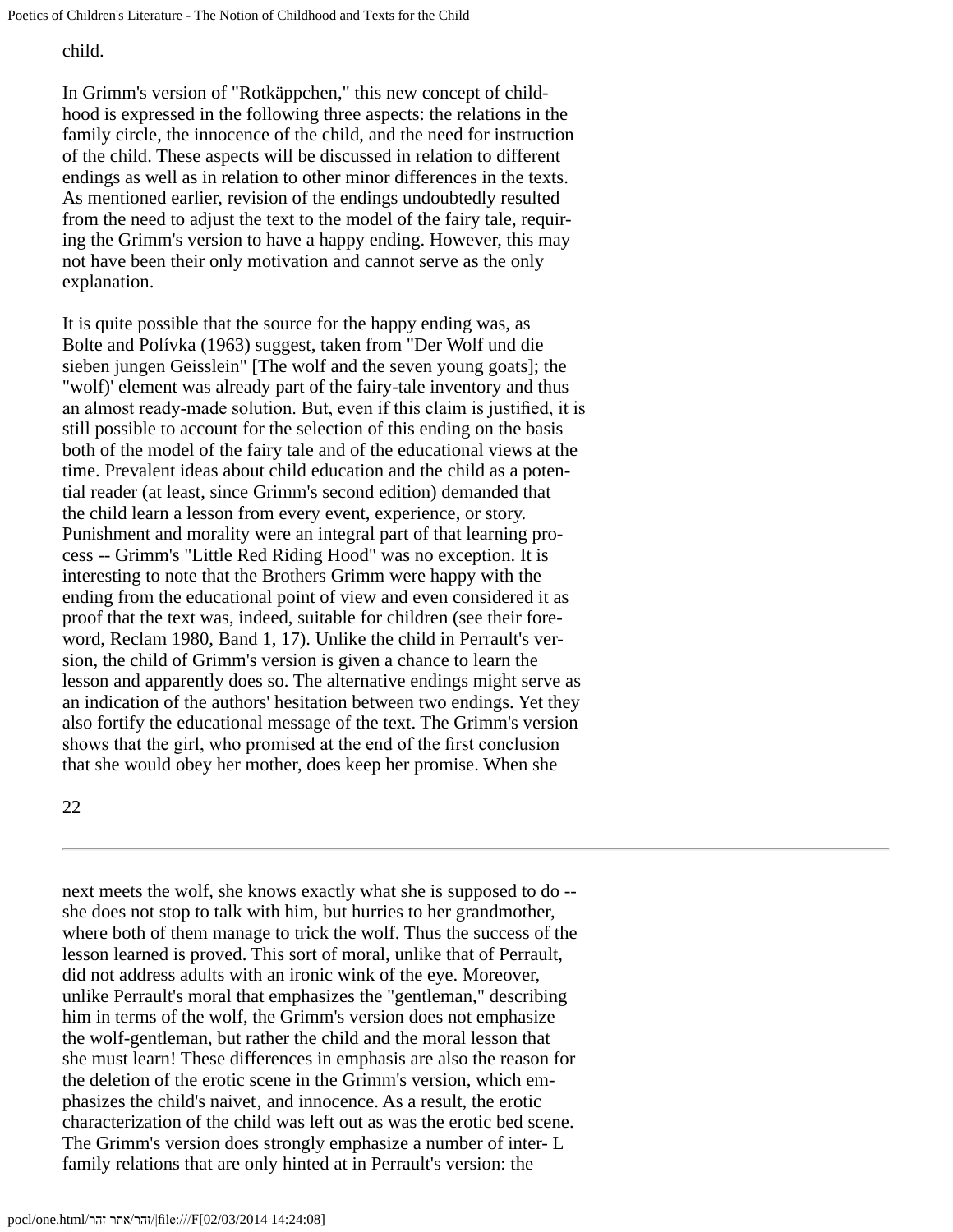child.

In Grimm's version of "Rotkäppchen," this new concept of childhood is expressed in the following three aspects: the relations in the family circle, the innocence of the child, and the need for instruction of the child. These aspects will be discussed in relation to different endings as well as in relation to other minor differences in the texts. As mentioned earlier, revision of the endings undoubtedly resulted from the need to adjust the text to the model of the fairy tale, requiring the Grimm's version to have a happy ending. However, this may not have been their only motivation and cannot serve as the only explanation.

It is quite possible that the source for the happy ending was, as Bolte and Polívka (1963) suggest, taken from "Der Wolf und die sieben jungen Geisslein" [The wolf and the seven young goats]; the "wolf)' element was already part of the fairy-tale inventory and thus an almost ready-made solution. But, even if this claim is justified, it is still possible to account for the selection of this ending on the basis both of the model of the fairy tale and of the educational views at the time. Prevalent ideas about child education and the child as a potential reader (at least, since Grimm's second edition) demanded that the child learn a lesson from every event, experience, or story. Punishment and morality were an integral part of that learning process -- Grimm's "Little Red Riding Hood" was no exception. It is interesting to note that the Brothers Grimm were happy with the ending from the educational point of view and even considered it as proof that the text was, indeed, suitable for children (see their foreword, Reclam 1980, Band 1, 17). Unlike the child in Perrault's version, the child of Grimm's version is given a chance to learn the lesson and apparently does so. The alternative endings might serve as an indication of the authors' hesitation between two endings. Yet they also fortify the educational message of the text. The Grimm's version shows that the girl, who promised at the end of the first conclusion that she would obey her mother, does keep her promise. When she next meets the wolf, she knows exactly what she is supposed to do -- she does not stop to talk with him, but hurries to her grandmother, where both of them manage to trick the wolf. Thus the success of the lesson learned is proved. This sort of moral, unlike that of Perrault, did not address adults with an ironic wink of the eye. Moreover, unlike Perrault's moral that emphasizes the "gentleman," describing him in terms of the wolf, the Grimm's version does not emphasize the wolf-gentleman, but rather the child and the moral lesson that she must learn! These differences in emphasis are also the reason for the deletion of the erotic scene in the Grimm's version, which emphasizes the child's naivet, and innocence. As a result, the erotic characterization of the child was left out as was the erotic bed scene. The Grimm's version does strongly emphasize a number of inter- L family relations that are only hinted at in Perrault's version: the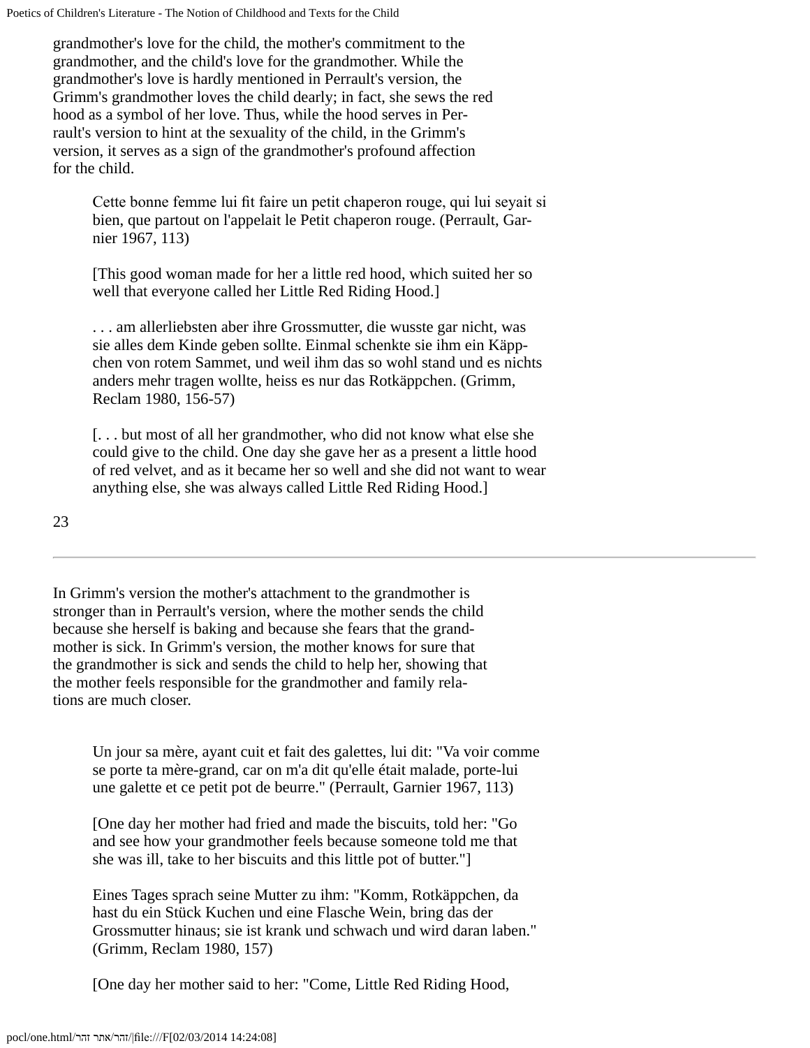grandmother's love for the child, the mother's commitment to the grandmother, and the child's love for the grandmother. While the grandmother's love is hardly mentioned in Perrault's version, the Grimm's grandmother loves the child dearly; in fact, she sews the red hood as a symbol of her love. Thus, while the hood serves in Perrault's version to hint at the sexuality of the child, in the Grimm's version, it serves as a sign of the grandmother's profound affection for the child.

> Cette bonne femme lui fit faire un petit chaperon rouge, qui lui seyait si bien, que partout on l'appelait le Petit chaperon rouge. (Perrault, Garnier 1967, 113)
>
> [This good woman made for her a little red hood, which suited her so well that everyone called her Little Red Riding Hood.]
>
> . . . am allerliebsten aber ihre Grossmutter, die wusste gar nicht, was sie alles dem Kinde geben sollte. Einmal schenkte sie ihm ein Käppchen von rotem Sammet, und weil ihm das so wohl stand und es nichts anders mehr tragen wollte, heiss es nur das Rotkäppchen. (Grimm, Reclam 1980, 156-57)
>
> [. . . but most of all her grandmother, who did not know what else she could give to the child. One day she gave her as a present a little hood of red velvet, and as it became her so well and she did not want to wear anything else, she was always called Little Red Riding Hood.]

In Grimm's version the mother's attachment to the grandmother is stronger than in Perrault's version, where the mother sends the child because she herself is baking and because she fears that the grandmother is sick. In Grimm's version, the mother knows for sure that the grandmother is sick and sends the child to help her, showing that the mother feels responsible for the grandmother and family relations are much closer.

> Un jour sa mère, ayant cuit et fait des galettes, lui dit: "Va voir comme se porte ta mère-grand, car on m'a dit qu'elle était malade, porte-lui une galette et ce petit pot de beurre." (Perrault, Garnier 1967, 113)
>
> [One day her mother had fried and made the biscuits, told her: "Go and see how your grandmother feels because someone told me that she was ill, take to her biscuits and this little pot of butter."]
>
> Eines Tages sprach seine Mutter zu ihm: "Komm, Rotkäppchen, da hast du ein Stück Kuchen und eine Flasche Wein, bring das der Grossmutter hinaus; sie ist krank und schwach und wird daran laben." (Grimm, Reclam 1980, 157)
>
> [One day her mother said to her: "Come, Little Red Riding Hood,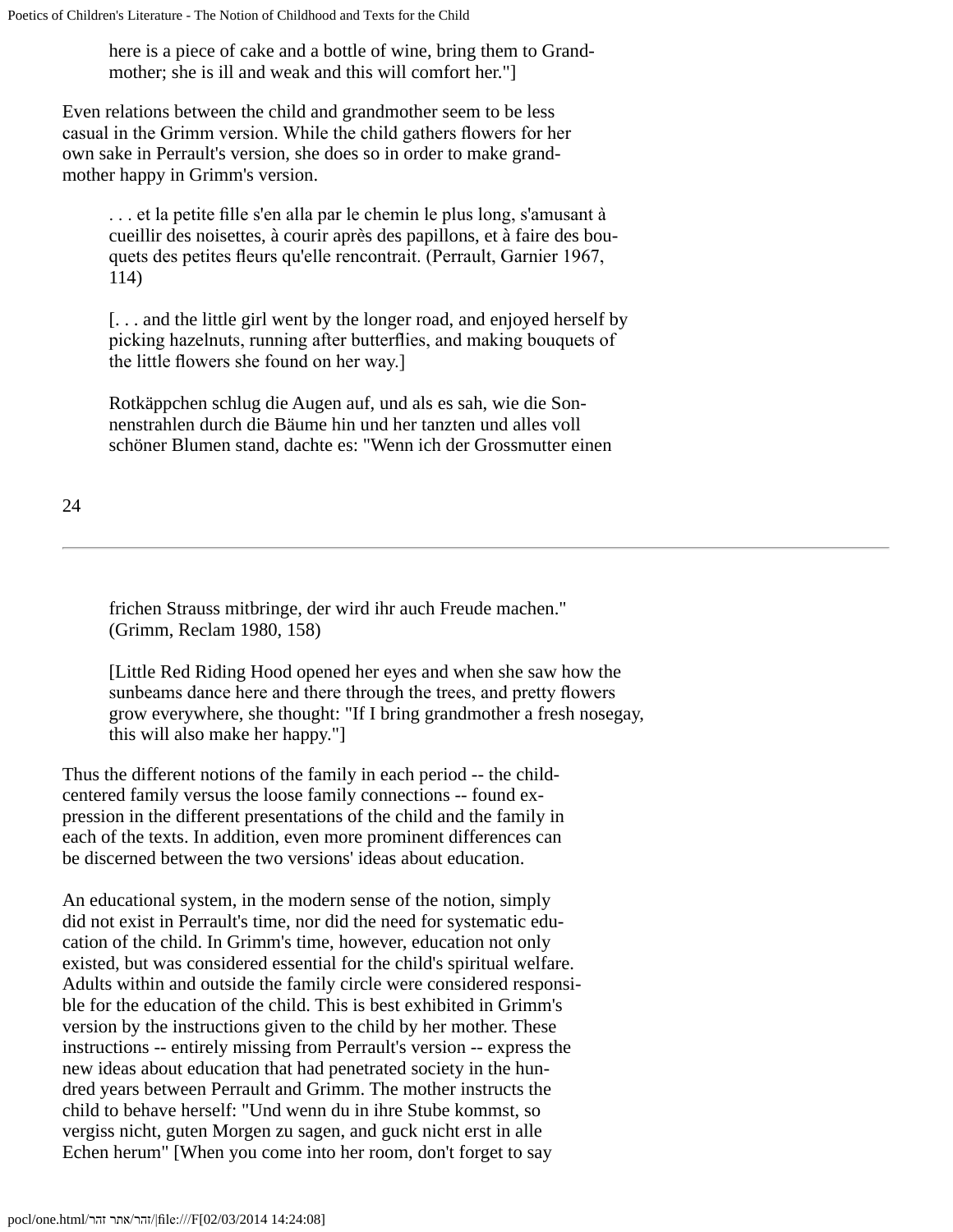here is a piece of cake and a bottle of wine, bring them to Grand-mother; she is ill and weak and this will comfort her."]

Even relations between the child and grandmother seem to be less casual in the Grimm version. While the child gathers flowers for her own sake in Perrault's version, she does so in order to make grand-mother happy in Grimm's version.

> . . . et la petite fille s'en alla par le chemin le plus long, s'amusant à cueillir des noisettes, à courir après des papillons, et à faire des bouquets des petites fleurs qu'elle rencontrait. (Perrault, Garnier 1967, 114)

> [. . . and the little girl went by the longer road, and enjoyed herself by picking hazelnuts, running after butterflies, and making bouquets of the little flowers she found on her way.]

> Rotkäppchen schlug die Augen auf, und als es sah, wie die Sonnenstrahlen durch die Bäume hin und her tanzten und alles voll schöner Blumen stand, dachte es: "Wenn ich der Grossmutter einen frichen Strauss mitbringe, der wird ihr auch Freude machen." (Grimm, Reclam 1980, 158)

> [Little Red Riding Hood opened her eyes and when she saw how the sunbeams dance here and there through the trees, and pretty flowers grow everywhere, she thought: "If I bring grandmother a fresh nosegay, this will also make her happy."]

Thus the different notions of the family in each period -- the child-centered family versus the loose family connections -- found expression in the different presentations of the child and the family in each of the texts. In addition, even more prominent differences can be discerned between the two versions' ideas about education.

An educational system, in the modern sense of the notion, simply did not exist in Perrault's time, nor did the need for systematic education of the child. In Grimm's time, however, education not only existed, but was considered essential for the child's spiritual welfare. Adults within and outside the family circle were considered responsible for the education of the child. This is best exhibited in Grimm's version by the instructions given to the child by her mother. These instructions -- entirely missing from Perrault's version -- express the new ideas about education that had penetrated society in the hundred years between Perrault and Grimm. The mother instructs the child to behave herself: "Und wenn du in ihre Stube kommst, so vergiss nicht, guten Morgen zu sagen, and guck nicht erst in alle Echen herum" [When you come into her room, don't forget to say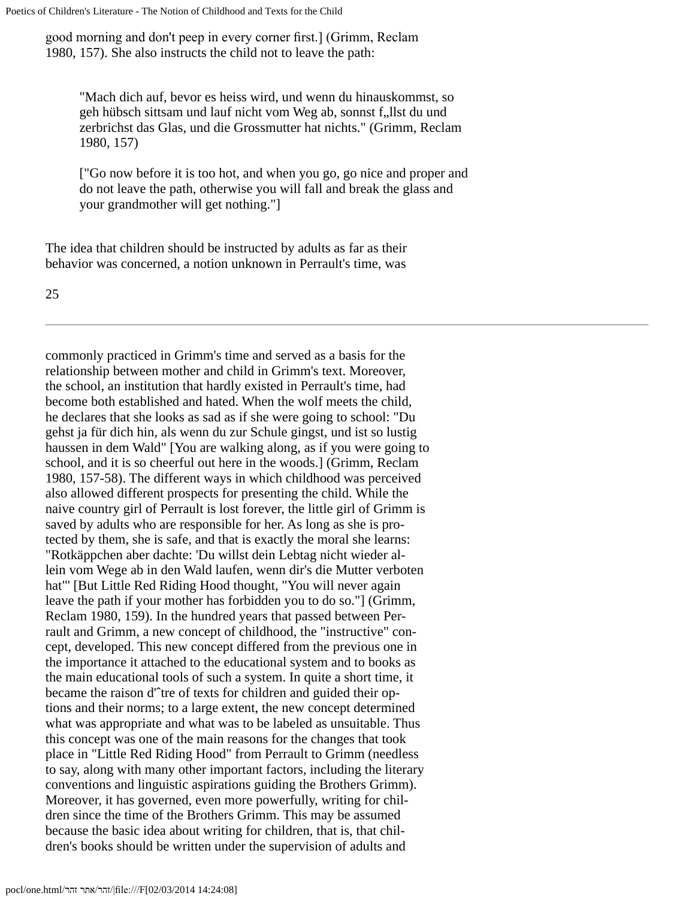good morning and don't peep in every corner first.] (Grimm, Reclam 1980, 157). She also instructs the child not to leave the path:

> "Mach dich auf, bevor es heiss wird, und wenn du hinauskommst, so geh hübsch sittsam und lauf nicht vom Weg ab, sonst f„llst du und zerbrichst das Glas, und die Grossmutter hat nichts." (Grimm, Reclam 1980, 157)
>
> ["Go now before it is too hot, and when you go, go nice and proper and do not leave the path, otherwise you will fall and break the glass and your grandmother will get nothing."]

The idea that children should be instructed by adults as far as their behavior was concerned, a notion unknown in Perrault's time, was commonly practiced in Grimm's time and served as a basis for the relationship between mother and child in Grimm's text. Moreover, the school, an institution that hardly existed in Perrault's time, had become both established and hated. When the wolf meets the child, he declares that she looks as sad as if she were going to school: "Du gehst ja für dich hin, als wenn du zur Schule gingst, und ist so lustig haussen in dem Wald" [You are walking along, as if you were going to school, and it is so cheerful out here in the woods.] (Grimm, Reclam 1980, 157-58). The different ways in which childhood was perceived also allowed different prospects for presenting the child. While the naive country girl of Perrault is lost forever, the little girl of Grimm is saved by adults who are responsible for her. As long as she is protected by them, she is safe, and that is exactly the moral she learns: "Rotkäppchen aber dachte: 'Du willst dein Lebtag nicht wieder allein vom Wege ab in den Wald laufen, wenn dir's die Mutter verboten hat'" [But Little Red Riding Hood thought, "You will never again leave the path if your mother has forbidden you to do so."] (Grimm, Reclam 1980, 159). In the hundred years that passed between Perrault and Grimm, a new concept of childhood, the "instructive" concept, developed. This new concept differed from the previous one in the importance it attached to the educational system and to books as the main educational tools of such a system. In quite a short time, it became the raison d'ˆtre of texts for children and guided their options and their norms; to a large extent, the new concept determined what was appropriate and what was to be labeled as unsuitable. Thus this concept was one of the main reasons for the changes that took place in "Little Red Riding Hood" from Perrault to Grimm (needless to say, along with many other important factors, including the literary conventions and linguistic aspirations guiding the Brothers Grimm). Moreover, it has governed, even more powerfully, writing for children since the time of the Brothers Grimm. This may be assumed because the basic idea about writing for children, that is, that children's books should be written under the supervision of adults and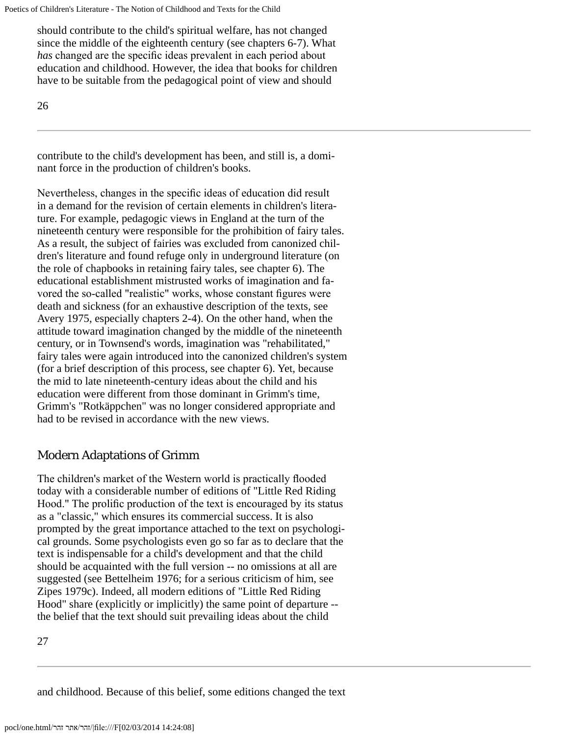should contribute to the child's spiritual welfare, has not changed since the middle of the eighteenth century (see chapters 6-7). What *has* changed are the specific ideas prevalent in each period about education and childhood. However, the idea that books for children have to be suitable from the pedagogical point of view and should contribute to the child's development has been, and still is, a dominant force in the production of children's books.

Nevertheless, changes in the specific ideas of education did result in a demand for the revision of certain elements in children's literature. For example, pedagogic views in England at the turn of the nineteenth century were responsible for the prohibition of fairy tales. As a result, the subject of fairies was excluded from canonized children's literature and found refuge only in underground literature (on the role of chapbooks in retaining fairy tales, see chapter 6). The educational establishment mistrusted works of imagination and favored the so-called "realistic" works, whose constant figures were death and sickness (for an exhaustive description of the texts, see Avery 1975, especially chapters 2-4). On the other hand, when the attitude toward imagination changed by the middle of the nineteenth century, or in Townsend's words, imagination was "rehabilitated," fairy tales were again introduced into the canonized children's system (for a brief description of this process, see chapter 6). Yet, because the mid to late nineteenth-century ideas about the child and his education were different from those dominant in Grimm's time, Grimm's "Rotkäppchen" was no longer considered appropriate and had to be revised in accordance with the new views.

## Modern Adaptations of Grimm

The children's market of the Western world is practically flooded today with a considerable number of editions of "Little Red Riding Hood." The prolific production of the text is encouraged by its status as a "classic," which ensures its commercial success. It is also prompted by the great importance attached to the text on psychological grounds. Some psychologists even go so far as to declare that the text is indispensable for a child's development and that the child should be acquainted with the full version -- no omissions at all are suggested (see Bettelheim 1976; for a serious criticism of him, see Zipes 1979c). Indeed, all modern editions of "Little Red Riding Hood" share (explicitly or implicitly) the same point of departure -- the belief that the text should suit prevailing ideas about the child and childhood. Because of this belief, some editions changed the text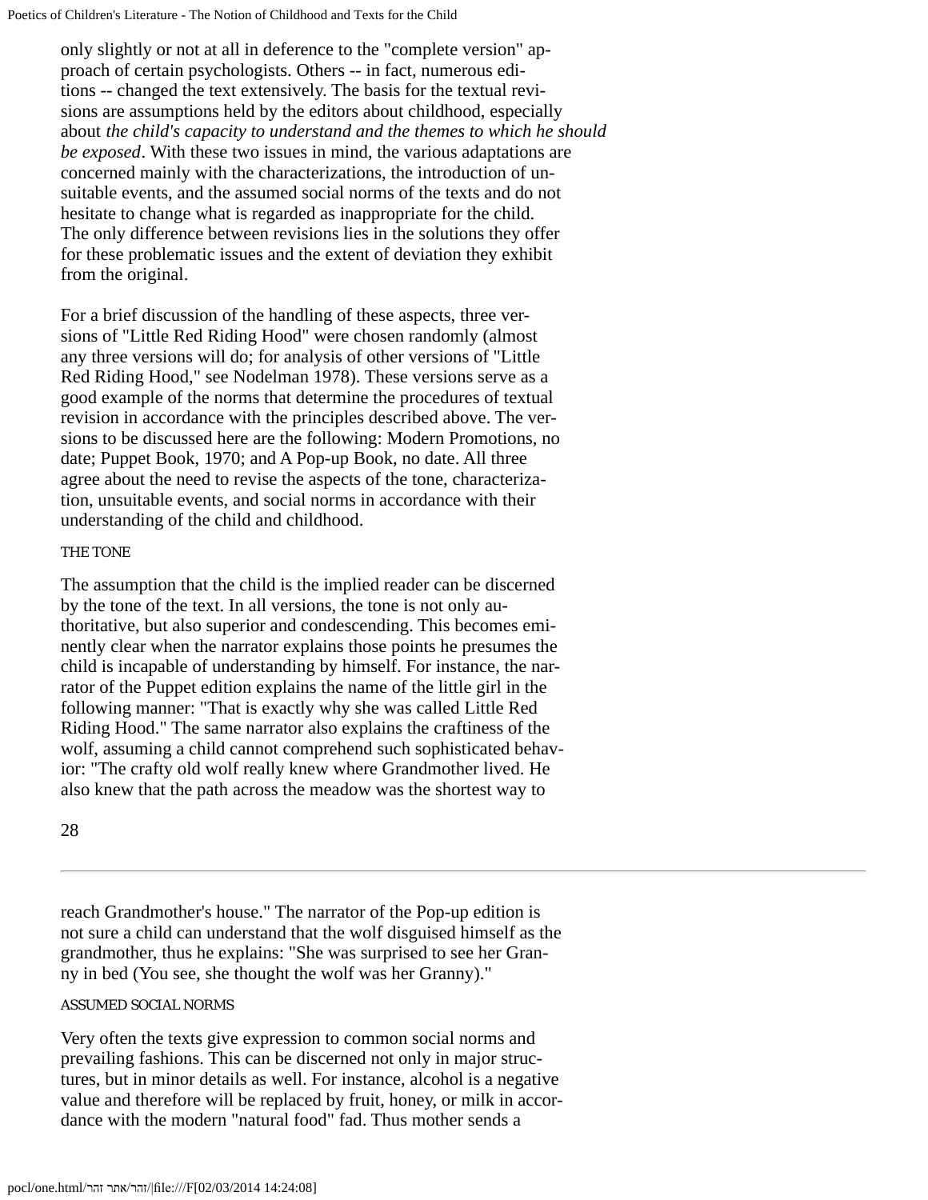only slightly or not at all in deference to the "complete version" approach of certain psychologists. Others -- in fact, numerous editions -- changed the text extensively. The basis for the textual revisions are assumptions held by the editors about childhood, especially about *the child's capacity to understand and the themes to which he should be exposed*. With these two issues in mind, the various adaptations are concerned mainly with the characterizations, the introduction of unsuitable events, and the assumed social norms of the texts and do not hesitate to change what is regarded as inappropriate for the child. The only difference between revisions lies in the solutions they offer for these problematic issues and the extent of deviation they exhibit from the original.

For a brief discussion of the handling of these aspects, three versions of "Little Red Riding Hood" were chosen randomly (almost any three versions will do; for analysis of other versions of "Little Red Riding Hood," see Nodelman 1978). These versions serve as a good example of the norms that determine the procedures of textual revision in accordance with the principles described above. The versions to be discussed here are the following: Modern Promotions, no date; Puppet Book, 1970; and A Pop-up Book, no date. All three agree about the need to revise the aspects of the tone, characterization, unsuitable events, and social norms in accordance with their understanding of the child and childhood.

### THE TONE

The assumption that the child is the implied reader can be discerned by the tone of the text. In all versions, the tone is not only authoritative, but also superior and condescending. This becomes eminently clear when the narrator explains those points he presumes the child is incapable of understanding by himself. For instance, the narrator of the Puppet edition explains the name of the little girl in the following manner: "That is exactly why she was called Little Red Riding Hood." The same narrator also explains the craftiness of the wolf, assuming a child cannot comprehend such sophisticated behavior: "The crafty old wolf really knew where Grandmother lived. He also knew that the path across the meadow was the shortest way to reach Grandmother's house." The narrator of the Pop-up edition is not sure a child can understand that the wolf disguised himself as the grandmother, thus he explains: "She was surprised to see her Granny in bed (You see, she thought the wolf was her Granny)."

### ASSUMED SOCIAL NORMS

Very often the texts give expression to common social norms and prevailing fashions. This can be discerned not only in major structures, but in minor details as well. For instance, alcohol is a negative value and therefore will be replaced by fruit, honey, or milk in accordance with the modern "natural food" fad. Thus mother sends a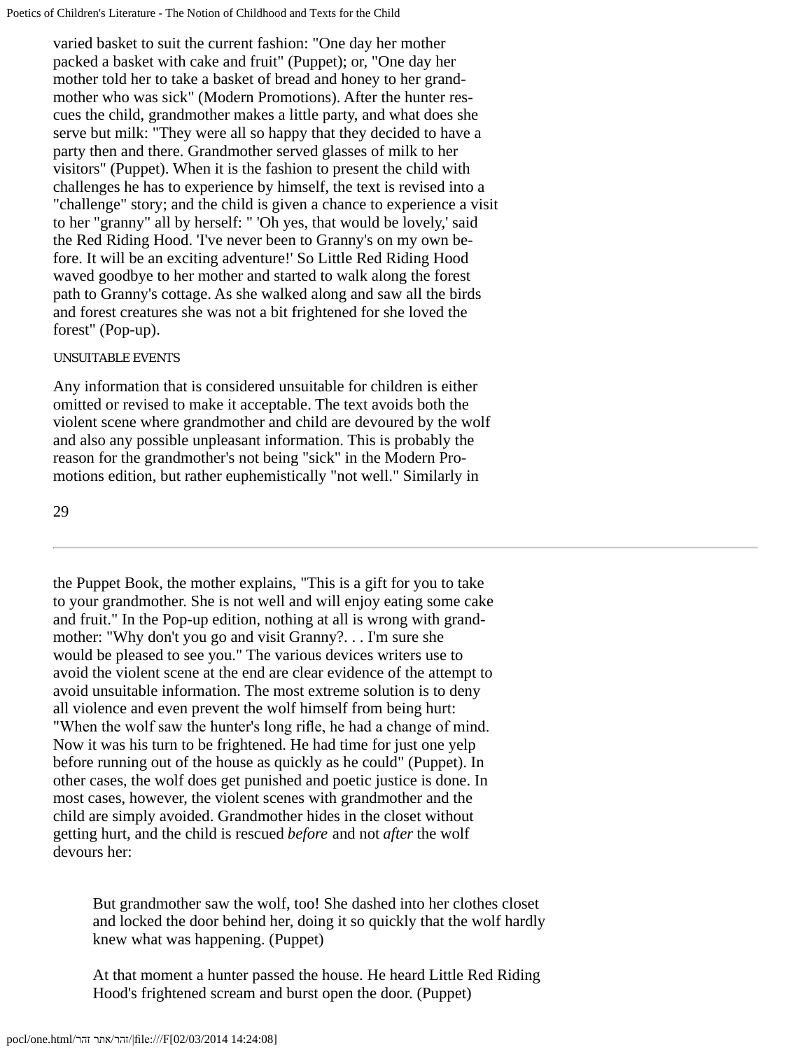varied basket to suit the current fashion: "One day her mother packed a basket with cake and fruit" (Puppet); or, "One day her mother told her to take a basket of bread and honey to her grandmother who was sick" (Modern Promotions). After the hunter rescues the child, grandmother makes a little party, and what does she serve but milk: "They were all so happy that they decided to have a party then and there. Grandmother served glasses of milk to her visitors" (Puppet). When it is the fashion to present the child with challenges he has to experience by himself, the text is revised into a "challenge" story; and the child is given a chance to experience a visit to her "granny" all by herself: " 'Oh yes, that would be lovely,' said the Red Riding Hood. 'I've never been to Granny's on my own before. It will be an exciting adventure!' So Little Red Riding Hood waved goodbye to her mother and started to walk along the forest path to Granny's cottage. As she walked along and saw all the birds and forest creatures she was not a bit frightened for she loved the forest" (Pop-up).

### UNSUITABLE EVENTS

Any information that is considered unsuitable for children is either omitted or revised to make it acceptable. The text avoids both the violent scene where grandmother and child are devoured by the wolf and also any possible unpleasant information. This is probably the reason for the grandmother's not being "sick" in the Modern Promotions edition, but rather euphemistically "not well." Similarly in the Puppet Book, the mother explains, "This is a gift for you to take to your grandmother. She is not well and will enjoy eating some cake and fruit." In the Pop-up edition, nothing at all is wrong with grandmother: "Why don't you go and visit Granny?. . . I'm sure she would be pleased to see you." The various devices writers use to avoid the violent scene at the end are clear evidence of the attempt to avoid unsuitable information. The most extreme solution is to deny all violence and even prevent the wolf himself from being hurt: "When the wolf saw the hunter's long rifle, he had a change of mind. Now it was his turn to be frightened. He had time for just one yelp before running out of the house as quickly as he could" (Puppet). In other cases, the wolf does get punished and poetic justice is done. In most cases, however, the violent scenes with grandmother and the child are simply avoided. Grandmother hides in the closet without getting hurt, and the child is rescued *before* and not *after* the wolf devours her:

> But grandmother saw the wolf, too! She dashed into her clothes closet and locked the door behind her, doing it so quickly that the wolf hardly knew what was happening. (Puppet)

> At that moment a hunter passed the house. He heard Little Red Riding Hood's frightened scream and burst open the door. (Puppet)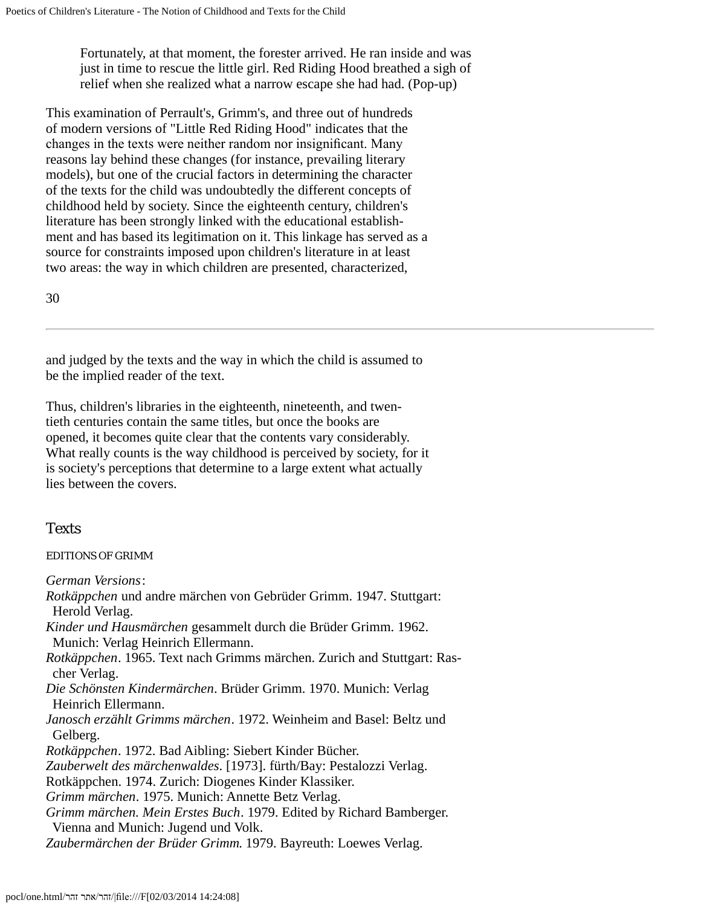> Fortunately, at that moment, the forester arrived. He ran inside and was just in time to rescue the little girl. Red Riding Hood breathed a sigh of relief when she realized what a narrow escape she had had. (Pop-up)

This examination of Perrault's, Grimm's, and three out of hundreds of modern versions of "Little Red Riding Hood" indicates that the changes in the texts were neither random nor insignificant. Many reasons lay behind these changes (for instance, prevailing literary models), but one of the crucial factors in determining the character of the texts for the child was undoubtedly the different concepts of childhood held by society. Since the eighteenth century, children's literature has been strongly linked with the educational establishment and has based its legitimation on it. This linkage has served as a source for constraints imposed upon children's literature in at least two areas: the way in which children are presented, characterized, and judged by the texts and the way in which the child is assumed to be the implied reader of the text.

Thus, children's libraries in the eighteenth, nineteenth, and twentieth centuries contain the same titles, but once the books are opened, it becomes quite clear that the contents vary considerably. What really counts is the way childhood is perceived by society, for it is society's perceptions that determine to a large extent what actually lies between the covers.

## Texts

### EDITIONS OF GRIMM

*German Versions*:

*Rotkäppchen* und andre märchen von Gebrüder Grimm. 1947. Stuttgart: Herold Verlag.
*Kinder und Hausmärchen* gesammelt durch die Brüder Grimm. 1962. Munich: Verlag Heinrich Ellermann.
*Rotkäppchen*. 1965. Text nach Grimms märchen. Zurich and Stuttgart: Rascher Verlag.
*Die Schönsten Kindermärchen*. Brüder Grimm. 1970. Munich: Verlag Heinrich Ellermann.
*Janosch erzählt Grimms märchen*. 1972. Weinheim and Basel: Beltz und Gelberg.
*Rotkäppchen*. 1972. Bad Aibling: Siebert Kinder Bücher.
*Zauberwelt des märchenwaldes*. [1973]. fürth/Bay: Pestalozzi Verlag.
Rotkäppchen. 1974. Zurich: Diogenes Kinder Klassiker.
*Grimm märchen*. 1975. Munich: Annette Betz Verlag.
*Grimm märchen. Mein Erstes Buch*. 1979. Edited by Richard Bamberger. Vienna and Munich: Jugend und Volk.
*Zaubermärchen der Brüder Grimm.* 1979. Bayreuth: Loewes Verlag.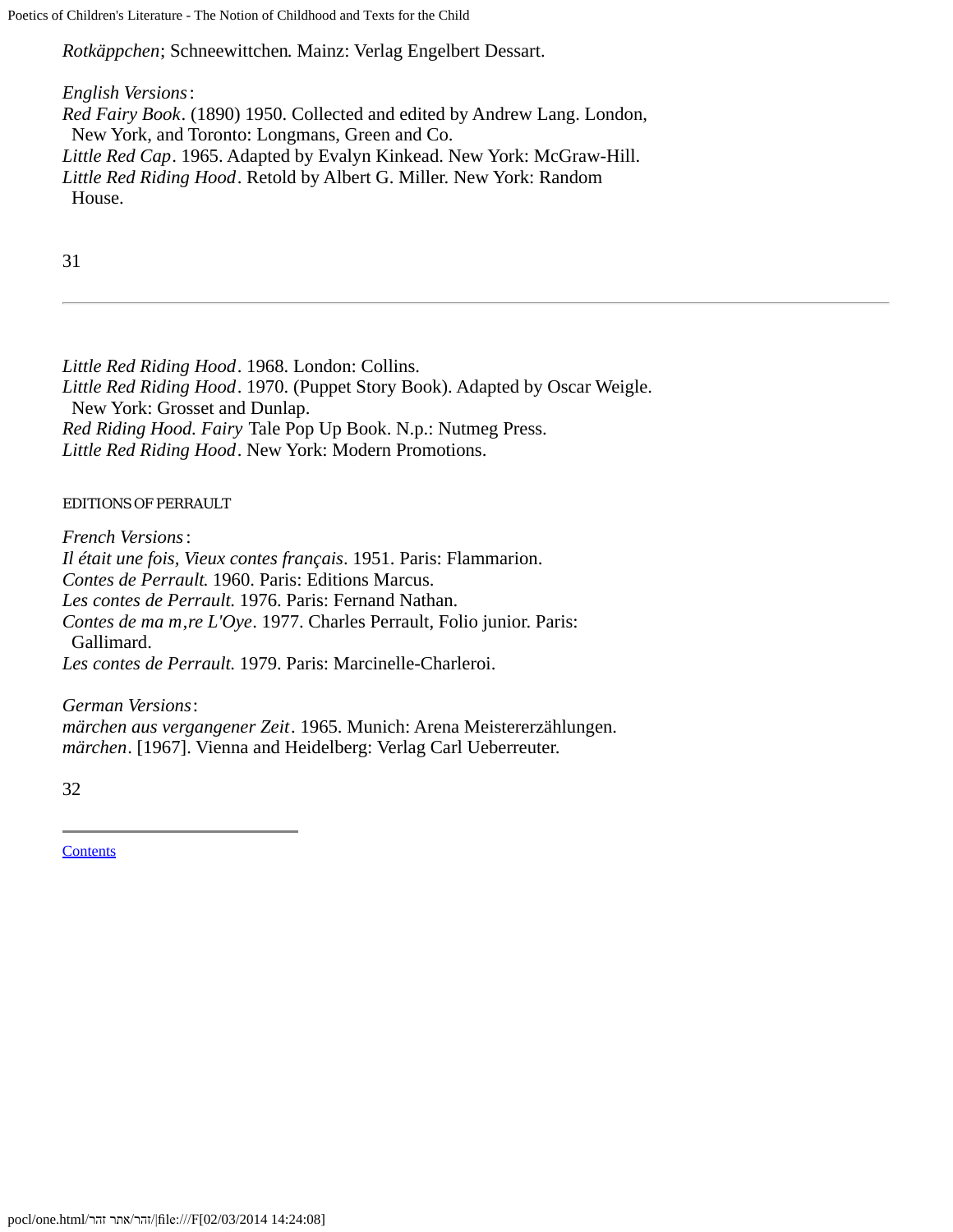*Rotkäppchen*; Schneewittchen*.* Mainz: Verlag Engelbert Dessart.

*English Versions*:

*Red Fairy Book*. (1890) 1950. Collected and edited by Andrew Lang. London, New York, and Toronto: Longmans, Green and Co.
*Little Red Cap*. 1965. Adapted by Evalyn Kinkead. New York: McGraw-Hill.
*Little Red Riding Hood*. Retold by Albert G. Miller. New York: Random House.

---

*Little Red Riding Hood*. 1968. London: Collins.
*Little Red Riding Hood*. 1970. (Puppet Story Book). Adapted by Oscar Weigle. New York: Grosset and Dunlap.
*Red Riding Hood. Fairy* Tale Pop Up Book. N.p.: Nutmeg Press.
*Little Red Riding Hood*. New York: Modern Promotions.

EDITIONS OF PERRAULT

*French Versions*:

*Il était une fois, Vieux contes français*. 1951. Paris: Flammarion.
*Contes de Perrault.* 1960. Paris: Editions Marcus.
*Les contes de Perrault.* 1976. Paris: Fernand Nathan.
*Contes de ma m,re L'Oye*. 1977. Charles Perrault, Folio junior. Paris: Gallimard.
*Les contes de Perrault.* 1979. Paris: Marcinelle-Charleroi.

*German Versions*:

*märchen aus vergangener Zeit*. 1965. Munich: Arena Meistererzählungen.
*märchen*. [1967]. Vienna and Heidelberg: Verlag Carl Ueberreuter.

---

Contents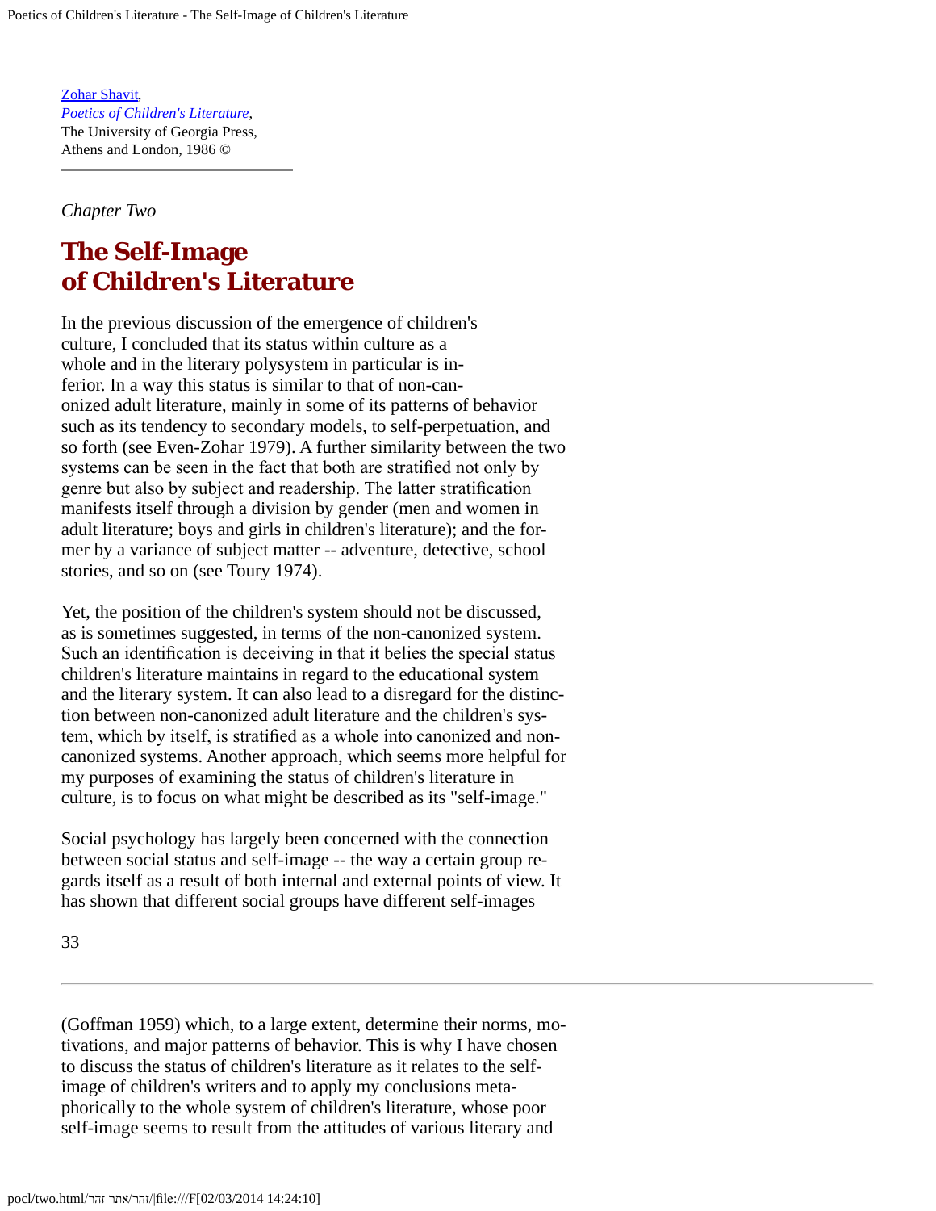[Zohar Shavit](),
*[Poetics of Children's Literature]()*,
The University of Georgia Press,
Athens and London, 1986 ©

---

*Chapter Two*

# The Self-Image of Children's Literature

In the previous discussion of the emergence of children's culture, I concluded that its status within culture as a whole and in the literary polysystem in particular is inferior. In a way this status is similar to that of non-canonized adult literature, mainly in some of its patterns of behavior such as its tendency to secondary models, to self-perpetuation, and so forth (see Even-Zohar 1979). A further similarity between the two systems can be seen in the fact that both are stratified not only by genre but also by subject and readership. The latter stratification manifests itself through a division by gender (men and women in adult literature; boys and girls in children's literature); and the former by a variance of subject matter -- adventure, detective, school stories, and so on (see Toury 1974).

Yet, the position of the children's system should not be discussed, as is sometimes suggested, in terms of the non-canonized system. Such an identification is deceiving in that it belies the special status children's literature maintains in regard to the educational system and the literary system. It can also lead to a disregard for the distinction between non-canonized adult literature and the children's system, which by itself, is stratified as a whole into canonized and non-canonized systems. Another approach, which seems more helpful for my purposes of examining the status of children's literature in culture, is to focus on what might be described as its "self-image."

Social psychology has largely been concerned with the connection between social status and self-image -- the way a certain group regards itself as a result of both internal and external points of view. It has shown that different social groups have different self-images (Goffman 1959) which, to a large extent, determine their norms, motivations, and major patterns of behavior. This is why I have chosen to discuss the status of children's literature as it relates to the self-image of children's writers and to apply my conclusions metaphorically to the whole system of children's literature, whose poor self-image seems to result from the attitudes of various literary and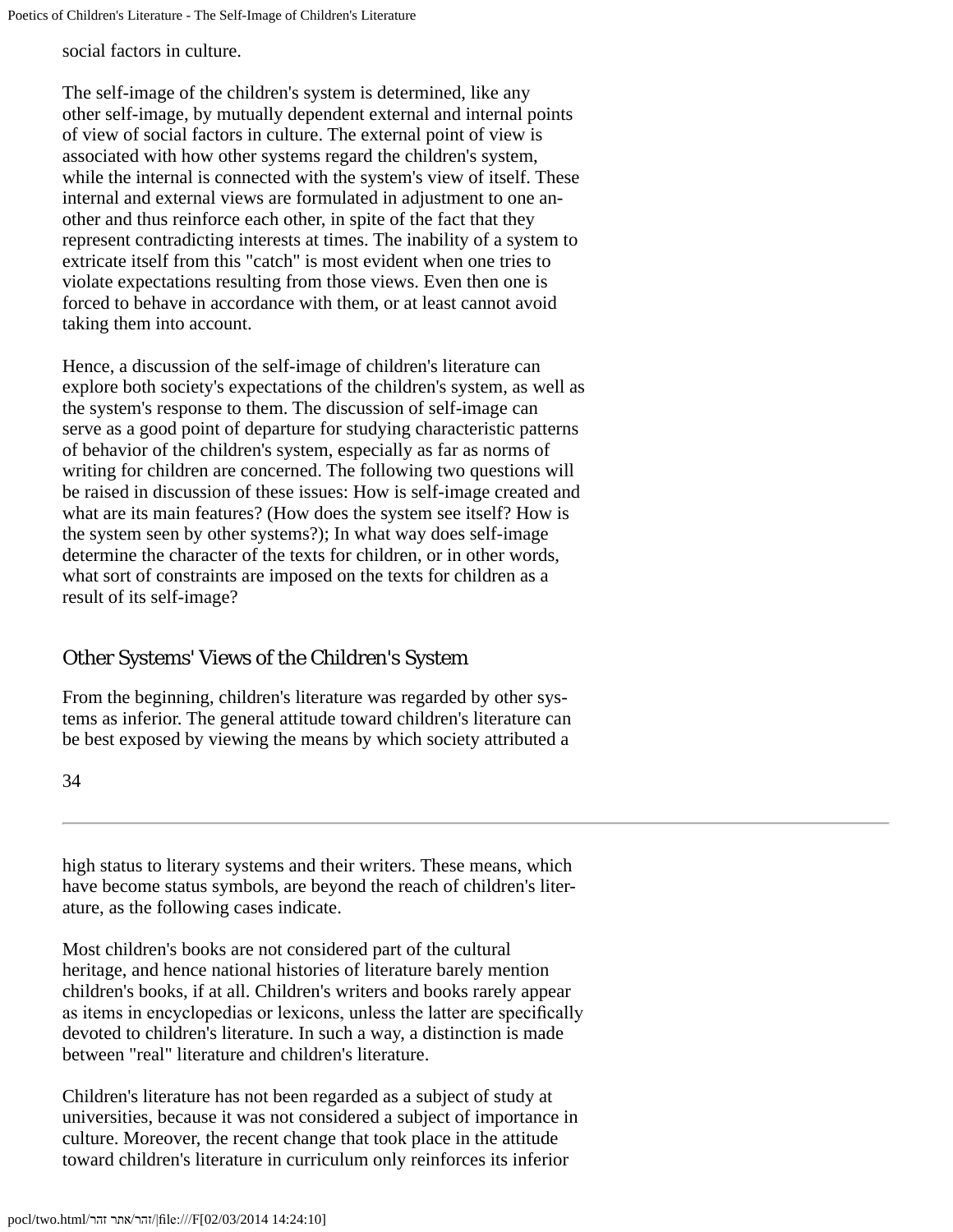social factors in culture.

The self-image of the children's system is determined, like any other self-image, by mutually dependent external and internal points of view of social factors in culture. The external point of view is associated with how other systems regard the children's system, while the internal is connected with the system's view of itself. These internal and external views are formulated in adjustment to one another and thus reinforce each other, in spite of the fact that they represent contradicting interests at times. The inability of a system to extricate itself from this "catch" is most evident when one tries to violate expectations resulting from those views. Even then one is forced to behave in accordance with them, or at least cannot avoid taking them into account.

Hence, a discussion of the self-image of children's literature can explore both society's expectations of the children's system, as well as the system's response to them. The discussion of self-image can serve as a good point of departure for studying characteristic patterns of behavior of the children's system, especially as far as norms of writing for children are concerned. The following two questions will be raised in discussion of these issues: How is self-image created and what are its main features? (How does the system see itself? How is the system seen by other systems?); In what way does self-image determine the character of the texts for children, or in other words, what sort of constraints are imposed on the texts for children as a result of its self-image?

## Other Systems' Views of the Children's System

From the beginning, children's literature was regarded by other systems as inferior. The general attitude toward children's literature can be best exposed by viewing the means by which society attributed a high status to literary systems and their writers. These means, which have become status symbols, are beyond the reach of children's literature, as the following cases indicate.

Most children's books are not considered part of the cultural heritage, and hence national histories of literature barely mention children's books, if at all. Children's writers and books rarely appear as items in encyclopedias or lexicons, unless the latter are specifically devoted to children's literature. In such a way, a distinction is made between "real" literature and children's literature.

Children's literature has not been regarded as a subject of study at universities, because it was not considered a subject of importance in culture. Moreover, the recent change that took place in the attitude toward children's literature in curriculum only reinforces its inferior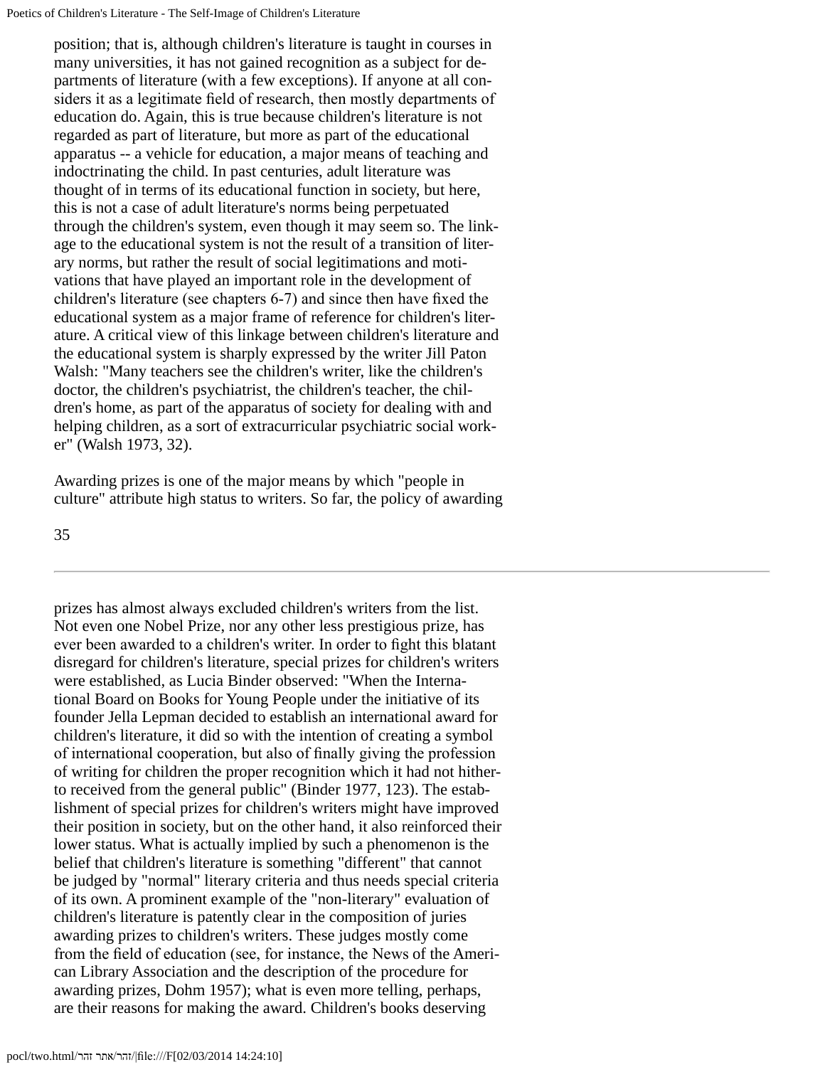position; that is, although children's literature is taught in courses in many universities, it has not gained recognition as a subject for departments of literature (with a few exceptions). If anyone at all considers it as a legitimate field of research, then mostly departments of education do. Again, this is true because children's literature is not regarded as part of literature, but more as part of the educational apparatus -- a vehicle for education, a major means of teaching and indoctrinating the child. In past centuries, adult literature was thought of in terms of its educational function in society, but here, this is not a case of adult literature's norms being perpetuated through the children's system, even though it may seem so. The linkage to the educational system is not the result of a transition of literary norms, but rather the result of social legitimations and motivations that have played an important role in the development of children's literature (see chapters 6-7) and since then have fixed the educational system as a major frame of reference for children's literature. A critical view of this linkage between children's literature and the educational system is sharply expressed by the writer Jill Paton Walsh: "Many teachers see the children's writer, like the children's doctor, the children's psychiatrist, the children's teacher, the children's home, as part of the apparatus of society for dealing with and helping children, as a sort of extracurricular psychiatric social worker" (Walsh 1973, 32).

Awarding prizes is one of the major means by which "people in culture" attribute high status to writers. So far, the policy of awarding prizes has almost always excluded children's writers from the list. Not even one Nobel Prize, nor any other less prestigious prize, has ever been awarded to a children's writer. In order to fight this blatant disregard for children's literature, special prizes for children's writers were established, as Lucia Binder observed: "When the International Board on Books for Young People under the initiative of its founder Jella Lepman decided to establish an international award for children's literature, it did so with the intention of creating a symbol of international cooperation, but also of finally giving the profession of writing for children the proper recognition which it had not hitherto received from the general public" (Binder 1977, 123). The establishment of special prizes for children's writers might have improved their position in society, but on the other hand, it also reinforced their lower status. What is actually implied by such a phenomenon is the belief that children's literature is something "different" that cannot be judged by "normal" literary criteria and thus needs special criteria of its own. A prominent example of the "non-literary" evaluation of children's literature is patently clear in the composition of juries awarding prizes to children's writers. These judges mostly come from the field of education (see, for instance, the News of the American Library Association and the description of the procedure for awarding prizes, Dohm 1957); what is even more telling, perhaps, are their reasons for making the award. Children's books deserving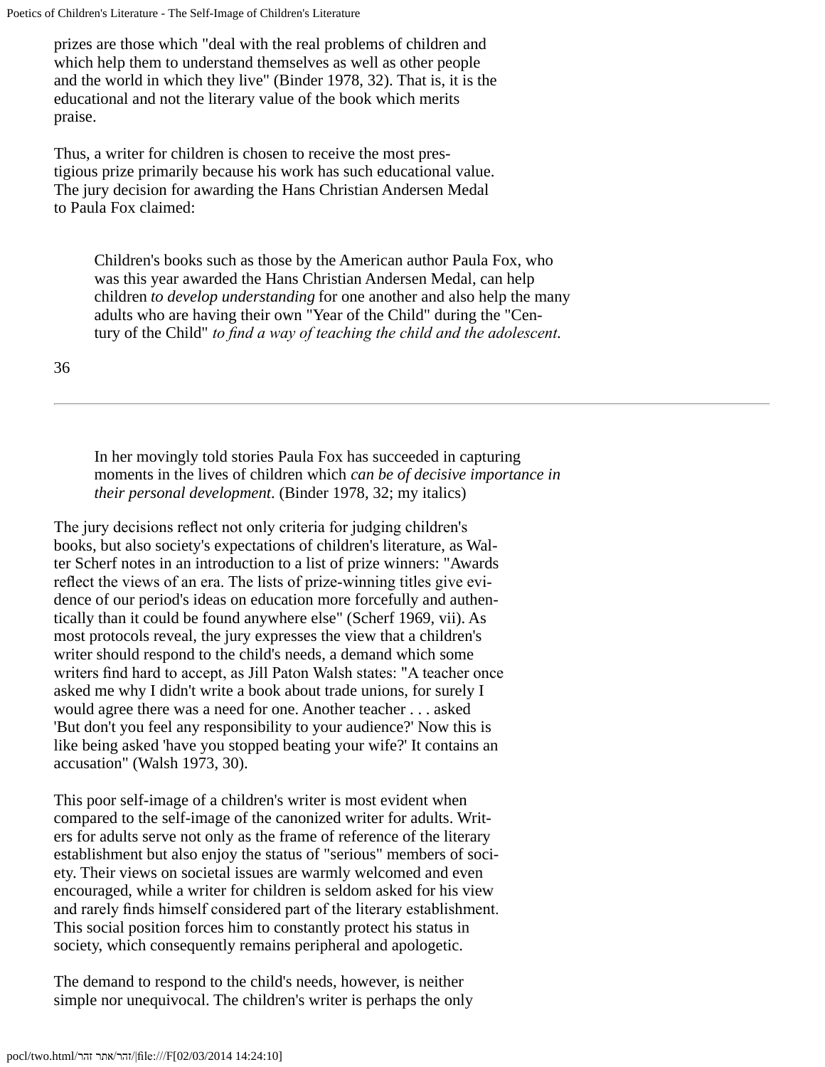prizes are those which "deal with the real problems of children and which help them to understand themselves as well as other people and the world in which they live" (Binder 1978, 32). That is, it is the educational and not the literary value of the book which merits praise.

Thus, a writer for children is chosen to receive the most prestigious prize primarily because his work has such educational value. The jury decision for awarding the Hans Christian Andersen Medal to Paula Fox claimed:

> Children's books such as those by the American author Paula Fox, who was this year awarded the Hans Christian Andersen Medal, can help children *to develop understanding* for one another and also help the many adults who are having their own "Year of the Child" during the "Century of the Child" *to find a way of teaching the child and the adolescent.*
>
> In her movingly told stories Paula Fox has succeeded in capturing moments in the lives of children which *can be of decisive importance in their personal development*. (Binder 1978, 32; my italics)

The jury decisions reflect not only criteria for judging children's books, but also society's expectations of children's literature, as Walter Scherf notes in an introduction to a list of prize winners: "Awards reflect the views of an era. The lists of prize-winning titles give evidence of our period's ideas on education more forcefully and authentically than it could be found anywhere else" (Scherf 1969, vii). As most protocols reveal, the jury expresses the view that a children's writer should respond to the child's needs, a demand which some writers find hard to accept, as Jill Paton Walsh states: "A teacher once asked me why I didn't write a book about trade unions, for surely I would agree there was a need for one. Another teacher . . . asked 'But don't you feel any responsibility to your audience?' Now this is like being asked 'have you stopped beating your wife?' It contains an accusation" (Walsh 1973, 30).

This poor self-image of a children's writer is most evident when compared to the self-image of the canonized writer for adults. Writers for adults serve not only as the frame of reference of the literary establishment but also enjoy the status of "serious" members of society. Their views on societal issues are warmly welcomed and even encouraged, while a writer for children is seldom asked for his view and rarely finds himself considered part of the literary establishment. This social position forces him to constantly protect his status in society, which consequently remains peripheral and apologetic.

The demand to respond to the child's needs, however, is neither simple nor unequivocal. The children's writer is perhaps the only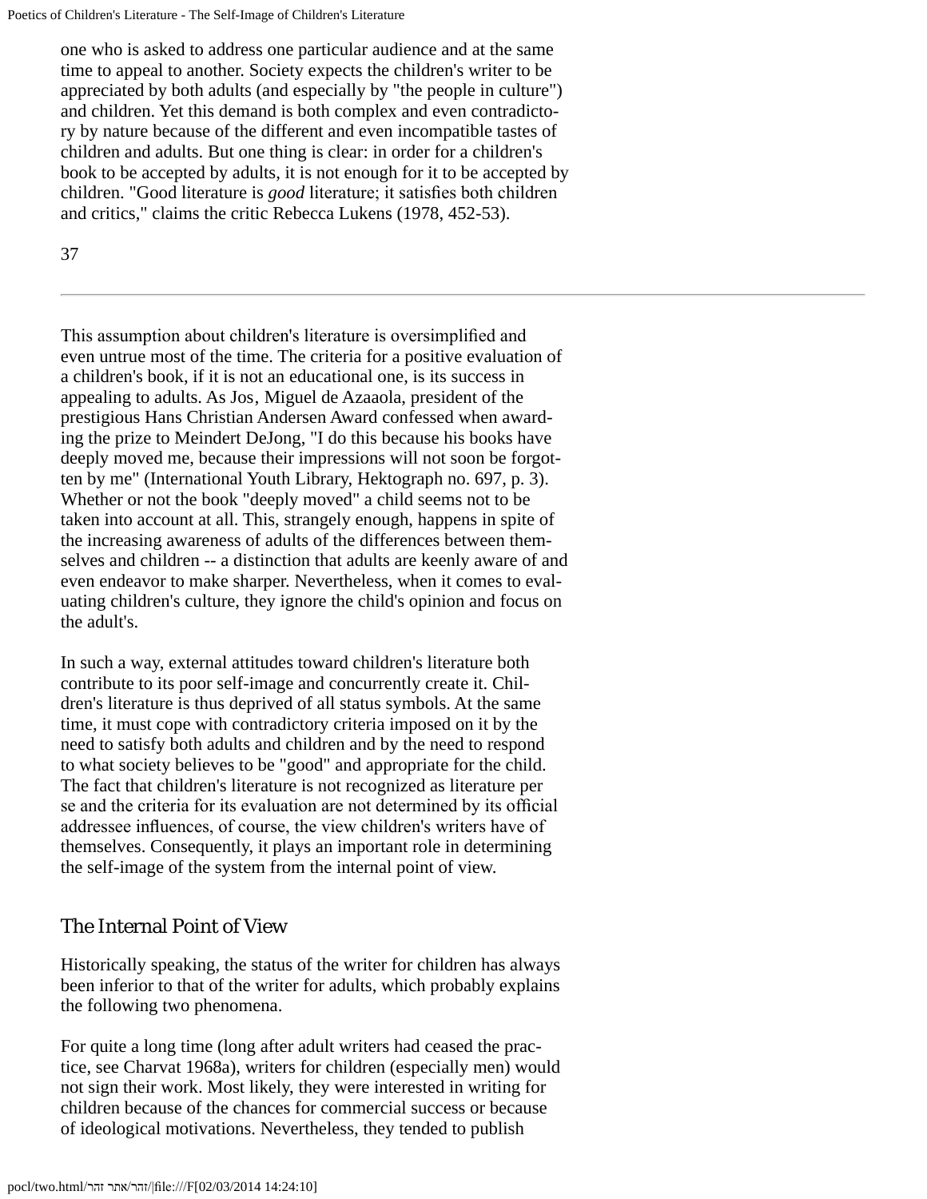one who is asked to address one particular audience and at the same time to appeal to another. Society expects the children's writer to be appreciated by both adults (and especially by "the people in culture") and children. Yet this demand is both complex and even contradictory by nature because of the different and even incompatible tastes of children and adults. But one thing is clear: in order for a children's book to be accepted by adults, it is not enough for it to be accepted by children. "Good literature is *good* literature; it satisfies both children and critics," claims the critic Rebecca Lukens (1978, 452-53).

---

This assumption about children's literature is oversimplified and even untrue most of the time. The criteria for a positive evaluation of a children's book, if it is not an educational one, is its success in appealing to adults. As Jos, Miguel de Azaaola, president of the prestigious Hans Christian Andersen Award confessed when awarding the prize to Meindert DeJong, "I do this because his books have deeply moved me, because their impressions will not soon be forgotten by me" (International Youth Library, Hektograph no. 697, p. 3). Whether or not the book "deeply moved" a child seems not to be taken into account at all. This, strangely enough, happens in spite of the increasing awareness of adults of the differences between themselves and children -- a distinction that adults are keenly aware of and even endeavor to make sharper. Nevertheless, when it comes to evaluating children's culture, they ignore the child's opinion and focus on the adult's.

In such a way, external attitudes toward children's literature both contribute to its poor self-image and concurrently create it. Children's literature is thus deprived of all status symbols. At the same time, it must cope with contradictory criteria imposed on it by the need to satisfy both adults and children and by the need to respond to what society believes to be "good" and appropriate for the child. The fact that children's literature is not recognized as literature per se and the criteria for its evaluation are not determined by its official addressee influences, of course, the view children's writers have of themselves. Consequently, it plays an important role in determining the self-image of the system from the internal point of view.

## The Internal Point of View

Historically speaking, the status of the writer for children has always been inferior to that of the writer for adults, which probably explains the following two phenomena.

For quite a long time (long after adult writers had ceased the practice, see Charvat 1968a), writers for children (especially men) would not sign their work. Most likely, they were interested in writing for children because of the chances for commercial success or because of ideological motivations. Nevertheless, they tended to publish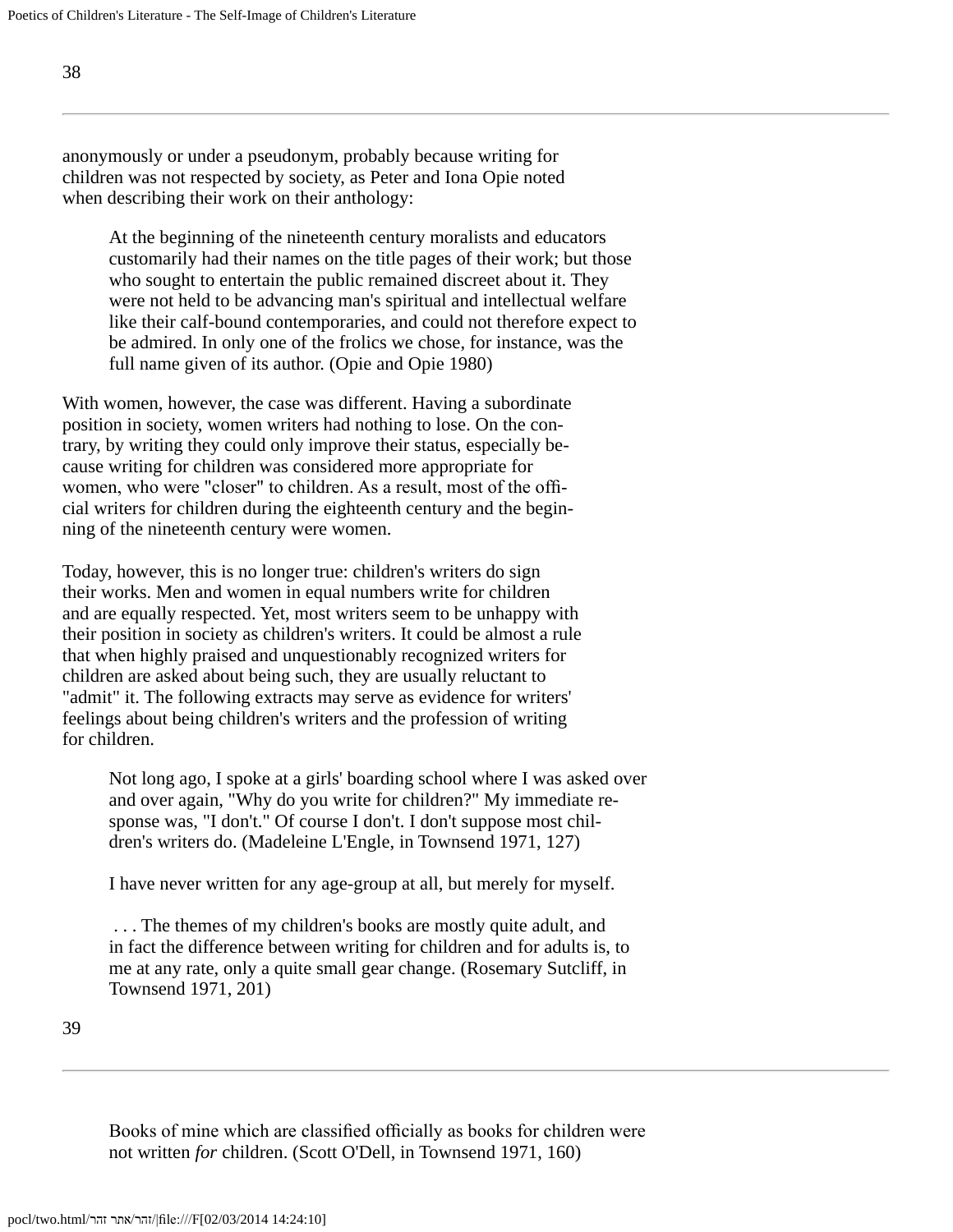anonymously or under a pseudonym, probably because writing for children was not respected by society, as Peter and Iona Opie noted when describing their work on their anthology:

> At the beginning of the nineteenth century moralists and educators customarily had their names on the title pages of their work; but those who sought to entertain the public remained discreet about it. They were not held to be advancing man's spiritual and intellectual welfare like their calf-bound contemporaries, and could not therefore expect to be admired. In only one of the frolics we chose, for instance, was the full name given of its author. (Opie and Opie 1980)

With women, however, the case was different. Having a subordinate position in society, women writers had nothing to lose. On the contrary, by writing they could only improve their status, especially because writing for children was considered more appropriate for women, who were "closer" to children. As a result, most of the official writers for children during the eighteenth century and the beginning of the nineteenth century were women.

Today, however, this is no longer true: children's writers do sign their works. Men and women in equal numbers write for children and are equally respected. Yet, most writers seem to be unhappy with their position in society as children's writers. It could be almost a rule that when highly praised and unquestionably recognized writers for children are asked about being such, they are usually reluctant to "admit" it. The following extracts may serve as evidence for writers' feelings about being children's writers and the profession of writing for children.

> Not long ago, I spoke at a girls' boarding school where I was asked over and over again, "Why do you write for children?" My immediate response was, "I don't." Of course I don't. I don't suppose most children's writers do. (Madeleine L'Engle, in Townsend 1971, 127)

> I have never written for any age-group at all, but merely for myself.
>
> . . . The themes of my children's books are mostly quite adult, and in fact the difference between writing for children and for adults is, to me at any rate, only a quite small gear change. (Rosemary Sutcliff, in Townsend 1971, 201)

> Books of mine which are classified officially as books for children were not written *for* children. (Scott O'Dell, in Townsend 1971, 160)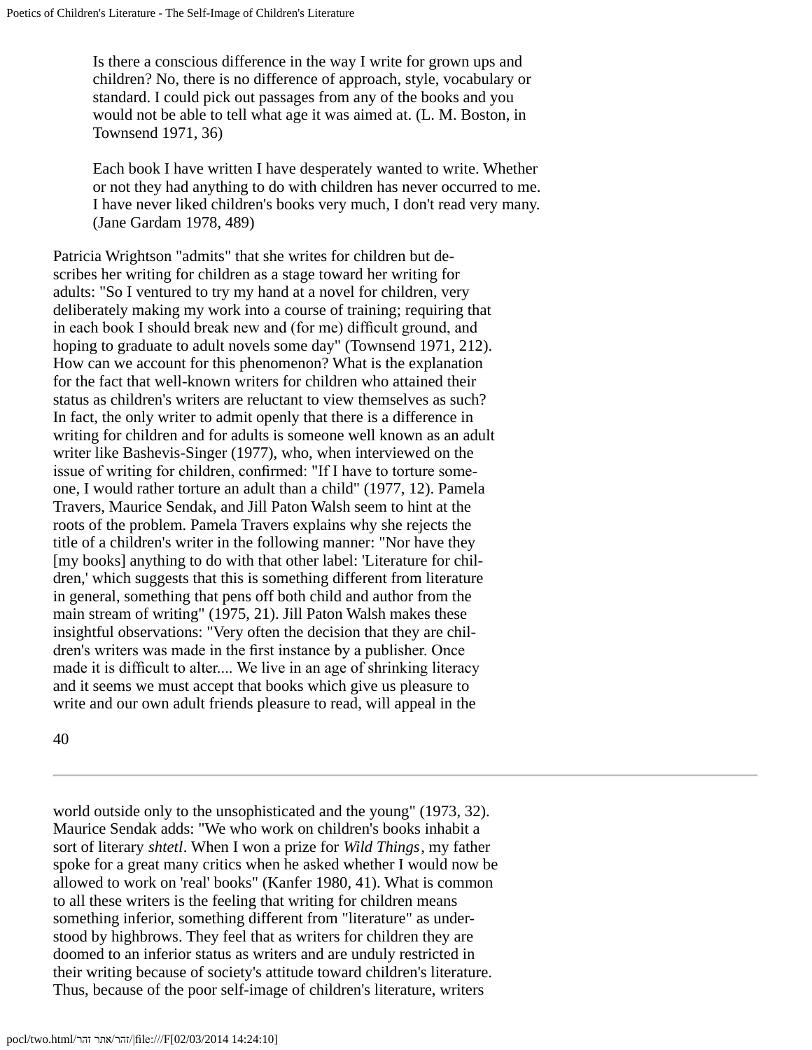> Is there a conscious difference in the way I write for grown ups and children? No, there is no difference of approach, style, vocabulary or standard. I could pick out passages from any of the books and you would not be able to tell what age it was aimed at. (L. M. Boston, in Townsend 1971, 36)

> Each book I have written I have desperately wanted to write. Whether or not they had anything to do with children has never occurred to me. I have never liked children's books very much, I don't read very many. (Jane Gardam 1978, 489)

Patricia Wrightson "admits" that she writes for children but describes her writing for children as a stage toward her writing for adults: "So I ventured to try my hand at a novel for children, very deliberately making my work into a course of training; requiring that in each book I should break new and (for me) difficult ground, and hoping to graduate to adult novels some day" (Townsend 1971, 212). How can we account for this phenomenon? What is the explanation for the fact that well-known writers for children who attained their status as children's writers are reluctant to view themselves as such? In fact, the only writer to admit openly that there is a difference in writing for children and for adults is someone well known as an adult writer like Bashevis-Singer (1977), who, when interviewed on the issue of writing for children, confirmed: "If I have to torture someone, I would rather torture an adult than a child" (1977, 12). Pamela Travers, Maurice Sendak, and Jill Paton Walsh seem to hint at the roots of the problem. Pamela Travers explains why she rejects the title of a children's writer in the following manner: "Nor have they [my books] anything to do with that other label: 'Literature for children,' which suggests that this is something different from literature in general, something that pens off both child and author from the main stream of writing" (1975, 21). Jill Paton Walsh makes these insightful observations: "Very often the decision that they are children's writers was made in the first instance by a publisher. Once made it is difficult to alter.... We live in an age of shrinking literacy and it seems we must accept that books which give us pleasure to write and our own adult friends pleasure to read, will appeal in the world outside only to the unsophisticated and the young" (1973, 32). Maurice Sendak adds: "We who work on children's books inhabit a sort of literary *shtetl*. When I won a prize for *Wild Things*, my father spoke for a great many critics when he asked whether I would now be allowed to work on 'real' books" (Kanfer 1980, 41). What is common to all these writers is the feeling that writing for children means something inferior, something different from "literature" as understood by highbrows. They feel that as writers for children they are doomed to an inferior status as writers and are unduly restricted in their writing because of society's attitude toward children's literature. Thus, because of the poor self-image of children's literature, writers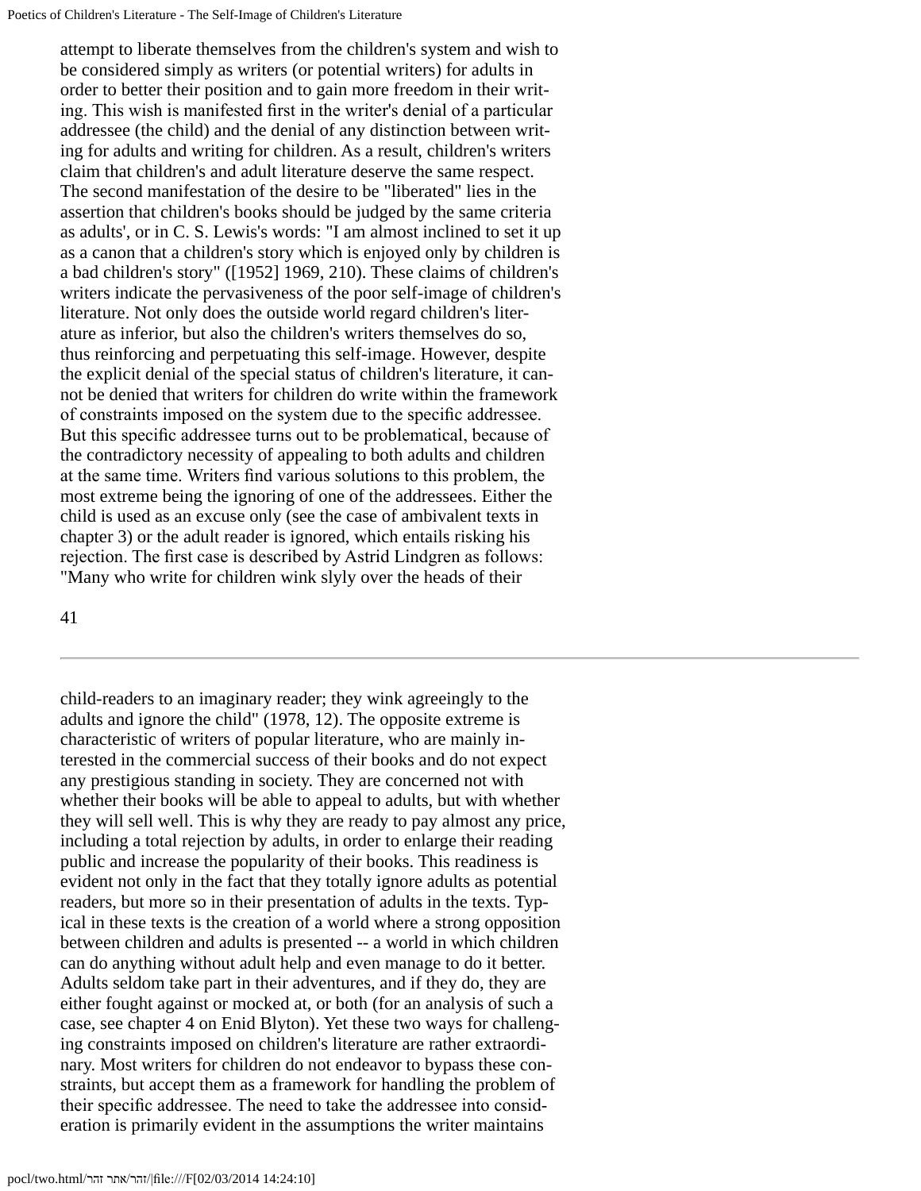attempt to liberate themselves from the children's system and wish to be considered simply as writers (or potential writers) for adults in order to better their position and to gain more freedom in their writing. This wish is manifested first in the writer's denial of a particular addressee (the child) and the denial of any distinction between writing for adults and writing for children. As a result, children's writers claim that children's and adult literature deserve the same respect. The second manifestation of the desire to be "liberated" lies in the assertion that children's books should be judged by the same criteria as adults', or in C. S. Lewis's words: "I am almost inclined to set it up as a canon that a children's story which is enjoyed only by children is a bad children's story" ([1952] 1969, 210). These claims of children's writers indicate the pervasiveness of the poor self-image of children's literature. Not only does the outside world regard children's literature as inferior, but also the children's writers themselves do so, thus reinforcing and perpetuating this self-image. However, despite the explicit denial of the special status of children's literature, it cannot be denied that writers for children do write within the framework of constraints imposed on the system due to the specific addressee. But this specific addressee turns out to be problematical, because of the contradictory necessity of appealing to both adults and children at the same time. Writers find various solutions to this problem, the most extreme being the ignoring of one of the addressees. Either the child is used as an excuse only (see the case of ambivalent texts in chapter 3) or the adult reader is ignored, which entails risking his rejection. The first case is described by Astrid Lindgren as follows: "Many who write for children wink slyly over the heads of their child-readers to an imaginary reader; they wink agreeingly to the adults and ignore the child" (1978, 12). The opposite extreme is characteristic of writers of popular literature, who are mainly interested in the commercial success of their books and do not expect any prestigious standing in society. They are concerned not with whether their books will be able to appeal to adults, but with whether they will sell well. This is why they are ready to pay almost any price, including a total rejection by adults, in order to enlarge their reading public and increase the popularity of their books. This readiness is evident not only in the fact that they totally ignore adults as potential readers, but more so in their presentation of adults in the texts. Typical in these texts is the creation of a world where a strong opposition between children and adults is presented -- a world in which children can do anything without adult help and even manage to do it better. Adults seldom take part in their adventures, and if they do, they are either fought against or mocked at, or both (for an analysis of such a case, see chapter 4 on Enid Blyton). Yet these two ways for challenging constraints imposed on children's literature are rather extraordinary. Most writers for children do not endeavor to bypass these constraints, but accept them as a framework for handling the problem of their specific addressee. The need to take the addressee into consideration is primarily evident in the assumptions the writer maintains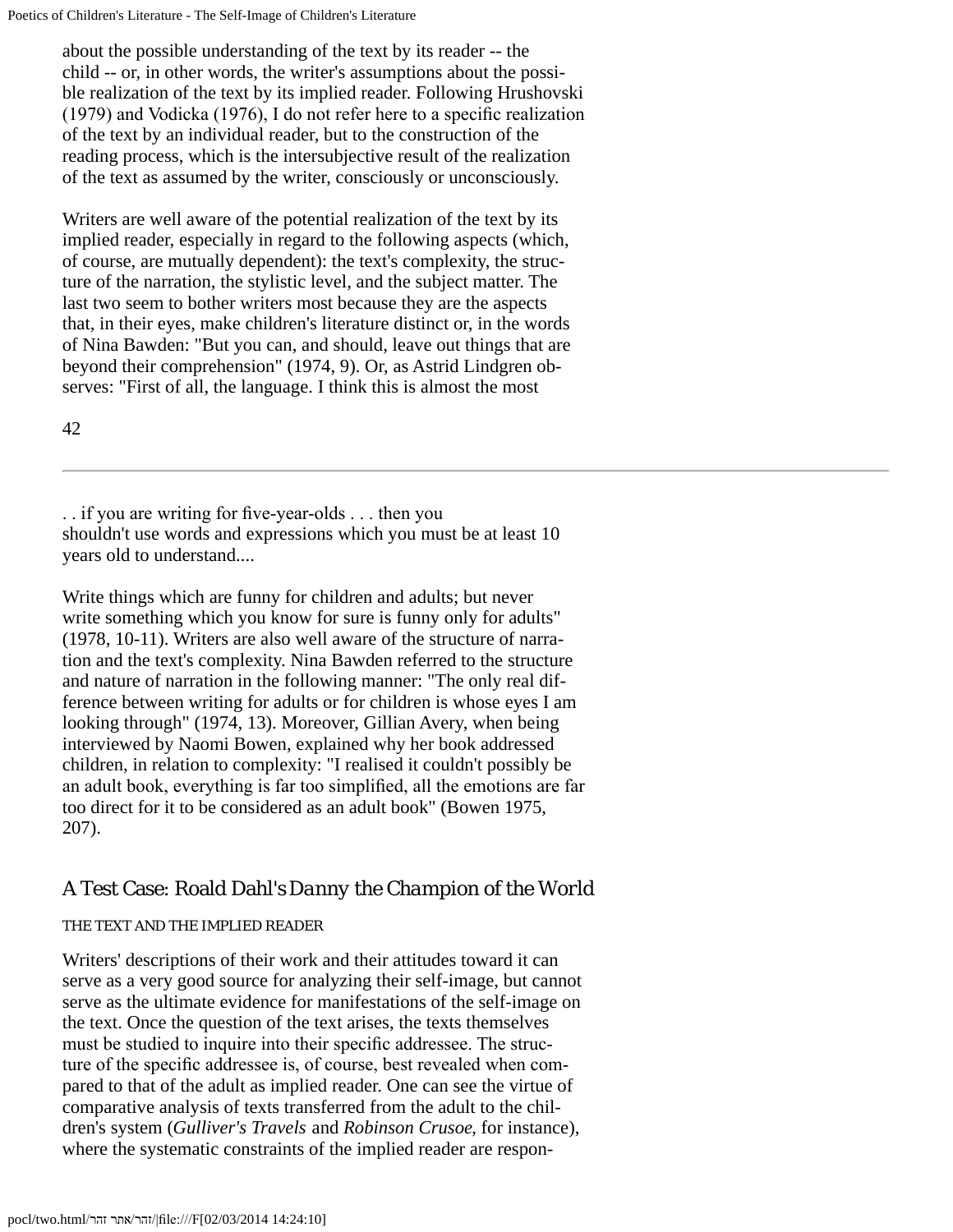about the possible understanding of the text by its reader -- the child -- or, in other words, the writer's assumptions about the possible realization of the text by its implied reader. Following Hrushovski (1979) and Vodicka (1976), I do not refer here to a specific realization of the text by an individual reader, but to the construction of the reading process, which is the intersubjective result of the realization of the text as assumed by the writer, consciously or unconsciously.

Writers are well aware of the potential realization of the text by its implied reader, especially in regard to the following aspects (which, of course, are mutually dependent): the text's complexity, the structure of the narration, the stylistic level, and the subject matter. The last two seem to bother writers most because they are the aspects that, in their eyes, make children's literature distinct or, in the words of Nina Bawden: "But you can, and should, leave out things that are beyond their comprehension" (1974, 9). Or, as Astrid Lindgren observes: "First of all, the language. I think this is almost the most

. . if you are writing for five-year-olds . . . then you shouldn't use words and expressions which you must be at least 10 years old to understand....

Write things which are funny for children and adults; but never write something which you know for sure is funny only for adults" (1978, 10-11). Writers are also well aware of the structure of narration and the text's complexity. Nina Bawden referred to the structure and nature of narration in the following manner: "The only real difference between writing for adults or for children is whose eyes I am looking through" (1974, 13). Moreover, Gillian Avery, when being interviewed by Naomi Bowen, explained why her book addressed children, in relation to complexity: "I realised it couldn't possibly be an adult book, everything is far too simplified, all the emotions are far too direct for it to be considered as an adult book" (Bowen 1975, 207).

## A Test Case: Roald Dahl's *Danny the Champion of the World*

### THE TEXT AND THE IMPLIED READER

Writers' descriptions of their work and their attitudes toward it can serve as a very good source for analyzing their self-image, but cannot serve as the ultimate evidence for manifestations of the self-image on the text. Once the question of the text arises, the texts themselves must be studied to inquire into their specific addressee. The structure of the specific addressee is, of course, best revealed when compared to that of the adult as implied reader. One can see the virtue of comparative analysis of texts transferred from the adult to the children's system (*Gulliver's Travels* and *Robinson Crusoe*, for instance), where the systematic constraints of the implied reader are respon-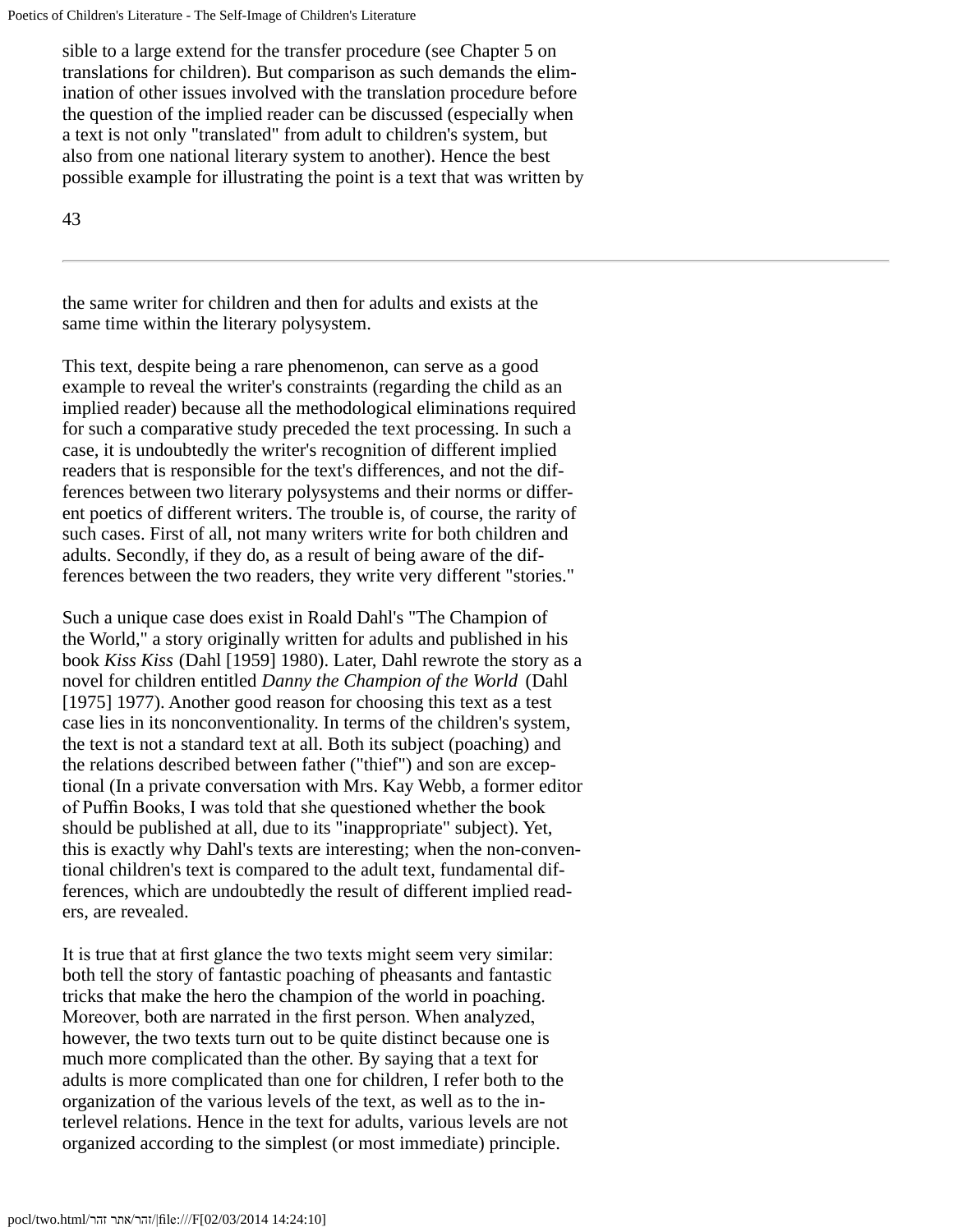sible to a large extend for the transfer procedure (see Chapter 5 on translations for children). But comparison as such demands the elimination of other issues involved with the translation procedure before the question of the implied reader can be discussed (especially when a text is not only "translated" from adult to children's system, but also from one national literary system to another). Hence the best possible example for illustrating the point is a text that was written by the same writer for children and then for adults and exists at the same time within the literary polysystem.

This text, despite being a rare phenomenon, can serve as a good example to reveal the writer's constraints (regarding the child as an implied reader) because all the methodological eliminations required for such a comparative study preceded the text processing. In such a case, it is undoubtedly the writer's recognition of different implied readers that is responsible for the text's differences, and not the differences between two literary polysystems and their norms or different poetics of different writers. The trouble is, of course, the rarity of such cases. First of all, not many writers write for both children and adults. Secondly, if they do, as a result of being aware of the differences between the two readers, they write very different "stories."

Such a unique case does exist in Roald Dahl's "The Champion of the World," a story originally written for adults and published in his book *Kiss Kiss* (Dahl [1959] 1980). Later, Dahl rewrote the story as a novel for children entitled *Danny the Champion of the World* (Dahl [1975] 1977). Another good reason for choosing this text as a test case lies in its nonconventionality. In terms of the children's system, the text is not a standard text at all. Both its subject (poaching) and the relations described between father ("thief") and son are exceptional (In a private conversation with Mrs. Kay Webb, a former editor of Puffin Books, I was told that she questioned whether the book should be published at all, due to its "inappropriate" subject). Yet, this is exactly why Dahl's texts are interesting; when the non-conventional children's text is compared to the adult text, fundamental differences, which are undoubtedly the result of different implied readers, are revealed.

It is true that at first glance the two texts might seem very similar: both tell the story of fantastic poaching of pheasants and fantastic tricks that make the hero the champion of the world in poaching. Moreover, both are narrated in the first person. When analyzed, however, the two texts turn out to be quite distinct because one is much more complicated than the other. By saying that a text for adults is more complicated than one for children, I refer both to the organization of the various levels of the text, as well as to the interlevel relations. Hence in the text for adults, various levels are not organized according to the simplest (or most immediate) principle.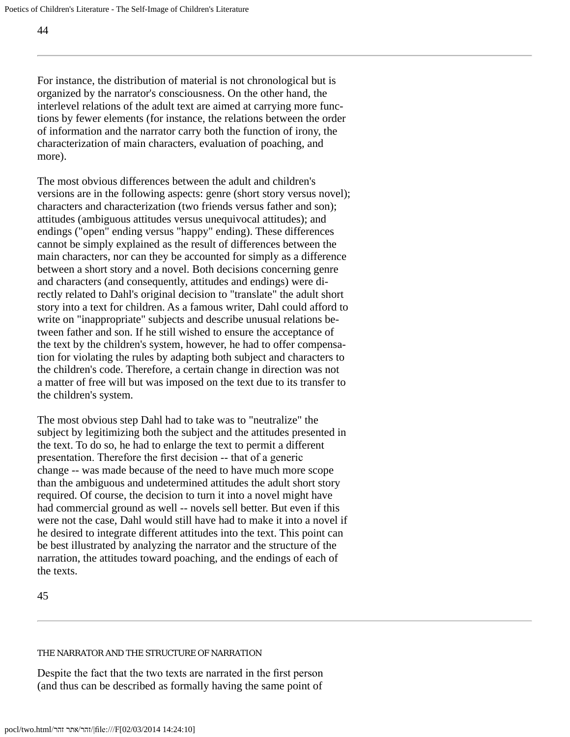For instance, the distribution of material is not chronological but is organized by the narrator's consciousness. On the other hand, the interlevel relations of the adult text are aimed at carrying more functions by fewer elements (for instance, the relations between the order of information and the narrator carry both the function of irony, the characterization of main characters, evaluation of poaching, and more).

The most obvious differences between the adult and children's versions are in the following aspects: genre (short story versus novel); characters and characterization (two friends versus father and son); attitudes (ambiguous attitudes versus unequivocal attitudes); and endings ("open" ending versus "happy" ending). These differences cannot be simply explained as the result of differences between the main characters, nor can they be accounted for simply as a difference between a short story and a novel. Both decisions concerning genre and characters (and consequently, attitudes and endings) were directly related to Dahl's original decision to "translate" the adult short story into a text for children. As a famous writer, Dahl could afford to write on "inappropriate" subjects and describe unusual relations between father and son. If he still wished to ensure the acceptance of the text by the children's system, however, he had to offer compensation for violating the rules by adapting both subject and characters to the children's code. Therefore, a certain change in direction was not a matter of free will but was imposed on the text due to its transfer to the children's system.

The most obvious step Dahl had to take was to "neutralize" the subject by legitimizing both the subject and the attitudes presented in the text. To do so, he had to enlarge the text to permit a different presentation. Therefore the first decision -- that of a generic change -- was made because of the need to have much more scope than the ambiguous and undetermined attitudes the adult short story required. Of course, the decision to turn it into a novel might have had commercial ground as well -- novels sell better. But even if this were not the case, Dahl would still have had to make it into a novel if he desired to integrate different attitudes into the text. This point can be best illustrated by analyzing the narrator and the structure of the narration, the attitudes toward poaching, and the endings of each of the texts.

### THE NARRATOR AND THE STRUCTURE OF NARRATION

Despite the fact that the two texts are narrated in the first person (and thus can be described as formally having the same point of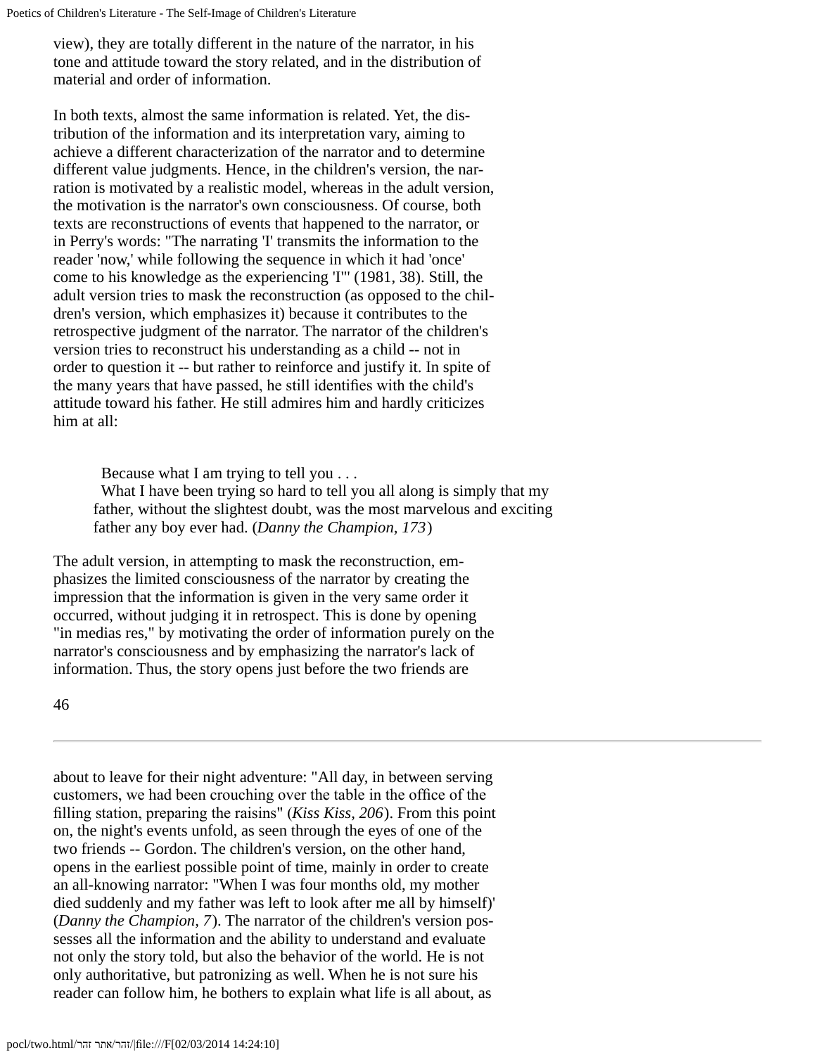view), they are totally different in the nature of the narrator, in his tone and attitude toward the story related, and in the distribution of material and order of information.

In both texts, almost the same information is related. Yet, the distribution of the information and its interpretation vary, aiming to achieve a different characterization of the narrator and to determine different value judgments. Hence, in the children's version, the narration is motivated by a realistic model, whereas in the adult version, the motivation is the narrator's own consciousness. Of course, both texts are reconstructions of events that happened to the narrator, or in Perry's words: "The narrating 'I' transmits the information to the reader 'now,' while following the sequence in which it had 'once' come to his knowledge as the experiencing 'I'" (1981, 38). Still, the adult version tries to mask the reconstruction (as opposed to the children's version, which emphasizes it) because it contributes to the retrospective judgment of the narrator. The narrator of the children's version tries to reconstruct his understanding as a child -- not in order to question it -- but rather to reinforce and justify it. In spite of the many years that have passed, he still identifies with the child's attitude toward his father. He still admires him and hardly criticizes him at all:

> Because what I am trying to tell you . . .
> What I have been trying so hard to tell you all along is simply that my father, without the slightest doubt, was the most marvelous and exciting father any boy ever had. (*Danny the Champion, 173*)

The adult version, in attempting to mask the reconstruction, emphasizes the limited consciousness of the narrator by creating the impression that the information is given in the very same order it occurred, without judging it in retrospect. This is done by opening "in medias res," by motivating the order of information purely on the narrator's consciousness and by emphasizing the narrator's lack of information. Thus, the story opens just before the two friends are about to leave for their night adventure: "All day, in between serving customers, we had been crouching over the table in the office of the filling station, preparing the raisins" (*Kiss Kiss, 206*). From this point on, the night's events unfold, as seen through the eyes of one of the two friends -- Gordon. The children's version, on the other hand, opens in the earliest possible point of time, mainly in order to create an all-knowing narrator: "When I was four months old, my mother died suddenly and my father was left to look after me all by himself)' (*Danny the Champion, 7*). The narrator of the children's version possesses all the information and the ability to understand and evaluate not only the story told, but also the behavior of the world. He is not only authoritative, but patronizing as well. When he is not sure his reader can follow him, he bothers to explain what life is all about, as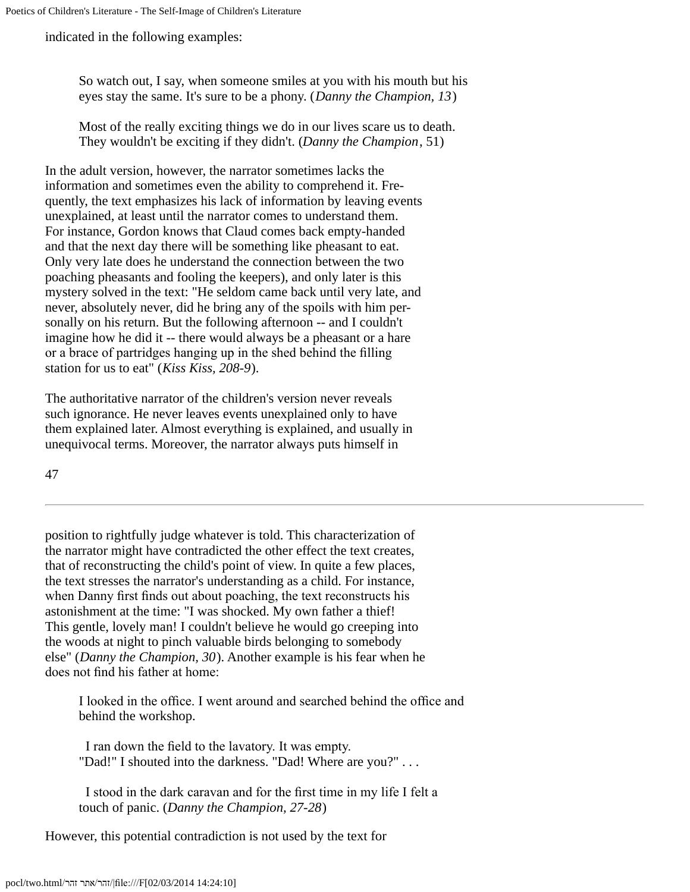indicated in the following examples:

> So watch out, I say, when someone smiles at you with his mouth but his eyes stay the same. It's sure to be a phony. (*Danny the Champion, 13*)
>
> Most of the really exciting things we do in our lives scare us to death. They wouldn't be exciting if they didn't. (*Danny the Champion*, 51)

In the adult version, however, the narrator sometimes lacks the information and sometimes even the ability to comprehend it. Frequently, the text emphasizes his lack of information by leaving events unexplained, at least until the narrator comes to understand them. For instance, Gordon knows that Claud comes back empty-handed and that the next day there will be something like pheasant to eat. Only very late does he understand the connection between the two poaching pheasants and fooling the keepers), and only later is this mystery solved in the text: "He seldom came back until very late, and never, absolutely never, did he bring any of the spoils with him personally on his return. But the following afternoon -- and I couldn't imagine how he did it -- there would always be a pheasant or a hare or a brace of partridges hanging up in the shed behind the filling station for us to eat" (*Kiss Kiss, 208-9*).

The authoritative narrator of the children's version never reveals such ignorance. He never leaves events unexplained only to have them explained later. Almost everything is explained, and usually in unequivocal terms. Moreover, the narrator always puts himself in position to rightfully judge whatever is told. This characterization of the narrator might have contradicted the other effect the text creates, that of reconstructing the child's point of view. In quite a few places, the text stresses the narrator's understanding as a child. For instance, when Danny first finds out about poaching, the text reconstructs his astonishment at the time: "I was shocked. My own father a thief! This gentle, lovely man! I couldn't believe he would go creeping into the woods at night to pinch valuable birds belonging to somebody else" (*Danny the Champion, 30*). Another example is his fear when he does not find his father at home:

> I looked in the office. I went around and searched behind the office and behind the workshop.
>
> I ran down the field to the lavatory. It was empty.
> "Dad!" I shouted into the darkness. "Dad! Where are you?" . . .
>
> I stood in the dark caravan and for the first time in my life I felt a touch of panic. (*Danny the Champion, 27-28*)

However, this potential contradiction is not used by the text for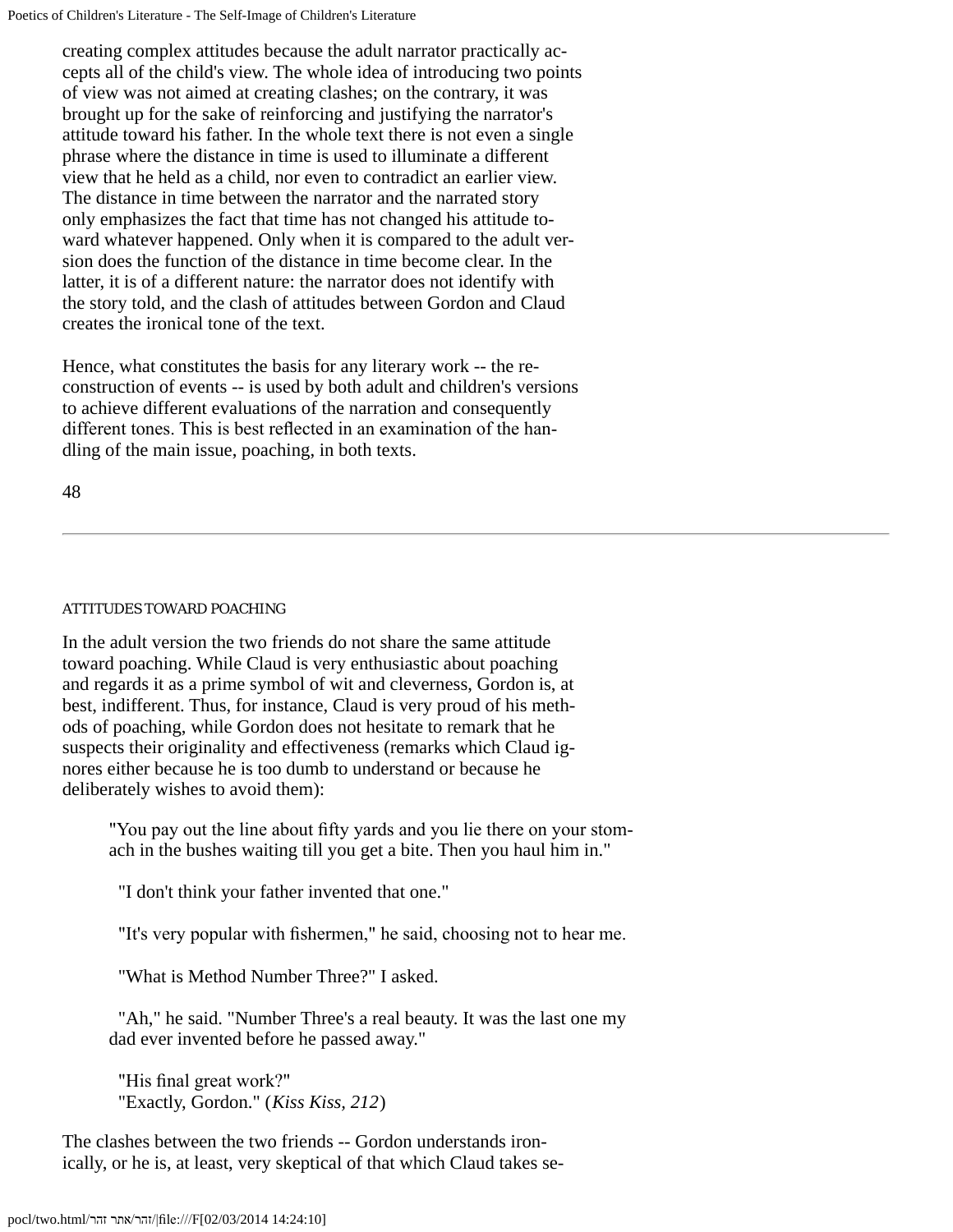creating complex attitudes because the adult narrator practically accepts all of the child's view. The whole idea of introducing two points of view was not aimed at creating clashes; on the contrary, it was brought up for the sake of reinforcing and justifying the narrator's attitude toward his father. In the whole text there is not even a single phrase where the distance in time is used to illuminate a different view that he held as a child, nor even to contradict an earlier view. The distance in time between the narrator and the narrated story only emphasizes the fact that time has not changed his attitude toward whatever happened. Only when it is compared to the adult version does the function of the distance in time become clear. In the latter, it is of a different nature: the narrator does not identify with the story told, and the clash of attitudes between Gordon and Claud creates the ironical tone of the text.

Hence, what constitutes the basis for any literary work -- the reconstruction of events -- is used by both adult and children's versions to achieve different evaluations of the narration and consequently different tones. This is best reflected in an examination of the handling of the main issue, poaching, in both texts.

### ATTITUDES TOWARD POACHING

In the adult version the two friends do not share the same attitude toward poaching. While Claud is very enthusiastic about poaching and regards it as a prime symbol of wit and cleverness, Gordon is, at best, indifferent. Thus, for instance, Claud is very proud of his methods of poaching, while Gordon does not hesitate to remark that he suspects their originality and effectiveness (remarks which Claud ignores either because he is too dumb to understand or because he deliberately wishes to avoid them):

> "You pay out the line about fifty yards and you lie there on your stomach in the bushes waiting till you get a bite. Then you haul him in."
>
> "I don't think your father invented that one."
>
> "It's very popular with fishermen," he said, choosing not to hear me.
>
> "What is Method Number Three?" I asked.
>
> "Ah," he said. "Number Three's a real beauty. It was the last one my dad ever invented before he passed away."
>
> "His final great work?"
> "Exactly, Gordon." (*Kiss Kiss, 212*)

The clashes between the two friends -- Gordon understands ironically, or he is, at least, very skeptical of that which Claud takes se-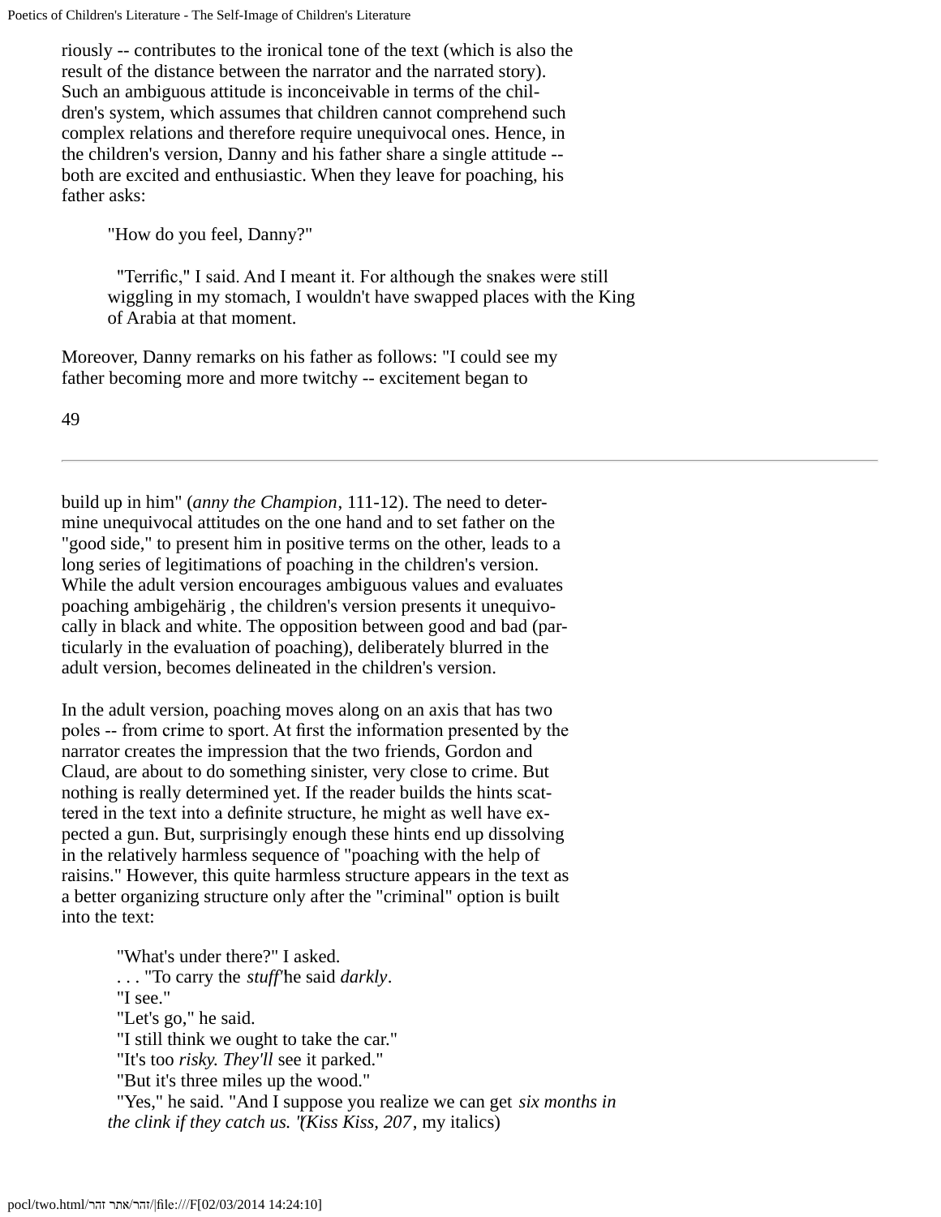riously -- contributes to the ironical tone of the text (which is also the result of the distance between the narrator and the narrated story). Such an ambiguous attitude is inconceivable in terms of the children's system, which assumes that children cannot comprehend such complex relations and therefore require unequivocal ones. Hence, in the children's version, Danny and his father share a single attitude -- both are excited and enthusiastic. When they leave for poaching, his father asks:

> "How do you feel, Danny?"
>
> "Terrific," I said. And I meant it. For although the snakes were still wiggling in my stomach, I wouldn't have swapped places with the King of Arabia at that moment.

Moreover, Danny remarks on his father as follows: "I could see my father becoming more and more twitchy -- excitement began to

---

build up in him" (*anny the Champion*, 111-12). The need to determine unequivocal attitudes on the one hand and to set father on the "good side," to present him in positive terms on the other, leads to a long series of legitimations of poaching in the children's version. While the adult version encourages ambiguous values and evaluates poaching ambigehärig , the children's version presents it unequivocally in black and white. The opposition between good and bad (particularly in the evaluation of poaching), deliberately blurred in the adult version, becomes delineated in the children's version.

In the adult version, poaching moves along on an axis that has two poles -- from crime to sport. At first the information presented by the narrator creates the impression that the two friends, Gordon and Claud, are about to do something sinister, very close to crime. But nothing is really determined yet. If the reader builds the hints scattered in the text into a definite structure, he might as well have expected a gun. But, surprisingly enough these hints end up dissolving in the relatively harmless sequence of "poaching with the help of raisins." However, this quite harmless structure appears in the text as a better organizing structure only after the "criminal" option is built into the text:

> "What's under there?" I asked.
> . . . "To carry the *stuff*"he said *darkly*.
> "I see."
> "Let's go," he said.
> "I still think we ought to take the car."
> "It's too *risky. They'll* see it parked."
> "But it's three miles up the wood."
> "Yes," he said. "And I suppose you realize we can get *six months in the clink if they catch us.* "*(Kiss Kiss, 207*, my italics)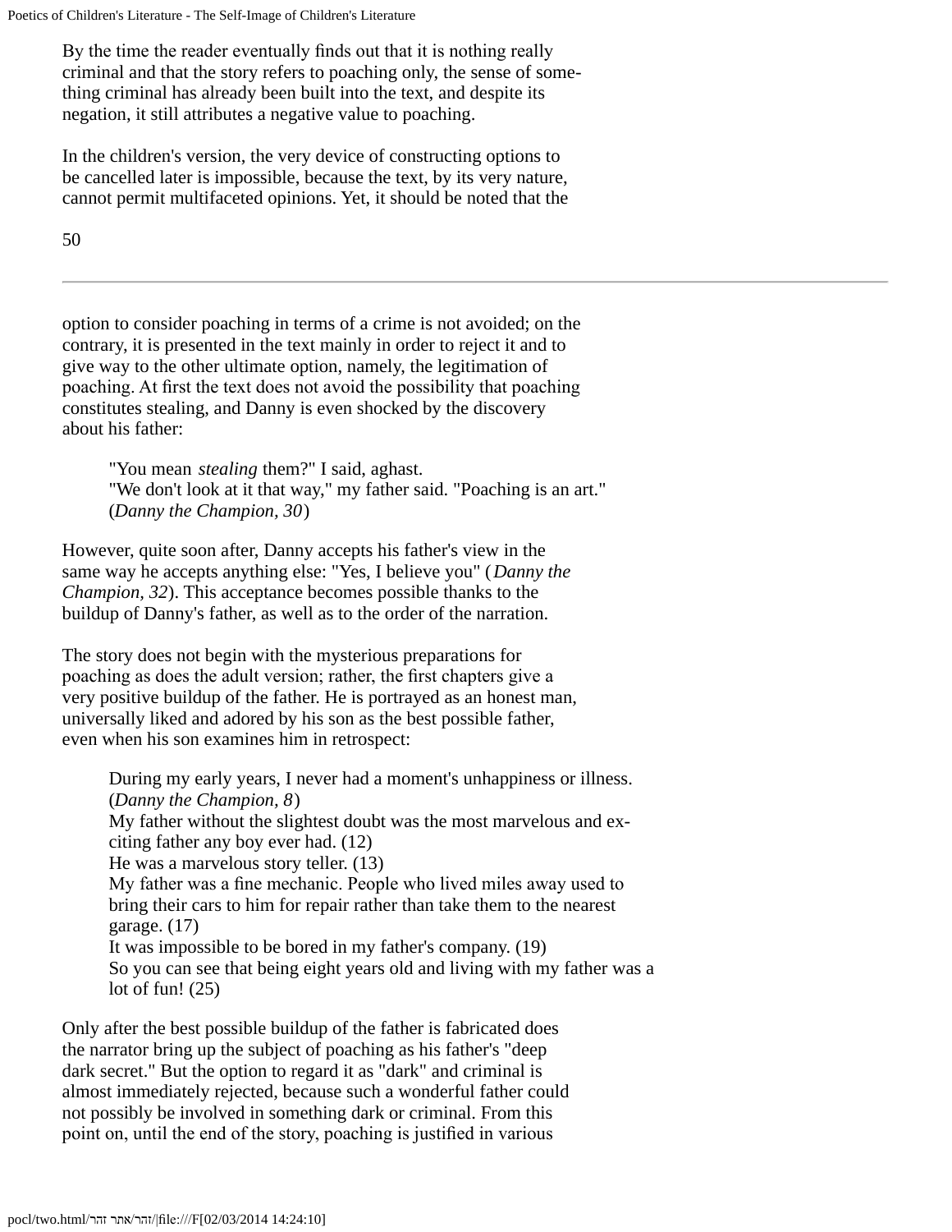By the time the reader eventually finds out that it is nothing really criminal and that the story refers to poaching only, the sense of something criminal has already been built into the text, and despite its negation, it still attributes a negative value to poaching.

In the children's version, the very device of constructing options to be cancelled later is impossible, because the text, by its very nature, cannot permit multifaceted opinions. Yet, it should be noted that the option to consider poaching in terms of a crime is not avoided; on the contrary, it is presented in the text mainly in order to reject it and to give way to the other ultimate option, namely, the legitimation of poaching. At first the text does not avoid the possibility that poaching constitutes stealing, and Danny is even shocked by the discovery about his father:

> "You mean *stealing* them?" I said, aghast.
> "We don't look at it that way," my father said. "Poaching is an art."
> (*Danny the Champion, 30*)

However, quite soon after, Danny accepts his father's view in the same way he accepts anything else: "Yes, I believe you" (*Danny the Champion, 32*). This acceptance becomes possible thanks to the buildup of Danny's father, as well as to the order of the narration.

The story does not begin with the mysterious preparations for poaching as does the adult version; rather, the first chapters give a very positive buildup of the father. He is portrayed as an honest man, universally liked and adored by his son as the best possible father, even when his son examines him in retrospect:

> During my early years, I never had a moment's unhappiness or illness. (*Danny the Champion, 8*)
> My father without the slightest doubt was the most marvelous and exciting father any boy ever had. (12)
> He was a marvelous story teller. (13)
> My father was a fine mechanic. People who lived miles away used to bring their cars to him for repair rather than take them to the nearest garage. (17)
> It was impossible to be bored in my father's company. (19)
> So you can see that being eight years old and living with my father was a lot of fun! (25)

Only after the best possible buildup of the father is fabricated does the narrator bring up the subject of poaching as his father's "deep dark secret." But the option to regard it as "dark" and criminal is almost immediately rejected, because such a wonderful father could not possibly be involved in something dark or criminal. From this point on, until the end of the story, poaching is justified in various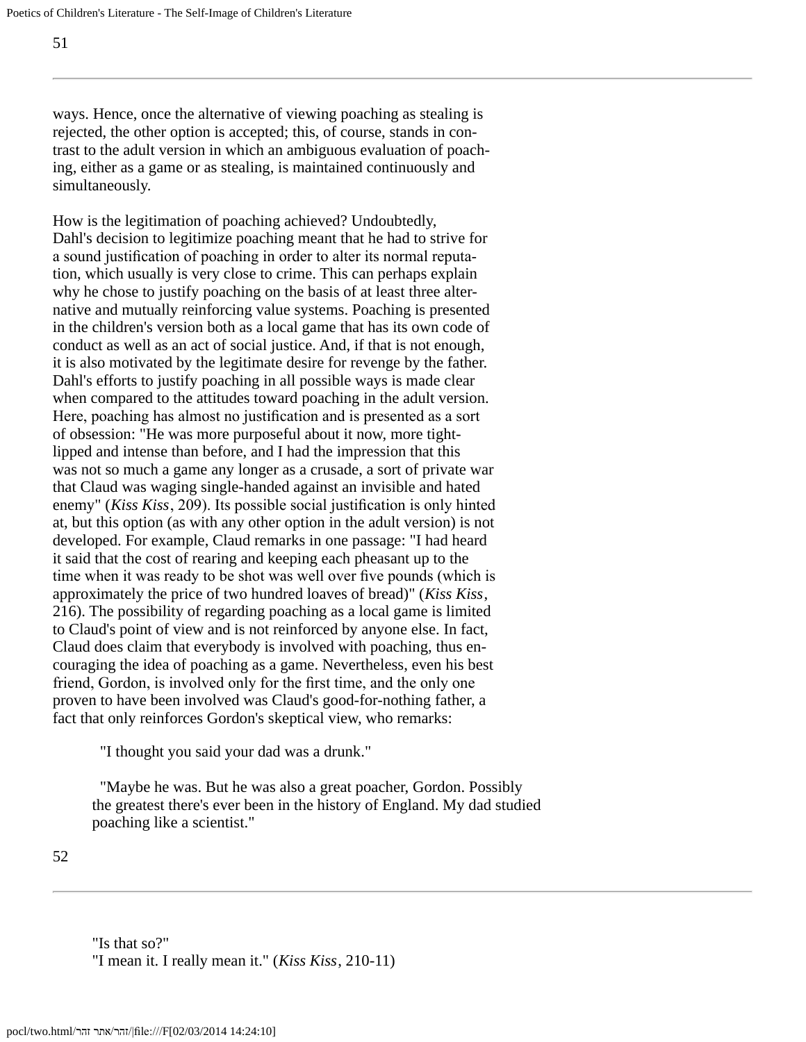ways. Hence, once the alternative of viewing poaching as stealing is rejected, the other option is accepted; this, of course, stands in contrast to the adult version in which an ambiguous evaluation of poaching, either as a game or as stealing, is maintained continuously and simultaneously.

How is the legitimation of poaching achieved? Undoubtedly, Dahl's decision to legitimize poaching meant that he had to strive for a sound justification of poaching in order to alter its normal reputation, which usually is very close to crime. This can perhaps explain why he chose to justify poaching on the basis of at least three alternative and mutually reinforcing value systems. Poaching is presented in the children's version both as a local game that has its own code of conduct as well as an act of social justice. And, if that is not enough, it is also motivated by the legitimate desire for revenge by the father. Dahl's efforts to justify poaching in all possible ways is made clear when compared to the attitudes toward poaching in the adult version. Here, poaching has almost no justification and is presented as a sort of obsession: "He was more purposeful about it now, more tight-lipped and intense than before, and I had the impression that this was not so much a game any longer as a crusade, a sort of private war that Claud was waging single-handed against an invisible and hated enemy" (*Kiss Kiss*, 209). Its possible social justification is only hinted at, but this option (as with any other option in the adult version) is not developed. For example, Claud remarks in one passage: "I had heard it said that the cost of rearing and keeping each pheasant up to the time when it was ready to be shot was well over five pounds (which is approximately the price of two hundred loaves of bread)" (*Kiss Kiss*, 216). The possibility of regarding poaching as a local game is limited to Claud's point of view and is not reinforced by anyone else. In fact, Claud does claim that everybody is involved with poaching, thus encouraging the idea of poaching as a game. Nevertheless, even his best friend, Gordon, is involved only for the first time, and the only one proven to have been involved was Claud's good-for-nothing father, a fact that only reinforces Gordon's skeptical view, who remarks:

> "I thought you said your dad was a drunk."
>
> "Maybe he was. But he was also a great poacher, Gordon. Possibly the greatest there's ever been in the history of England. My dad studied poaching like a scientist."
>
> "Is that so?"
> "I mean it. I really mean it." (*Kiss Kiss*, 210-11)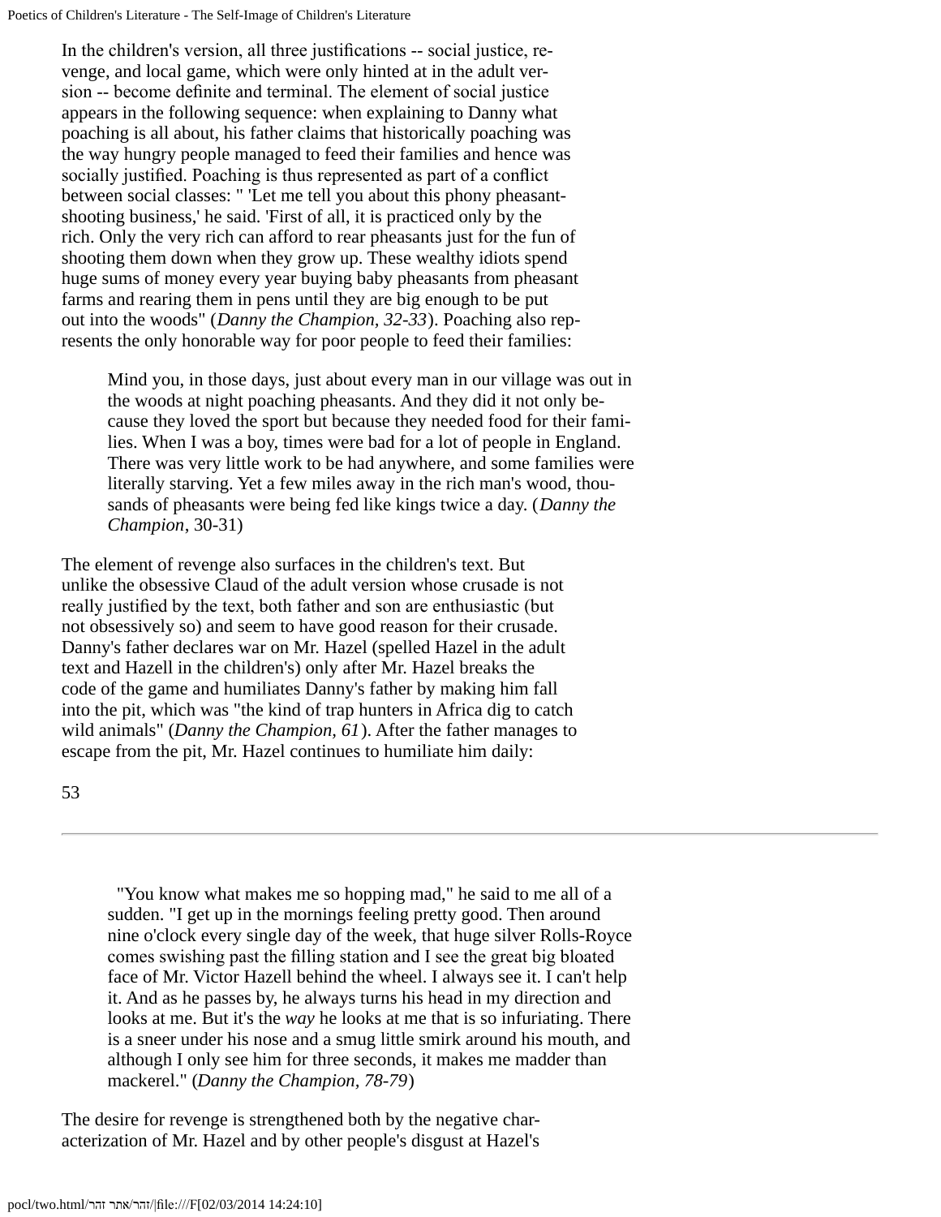In the children's version, all three justifications -- social justice, revenge, and local game, which were only hinted at in the adult version -- become definite and terminal. The element of social justice appears in the following sequence: when explaining to Danny what poaching is all about, his father claims that historically poaching was the way hungry people managed to feed their families and hence was socially justified. Poaching is thus represented as part of a conflict between social classes: " 'Let me tell you about this phony pheasant-shooting business,' he said. 'First of all, it is practiced only by the rich. Only the very rich can afford to rear pheasants just for the fun of shooting them down when they grow up. These wealthy idiots spend huge sums of money every year buying baby pheasants from pheasant farms and rearing them in pens until they are big enough to be put out into the woods" (*Danny the Champion, 32-33*). Poaching also represents the only honorable way for poor people to feed their families:

> Mind you, in those days, just about every man in our village was out in the woods at night poaching pheasants. And they did it not only because they loved the sport but because they needed food for their families. When I was a boy, times were bad for a lot of people in England. There was very little work to be had anywhere, and some families were literally starving. Yet a few miles away in the rich man's wood, thousands of pheasants were being fed like kings twice a day. (*Danny the Champion*, 30-31)

The element of revenge also surfaces in the children's text. But unlike the obsessive Claud of the adult version whose crusade is not really justified by the text, both father and son are enthusiastic (but not obsessively so) and seem to have good reason for their crusade. Danny's father declares war on Mr. Hazel (spelled Hazel in the adult text and Hazell in the children's) only after Mr. Hazel breaks the code of the game and humiliates Danny's father by making him fall into the pit, which was "the kind of trap hunters in Africa dig to catch wild animals" (*Danny the Champion, 61*). After the father manages to escape from the pit, Mr. Hazel continues to humiliate him daily:

> "You know what makes me so hopping mad," he said to me all of a sudden. "I get up in the mornings feeling pretty good. Then around nine o'clock every single day of the week, that huge silver Rolls-Royce comes swishing past the filling station and I see the great big bloated face of Mr. Victor Hazell behind the wheel. I always see it. I can't help it. And as he passes by, he always turns his head in my direction and looks at me. But it's the *way* he looks at me that is so infuriating. There is a sneer under his nose and a smug little smirk around his mouth, and although I only see him for three seconds, it makes me madder than mackerel." (*Danny the Champion, 78-79*)

The desire for revenge is strengthened both by the negative characterization of Mr. Hazel and by other people's disgust at Hazel's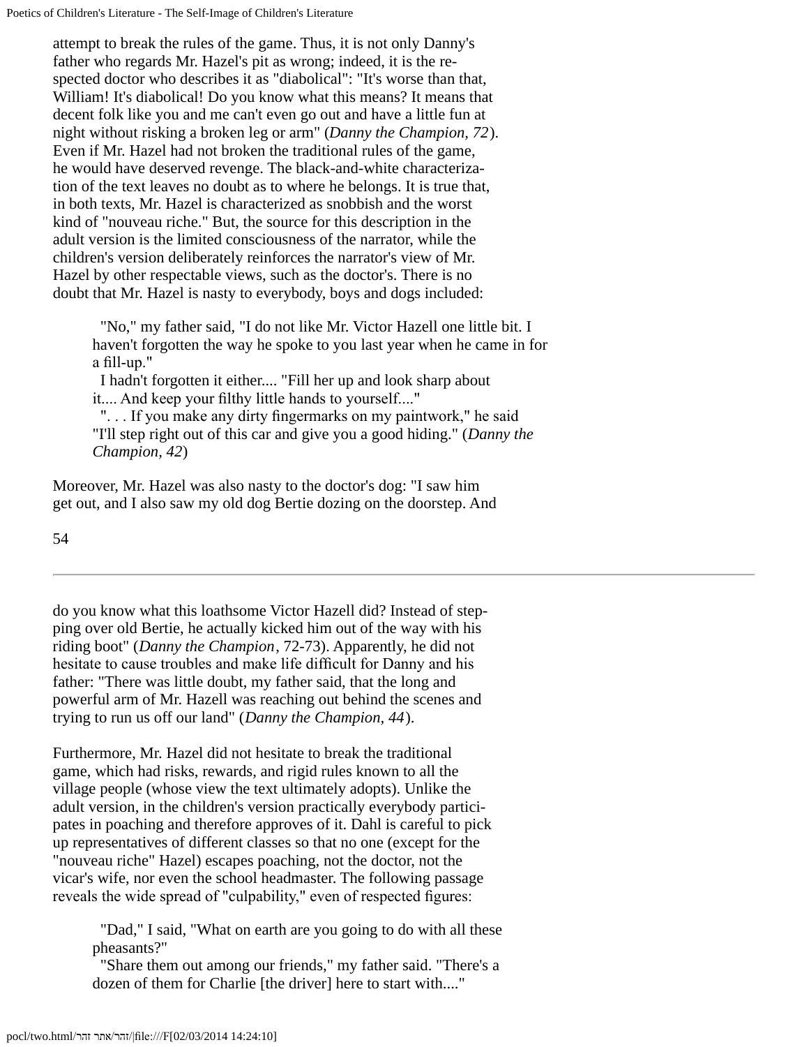attempt to break the rules of the game. Thus, it is not only Danny's father who regards Mr. Hazel's pit as wrong; indeed, it is the respected doctor who describes it as "diabolical": "It's worse than that, William! It's diabolical! Do you know what this means? It means that decent folk like you and me can't even go out and have a little fun at night without risking a broken leg or arm" (*Danny the Champion, 72*). Even if Mr. Hazel had not broken the traditional rules of the game, he would have deserved revenge. The black-and-white characterization of the text leaves no doubt as to where he belongs. It is true that, in both texts, Mr. Hazel is characterized as snobbish and the worst kind of "nouveau riche." But, the source for this description in the adult version is the limited consciousness of the narrator, while the children's version deliberately reinforces the narrator's view of Mr. Hazel by other respectable views, such as the doctor's. There is no doubt that Mr. Hazel is nasty to everybody, boys and dogs included:

> "No," my father said, "I do not like Mr. Victor Hazell one little bit. I haven't forgotten the way he spoke to you last year when he came in for a fill-up."
> I hadn't forgotten it either.... "Fill her up and look sharp about it.... And keep your filthy little hands to yourself...."
> ". . . If you make any dirty fingermarks on my paintwork," he said "I'll step right out of this car and give you a good hiding." (*Danny the Champion, 42*)

Moreover, Mr. Hazel was also nasty to the doctor's dog: "I saw him get out, and I also saw my old dog Bertie dozing on the doorstep. And do you know what this loathsome Victor Hazell did? Instead of stepping over old Bertie, he actually kicked him out of the way with his riding boot" (*Danny the Champion*, 72-73). Apparently, he did not hesitate to cause troubles and make life difficult for Danny and his father: "There was little doubt, my father said, that the long and powerful arm of Mr. Hazell was reaching out behind the scenes and trying to run us off our land" (*Danny the Champion, 44*).

Furthermore, Mr. Hazel did not hesitate to break the traditional game, which had risks, rewards, and rigid rules known to all the village people (whose view the text ultimately adopts). Unlike the adult version, in the children's version practically everybody participates in poaching and therefore approves of it. Dahl is careful to pick up representatives of different classes so that no one (except for the "nouveau riche" Hazel) escapes poaching, not the doctor, not the vicar's wife, nor even the school headmaster. The following passage reveals the wide spread of "culpability," even of respected figures:

> "Dad," I said, "What on earth are you going to do with all these pheasants?"
> "Share them out among our friends," my father said. "There's a dozen of them for Charlie [the driver] here to start with...."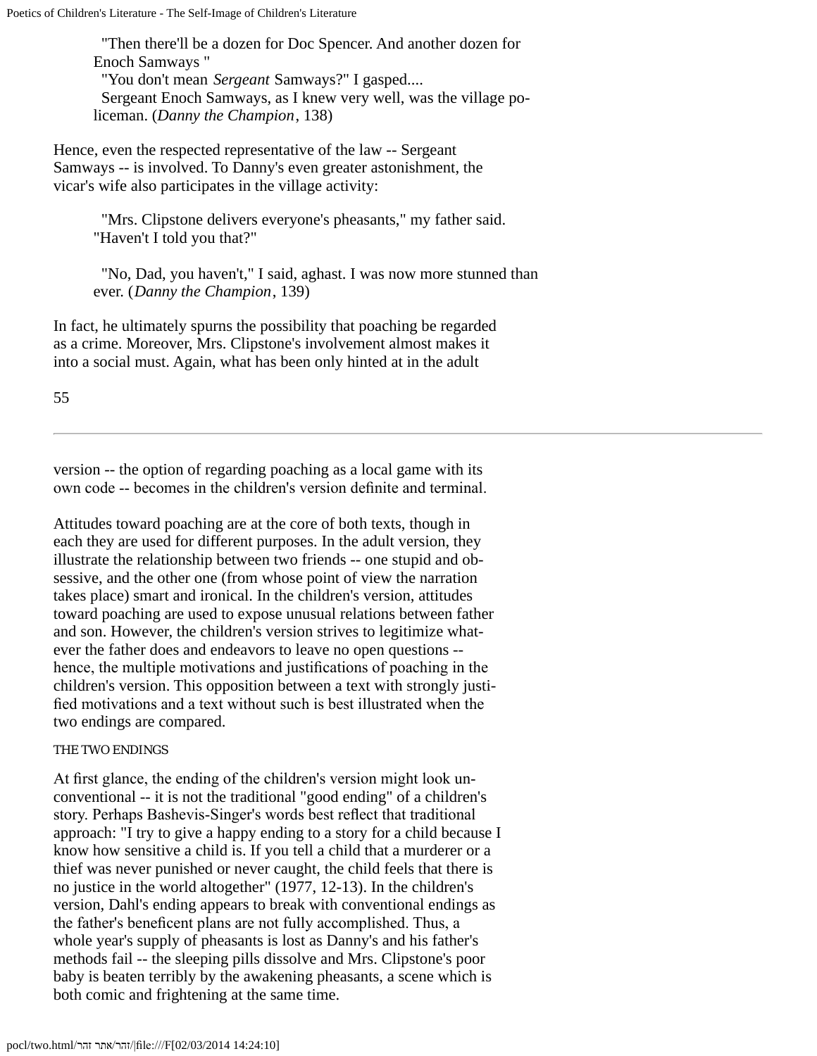> "Then there'll be a dozen for Doc Spencer. And another dozen for Enoch Samways "
> "You don't mean *Sergeant* Samways?" I gasped....
> Sergeant Enoch Samways, as I knew very well, was the village policeman. (*Danny the Champion*, 138)

Hence, even the respected representative of the law -- Sergeant Samways -- is involved. To Danny's even greater astonishment, the vicar's wife also participates in the village activity:

> "Mrs. Clipstone delivers everyone's pheasants," my father said. "Haven't I told you that?"
>
> "No, Dad, you haven't," I said, aghast. I was now more stunned than ever. (*Danny the Champion*, 139)

In fact, he ultimately spurns the possibility that poaching be regarded as a crime. Moreover, Mrs. Clipstone's involvement almost makes it into a social must. Again, what has been only hinted at in the adult version -- the option of regarding poaching as a local game with its own code -- becomes in the children's version definite and terminal.

Attitudes toward poaching are at the core of both texts, though in each they are used for different purposes. In the adult version, they illustrate the relationship between two friends -- one stupid and obsessive, and the other one (from whose point of view the narration takes place) smart and ironical. In the children's version, attitudes toward poaching are used to expose unusual relations between father and son. However, the children's version strives to legitimize whatever the father does and endeavors to leave no open questions -- hence, the multiple motivations and justifications of poaching in the children's version. This opposition between a text with strongly justified motivations and a text without such is best illustrated when the two endings are compared.

## THE TWO ENDINGS

At first glance, the ending of the children's version might look unconventional -- it is not the traditional "good ending" of a children's story. Perhaps Bashevis-Singer's words best reflect that traditional approach: "I try to give a happy ending to a story for a child because I know how sensitive a child is. If you tell a child that a murderer or a thief was never punished or never caught, the child feels that there is no justice in the world altogether" (1977, 12-13). In the children's version, Dahl's ending appears to break with conventional endings as the father's beneficent plans are not fully accomplished. Thus, a whole year's supply of pheasants is lost as Danny's and his father's methods fail -- the sleeping pills dissolve and Mrs. Clipstone's poor baby is beaten terribly by the awakening pheasants, a scene which is both comic and frightening at the same time.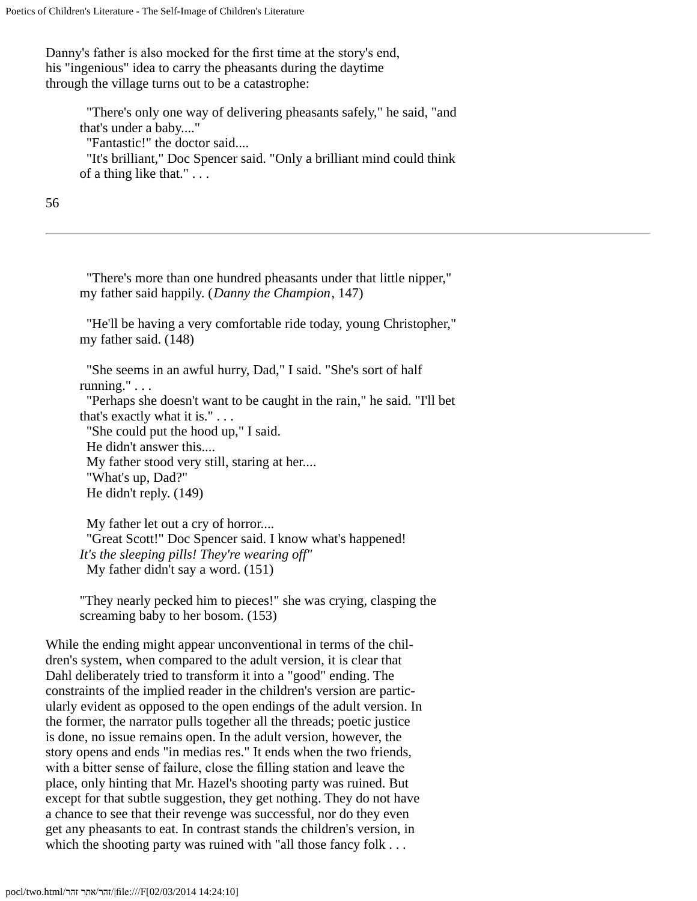Danny's father is also mocked for the first time at the story's end, his "ingenious" idea to carry the pheasants during the daytime through the village turns out to be a catastrophe:

> "There's only one way of delivering pheasants safely," he said, "and that's under a baby...."
> "Fantastic!" the doctor said....
> "It's brilliant," Doc Spencer said. "Only a brilliant mind could think of a thing like that." . . .

> "There's more than one hundred pheasants under that little nipper," my father said happily. (*Danny the Champion*, 147)

> "He'll be having a very comfortable ride today, young Christopher," my father said. (148)

> "She seems in an awful hurry, Dad," I said. "She's sort of half running." . . .
> "Perhaps she doesn't want to be caught in the rain," he said. "I'll bet that's exactly what it is." . . .
> "She could put the hood up," I said.
> He didn't answer this....
> My father stood very still, staring at her....
> "What's up, Dad?"
> He didn't reply. (149)

> My father let out a cry of horror....
> "Great Scott!" Doc Spencer said. I know what's happened! *It's the sleeping pills! They're wearing off"*
> My father didn't say a word. (151)

> "They nearly pecked him to pieces!" she was crying, clasping the screaming baby to her bosom. (153)

While the ending might appear unconventional in terms of the children's system, when compared to the adult version, it is clear that Dahl deliberately tried to transform it into a "good" ending. The constraints of the implied reader in the children's version are particularly evident as opposed to the open endings of the adult version. In the former, the narrator pulls together all the threads; poetic justice is done, no issue remains open. In the adult version, however, the story opens and ends "in medias res." It ends when the two friends, with a bitter sense of failure, close the filling station and leave the place, only hinting that Mr. Hazel's shooting party was ruined. But except for that subtle suggestion, they get nothing. They do not have a chance to see that their revenge was successful, nor do they even get any pheasants to eat. In contrast stands the children's version, in which the shooting party was ruined with "all those fancy folk . . .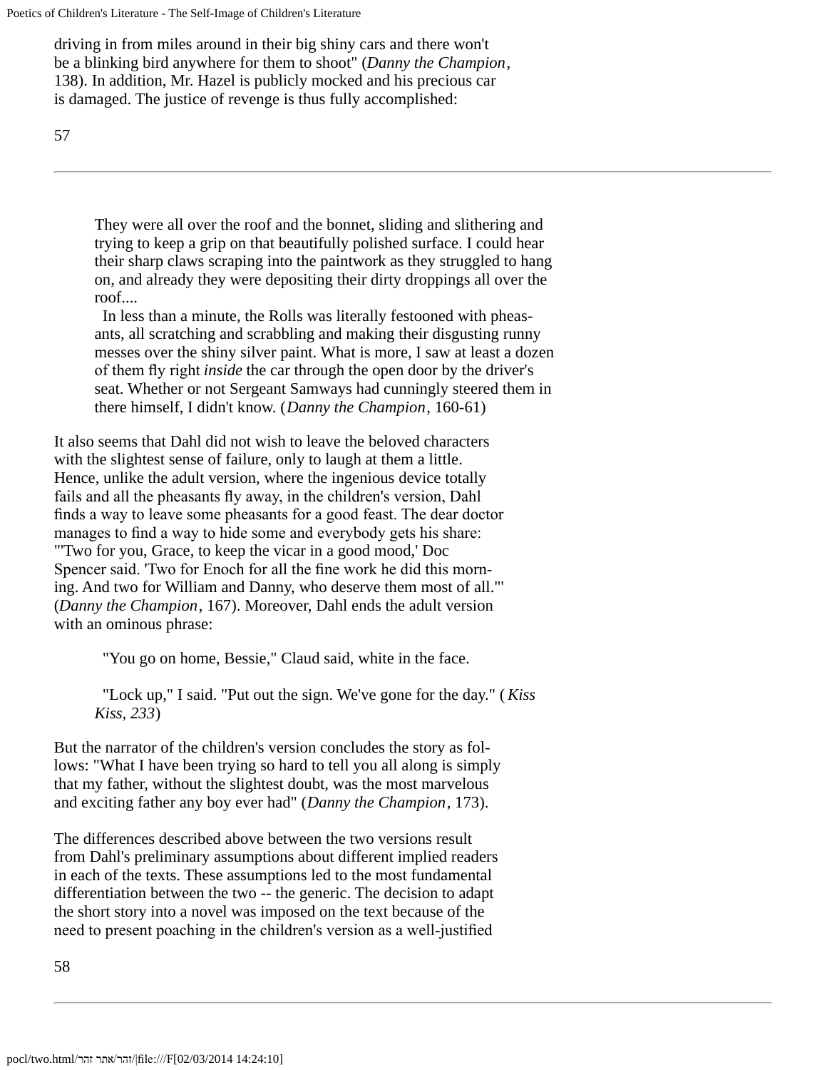driving in from miles around in their big shiny cars and there won't be a blinking bird anywhere for them to shoot" (*Danny the Champion*, 138). In addition, Mr. Hazel is publicly mocked and his precious car is damaged. The justice of revenge is thus fully accomplished:

> They were all over the roof and the bonnet, sliding and slithering and trying to keep a grip on that beautifully polished surface. I could hear their sharp claws scraping into the paintwork as they struggled to hang on, and already they were depositing their dirty droppings all over the roof....
>
> In less than a minute, the Rolls was literally festooned with pheasants, all scratching and scrabbling and making their disgusting runny messes over the shiny silver paint. What is more, I saw at least a dozen of them fly right *inside* the car through the open door by the driver's seat. Whether or not Sergeant Samways had cunningly steered them in there himself, I didn't know. (*Danny the Champion*, 160-61)

It also seems that Dahl did not wish to leave the beloved characters with the slightest sense of failure, only to laugh at them a little. Hence, unlike the adult version, where the ingenious device totally fails and all the pheasants fly away, in the children's version, Dahl finds a way to leave some pheasants for a good feast. The dear doctor manages to find a way to hide some and everybody gets his share: "'Two for you, Grace, to keep the vicar in a good mood,' Doc Spencer said. 'Two for Enoch for all the fine work he did this morning. And two for William and Danny, who deserve them most of all.'" (*Danny the Champion*, 167). Moreover, Dahl ends the adult version with an ominous phrase:

> "You go on home, Bessie," Claud said, white in the face.
>
> "Lock up," I said. "Put out the sign. We've gone for the day." (*Kiss Kiss, 233*)

But the narrator of the children's version concludes the story as follows: "What I have been trying so hard to tell you all along is simply that my father, without the slightest doubt, was the most marvelous and exciting father any boy ever had" (*Danny the Champion*, 173).

The differences described above between the two versions result from Dahl's preliminary assumptions about different implied readers in each of the texts. These assumptions led to the most fundamental differentiation between the two -- the generic. The decision to adapt the short story into a novel was imposed on the text because of the need to present poaching in the children's version as a well-justified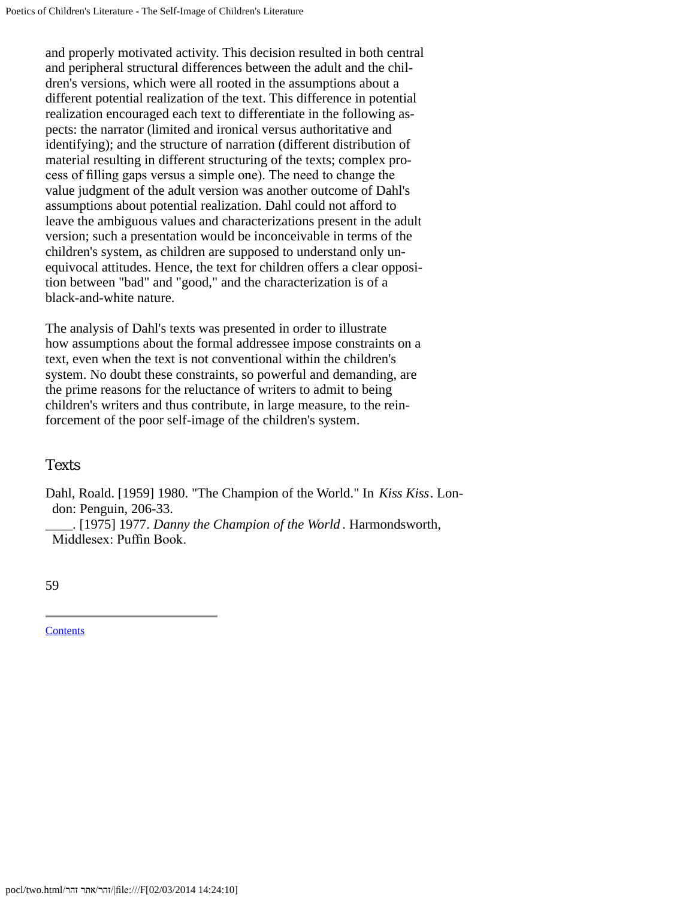and properly motivated activity. This decision resulted in both central and peripheral structural differences between the adult and the children's versions, which were all rooted in the assumptions about a different potential realization of the text. This difference in potential realization encouraged each text to differentiate in the following aspects: the narrator (limited and ironical versus authoritative and identifying); and the structure of narration (different distribution of material resulting in different structuring of the texts; complex process of filling gaps versus a simple one). The need to change the value judgment of the adult version was another outcome of Dahl's assumptions about potential realization. Dahl could not afford to leave the ambiguous values and characterizations present in the adult version; such a presentation would be inconceivable in terms of the children's system, as children are supposed to understand only unequivocal attitudes. Hence, the text for children offers a clear opposition between "bad" and "good," and the characterization is of a black-and-white nature.

The analysis of Dahl's texts was presented in order to illustrate how assumptions about the formal addressee impose constraints on a text, even when the text is not conventional within the children's system. No doubt these constraints, so powerful and demanding, are the prime reasons for the reluctance of writers to admit to being children's writers and thus contribute, in large measure, to the reinforcement of the poor self-image of the children's system.

## Texts

Dahl, Roald. [1959] 1980. "The Champion of the World." In *Kiss Kiss*. London: Penguin, 206-33.

____. [1975] 1977. *Danny the Champion of the World*. Harmondsworth, Middlesex: Puffin Book.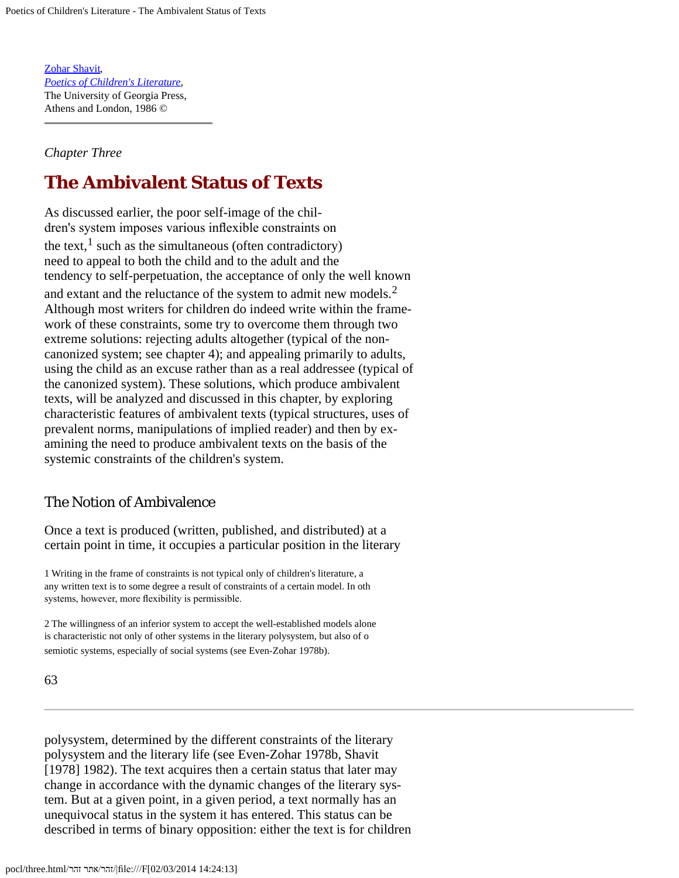Zohar Shavit,
*Poetics of Children's Literature*,
The University of Georgia Press,
Athens and London, 1986 ©

*Chapter Three*

# The Ambivalent Status of Texts

As discussed earlier, the poor self-image of the children's system imposes various inflexible constraints on the text,[1] such as the simultaneous (often contradictory) need to appeal to both the child and to the adult and the tendency to self-perpetuation, the acceptance of only the well known and extant and the reluctance of the system to admit new models.[2] Although most writers for children do indeed write within the framework of these constraints, some try to overcome them through two extreme solutions: rejecting adults altogether (typical of the non-canonized system; see chapter 4); and appealing primarily to adults, using the child as an excuse rather than as a real addressee (typical of the canonized system). These solutions, which produce ambivalent texts, will be analyzed and discussed in this chapter, by exploring characteristic features of ambivalent texts (typical structures, uses of prevalent norms, manipulations of implied reader) and then by examining the need to produce ambivalent texts on the basis of the systemic constraints of the children's system.

## The Notion of Ambivalence

Once a text is produced (written, published, and distributed) at a certain point in time, it occupies a particular position in the literary polysystem, determined by the different constraints of the literary polysystem and the literary life (see Even-Zohar 1978b, Shavit [1978] 1982). The text acquires then a certain status that later may change in accordance with the dynamic changes of the literary system. But at a given point, in a given period, a text normally has an unequivocal status in the system it has entered. This status can be described in terms of binary opposition: either the text is for children

1 Writing in the frame of constraints is not typical only of children's literature, a any written text is to some degree a result of constraints of a certain model. In oth systems, however, more flexibility is permissible.

2 The willingness of an inferior system to accept the well-established models alone is characteristic not only of other systems in the literary polysystem, but also of o semiotic systems, especially of social systems (see Even-Zohar 1978b).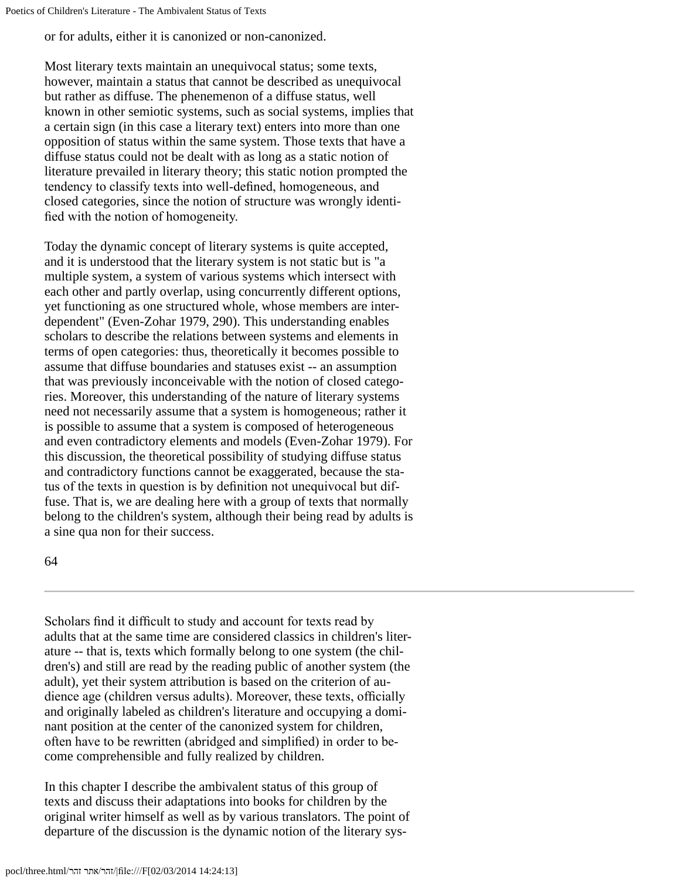or for adults, either it is canonized or non-canonized.

Most literary texts maintain an unequivocal status; some texts, however, maintain a status that cannot be described as unequivocal but rather as diffuse. The phenemenon of a diffuse status, well known in other semiotic systems, such as social systems, implies that a certain sign (in this case a literary text) enters into more than one opposition of status within the same system. Those texts that have a diffuse status could not be dealt with as long as a static notion of literature prevailed in literary theory; this static notion prompted the tendency to classify texts into well-defined, homogeneous, and closed categories, since the notion of structure was wrongly identified with the notion of homogeneity.

Today the dynamic concept of literary systems is quite accepted, and it is understood that the literary system is not static but is "a multiple system, a system of various systems which intersect with each other and partly overlap, using concurrently different options, yet functioning as one structured whole, whose members are interdependent" (Even-Zohar 1979, 290). This understanding enables scholars to describe the relations between systems and elements in terms of open categories: thus, theoretically it becomes possible to assume that diffuse boundaries and statuses exist -- an assumption that was previously inconceivable with the notion of closed categories. Moreover, this understanding of the nature of literary systems need not necessarily assume that a system is homogeneous; rather it is possible to assume that a system is composed of heterogeneous and even contradictory elements and models (Even-Zohar 1979). For this discussion, the theoretical possibility of studying diffuse status and contradictory functions cannot be exaggerated, because the status of the texts in question is by definition not unequivocal but diffuse. That is, we are dealing here with a group of texts that normally belong to the children's system, although their being read by adults is a sine qua non for their success.

Scholars find it difficult to study and account for texts read by adults that at the same time are considered classics in children's literature -- that is, texts which formally belong to one system (the children's) and still are read by the reading public of another system (the adult), yet their system attribution is based on the criterion of audience age (children versus adults). Moreover, these texts, officially and originally labeled as children's literature and occupying a dominant position at the center of the canonized system for children, often have to be rewritten (abridged and simplified) in order to become comprehensible and fully realized by children.

In this chapter I describe the ambivalent status of this group of texts and discuss their adaptations into books for children by the original writer himself as well as by various translators. The point of departure of the discussion is the dynamic notion of the literary sys-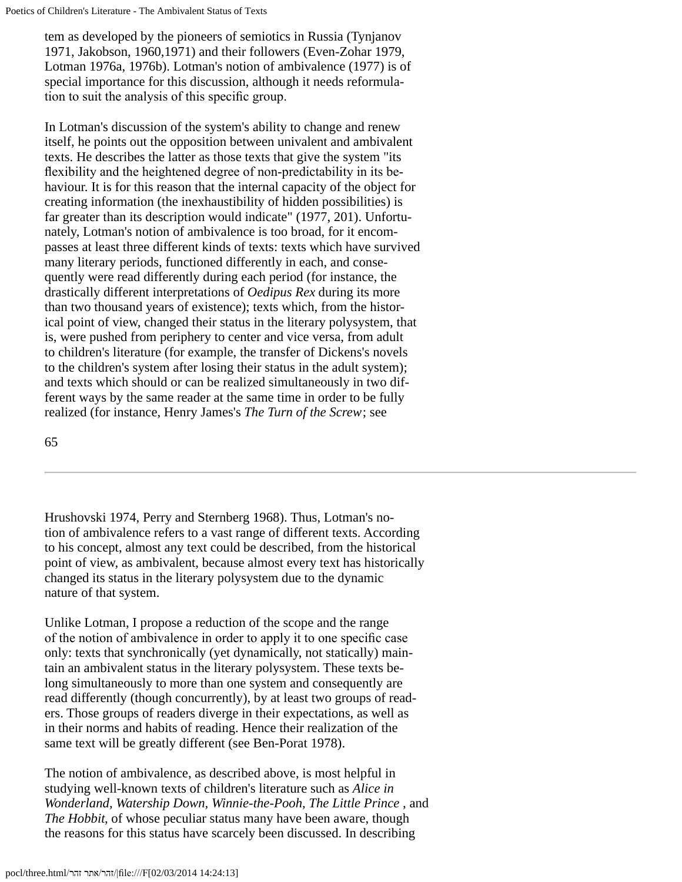tem as developed by the pioneers of semiotics in Russia (Tynjanov 1971, Jakobson, 1960,1971) and their followers (Even-Zohar 1979, Lotman 1976a, 1976b). Lotman's notion of ambivalence (1977) is of special importance for this discussion, although it needs reformulation to suit the analysis of this specific group.

In Lotman's discussion of the system's ability to change and renew itself, he points out the opposition between univalent and ambivalent texts. He describes the latter as those texts that give the system "its flexibility and the heightened degree of non-predictability in its behaviour. It is for this reason that the internal capacity of the object for creating information (the inexhaustibility of hidden possibilities) is far greater than its description would indicate" (1977, 201). Unfortunately, Lotman's notion of ambivalence is too broad, for it encompasses at least three different kinds of texts: texts which have survived many literary periods, functioned differently in each, and consequently were read differently during each period (for instance, the drastically different interpretations of *Oedipus Rex* during its more than two thousand years of existence); texts which, from the historical point of view, changed their status in the literary polysystem, that is, were pushed from periphery to center and vice versa, from adult to children's literature (for example, the transfer of Dickens's novels to the children's system after losing their status in the adult system); and texts which should or can be realized simultaneously in two different ways by the same reader at the same time in order to be fully realized (for instance, Henry James's *The Turn of the Screw*; see Hrushovski 1974, Perry and Sternberg 1968). Thus, Lotman's notion of ambivalence refers to a vast range of different texts. According to his concept, almost any text could be described, from the historical point of view, as ambivalent, because almost every text has historically changed its status in the literary polysystem due to the dynamic nature of that system.

Unlike Lotman, I propose a reduction of the scope and the range of the notion of ambivalence in order to apply it to one specific case only: texts that synchronically (yet dynamically, not statically) maintain an ambivalent status in the literary polysystem. These texts belong simultaneously to more than one system and consequently are read differently (though concurrently), by at least two groups of readers. Those groups of readers diverge in their expectations, as well as in their norms and habits of reading. Hence their realization of the same text will be greatly different (see Ben-Porat 1978).

The notion of ambivalence, as described above, is most helpful in studying well-known texts of children's literature such as *Alice in Wonderland*, *Watership Down*, *Winnie-the-Pooh*, *The Little Prince* , and *The Hobbit*, of whose peculiar status many have been aware, though the reasons for this status have scarcely been discussed. In describing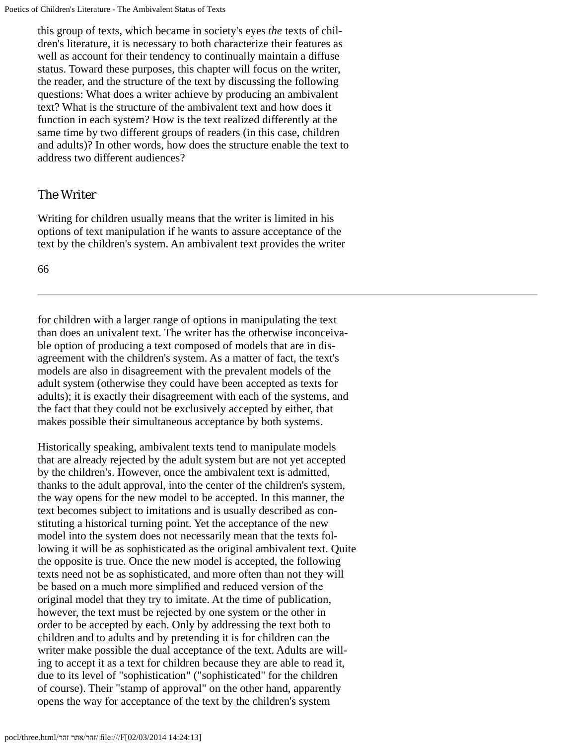this group of texts, which became in society's eyes *the* texts of children's literature, it is necessary to both characterize their features as well as account for their tendency to continually maintain a diffuse status. Toward these purposes, this chapter will focus on the writer, the reader, and the structure of the text by discussing the following questions: What does a writer achieve by producing an ambivalent text? What is the structure of the ambivalent text and how does it function in each system? How is the text realized differently at the same time by two different groups of readers (in this case, children and adults)? In other words, how does the structure enable the text to address two different audiences?

## The Writer

Writing for children usually means that the writer is limited in his options of text manipulation if he wants to assure acceptance of the text by the children's system. An ambivalent text provides the writer for children with a larger range of options in manipulating the text than does an univalent text. The writer has the otherwise inconceivable option of producing a text composed of models that are in disagreement with the children's system. As a matter of fact, the text's models are also in disagreement with the prevalent models of the adult system (otherwise they could have been accepted as texts for adults); it is exactly their disagreement with each of the systems, and the fact that they could not be exclusively accepted by either, that makes possible their simultaneous acceptance by both systems.

Historically speaking, ambivalent texts tend to manipulate models that are already rejected by the adult system but are not yet accepted by the children's. However, once the ambivalent text is admitted, thanks to the adult approval, into the center of the children's system, the way opens for the new model to be accepted. In this manner, the text becomes subject to imitations and is usually described as constituting a historical turning point. Yet the acceptance of the new model into the system does not necessarily mean that the texts following it will be as sophisticated as the original ambivalent text. Quite the opposite is true. Once the new model is accepted, the following texts need not be as sophisticated, and more often than not they will be based on a much more simplified and reduced version of the original model that they try to imitate. At the time of publication, however, the text must be rejected by one system or the other in order to be accepted by each. Only by addressing the text both to children and to adults and by pretending it is for children can the writer make possible the dual acceptance of the text. Adults are willing to accept it as a text for children because they are able to read it, due to its level of "sophistication" ("sophisticated" for the children of course). Their "stamp of approval" on the other hand, apparently opens the way for acceptance of the text by the children's system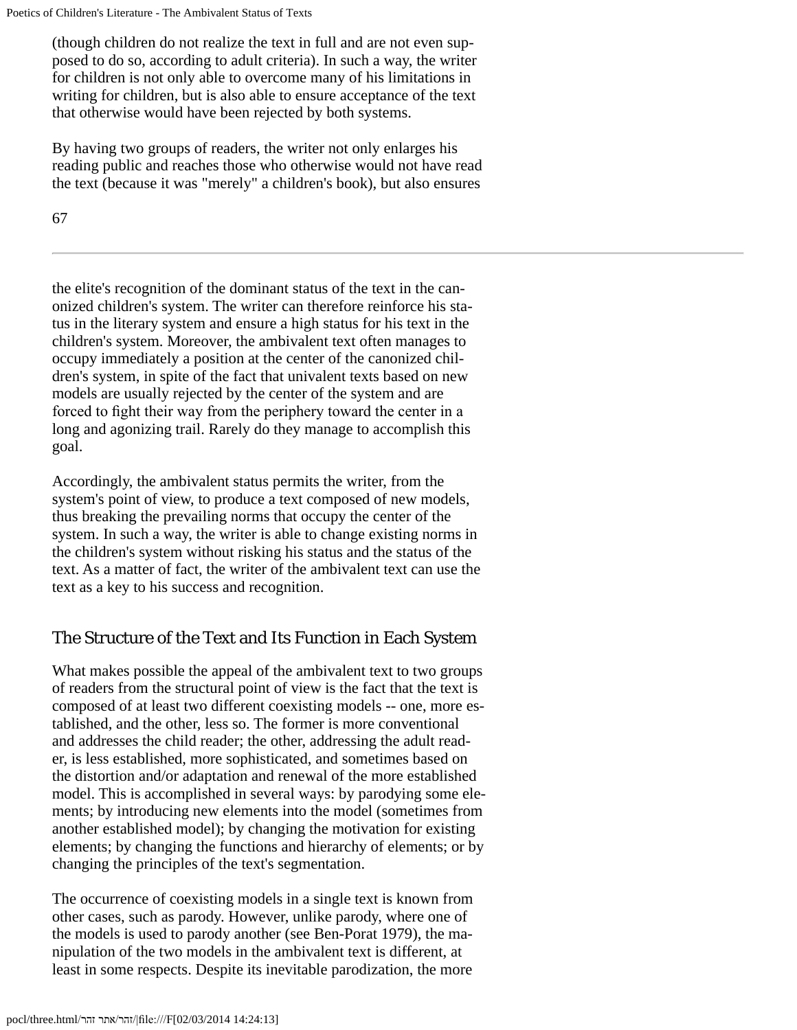(though children do not realize the text in full and are not even supposed to do so, according to adult criteria). In such a way, the writer for children is not only able to overcome many of his limitations in writing for children, but is also able to ensure acceptance of the text that otherwise would have been rejected by both systems.

By having two groups of readers, the writer not only enlarges his reading public and reaches those who otherwise would not have read the text (because it was "merely" a children's book), but also ensures the elite's recognition of the dominant status of the text in the canonized children's system. The writer can therefore reinforce his status in the literary system and ensure a high status for his text in the children's system. Moreover, the ambivalent text often manages to occupy immediately a position at the center of the canonized children's system, in spite of the fact that univalent texts based on new models are usually rejected by the center of the system and are forced to fight their way from the periphery toward the center in a long and agonizing trail. Rarely do they manage to accomplish this goal.

Accordingly, the ambivalent status permits the writer, from the system's point of view, to produce a text composed of new models, thus breaking the prevailing norms that occupy the center of the system. In such a way, the writer is able to change existing norms in the children's system without risking his status and the status of the text. As a matter of fact, the writer of the ambivalent text can use the text as a key to his success and recognition.

## The Structure of the Text and Its Function in Each System

What makes possible the appeal of the ambivalent text to two groups of readers from the structural point of view is the fact that the text is composed of at least two different coexisting models -- one, more established, and the other, less so. The former is more conventional and addresses the child reader; the other, addressing the adult reader, is less established, more sophisticated, and sometimes based on the distortion and/or adaptation and renewal of the more established model. This is accomplished in several ways: by parodying some elements; by introducing new elements into the model (sometimes from another established model); by changing the motivation for existing elements; by changing the functions and hierarchy of elements; or by changing the principles of the text's segmentation.

The occurrence of coexisting models in a single text is known from other cases, such as parody. However, unlike parody, where one of the models is used to parody another (see Ben-Porat 1979), the manipulation of the two models in the ambivalent text is different, at least in some respects. Despite its inevitable parodization, the more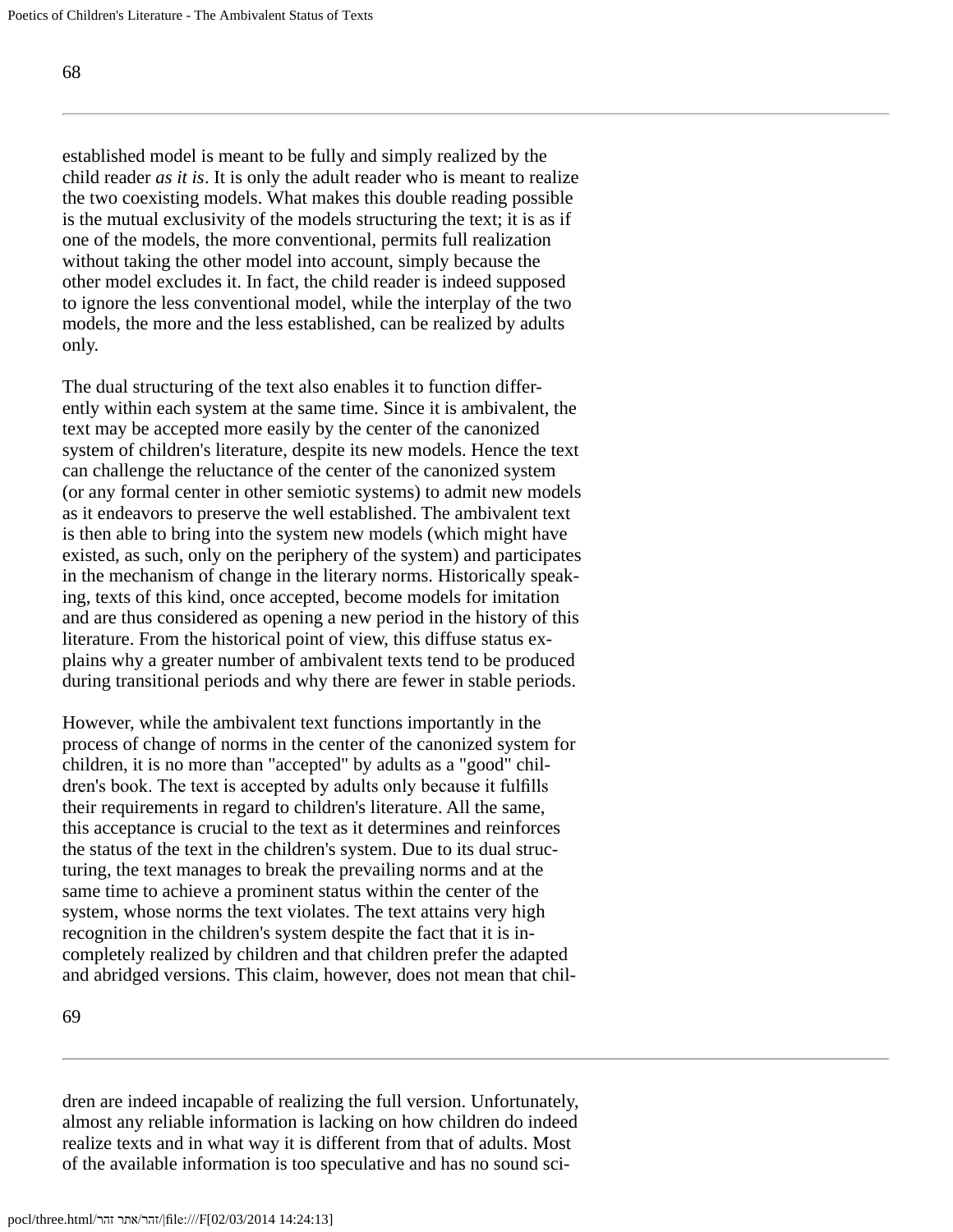established model is meant to be fully and simply realized by the child reader *as it is*. It is only the adult reader who is meant to realize the two coexisting models. What makes this double reading possible is the mutual exclusivity of the models structuring the text; it is as if one of the models, the more conventional, permits full realization without taking the other model into account, simply because the other model excludes it. In fact, the child reader is indeed supposed to ignore the less conventional model, while the interplay of the two models, the more and the less established, can be realized by adults only.

The dual structuring of the text also enables it to function differently within each system at the same time. Since it is ambivalent, the text may be accepted more easily by the center of the canonized system of children's literature, despite its new models. Hence the text can challenge the reluctance of the center of the canonized system (or any formal center in other semiotic systems) to admit new models as it endeavors to preserve the well established. The ambivalent text is then able to bring into the system new models (which might have existed, as such, only on the periphery of the system) and participates in the mechanism of change in the literary norms. Historically speaking, texts of this kind, once accepted, become models for imitation and are thus considered as opening a new period in the history of this literature. From the historical point of view, this diffuse status explains why a greater number of ambivalent texts tend to be produced during transitional periods and why there are fewer in stable periods.

However, while the ambivalent text functions importantly in the process of change of norms in the center of the canonized system for children, it is no more than "accepted" by adults as a "good" children's book. The text is accepted by adults only because it fulfills their requirements in regard to children's literature. All the same, this acceptance is crucial to the text as it determines and reinforces the status of the text in the children's system. Due to its dual structuring, the text manages to break the prevailing norms and at the same time to achieve a prominent status within the center of the system, whose norms the text violates. The text attains very high recognition in the children's system despite the fact that it is incompletely realized by children and that children prefer the adapted and abridged versions. This claim, however, does not mean that children are indeed incapable of realizing the full version. Unfortunately, almost any reliable information is lacking on how children do indeed realize texts and in what way it is different from that of adults. Most of the available information is too speculative and has no sound sci-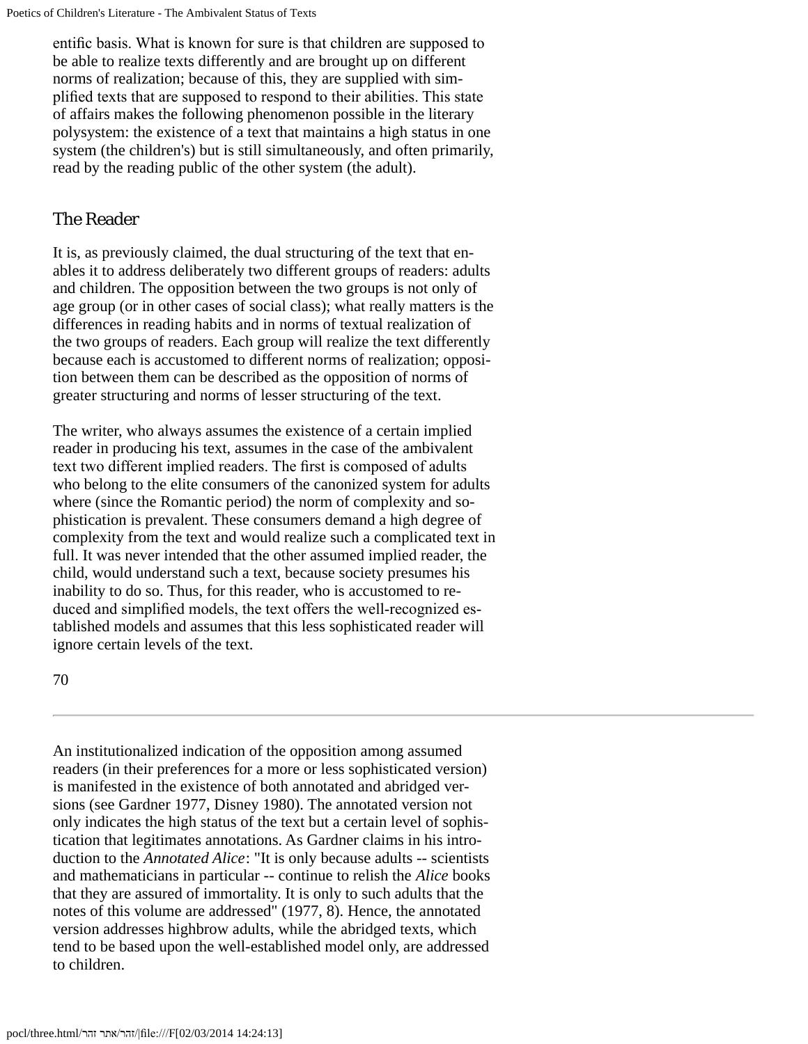entific basis. What is known for sure is that children are supposed to be able to realize texts differently and are brought up on different norms of realization; because of this, they are supplied with simplified texts that are supposed to respond to their abilities. This state of affairs makes the following phenomenon possible in the literary polysystem: the existence of a text that maintains a high status in one system (the children's) but is still simultaneously, and often primarily, read by the reading public of the other system (the adult).

## The Reader

It is, as previously claimed, the dual structuring of the text that enables it to address deliberately two different groups of readers: adults and children. The opposition between the two groups is not only of age group (or in other cases of social class); what really matters is the differences in reading habits and in norms of textual realization of the two groups of readers. Each group will realize the text differently because each is accustomed to different norms of realization; opposition between them can be described as the opposition of norms of greater structuring and norms of lesser structuring of the text.

The writer, who always assumes the existence of a certain implied reader in producing his text, assumes in the case of the ambivalent text two different implied readers. The first is composed of adults who belong to the elite consumers of the canonized system for adults where (since the Romantic period) the norm of complexity and sophistication is prevalent. These consumers demand a high degree of complexity from the text and would realize such a complicated text in full. It was never intended that the other assumed implied reader, the child, would understand such a text, because society presumes his inability to do so. Thus, for this reader, who is accustomed to reduced and simplified models, the text offers the well-recognized established models and assumes that this less sophisticated reader will ignore certain levels of the text.

An institutionalized indication of the opposition among assumed readers (in their preferences for a more or less sophisticated version) is manifested in the existence of both annotated and abridged versions (see Gardner 1977, Disney 1980). The annotated version not only indicates the high status of the text but a certain level of sophistication that legitimates annotations. As Gardner claims in his introduction to the *Annotated Alice*: "It is only because adults -- scientists and mathematicians in particular -- continue to relish the *Alice* books that they are assured of immortality. It is only to such adults that the notes of this volume are addressed" (1977, 8). Hence, the annotated version addresses highbrow adults, while the abridged texts, which tend to be based upon the well-established model only, are addressed to children.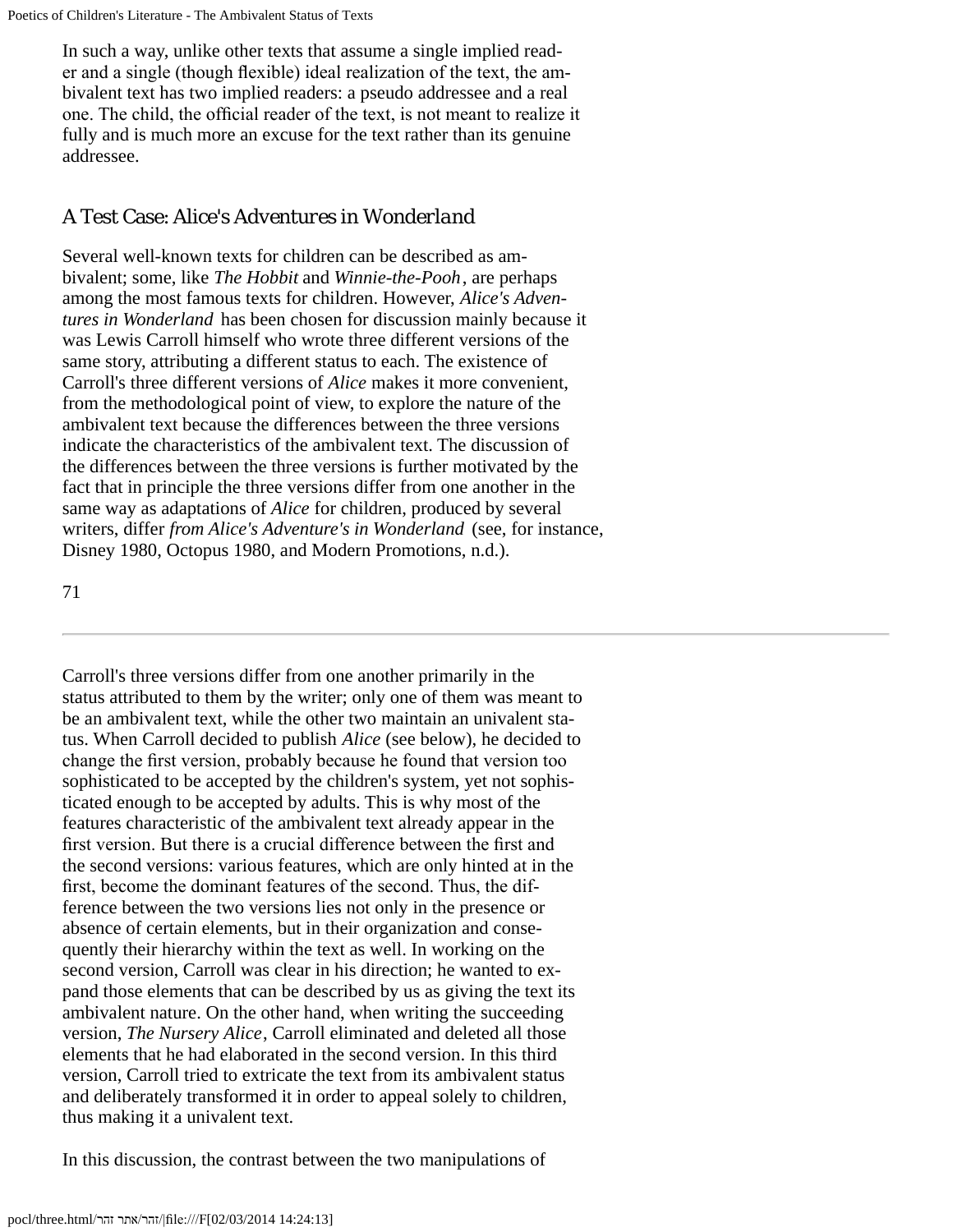In such a way, unlike other texts that assume a single implied reader and a single (though flexible) ideal realization of the text, the ambivalent text has two implied readers: a pseudo addressee and a real one. The child, the official reader of the text, is not meant to realize it fully and is much more an excuse for the text rather than its genuine addressee.

## A Test Case: *Alice's Adventures in Wonderland*

Several well-known texts for children can be described as ambivalent; some, like *The Hobbit* and *Winnie-the-Pooh*, are perhaps among the most famous texts for children. However, *Alice's Adventures in Wonderland* has been chosen for discussion mainly because it was Lewis Carroll himself who wrote three different versions of the same story, attributing a different status to each. The existence of Carroll's three different versions of *Alice* makes it more convenient, from the methodological point of view, to explore the nature of the ambivalent text because the differences between the three versions indicate the characteristics of the ambivalent text. The discussion of the differences between the three versions is further motivated by the fact that in principle the three versions differ from one another in the same way as adaptations of *Alice* for children, produced by several writers, differ *from Alice's Adventure's in Wonderland* (see, for instance, Disney 1980, Octopus 1980, and Modern Promotions, n.d.).

Carroll's three versions differ from one another primarily in the status attributed to them by the writer; only one of them was meant to be an ambivalent text, while the other two maintain an univalent status. When Carroll decided to publish *Alice* (see below), he decided to change the first version, probably because he found that version too sophisticated to be accepted by the children's system, yet not sophisticated enough to be accepted by adults. This is why most of the features characteristic of the ambivalent text already appear in the first version. But there is a crucial difference between the first and the second versions: various features, which are only hinted at in the first, become the dominant features of the second. Thus, the difference between the two versions lies not only in the presence or absence of certain elements, but in their organization and consequently their hierarchy within the text as well. In working on the second version, Carroll was clear in his direction; he wanted to expand those elements that can be described by us as giving the text its ambivalent nature. On the other hand, when writing the succeeding version, *The Nursery Alice*, Carroll eliminated and deleted all those elements that he had elaborated in the second version. In this third version, Carroll tried to extricate the text from its ambivalent status and deliberately transformed it in order to appeal solely to children, thus making it a univalent text.

In this discussion, the contrast between the two manipulations of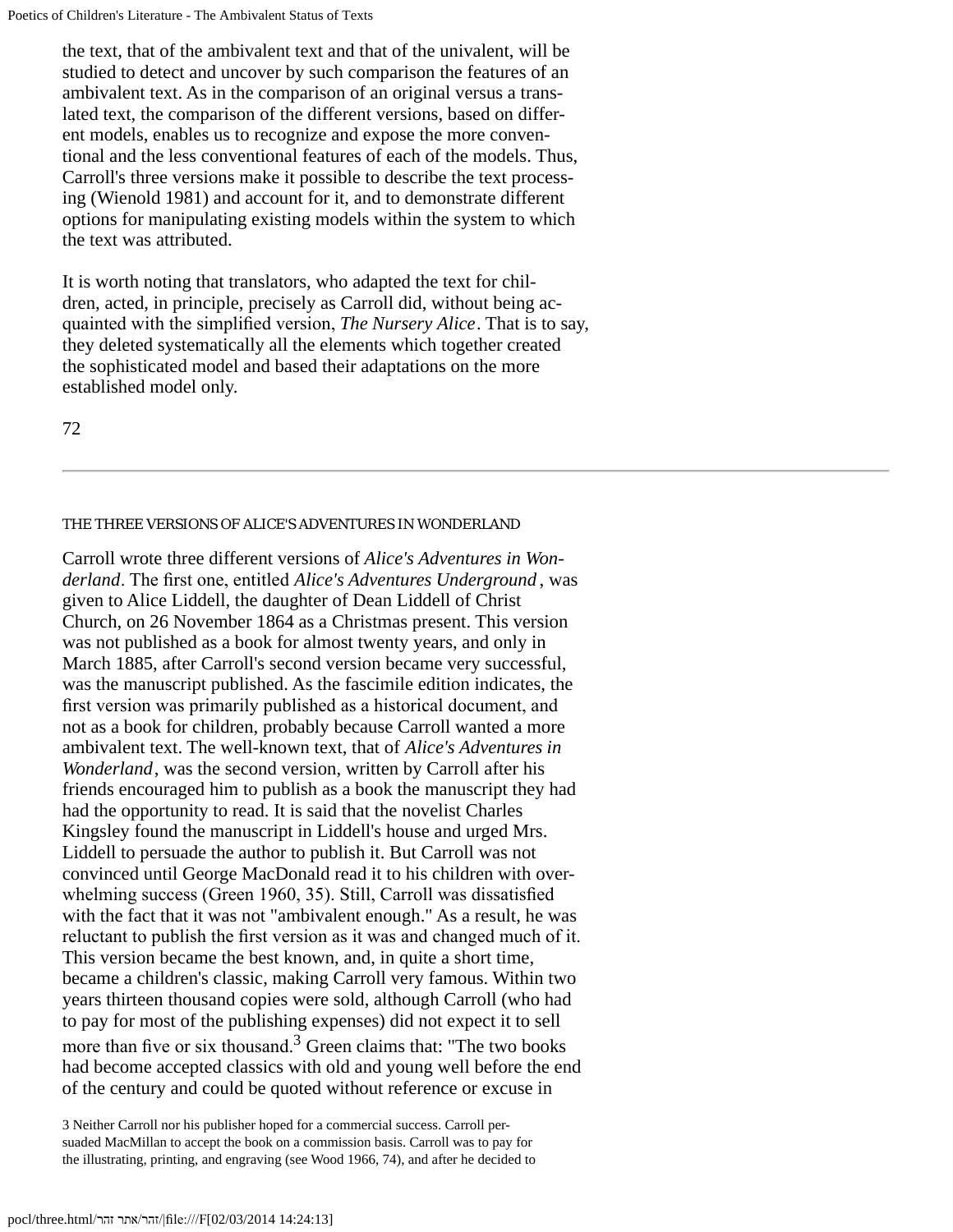the text, that of the ambivalent text and that of the univalent, will be studied to detect and uncover by such comparison the features of an ambivalent text. As in the comparison of an original versus a translated text, the comparison of the different versions, based on different models, enables us to recognize and expose the more conventional and the less conventional features of each of the models. Thus, Carroll's three versions make it possible to describe the text processing (Wienold 1981) and account for it, and to demonstrate different options for manipulating existing models within the system to which the text was attributed.

It is worth noting that translators, who adapted the text for children, acted, in principle, precisely as Carroll did, without being acquainted with the simplified version, *The Nursery Alice*. That is to say, they deleted systematically all the elements which together created the sophisticated model and based their adaptations on the more established model only.

## THE THREE VERSIONS OF ALICE'S ADVENTURES IN WONDERLAND

Carroll wrote three different versions of *Alice's Adventures in Wonderland*. The first one, entitled *Alice's Adventures Underground*, was given to Alice Liddell, the daughter of Dean Liddell of Christ Church, on 26 November 1864 as a Christmas present. This version was not published as a book for almost twenty years, and only in March 1885, after Carroll's second version became very successful, was the manuscript published. As the fascimile edition indicates, the first version was primarily published as a historical document, and not as a book for children, probably because Carroll wanted a more ambivalent text. The well-known text, that of *Alice's Adventures in Wonderland*, was the second version, written by Carroll after his friends encouraged him to publish as a book the manuscript they had had the opportunity to read. It is said that the novelist Charles Kingsley found the manuscript in Liddell's house and urged Mrs. Liddell to persuade the author to publish it. But Carroll was not convinced until George MacDonald read it to his children with overwhelming success (Green 1960, 35). Still, Carroll was dissatisfied with the fact that it was not "ambivalent enough." As a result, he was reluctant to publish the first version as it was and changed much of it. This version became the best known, and, in quite a short time, became a children's classic, making Carroll very famous. Within two years thirteen thousand copies were sold, although Carroll (who had to pay for most of the publishing expenses) did not expect it to sell more than five or six thousand.[3] Green claims that: "The two books had become accepted classics with old and young well before the end of the century and could be quoted without reference or excuse in

3 Neither Carroll nor his publisher hoped for a commercial success. Carroll persuaded MacMillan to accept the book on a commission basis. Carroll was to pay for the illustrating, printing, and engraving (see Wood 1966, 74), and after he decided to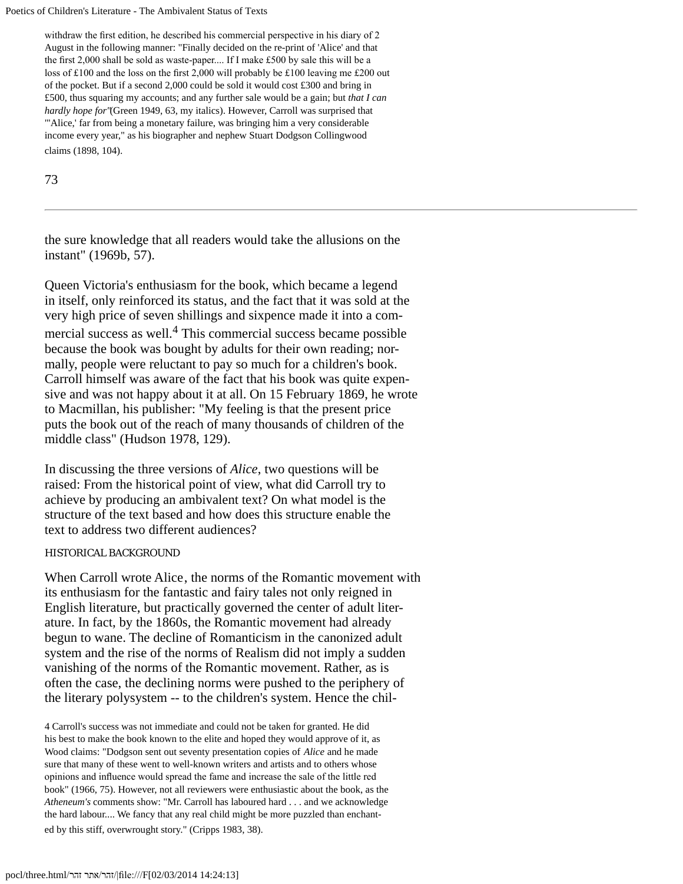withdraw the first edition, he described his commercial perspective in his diary of 2 August in the following manner: "Finally decided on the re-print of 'Alice' and that the first 2,000 shall be sold as waste-paper.... If I make £500 by sale this will be a loss of £100 and the loss on the first 2,000 will probably be £100 leaving me £200 out of the pocket. But if a second 2,000 could be sold it would cost £300 and bring in £500, thus squaring my accounts; and any further sale would be a gain; but *that I can hardly hope for"*(Green 1949, 63, my italics). However, Carroll was surprised that "'Alice,' far from being a monetary failure, was bringing him a very considerable income every year," as his biographer and nephew Stuart Dodgson Collingwood claims (1898, 104).

---

the sure knowledge that all readers would take the allusions on the instant" (1969b, 57).

Queen Victoria's enthusiasm for the book, which became a legend in itself, only reinforced its status, and the fact that it was sold at the very high price of seven shillings and sixpence made it into a commercial success as well.[4] This commercial success became possible because the book was bought by adults for their own reading; normally, people were reluctant to pay so much for a children's book. Carroll himself was aware of the fact that his book was quite expensive and was not happy about it at all. On 15 February 1869, he wrote to Macmillan, his publisher: "My feeling is that the present price puts the book out of the reach of many thousands of children of the middle class" (Hudson 1978, 129).

In discussing the three versions of *Alice*, two questions will be raised: From the historical point of view, what did Carroll try to achieve by producing an ambivalent text? On what model is the structure of the text based and how does this structure enable the text to address two different audiences?

### HISTORICAL BACKGROUND

When Carroll wrote Alice, the norms of the Romantic movement with its enthusiasm for the fantastic and fairy tales not only reigned in English literature, but practically governed the center of adult literature. In fact, by the 1860s, the Romantic movement had already begun to wane. The decline of Romanticism in the canonized adult system and the rise of the norms of Realism did not imply a sudden vanishing of the norms of the Romantic movement. Rather, as is often the case, the declining norms were pushed to the periphery of the literary polysystem -- to the children's system. Hence the chil-

4 Carroll's success was not immediate and could not be taken for granted. He did his best to make the book known to the elite and hoped they would approve of it, as Wood claims: "Dodgson sent out seventy presentation copies of *Alice* and he made sure that many of these went to well-known writers and artists and to others whose opinions and influence would spread the fame and increase the sale of the little red book" (1966, 75). However, not all reviewers were enthusiastic about the book, as the *Atheneum's* comments show: "Mr. Carroll has laboured hard . . . and we acknowledge the hard labour.... We fancy that any real child might be more puzzled than enchanted by this stiff, overwrought story." (Cripps 1983, 38).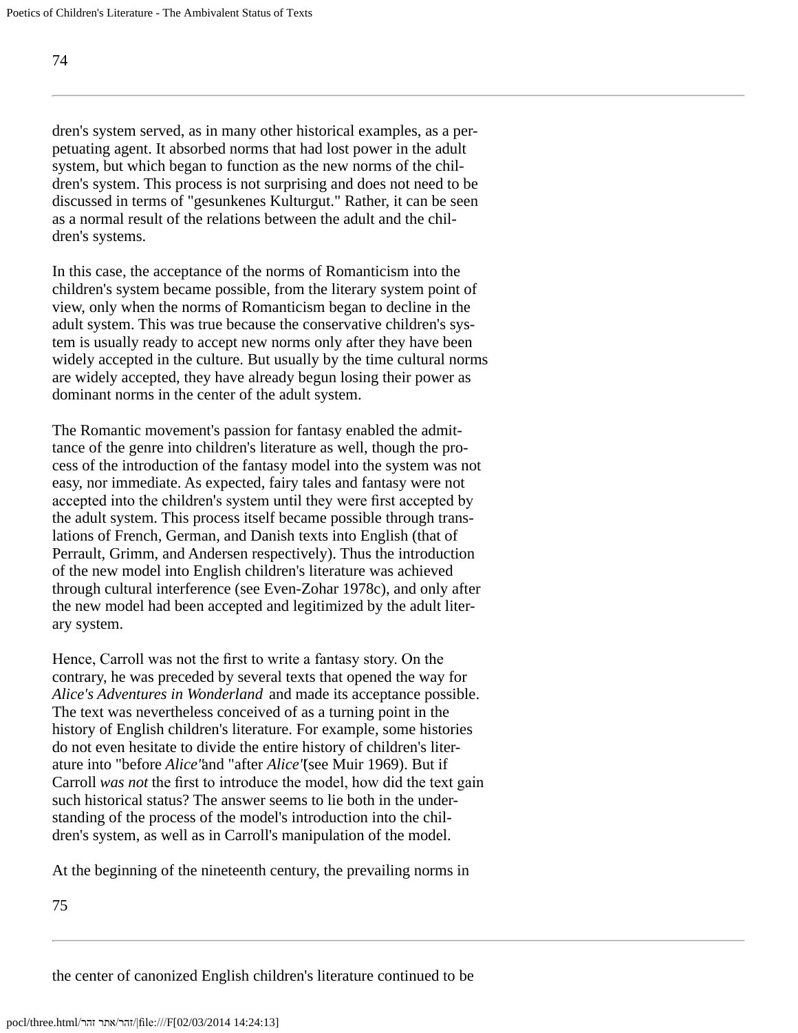dren's system served, as in many other historical examples, as a perpetuating agent. It absorbed norms that had lost power in the adult system, but which began to function as the new norms of the children's system. This process is not surprising and does not need to be discussed in terms of "gesunkenes Kulturgut." Rather, it can be seen as a normal result of the relations between the adult and the children's systems.

In this case, the acceptance of the norms of Romanticism into the children's system became possible, from the literary system point of view, only when the norms of Romanticism began to decline in the adult system. This was true because the conservative children's system is usually ready to accept new norms only after they have been widely accepted in the culture. But usually by the time cultural norms are widely accepted, they have already begun losing their power as dominant norms in the center of the adult system.

The Romantic movement's passion for fantasy enabled the admittance of the genre into children's literature as well, though the process of the introduction of the fantasy model into the system was not easy, nor immediate. As expected, fairy tales and fantasy were not accepted into the children's system until they were first accepted by the adult system. This process itself became possible through translations of French, German, and Danish texts into English (that of Perrault, Grimm, and Andersen respectively). Thus the introduction of the new model into English children's literature was achieved through cultural interference (see Even-Zohar 1978c), and only after the new model had been accepted and legitimized by the adult literary system.

Hence, Carroll was not the first to write a fantasy story. On the contrary, he was preceded by several texts that opened the way for *Alice's Adventures in Wonderland* and made its acceptance possible. The text was nevertheless conceived of as a turning point in the history of English children's literature. For example, some histories do not even hesitate to divide the entire history of children's literature into "before *Alice*" and "after *Alice*" (see Muir 1969). But if Carroll *was not* the first to introduce the model, how did the text gain such historical status? The answer seems to lie both in the understanding of the process of the model's introduction into the children's system, as well as in Carroll's manipulation of the model.

At the beginning of the nineteenth century, the prevailing norms in the center of canonized English children's literature continued to be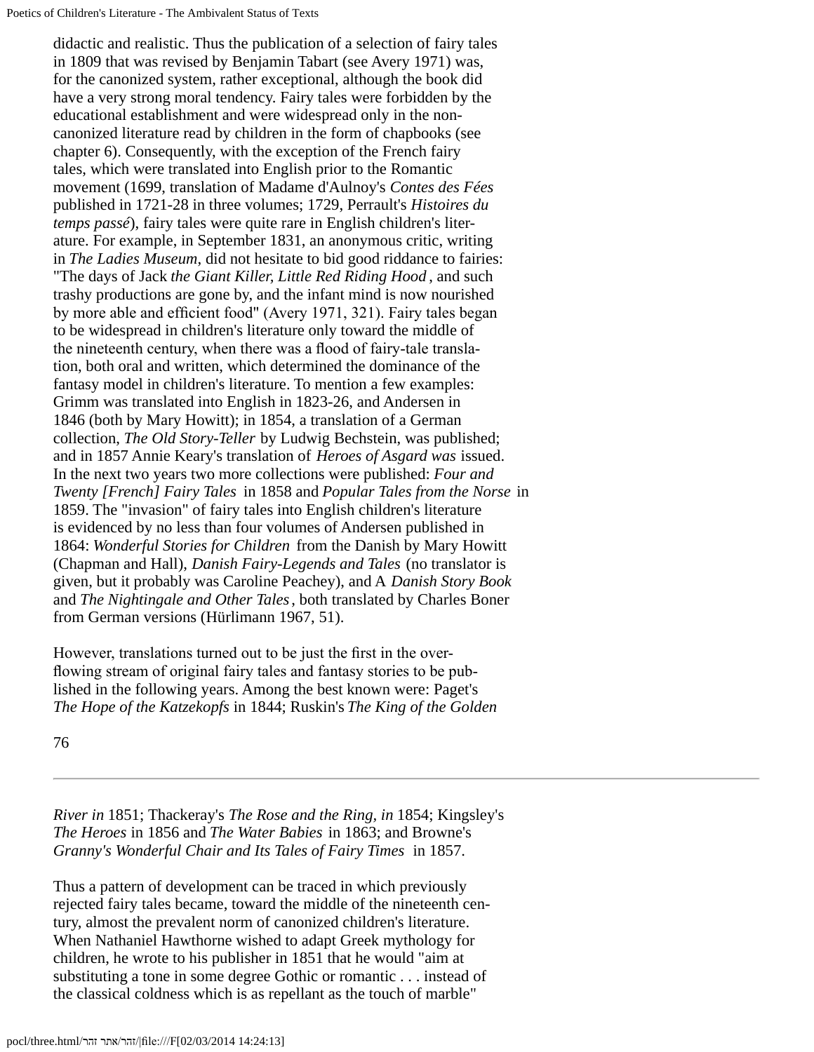didactic and realistic. Thus the publication of a selection of fairy tales in 1809 that was revised by Benjamin Tabart (see Avery 1971) was, for the canonized system, rather exceptional, although the book did have a very strong moral tendency. Fairy tales were forbidden by the educational establishment and were widespread only in the non-canonized literature read by children in the form of chapbooks (see chapter 6). Consequently, with the exception of the French fairy tales, which were translated into English prior to the Romantic movement (1699, translation of Madame d'Aulnoy's *Contes des Fées* published in 1721-28 in three volumes; 1729, Perrault's *Histoires du temps passé*), fairy tales were quite rare in English children's literature. For example, in September 1831, an anonymous critic, writing in *The Ladies Museum*, did not hesitate to bid good riddance to fairies: "The days of Jack *the Giant Killer, Little Red Riding Hood*, and such trashy productions are gone by, and the infant mind is now nourished by more able and efficient food" (Avery 1971, 321). Fairy tales began to be widespread in children's literature only toward the middle of the nineteenth century, when there was a flood of fairy-tale translation, both oral and written, which determined the dominance of the fantasy model in children's literature. To mention a few examples: Grimm was translated into English in 1823-26, and Andersen in 1846 (both by Mary Howitt); in 1854, a translation of a German collection, *The Old Story-Teller* by Ludwig Bechstein, was published; and in 1857 Annie Keary's translation of *Heroes of Asgard was* issued. In the next two years two more collections were published: *Four and Twenty [French] Fairy Tales* in 1858 and *Popular Tales from the Norse* in 1859. The "invasion" of fairy tales into English children's literature is evidenced by no less than four volumes of Andersen published in 1864: *Wonderful Stories for Children* from the Danish by Mary Howitt (Chapman and Hall), *Danish Fairy-Legends and Tales* (no translator is given, but it probably was Caroline Peachey), and A *Danish Story Book* and *The Nightingale and Other Tales*, both translated by Charles Boner from German versions (Hürlimann 1967, 51).

However, translations turned out to be just the first in the overflowing stream of original fairy tales and fantasy stories to be published in the following years. Among the best known were: Paget's *The Hope of the Katzekopfs* in 1844; Ruskin's *The King of the Golden River in* 1851; Thackeray's *The Rose and the Ring, in* 1854; Kingsley's *The Heroes* in 1856 and *The Water Babies* in 1863; and Browne's *Granny's Wonderful Chair and Its Tales of Fairy Times* in 1857.

Thus a pattern of development can be traced in which previously rejected fairy tales became, toward the middle of the nineteenth century, almost the prevalent norm of canonized children's literature. When Nathaniel Hawthorne wished to adapt Greek mythology for children, he wrote to his publisher in 1851 that he would "aim at substituting a tone in some degree Gothic or romantic . . . instead of the classical coldness which is as repellant as the touch of marble"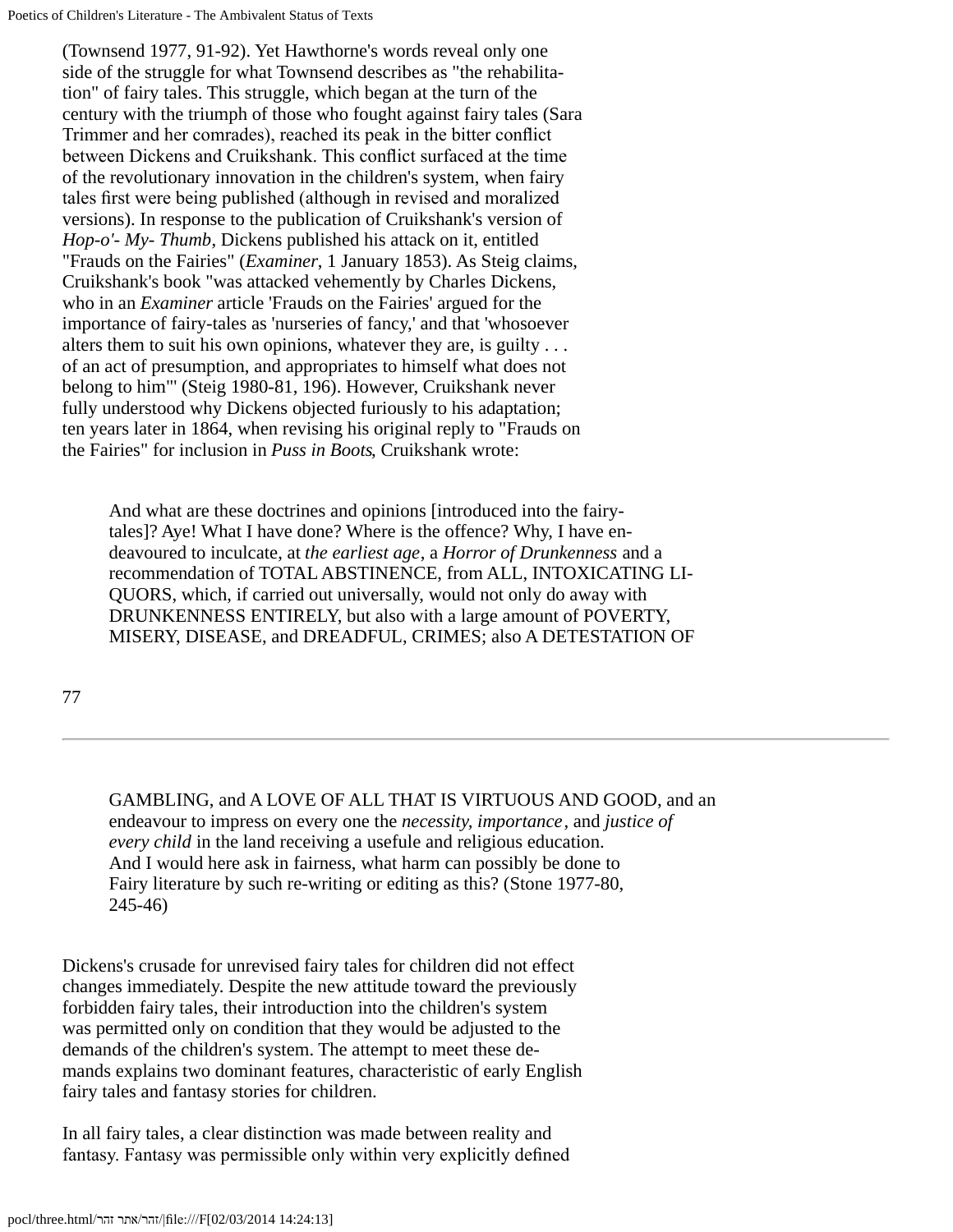(Townsend 1977, 91-92). Yet Hawthorne's words reveal only one side of the struggle for what Townsend describes as "the rehabilitation" of fairy tales. This struggle, which began at the turn of the century with the triumph of those who fought against fairy tales (Sara Trimmer and her comrades), reached its peak in the bitter conflict between Dickens and Cruikshank. This conflict surfaced at the time of the revolutionary innovation in the children's system, when fairy tales first were being published (although in revised and moralized versions). In response to the publication of Cruikshank's version of *Hop-o'- My- Thumb*, Dickens published his attack on it, entitled "Frauds on the Fairies" (*Examiner*, 1 January 1853). As Steig claims, Cruikshank's book "was attacked vehemently by Charles Dickens, who in an *Examiner* article 'Frauds on the Fairies' argued for the importance of fairy-tales as 'nurseries of fancy,' and that 'whosoever alters them to suit his own opinions, whatever they are, is guilty . . . of an act of presumption, and appropriates to himself what does not belong to him'" (Steig 1980-81, 196). However, Cruikshank never fully understood why Dickens objected furiously to his adaptation; ten years later in 1864, when revising his original reply to "Frauds on the Fairies" for inclusion in *Puss in Boots*, Cruikshank wrote:

> And what are these doctrines and opinions [introduced into the fairy-tales]? Aye! What I have done? Where is the offence? Why, I have endeavoured to inculcate, at *the earliest age*, a *Horror of Drunkenness* and a recommendation of TOTAL ABSTINENCE, from ALL, INTOXICATING LIQUORS, which, if carried out universally, would not only do away with DRUNKENNESS ENTIRELY, but also with a large amount of POVERTY, MISERY, DISEASE, and DREADFUL, CRIMES; also A DETESTATION OF GAMBLING, and A LOVE OF ALL THAT IS VIRTUOUS AND GOOD, and an endeavour to impress on every one the *necessity, importance*, and *justice of every child* in the land receiving a usefule and religious education. And I would here ask in fairness, what harm can possibly be done to Fairy literature by such re-writing or editing as this? (Stone 1977-80, 245-46)

Dickens's crusade for unrevised fairy tales for children did not effect changes immediately. Despite the new attitude toward the previously forbidden fairy tales, their introduction into the children's system was permitted only on condition that they would be adjusted to the demands of the children's system. The attempt to meet these demands explains two dominant features, characteristic of early English fairy tales and fantasy stories for children.

In all fairy tales, a clear distinction was made between reality and fantasy. Fantasy was permissible only within very explicitly defined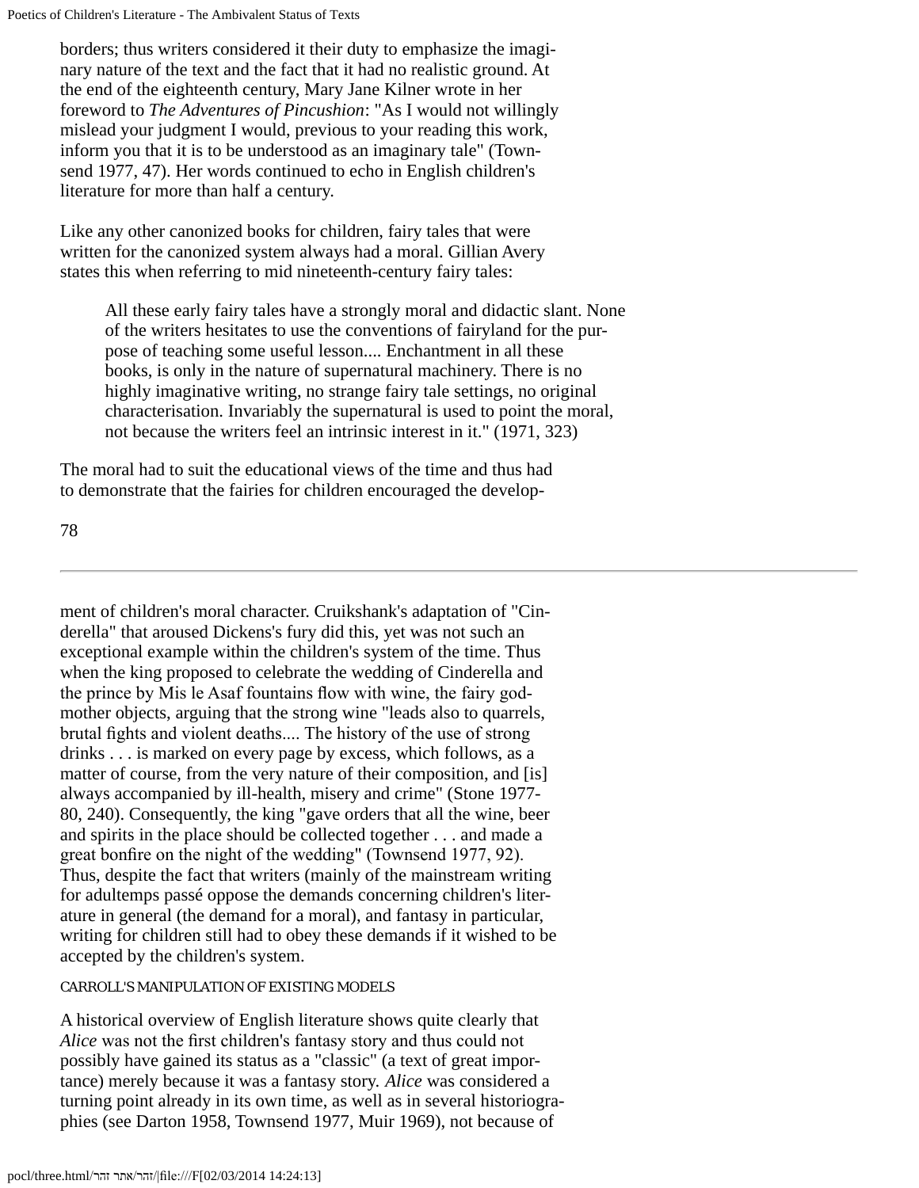borders; thus writers considered it their duty to emphasize the imaginary nature of the text and the fact that it had no realistic ground. At the end of the eighteenth century, Mary Jane Kilner wrote in her foreword to *The Adventures of Pincushion*: "As I would not willingly mislead your judgment I would, previous to your reading this work, inform you that it is to be understood as an imaginary tale" (Townsend 1977, 47). Her words continued to echo in English children's literature for more than half a century.

Like any other canonized books for children, fairy tales that were written for the canonized system always had a moral. Gillian Avery states this when referring to mid nineteenth-century fairy tales:

> All these early fairy tales have a strongly moral and didactic slant. None of the writers hesitates to use the conventions of fairyland for the purpose of teaching some useful lesson.... Enchantment in all these books, is only in the nature of supernatural machinery. There is no highly imaginative writing, no strange fairy tale settings, no original characterisation. Invariably the supernatural is used to point the moral, not because the writers feel an intrinsic interest in it." (1971, 323)

The moral had to suit the educational views of the time and thus had to demonstrate that the fairies for children encouraged the development of children's moral character. Cruikshank's adaptation of "Cinderella" that aroused Dickens's fury did this, yet was not such an exceptional example within the children's system of the time. Thus when the king proposed to celebrate the wedding of Cinderella and the prince by Mis le Asaf fountains flow with wine, the fairy godmother objects, arguing that the strong wine "leads also to quarrels, brutal fights and violent deaths.... The history of the use of strong drinks . . . is marked on every page by excess, which follows, as a matter of course, from the very nature of their composition, and [is] always accompanied by ill-health, misery and crime" (Stone 1977-80, 240). Consequently, the king "gave orders that all the wine, beer and spirits in the place should be collected together . . . and made a great bonfire on the night of the wedding" (Townsend 1977, 92). Thus, despite the fact that writers (mainly of the mainstream writing for adultemps passé oppose the demands concerning children's literature in general (the demand for a moral), and fantasy in particular, writing for children still had to obey these demands if it wished to be accepted by the children's system.

## CARROLL'S MANIPULATION OF EXISTING MODELS

A historical overview of English literature shows quite clearly that *Alice* was not the first children's fantasy story and thus could not possibly have gained its status as a "classic" (a text of great importance) merely because it was a fantasy story. *Alice* was considered a turning point already in its own time, as well as in several historiographies (see Darton 1958, Townsend 1977, Muir 1969), not because of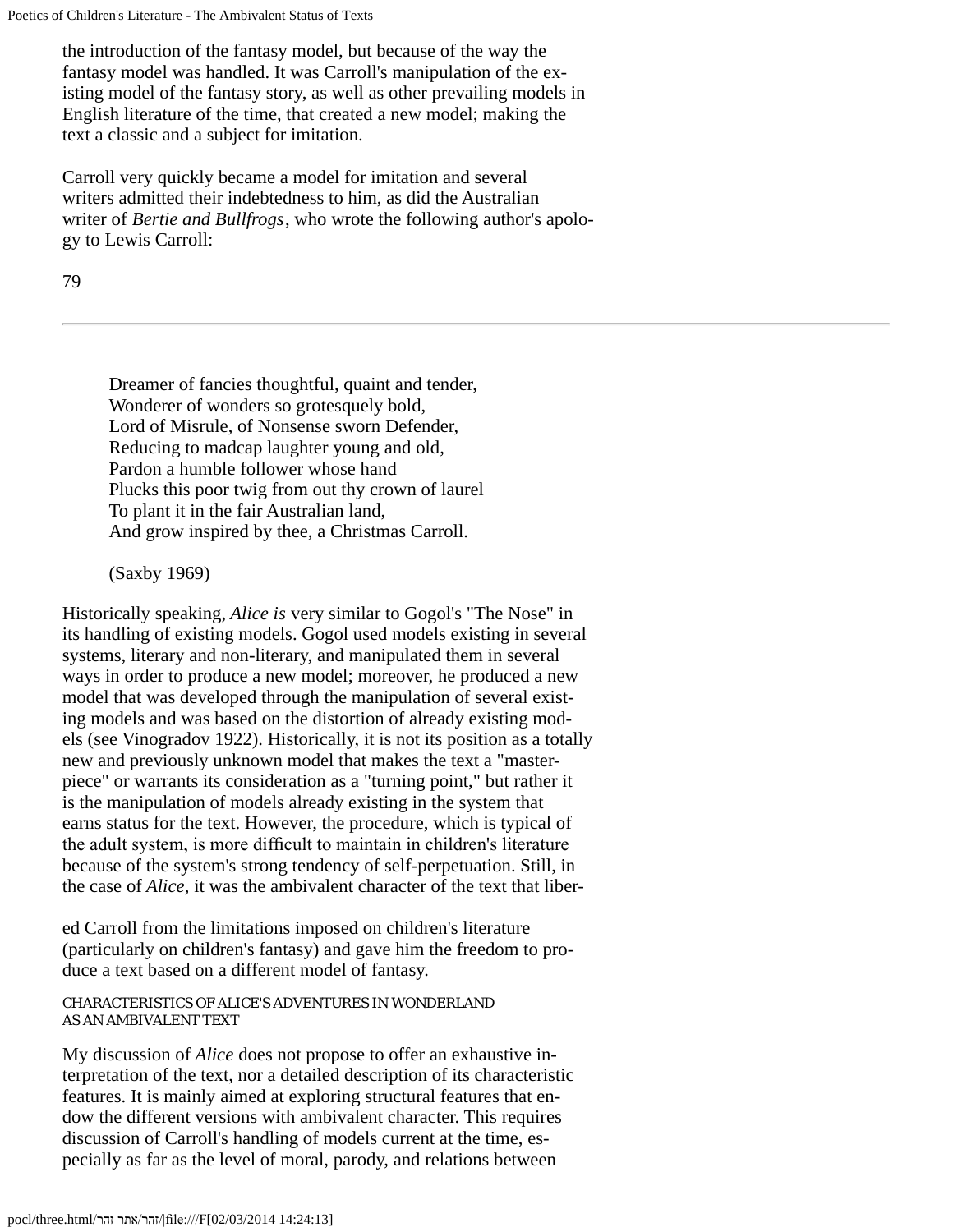the introduction of the fantasy model, but because of the way the fantasy model was handled. It was Carroll's manipulation of the existing model of the fantasy story, as well as other prevailing models in English literature of the time, that created a new model; making the text a classic and a subject for imitation.

Carroll very quickly became a model for imitation and several writers admitted their indebtedness to him, as did the Australian writer of *Bertie and Bullfrogs*, who wrote the following author's apology to Lewis Carroll:

> Dreamer of fancies thoughtful, quaint and tender,
> Wonderer of wonders so grotesquely bold,
> Lord of Misrule, of Nonsense sworn Defender,
> Reducing to madcap laughter young and old,
> Pardon a humble follower whose hand
> Plucks this poor twig from out thy crown of laurel
> To plant it in the fair Australian land,
> And grow inspired by thee, a Christmas Carroll.
>
> (Saxby 1969)

Historically speaking, *Alice is* very similar to Gogol's "The Nose" in its handling of existing models. Gogol used models existing in several systems, literary and non-literary, and manipulated them in several ways in order to produce a new model; moreover, he produced a new model that was developed through the manipulation of several existing models and was based on the distortion of already existing models (see Vinogradov 1922). Historically, it is not its position as a totally new and previously unknown model that makes the text a "masterpiece" or warrants its consideration as a "turning point," but rather it is the manipulation of models already existing in the system that earns status for the text. However, the procedure, which is typical of the adult system, is more difficult to maintain in children's literature because of the system's strong tendency of self-perpetuation. Still, in the case of *Alice*, it was the ambivalent character of the text that liberated Carroll from the limitations imposed on children's literature (particularly on children's fantasy) and gave him the freedom to produce a text based on a different model of fantasy.

## CHARACTERISTICS OF ALICE'S ADVENTURES IN WONDERLAND AS AN AMBIVALENT TEXT

My discussion of *Alice* does not propose to offer an exhaustive interpretation of the text, nor a detailed description of its characteristic features. It is mainly aimed at exploring structural features that endow the different versions with ambivalent character. This requires discussion of Carroll's handling of models current at the time, especially as far as the level of moral, parody, and relations between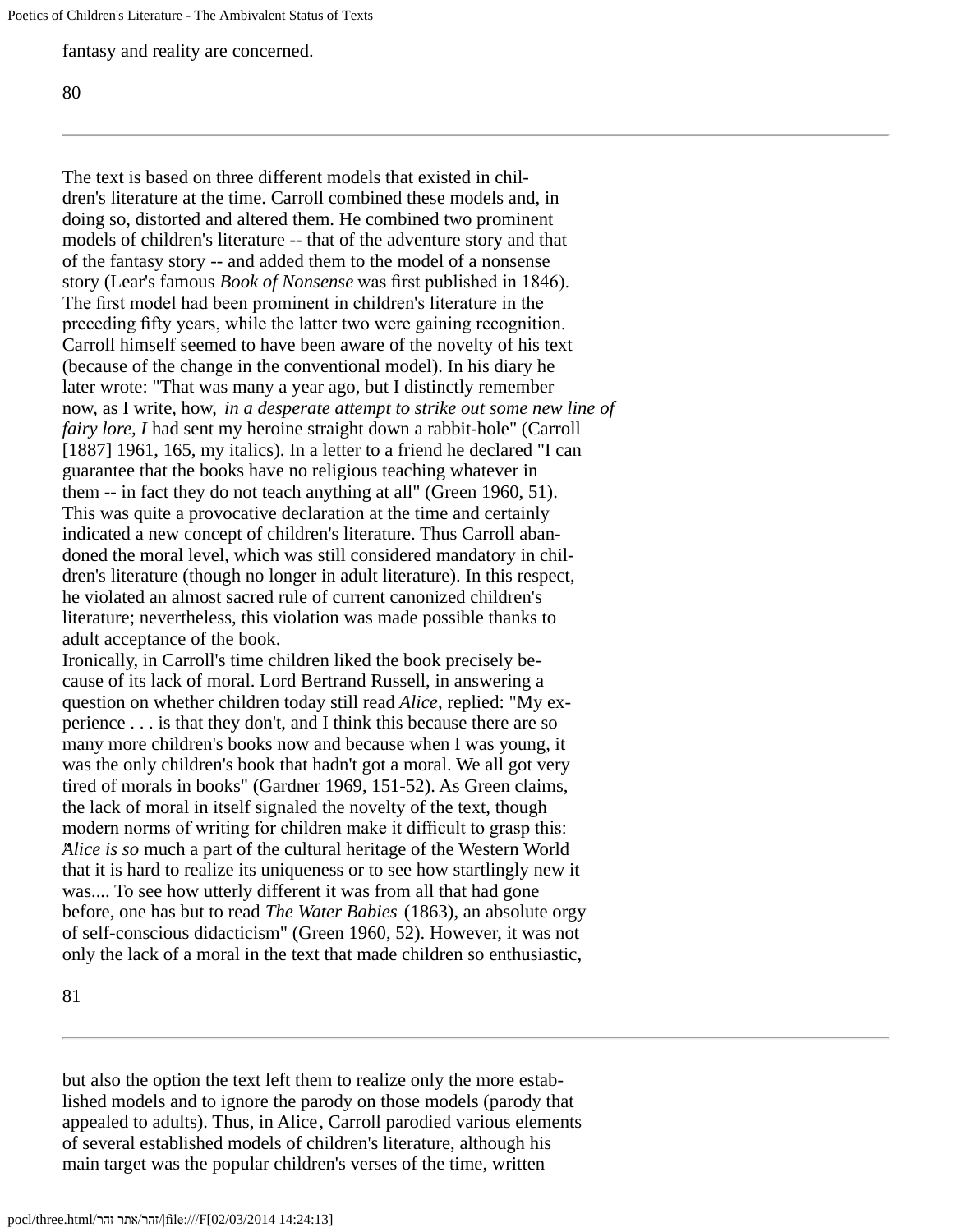fantasy and reality are concerned.

The text is based on three different models that existed in children's literature at the time. Carroll combined these models and, in doing so, distorted and altered them. He combined two prominent models of children's literature -- that of the adventure story and that of the fantasy story -- and added them to the model of a nonsense story (Lear's famous *Book of Nonsense* was first published in 1846). The first model had been prominent in children's literature in the preceding fifty years, while the latter two were gaining recognition. Carroll himself seemed to have been aware of the novelty of his text (because of the change in the conventional model). In his diary he later wrote: "That was many a year ago, but I distinctly remember now, as I write, how, *in a desperate attempt to strike out some new line of fairy lore, I* had sent my heroine straight down a rabbit-hole" (Carroll [1887] 1961, 165, my italics). In a letter to a friend he declared "I can guarantee that the books have no religious teaching whatever in them -- in fact they do not teach anything at all" (Green 1960, 51). This was quite a provocative declaration at the time and certainly indicated a new concept of children's literature. Thus Carroll abandoned the moral level, which was still considered mandatory in children's literature (though no longer in adult literature). In this respect, he violated an almost sacred rule of current canonized children's literature; nevertheless, this violation was made possible thanks to adult acceptance of the book.

Ironically, in Carroll's time children liked the book precisely because of its lack of moral. Lord Bertrand Russell, in answering a question on whether children today still read *Alice*, replied: "My experience . . . is that they don't, and I think this because there are so many more children's books now and because when I was young, it was the only children's book that hadn't got a moral. We all got very tired of morals in books" (Gardner 1969, 151-52). As Green claims, the lack of moral in itself signaled the novelty of the text, though modern norms of writing for children make it difficult to grasp this: "*Alice is so* much a part of the cultural heritage of the Western World that it is hard to realize its uniqueness or to see how startlingly new it was.... To see how utterly different it was from all that had gone before, one has but to read *The Water Babies* (1863), an absolute orgy of self-conscious didacticism" (Green 1960, 52). However, it was not only the lack of a moral in the text that made children so enthusiastic,

but also the option the text left them to realize only the more established models and to ignore the parody on those models (parody that appealed to adults). Thus, in Alice, Carroll parodied various elements of several established models of children's literature, although his main target was the popular children's verses of the time, written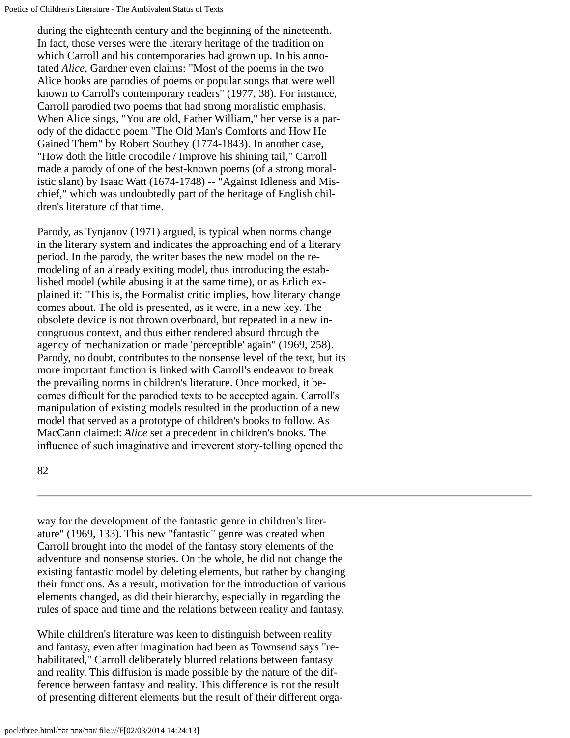during the eighteenth century and the beginning of the nineteenth. In fact, those verses were the literary heritage of the tradition on which Carroll and his contemporaries had grown up. In his annotated *Alice*, Gardner even claims: "Most of the poems in the two Alice books are parodies of poems or popular songs that were well known to Carroll's contemporary readers" (1977, 38). For instance, Carroll parodied two poems that had strong moralistic emphasis. When Alice sings, "You are old, Father William," her verse is a parody of the didactic poem "The Old Man's Comforts and How He Gained Them" by Robert Southey (1774-1843). In another case, "How doth the little crocodile / Improve his shining tail," Carroll made a parody of one of the best-known poems (of a strong moralistic slant) by Isaac Watt (1674-1748) -- "Against Idleness and Mischief," which was undoubtedly part of the heritage of English children's literature of that time.

Parody, as Tynjanov (1971) argued, is typical when norms change in the literary system and indicates the approaching end of a literary period. In the parody, the writer bases the new model on the remodeling of an already exiting model, thus introducing the established model (while abusing it at the same time), or as Erlich explained it: "This is, the Formalist critic implies, how literary change comes about. The old is presented, as it were, in a new key. The obsolete device is not thrown overboard, but repeated in a new incongruous context, and thus either rendered absurd through the agency of mechanization or made 'perceptible' again" (1969, 258). Parody, no doubt, contributes to the nonsense level of the text, but its more important function is linked with Carroll's endeavor to break the prevailing norms in children's literature. Once mocked, it becomes difficult for the parodied texts to be accepted again. Carroll's manipulation of existing models resulted in the production of a new model that served as a prototype of children's books to follow. As MacCann claimed: "*Alice* set a precedent in children's books. The influence of such imaginative and irreverent story-telling opened the way for the development of the fantastic genre in children's literature" (1969, 133). This new "fantastic" genre was created when Carroll brought into the model of the fantasy story elements of the adventure and nonsense stories. On the whole, he did not change the existing fantastic model by deleting elements, but rather by changing their functions. As a result, motivation for the introduction of various elements changed, as did their hierarchy, especially in regarding the rules of space and time and the relations between reality and fantasy.

While children's literature was keen to distinguish between reality and fantasy, even after imagination had been as Townsend says "rehabilitated," Carroll deliberately blurred relations between fantasy and reality. This diffusion is made possible by the nature of the difference between fantasy and reality. This difference is not the result of presenting different elements but the result of their different orga-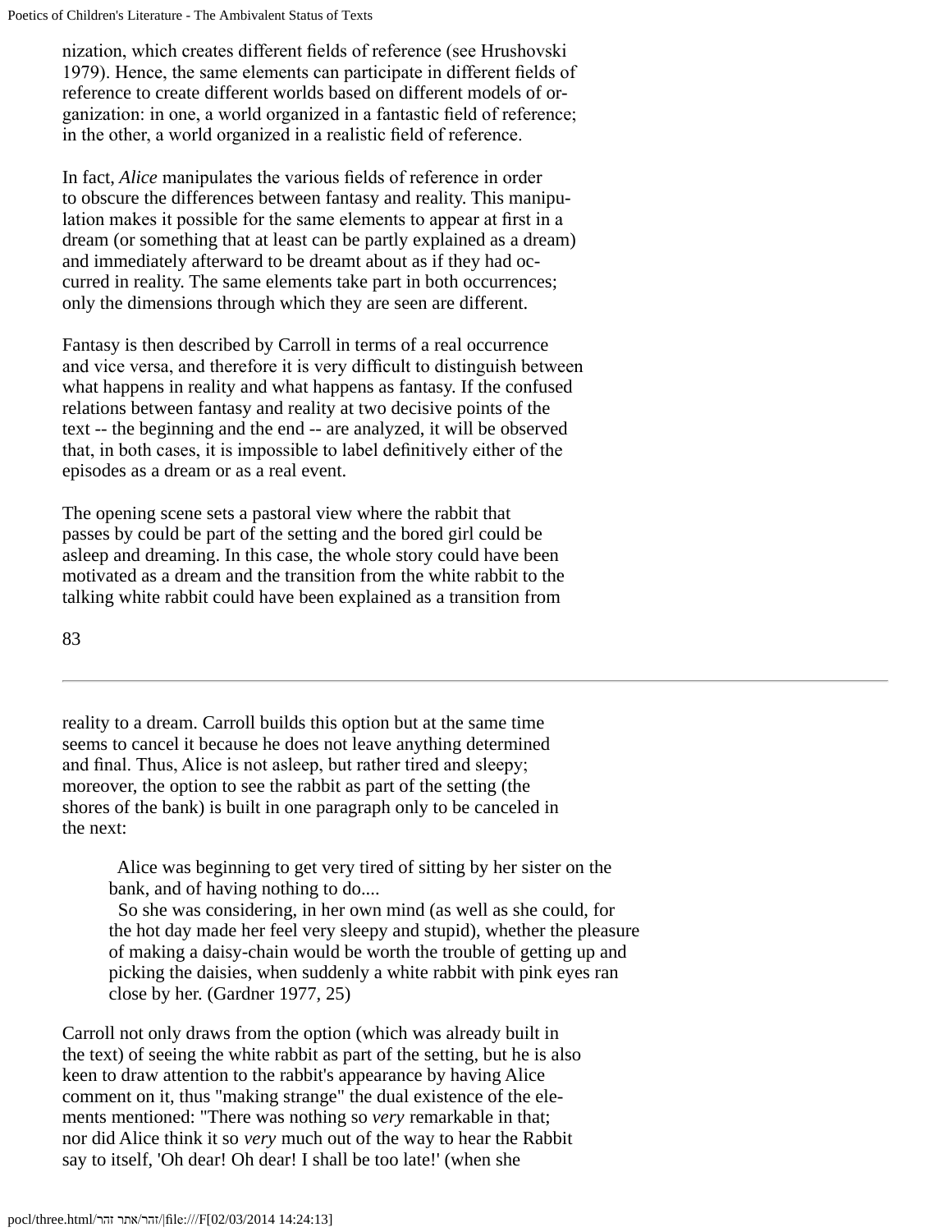nization, which creates different fields of reference (see Hrushovski 1979). Hence, the same elements can participate in different fields of reference to create different worlds based on different models of organization: in one, a world organized in a fantastic field of reference; in the other, a world organized in a realistic field of reference.

In fact, *Alice* manipulates the various fields of reference in order to obscure the differences between fantasy and reality. This manipulation makes it possible for the same elements to appear at first in a dream (or something that at least can be partly explained as a dream) and immediately afterward to be dreamt about as if they had occurred in reality. The same elements take part in both occurrences; only the dimensions through which they are seen are different.

Fantasy is then described by Carroll in terms of a real occurrence and vice versa, and therefore it is very difficult to distinguish between what happens in reality and what happens as fantasy. If the confused relations between fantasy and reality at two decisive points of the text -- the beginning and the end -- are analyzed, it will be observed that, in both cases, it is impossible to label definitively either of the episodes as a dream or as a real event.

The opening scene sets a pastoral view where the rabbit that passes by could be part of the setting and the bored girl could be asleep and dreaming. In this case, the whole story could have been motivated as a dream and the transition from the white rabbit to the talking white rabbit could have been explained as a transition from reality to a dream. Carroll builds this option but at the same time seems to cancel it because he does not leave anything determined and final. Thus, Alice is not asleep, but rather tired and sleepy; moreover, the option to see the rabbit as part of the setting (the shores of the bank) is built in one paragraph only to be canceled in the next:

> Alice was beginning to get very tired of sitting by her sister on the bank, and of having nothing to do....
>
> So she was considering, in her own mind (as well as she could, for the hot day made her feel very sleepy and stupid), whether the pleasure of making a daisy-chain would be worth the trouble of getting up and picking the daisies, when suddenly a white rabbit with pink eyes ran close by her. (Gardner 1977, 25)

Carroll not only draws from the option (which was already built in the text) of seeing the white rabbit as part of the setting, but he is also keen to draw attention to the rabbit's appearance by having Alice comment on it, thus "making strange" the dual existence of the elements mentioned: "There was nothing so *very* remarkable in that; nor did Alice think it so *very* much out of the way to hear the Rabbit say to itself, 'Oh dear! Oh dear! I shall be too late!' (when she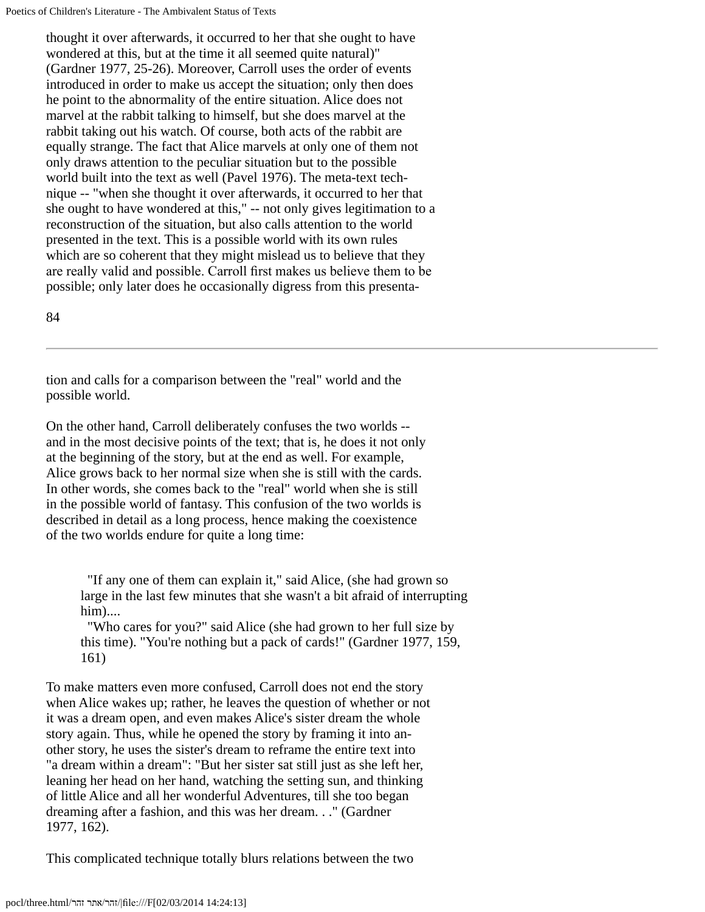thought it over afterwards, it occurred to her that she ought to have wondered at this, but at the time it all seemed quite natural)" (Gardner 1977, 25-26). Moreover, Carroll uses the order of events introduced in order to make us accept the situation; only then does he point to the abnormality of the entire situation. Alice does not marvel at the rabbit talking to himself, but she does marvel at the rabbit taking out his watch. Of course, both acts of the rabbit are equally strange. The fact that Alice marvels at only one of them not only draws attention to the peculiar situation but to the possible world built into the text as well (Pavel 1976). The meta-text technique -- "when she thought it over afterwards, it occurred to her that she ought to have wondered at this," -- not only gives legitimation to a reconstruction of the situation, but also calls attention to the world presented in the text. This is a possible world with its own rules which are so coherent that they might mislead us to believe that they are really valid and possible. Carroll first makes us believe them to be possible; only later does he occasionally digress from this presentation and calls for a comparison between the "real" world and the possible world.

On the other hand, Carroll deliberately confuses the two worlds -- and in the most decisive points of the text; that is, he does it not only at the beginning of the story, but at the end as well. For example, Alice grows back to her normal size when she is still with the cards. In other words, she comes back to the "real" world when she is still in the possible world of fantasy. This confusion of the two worlds is described in detail as a long process, hence making the coexistence of the two worlds endure for quite a long time:

> "If any one of them can explain it," said Alice, (she had grown so large in the last few minutes that she wasn't a bit afraid of interrupting him)....
> "Who cares for you?" said Alice (she had grown to her full size by this time). "You're nothing but a pack of cards!" (Gardner 1977, 159, 161)

To make matters even more confused, Carroll does not end the story when Alice wakes up; rather, he leaves the question of whether or not it was a dream open, and even makes Alice's sister dream the whole story again. Thus, while he opened the story by framing it into another story, he uses the sister's dream to reframe the entire text into "a dream within a dream": "But her sister sat still just as she left her, leaning her head on her hand, watching the setting sun, and thinking of little Alice and all her wonderful Adventures, till she too began dreaming after a fashion, and this was her dream. . ." (Gardner 1977, 162).

This complicated technique totally blurs relations between the two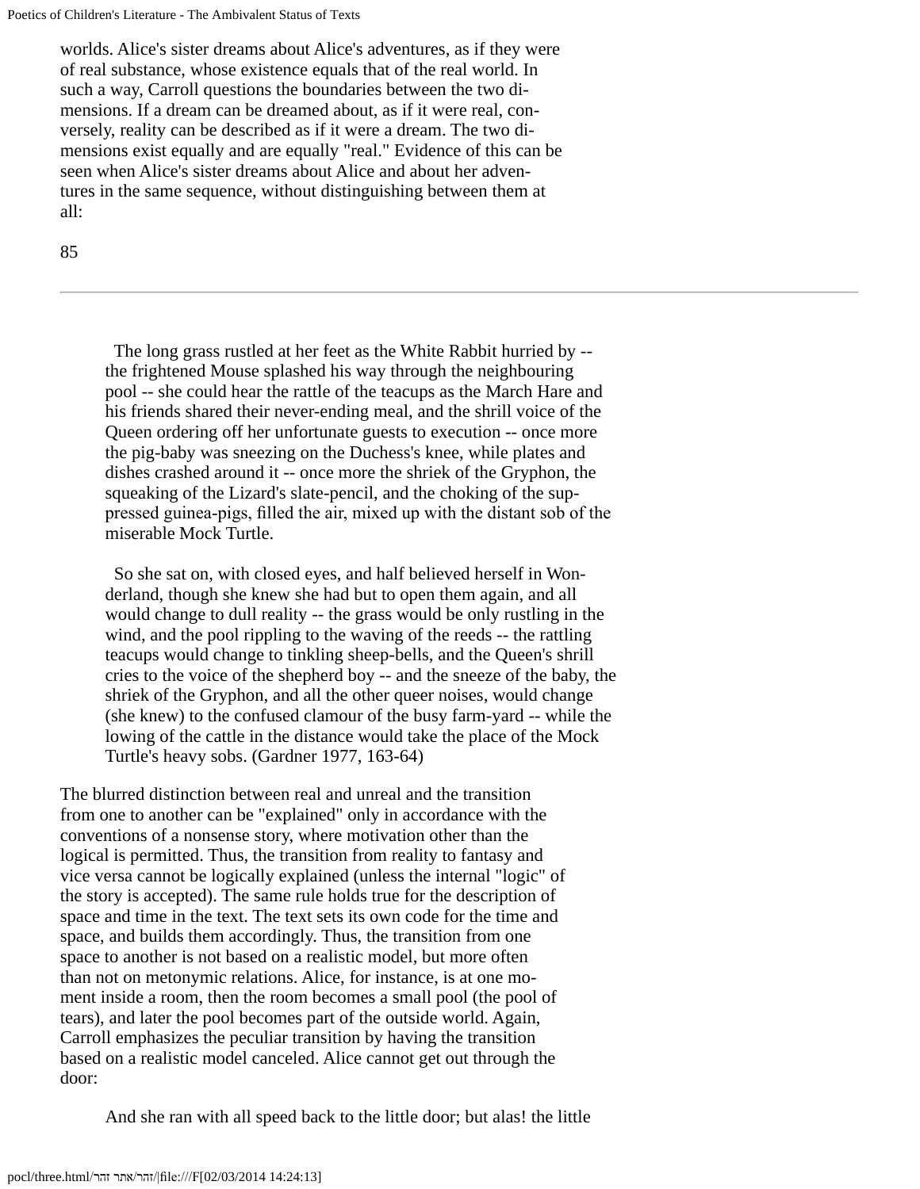worlds. Alice's sister dreams about Alice's adventures, as if they were of real substance, whose existence equals that of the real world. In such a way, Carroll questions the boundaries between the two dimensions. If a dream can be dreamed about, as if it were real, conversely, reality can be described as if it were a dream. The two dimensions exist equally and are equally "real." Evidence of this can be seen when Alice's sister dreams about Alice and about her adventures in the same sequence, without distinguishing between them at all:

> The long grass rustled at her feet as the White Rabbit hurried by -- the frightened Mouse splashed his way through the neighbouring pool -- she could hear the rattle of the teacups as the March Hare and his friends shared their never-ending meal, and the shrill voice of the Queen ordering off her unfortunate guests to execution -- once more the pig-baby was sneezing on the Duchess's knee, while plates and dishes crashed around it -- once more the shriek of the Gryphon, the squeaking of the Lizard's slate-pencil, and the choking of the suppressed guinea-pigs, filled the air, mixed up with the distant sob of the miserable Mock Turtle.
>
> So she sat on, with closed eyes, and half believed herself in Wonderland, though she knew she had but to open them again, and all would change to dull reality -- the grass would be only rustling in the wind, and the pool rippling to the waving of the reeds -- the rattling teacups would change to tinkling sheep-bells, and the Queen's shrill cries to the voice of the shepherd boy -- and the sneeze of the baby, the shriek of the Gryphon, and all the other queer noises, would change (she knew) to the confused clamour of the busy farm-yard -- while the lowing of the cattle in the distance would take the place of the Mock Turtle's heavy sobs. (Gardner 1977, 163-64)

The blurred distinction between real and unreal and the transition from one to another can be "explained" only in accordance with the conventions of a nonsense story, where motivation other than the logical is permitted. Thus, the transition from reality to fantasy and vice versa cannot be logically explained (unless the internal "logic" of the story is accepted). The same rule holds true for the description of space and time in the text. The text sets its own code for the time and space, and builds them accordingly. Thus, the transition from one space to another is not based on a realistic model, but more often than not on metonymic relations. Alice, for instance, is at one moment inside a room, then the room becomes a small pool (the pool of tears), and later the pool becomes part of the outside world. Again, Carroll emphasizes the peculiar transition by having the transition based on a realistic model canceled. Alice cannot get out through the door:

> And she ran with all speed back to the little door; but alas! the little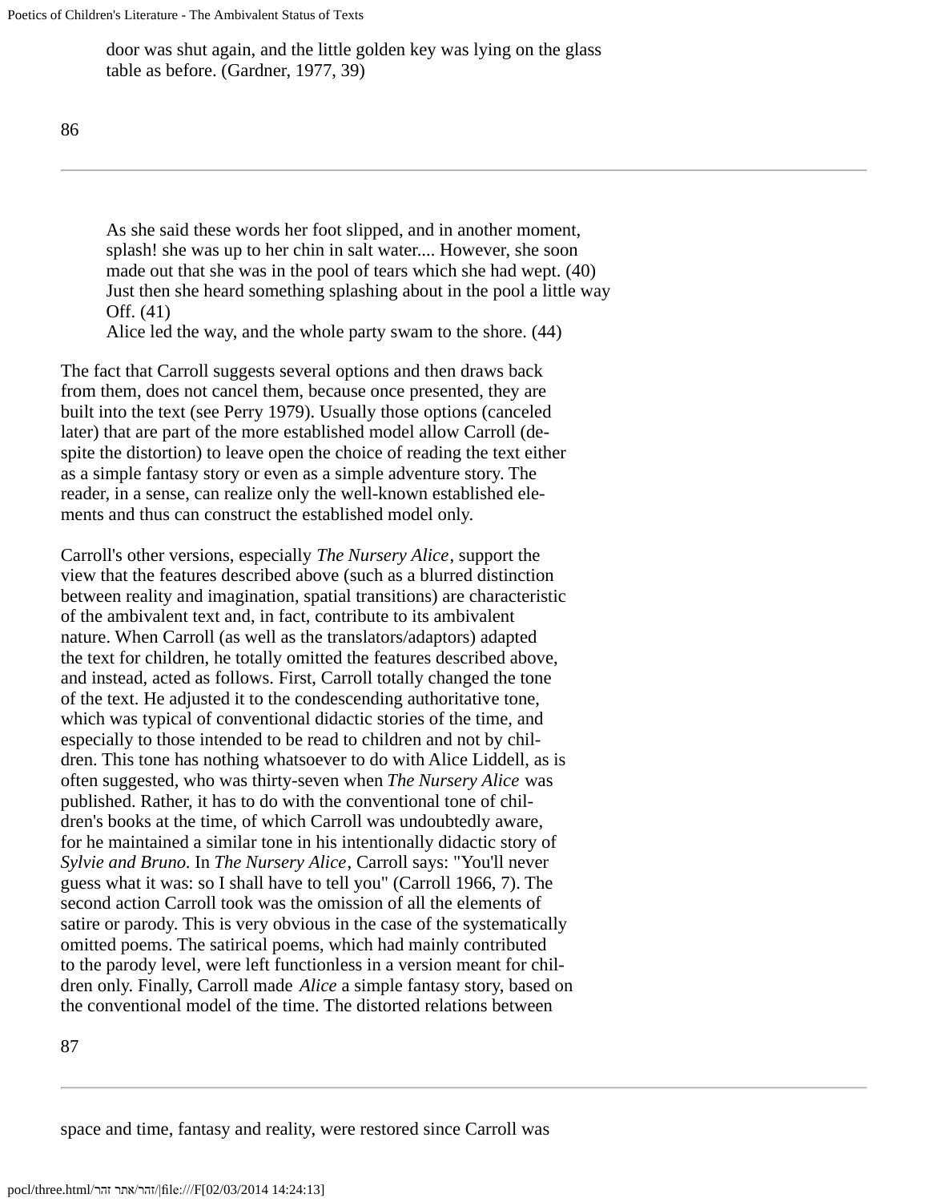door was shut again, and the little golden key was lying on the glass table as before. (Gardner, 1977, 39)

As she said these words her foot slipped, and in another moment, splash! she was up to her chin in salt water.... However, she soon made out that she was in the pool of tears which she had wept. (40)
Just then she heard something splashing about in the pool a little way Off. (41)
Alice led the way, and the whole party swam to the shore. (44)

The fact that Carroll suggests several options and then draws back from them, does not cancel them, because once presented, they are built into the text (see Perry 1979). Usually those options (canceled later) that are part of the more established model allow Carroll (despite the distortion) to leave open the choice of reading the text either as a simple fantasy story or even as a simple adventure story. The reader, in a sense, can realize only the well-known established elements and thus can construct the established model only.

Carroll's other versions, especially *The Nursery Alice*, support the view that the features described above (such as a blurred distinction between reality and imagination, spatial transitions) are characteristic of the ambivalent text and, in fact, contribute to its ambivalent nature. When Carroll (as well as the translators/adaptors) adapted the text for children, he totally omitted the features described above, and instead, acted as follows. First, Carroll totally changed the tone of the text. He adjusted it to the condescending authoritative tone, which was typical of conventional didactic stories of the time, and especially to those intended to be read to children and not by children. This tone has nothing whatsoever to do with Alice Liddell, as is often suggested, who was thirty-seven when *The Nursery Alice* was published. Rather, it has to do with the conventional tone of children's books at the time, of which Carroll was undoubtedly aware, for he maintained a similar tone in his intentionally didactic story of *Sylvie and Bruno*. In *The Nursery Alice*, Carroll says: "You'll never guess what it was: so I shall have to tell you" (Carroll 1966, 7). The second action Carroll took was the omission of all the elements of satire or parody. This is very obvious in the case of the systematically omitted poems. The satirical poems, which had mainly contributed to the parody level, were left functionless in a version meant for children only. Finally, Carroll made *Alice* a simple fantasy story, based on the conventional model of the time. The distorted relations between

space and time, fantasy and reality, were restored since Carroll was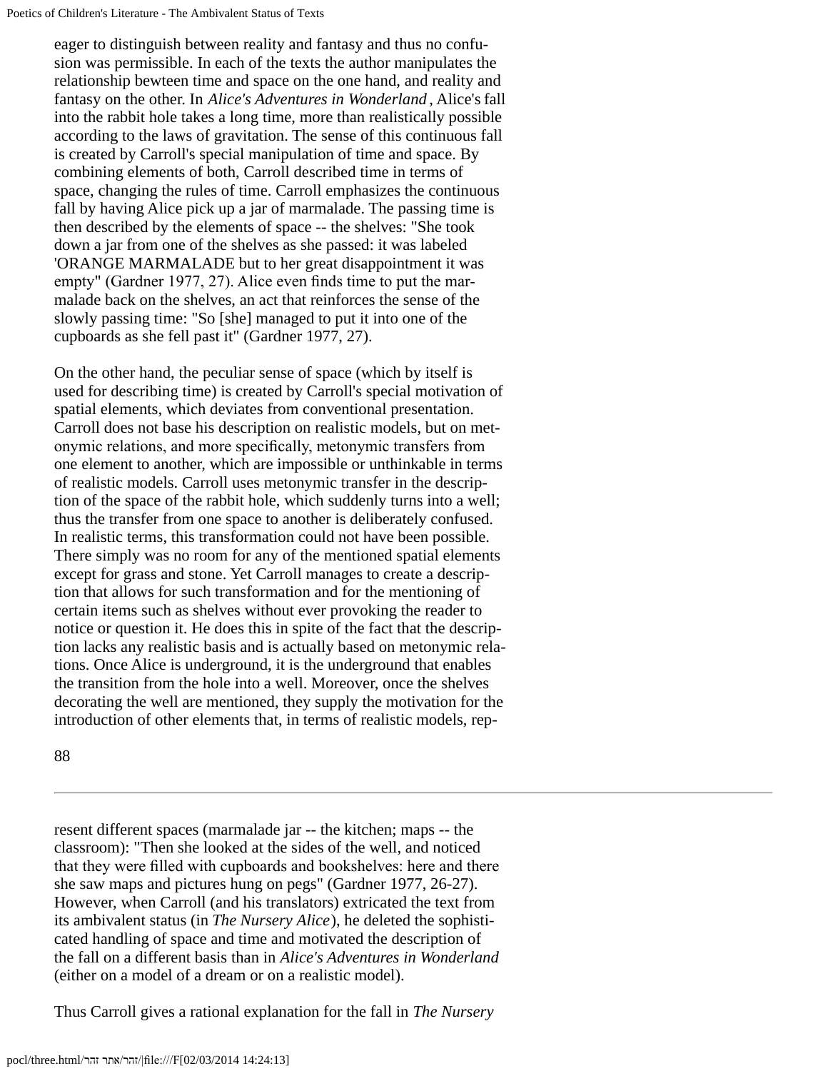eager to distinguish between reality and fantasy and thus no confusion was permissible. In each of the texts the author manipulates the relationship bewteen time and space on the one hand, and reality and fantasy on the other. In *Alice's Adventures in Wonderland* , Alice's fall into the rabbit hole takes a long time, more than realistically possible according to the laws of gravitation. The sense of this continuous fall is created by Carroll's special manipulation of time and space. By combining elements of both, Carroll described time in terms of space, changing the rules of time. Carroll emphasizes the continuous fall by having Alice pick up a jar of marmalade. The passing time is then described by the elements of space -- the shelves: "She took down a jar from one of the shelves as she passed: it was labeled 'ORANGE MARMALADE but to her great disappointment it was empty" (Gardner 1977, 27). Alice even finds time to put the marmalade back on the shelves, an act that reinforces the sense of the slowly passing time: "So [she] managed to put it into one of the cupboards as she fell past it" (Gardner 1977, 27).

On the other hand, the peculiar sense of space (which by itself is used for describing time) is created by Carroll's special motivation of spatial elements, which deviates from conventional presentation. Carroll does not base his description on realistic models, but on metonymic relations, and more specifically, metonymic transfers from one element to another, which are impossible or unthinkable in terms of realistic models. Carroll uses metonymic transfer in the description of the space of the rabbit hole, which suddenly turns into a well; thus the transfer from one space to another is deliberately confused. In realistic terms, this transformation could not have been possible. There simply was no room for any of the mentioned spatial elements except for grass and stone. Yet Carroll manages to create a description that allows for such transformation and for the mentioning of certain items such as shelves without ever provoking the reader to notice or question it. He does this in spite of the fact that the description lacks any realistic basis and is actually based on metonymic relations. Once Alice is underground, it is the underground that enables the transition from the hole into a well. Moreover, once the shelves decorating the well are mentioned, they supply the motivation for the introduction of other elements that, in terms of realistic models, represent different spaces (marmalade jar -- the kitchen; maps -- the classroom): "Then she looked at the sides of the well, and noticed that they were filled with cupboards and bookshelves: here and there she saw maps and pictures hung on pegs" (Gardner 1977, 26-27). However, when Carroll (and his translators) extricated the text from its ambivalent status (in *The Nursery Alice*), he deleted the sophisticated handling of space and time and motivated the description of the fall on a different basis than in *Alice's Adventures in Wonderland* (either on a model of a dream or on a realistic model).

Thus Carroll gives a rational explanation for the fall in *The Nursery*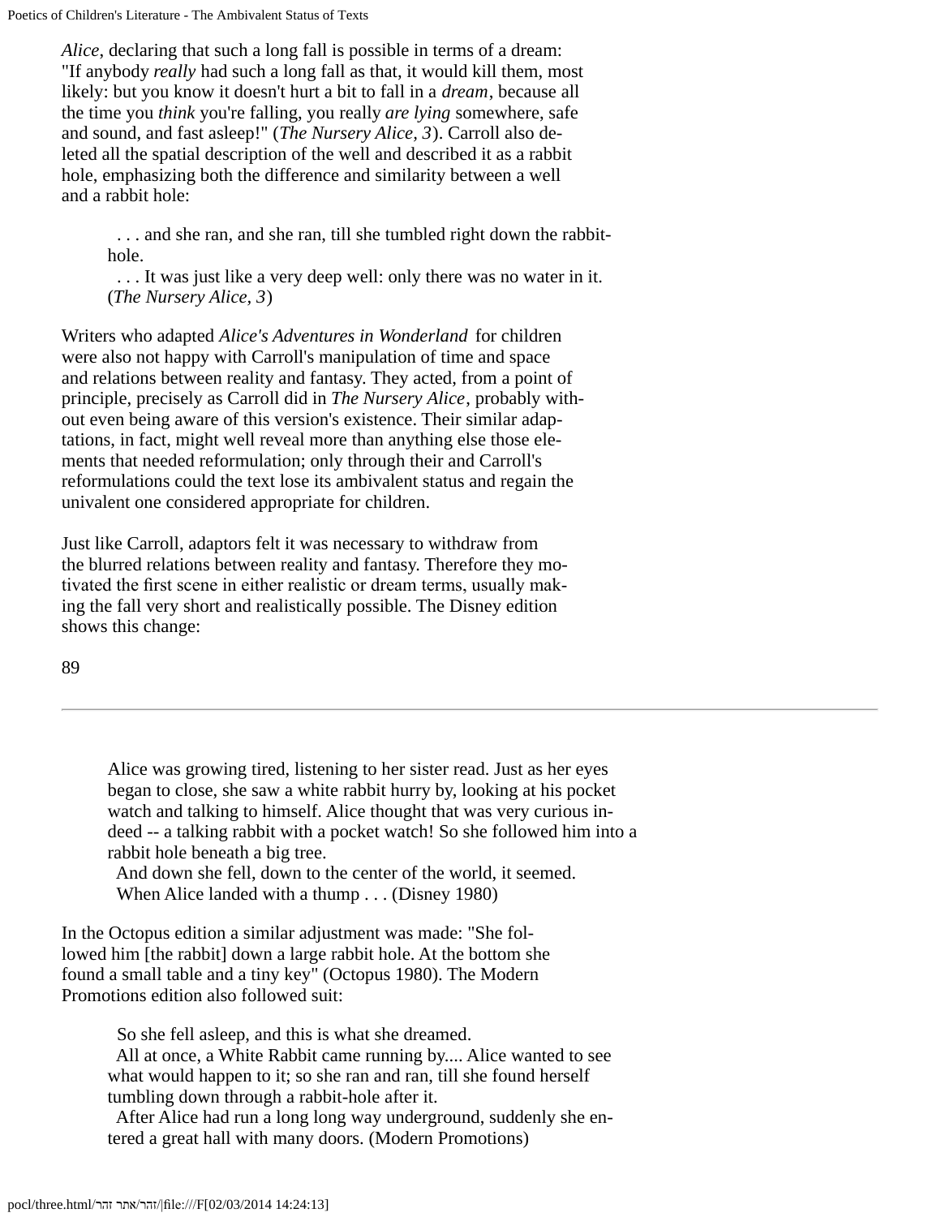*Alice*, declaring that such a long fall is possible in terms of a dream: "If anybody *really* had such a long fall as that, it would kill them, most likely: but you know it doesn't hurt a bit to fall in a *dream*, because all the time you *think* you're falling, you really *are lying* somewhere, safe and sound, and fast asleep!" (*The Nursery Alice, 3*). Carroll also deleted all the spatial description of the well and described it as a rabbit hole, emphasizing both the difference and similarity between a well and a rabbit hole:

> . . . and she ran, and she ran, till she tumbled right down the rabbit-hole.
> . . . It was just like a very deep well: only there was no water in it. (*The Nursery Alice, 3*)

Writers who adapted *Alice's Adventures in Wonderland* for children were also not happy with Carroll's manipulation of time and space and relations between reality and fantasy. They acted, from a point of principle, precisely as Carroll did in *The Nursery Alice*, probably without even being aware of this version's existence. Their similar adaptations, in fact, might well reveal more than anything else those elements that needed reformulation; only through their and Carroll's reformulations could the text lose its ambivalent status and regain the univalent one considered appropriate for children.

Just like Carroll, adaptors felt it was necessary to withdraw from the blurred relations between reality and fantasy. Therefore they motivated the first scene in either realistic or dream terms, usually making the fall very short and realistically possible. The Disney edition shows this change:

> Alice was growing tired, listening to her sister read. Just as her eyes began to close, she saw a white rabbit hurry by, looking at his pocket watch and talking to himself. Alice thought that was very curious indeed -- a talking rabbit with a pocket watch! So she followed him into a rabbit hole beneath a big tree.
> And down she fell, down to the center of the world, it seemed.
> When Alice landed with a thump . . . (Disney 1980)

In the Octopus edition a similar adjustment was made: "She followed him [the rabbit] down a large rabbit hole. At the bottom she found a small table and a tiny key" (Octopus 1980). The Modern Promotions edition also followed suit:

> So she fell asleep, and this is what she dreamed.
> All at once, a White Rabbit came running by.... Alice wanted to see what would happen to it; so she ran and ran, till she found herself tumbling down through a rabbit-hole after it.
> After Alice had run a long long way underground, suddenly she entered a great hall with many doors. (Modern Promotions)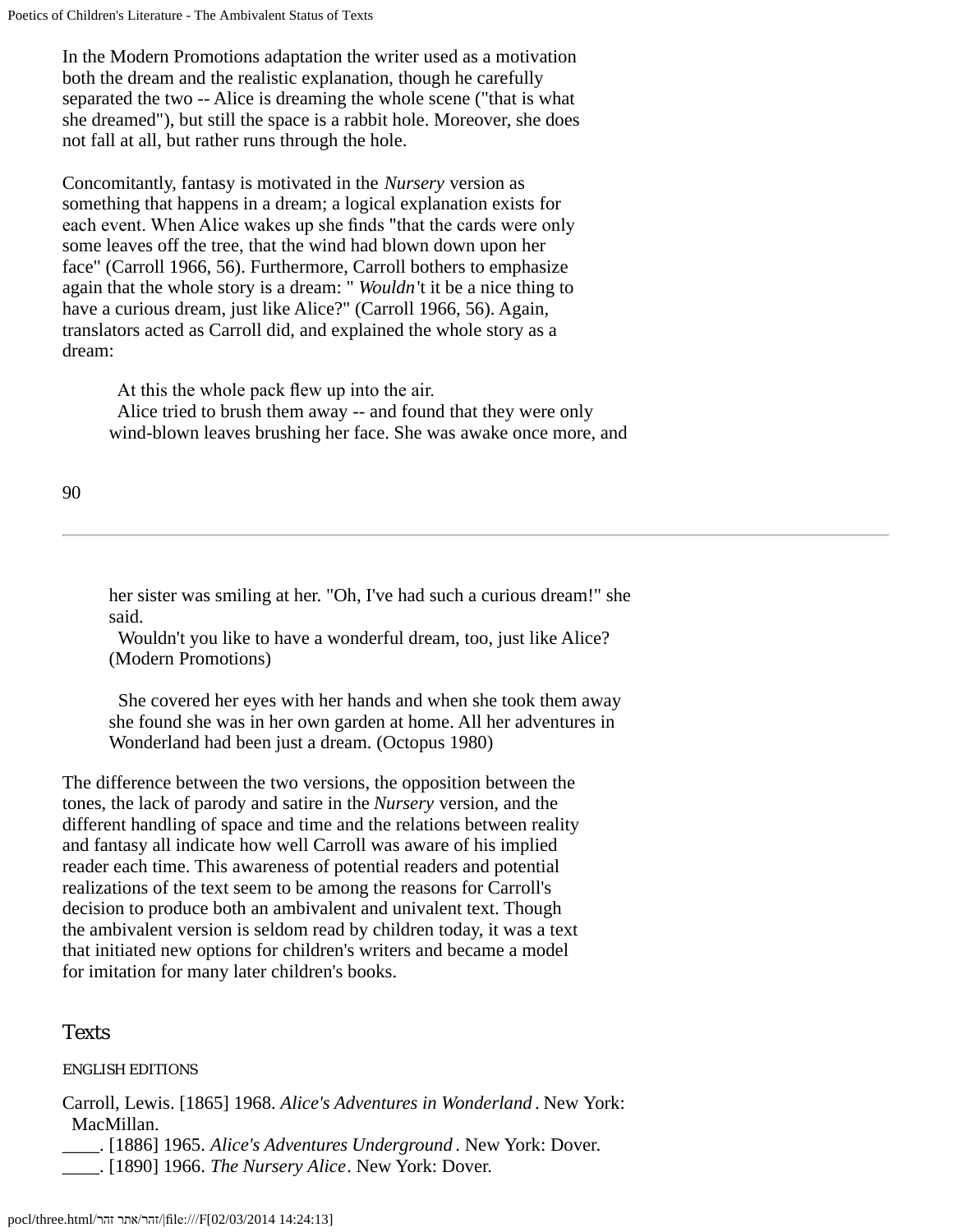In the Modern Promotions adaptation the writer used as a motivation both the dream and the realistic explanation, though he carefully separated the two -- Alice is dreaming the whole scene ("that is what she dreamed"), but still the space is a rabbit hole. Moreover, she does not fall at all, but rather runs through the hole.

Concomitantly, fantasy is motivated in the *Nursery* version as something that happens in a dream; a logical explanation exists for each event. When Alice wakes up she finds "that the cards were only some leaves off the tree, that the wind had blown down upon her face" (Carroll 1966, 56). Furthermore, Carroll bothers to emphasize again that the whole story is a dream: " *Wouldn*'t it be a nice thing to have a curious dream, just like Alice?" (Carroll 1966, 56). Again, translators acted as Carroll did, and explained the whole story as a dream:

> At this the whole pack flew up into the air.
> Alice tried to brush them away -- and found that they were only wind-blown leaves brushing her face. She was awake once more, and her sister was smiling at her. "Oh, I've had such a curious dream!" she said.
> Wouldn't you like to have a wonderful dream, too, just like Alice? (Modern Promotions)

> She covered her eyes with her hands and when she took them away she found she was in her own garden at home. All her adventures in Wonderland had been just a dream. (Octopus 1980)

The difference between the two versions, the opposition between the tones, the lack of parody and satire in the *Nursery* version, and the different handling of space and time and the relations between reality and fantasy all indicate how well Carroll was aware of his implied reader each time. This awareness of potential readers and potential realizations of the text seem to be among the reasons for Carroll's decision to produce both an ambivalent and univalent text. Though the ambivalent version is seldom read by children today, it was a text that initiated new options for children's writers and became a model for imitation for many later children's books.

## Texts

### ENGLISH EDITIONS

Carroll, Lewis. [1865] 1968. *Alice's Adventures in Wonderland*. New York: MacMillan.
____. [1886] 1965. *Alice's Adventures Underground*. New York: Dover.
____. [1890] 1966. *The Nursery Alice*. New York: Dover.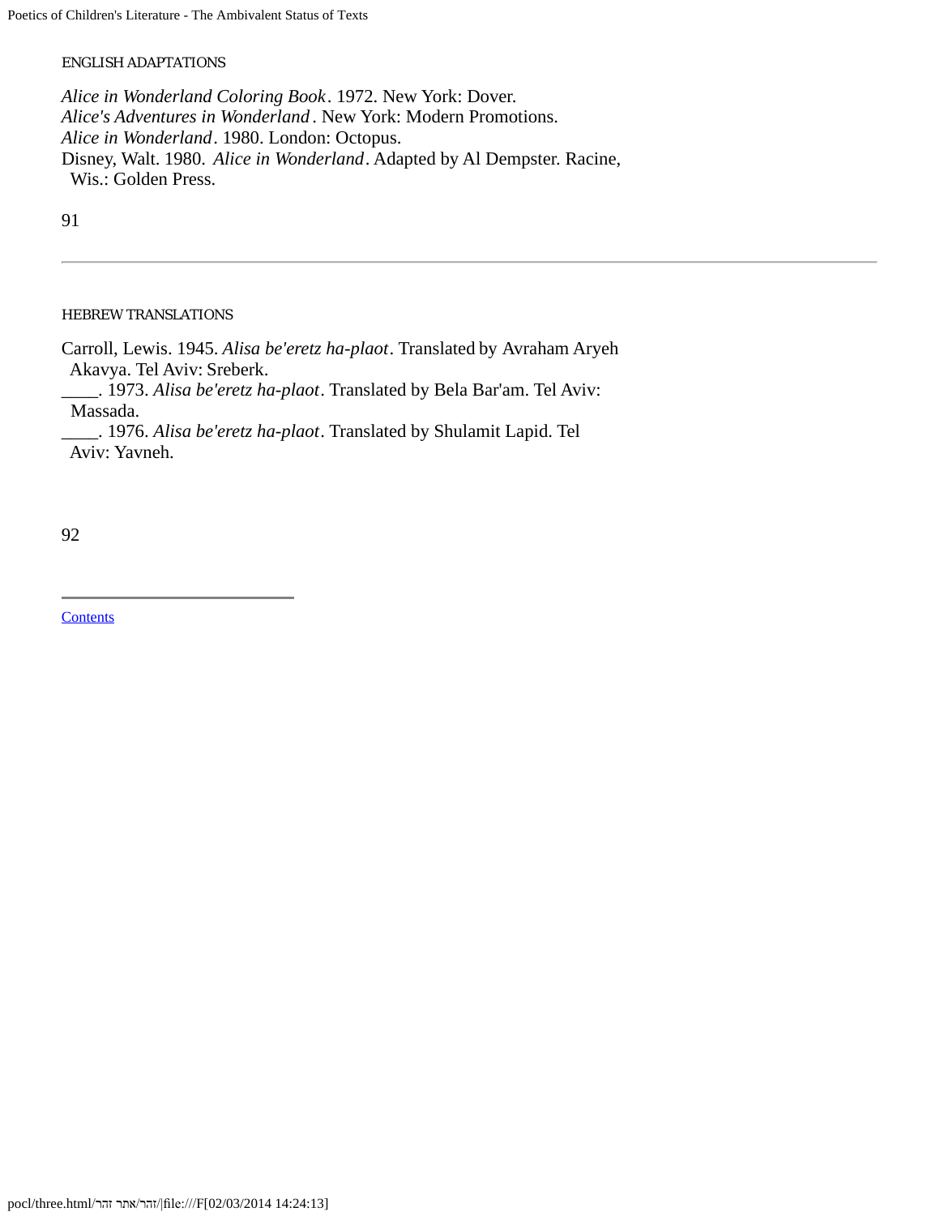ENGLISH ADAPTATIONS

*Alice in Wonderland Coloring Book*. 1972. New York: Dover.
*Alice's Adventures in Wonderland*. New York: Modern Promotions.
*Alice in Wonderland*. 1980. London: Octopus.
Disney, Walt. 1980. *Alice in Wonderland*. Adapted by Al Dempster. Racine, Wis.: Golden Press.

---

HEBREW TRANSLATIONS

Carroll, Lewis. 1945. *Alisa be'eretz ha-plaot*. Translated by Avraham Aryeh Akavya. Tel Aviv: Sreberk.
____. 1973. *Alisa be'eretz ha-plaot*. Translated by Bela Bar'am. Tel Aviv: Massada.
____. 1976. *Alisa be'eretz ha-plaot*. Translated by Shulamit Lapid. Tel Aviv: Yavneh.

Contents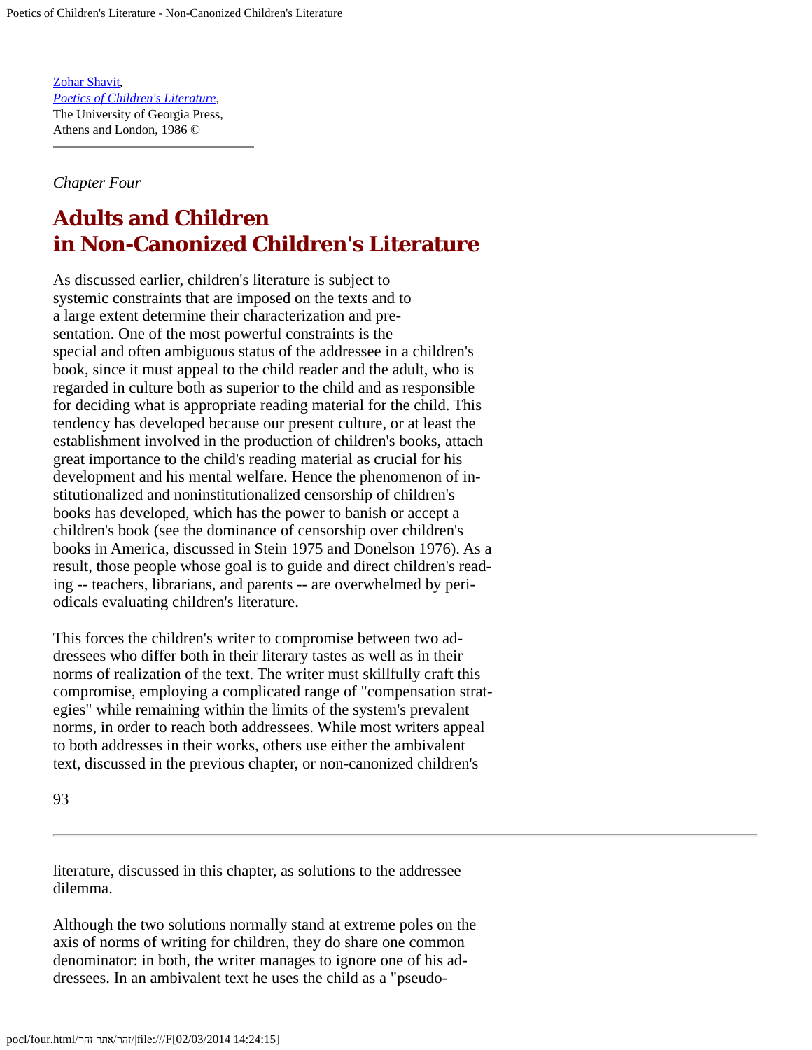Zohar Shavit,
*Poetics of Children's Literature*,
The University of Georgia Press,
Athens and London, 1986 ©

---

*Chapter Four*

# Adults and Children in Non-Canonized Children's Literature

As discussed earlier, children's literature is subject to systemic constraints that are imposed on the texts and to a large extent determine their characterization and presentation. One of the most powerful constraints is the special and often ambiguous status of the addressee in a children's book, since it must appeal to the child reader and the adult, who is regarded in culture both as superior to the child and as responsible for deciding what is appropriate reading material for the child. This tendency has developed because our present culture, or at least the establishment involved in the production of children's books, attach great importance to the child's reading material as crucial for his development and his mental welfare. Hence the phenomenon of institutionalized and noninstitutionalized censorship of children's books has developed, which has the power to banish or accept a children's book (see the dominance of censorship over children's books in America, discussed in Stein 1975 and Donelson 1976). As a result, those people whose goal is to guide and direct children's reading -- teachers, librarians, and parents -- are overwhelmed by periodicals evaluating children's literature.

This forces the children's writer to compromise between two addressees who differ both in their literary tastes as well as in their norms of realization of the text. The writer must skillfully craft this compromise, employing a complicated range of "compensation strategies" while remaining within the limits of the system's prevalent norms, in order to reach both addressees. While most writers appeal to both addresses in their works, others use either the ambivalent text, discussed in the previous chapter, or non-canonized children's literature, discussed in this chapter, as solutions to the addressee dilemma.

Although the two solutions normally stand at extreme poles on the axis of norms of writing for children, they do share one common denominator: in both, the writer manages to ignore one of his addressees. In an ambivalent text he uses the child as a "pseudo-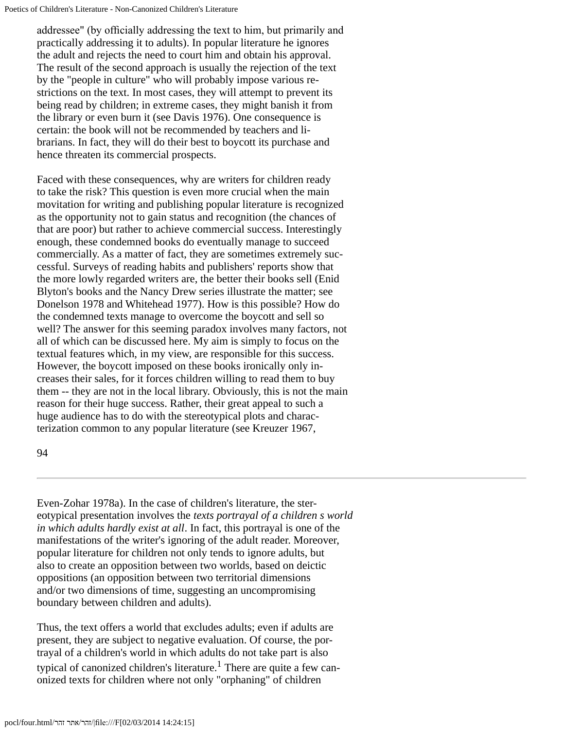addressee" (by officially addressing the text to him, but primarily and practically addressing it to adults). In popular literature he ignores the adult and rejects the need to court him and obtain his approval. The result of the second approach is usually the rejection of the text by the "people in culture" who will probably impose various restrictions on the text. In most cases, they will attempt to prevent its being read by children; in extreme cases, they might banish it from the library or even burn it (see Davis 1976). One consequence is certain: the book will not be recommended by teachers and librarians. In fact, they will do their best to boycott its purchase and hence threaten its commercial prospects.

Faced with these consequences, why are writers for children ready to take the risk? This question is even more crucial when the main movitation for writing and publishing popular literature is recognized as the opportunity not to gain status and recognition (the chances of that are poor) but rather to achieve commercial success. Interestingly enough, these condemned books do eventually manage to succeed commercially. As a matter of fact, they are sometimes extremely successful. Surveys of reading habits and publishers' reports show that the more lowly regarded writers are, the better their books sell (Enid Blyton's books and the Nancy Drew series illustrate the matter; see Donelson 1978 and Whitehead 1977). How is this possible? How do the condemned texts manage to overcome the boycott and sell so well? The answer for this seeming paradox involves many factors, not all of which can be discussed here. My aim is simply to focus on the textual features which, in my view, are responsible for this success. However, the boycott imposed on these books ironically only increases their sales, for it forces children willing to read them to buy them -- they are not in the local library. Obviously, this is not the main reason for their huge success. Rather, their great appeal to such a huge audience has to do with the stereotypical plots and characterization common to any popular literature (see Kreuzer 1967, Even-Zohar 1978a). In the case of children's literature, the stereotypical presentation involves the *texts portrayal of a children s world in which adults hardly exist at all*. In fact, this portrayal is one of the manifestations of the writer's ignoring of the adult reader. Moreover, popular literature for children not only tends to ignore adults, but also to create an opposition between two worlds, based on deictic oppositions (an opposition between two territorial dimensions and/or two dimensions of time, suggesting an uncompromising boundary between children and adults).

Thus, the text offers a world that excludes adults; even if adults are present, they are subject to negative evaluation. Of course, the portrayal of a children's world in which adults do not take part is also typical of canonized children's literature.[1] There are quite a few canonized texts for children where not only "orphaning" of children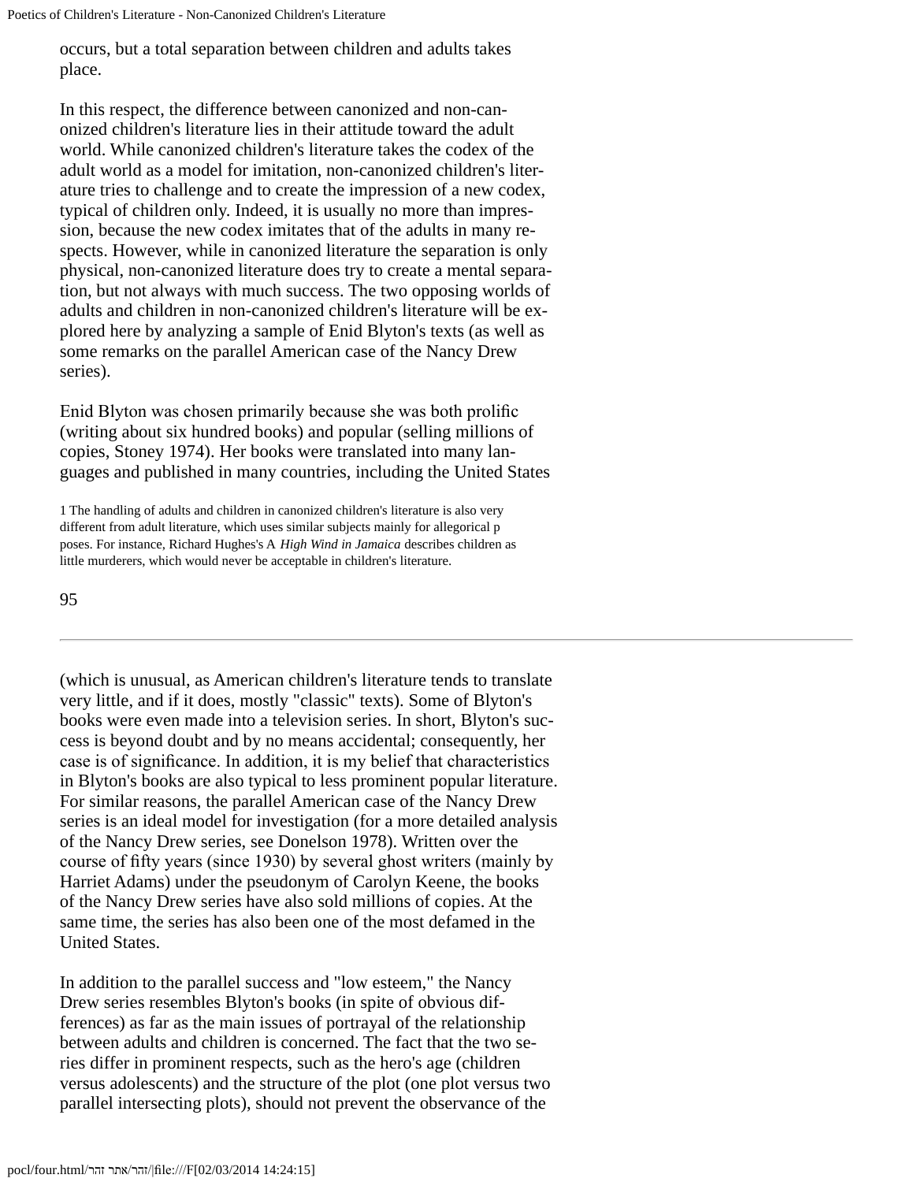occurs, but a total separation between children and adults takes place.

In this respect, the difference between canonized and non-canonized children's literature lies in their attitude toward the adult world. While canonized children's literature takes the codex of the adult world as a model for imitation, non-canonized children's literature tries to challenge and to create the impression of a new codex, typical of children only. Indeed, it is usually no more than impression, because the new codex imitates that of the adults in many respects. However, while in canonized literature the separation is only physical, non-canonized literature does try to create a mental separation, but not always with much success. The two opposing worlds of adults and children in non-canonized children's literature will be explored here by analyzing a sample of Enid Blyton's texts (as well as some remarks on the parallel American case of the Nancy Drew series).

Enid Blyton was chosen primarily because she was both prolific (writing about six hundred books) and popular (selling millions of copies, Stoney 1974). Her books were translated into many languages and published in many countries, including the United States

1 The handling of adults and children in canonized children's literature is also very different from adult literature, which uses similar subjects mainly for allegorical p poses. For instance, Richard Hughes's A *High Wind in Jamaica* describes children as little murderers, which would never be acceptable in children's literature.

(which is unusual, as American children's literature tends to translate very little, and if it does, mostly "classic" texts). Some of Blyton's books were even made into a television series. In short, Blyton's success is beyond doubt and by no means accidental; consequently, her case is of significance. In addition, it is my belief that characteristics in Blyton's books are also typical to less prominent popular literature. For similar reasons, the parallel American case of the Nancy Drew series is an ideal model for investigation (for a more detailed analysis of the Nancy Drew series, see Donelson 1978). Written over the course of fifty years (since 1930) by several ghost writers (mainly by Harriet Adams) under the pseudonym of Carolyn Keene, the books of the Nancy Drew series have also sold millions of copies. At the same time, the series has also been one of the most defamed in the United States.

In addition to the parallel success and "low esteem," the Nancy Drew series resembles Blyton's books (in spite of obvious differences) as far as the main issues of portrayal of the relationship between adults and children is concerned. The fact that the two series differ in prominent respects, such as the hero's age (children versus adolescents) and the structure of the plot (one plot versus two parallel intersecting plots), should not prevent the observance of the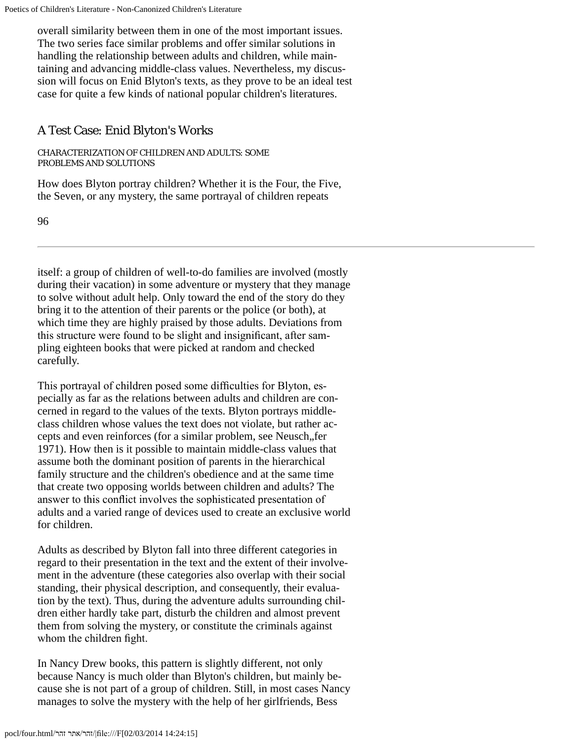overall similarity between them in one of the most important issues. The two series face similar problems and offer similar solutions in handling the relationship between adults and children, while maintaining and advancing middle-class values. Nevertheless, my discussion will focus on Enid Blyton's texts, as they prove to be an ideal test case for quite a few kinds of national popular children's literatures.

## A Test Case: Enid Blyton's Works

### CHARACTERIZATION OF CHILDREN AND ADULTS: SOME PROBLEMS AND SOLUTIONS

How does Blyton portray children? Whether it is the Four, the Five, the Seven, or any mystery, the same portrayal of children repeats itself: a group of children of well-to-do families are involved (mostly during their vacation) in some adventure or mystery that they manage to solve without adult help. Only toward the end of the story do they bring it to the attention of their parents or the police (or both), at which time they are highly praised by those adults. Deviations from this structure were found to be slight and insignificant, after sampling eighteen books that were picked at random and checked carefully.

This portrayal of children posed some difficulties for Blyton, especially as far as the relations between adults and children are concerned in regard to the values of the texts. Blyton portrays middle-class children whose values the text does not violate, but rather accepts and even reinforces (for a similar problem, see Neusch„fer 1971). How then is it possible to maintain middle-class values that assume both the dominant position of parents in the hierarchical family structure and the children's obedience and at the same time that create two opposing worlds between children and adults? The answer to this conflict involves the sophisticated presentation of adults and a varied range of devices used to create an exclusive world for children.

Adults as described by Blyton fall into three different categories in regard to their presentation in the text and the extent of their involvement in the adventure (these categories also overlap with their social standing, their physical description, and consequently, their evaluation by the text). Thus, during the adventure adults surrounding children either hardly take part, disturb the children and almost prevent them from solving the mystery, or constitute the criminals against whom the children fight.

In Nancy Drew books, this pattern is slightly different, not only because Nancy is much older than Blyton's children, but mainly because she is not part of a group of children. Still, in most cases Nancy manages to solve the mystery with the help of her girlfriends, Bess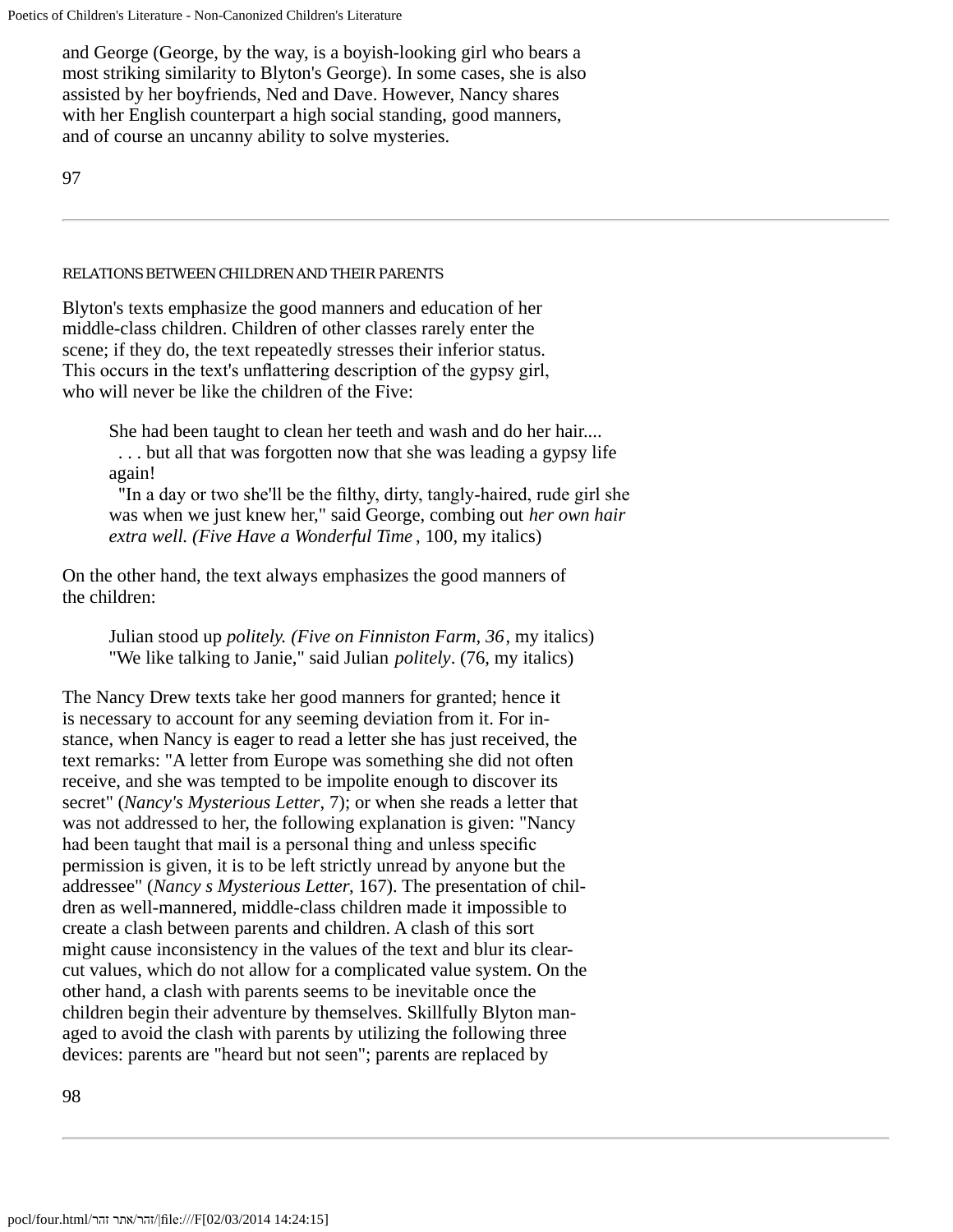and George (George, by the way, is a boyish-looking girl who bears a most striking similarity to Blyton's George). In some cases, she is also assisted by her boyfriends, Ned and Dave. However, Nancy shares with her English counterpart a high social standing, good manners, and of course an uncanny ability to solve mysteries.

RELATIONS BETWEEN CHILDREN AND THEIR PARENTS

Blyton's texts emphasize the good manners and education of her middle-class children. Children of other classes rarely enter the scene; if they do, the text repeatedly stresses their inferior status. This occurs in the text's unflattering description of the gypsy girl, who will never be like the children of the Five:

> She had been taught to clean her teeth and wash and do her hair....
> . . . but all that was forgotten now that she was leading a gypsy life again!
> "In a day or two she'll be the filthy, dirty, tangly-haired, rude girl she was when we just knew her," said George, combing out *her own hair extra well. (Five Have a Wonderful Time*, 100, my italics)

On the other hand, the text always emphasizes the good manners of the children:

> Julian stood up *politely. (Five on Finniston Farm, 36*, my italics)
> "We like talking to Janie," said Julian *politely*. (76, my italics)

The Nancy Drew texts take her good manners for granted; hence it is necessary to account for any seeming deviation from it. For instance, when Nancy is eager to read a letter she has just received, the text remarks: "A letter from Europe was something she did not often receive, and she was tempted to be impolite enough to discover its secret" (*Nancy's Mysterious Letter*, 7); or when she reads a letter that was not addressed to her, the following explanation is given: "Nancy had been taught that mail is a personal thing and unless specific permission is given, it is to be left strictly unread by anyone but the addressee" (*Nancy s Mysterious Letter*, 167). The presentation of children as well-mannered, middle-class children made it impossible to create a clash between parents and children. A clash of this sort might cause inconsistency in the values of the text and blur its clear-cut values, which do not allow for a complicated value system. On the other hand, a clash with parents seems to be inevitable once the children begin their adventure by themselves. Skillfully Blyton managed to avoid the clash with parents by utilizing the following three devices: parents are "heard but not seen"; parents are replaced by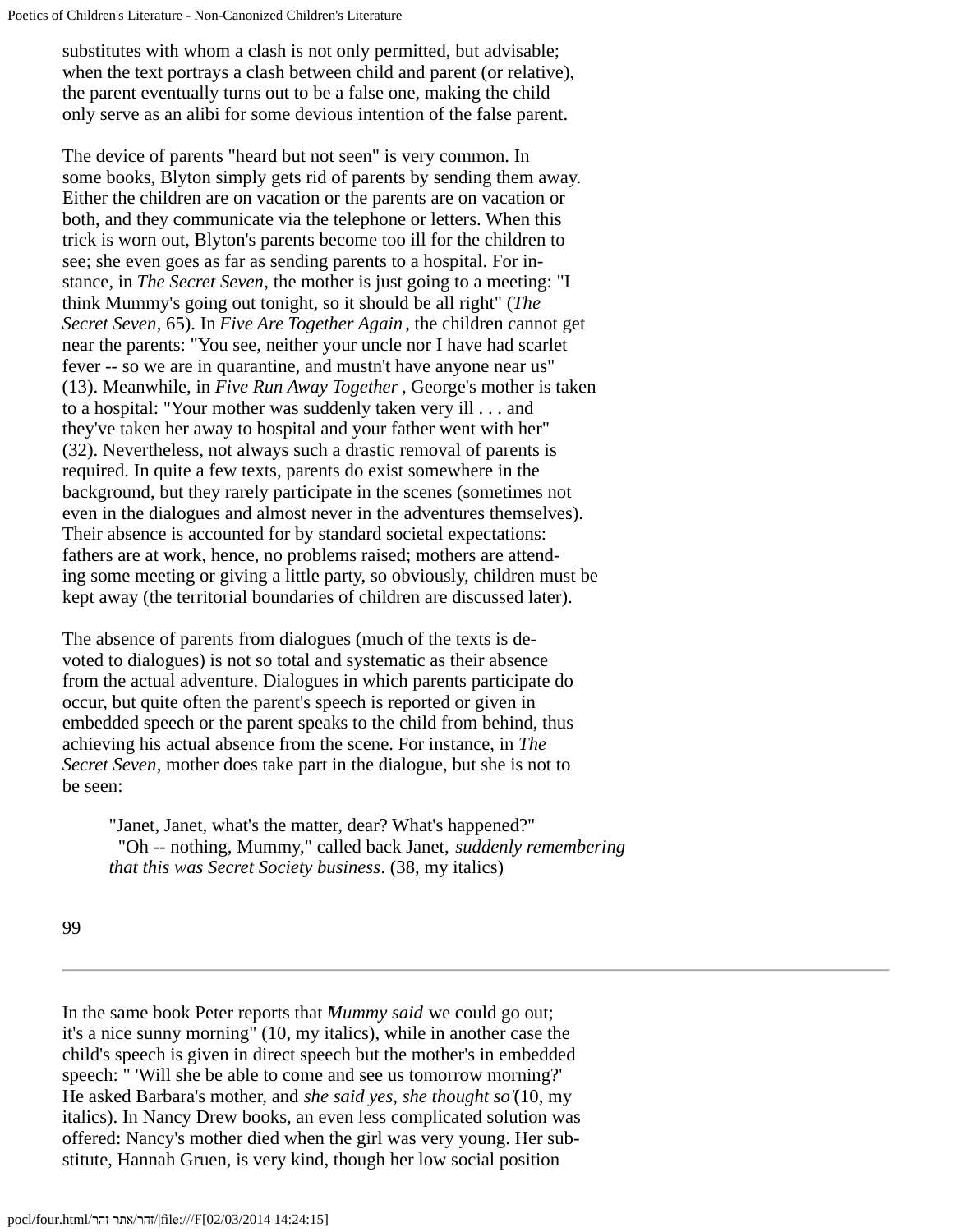substitutes with whom a clash is not only permitted, but advisable; when the text portrays a clash between child and parent (or relative), the parent eventually turns out to be a false one, making the child only serve as an alibi for some devious intention of the false parent.

The device of parents "heard but not seen" is very common. In some books, Blyton simply gets rid of parents by sending them away. Either the children are on vacation or the parents are on vacation or both, and they communicate via the telephone or letters. When this trick is worn out, Blyton's parents become too ill for the children to see; she even goes as far as sending parents to a hospital. For instance, in *The Secret Seven*, the mother is just going to a meeting: "I think Mummy's going out tonight, so it should be all right" (*The Secret Seven*, 65). In *Five Are Together Again*, the children cannot get near the parents: "You see, neither your uncle nor I have had scarlet fever -- so we are in quarantine, and mustn't have anyone near us" (13). Meanwhile, in *Five Run Away Together*, George's mother is taken to a hospital: "Your mother was suddenly taken very ill . . . and they've taken her away to hospital and your father went with her" (32). Nevertheless, not always such a drastic removal of parents is required. In quite a few texts, parents do exist somewhere in the background, but they rarely participate in the scenes (sometimes not even in the dialogues and almost never in the adventures themselves). Their absence is accounted for by standard societal expectations: fathers are at work, hence, no problems raised; mothers are attending some meeting or giving a little party, so obviously, children must be kept away (the territorial boundaries of children are discussed later).

The absence of parents from dialogues (much of the texts is devoted to dialogues) is not so total and systematic as their absence from the actual adventure. Dialogues in which parents participate do occur, but quite often the parent's speech is reported or given in embedded speech or the parent speaks to the child from behind, thus achieving his actual absence from the scene. For instance, in *The Secret Seven*, mother does take part in the dialogue, but she is not to be seen:

> "Janet, Janet, what's the matter, dear? What's happened?"
> "Oh -- nothing, Mummy," called back Janet, *suddenly remembering that this was Secret Society business*. (38, my italics)

In the same book Peter reports that "*Mummy said* we could go out; it's a nice sunny morning" (10, my italics), while in another case the child's speech is given in direct speech but the mother's in embedded speech: " 'Will she be able to come and see us tomorrow morning?' He asked Barbara's mother, and *she said yes, she thought so*" (10, my italics). In Nancy Drew books, an even less complicated solution was offered: Nancy's mother died when the girl was very young. Her substitute, Hannah Gruen, is very kind, though her low social position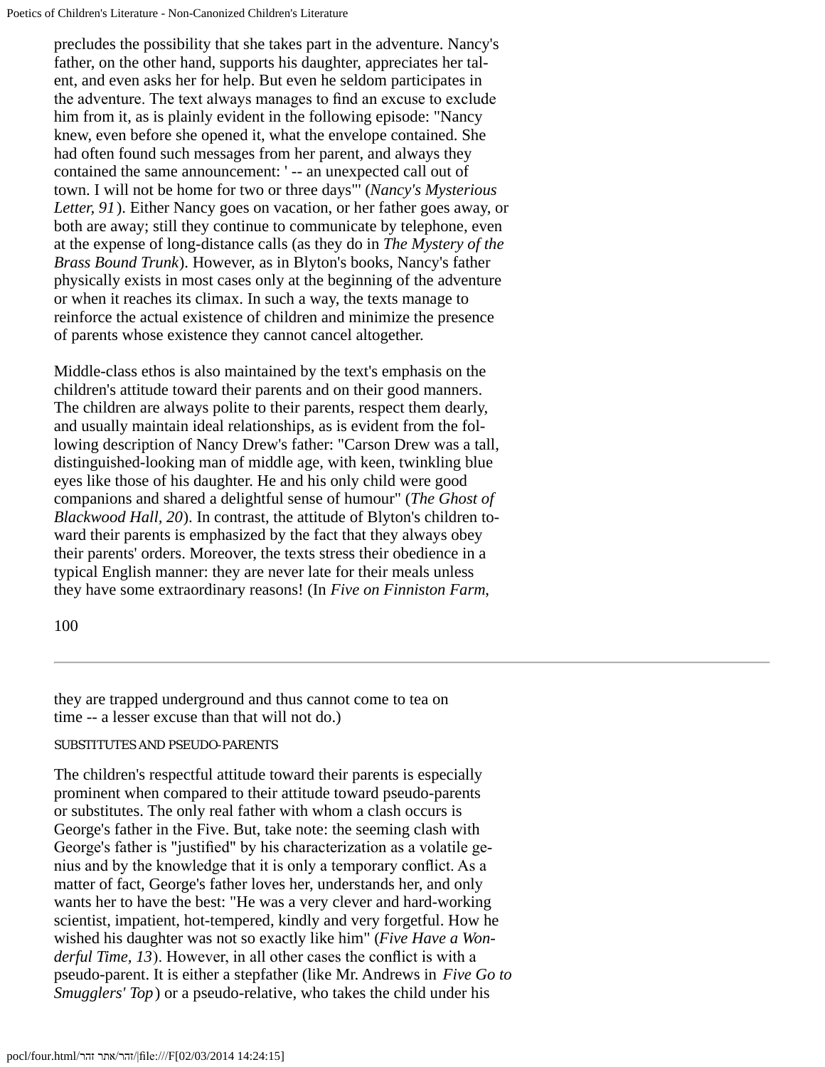precludes the possibility that she takes part in the adventure. Nancy's father, on the other hand, supports his daughter, appreciates her talent, and even asks her for help. But even he seldom participates in the adventure. The text always manages to find an excuse to exclude him from it, as is plainly evident in the following episode: "Nancy knew, even before she opened it, what the envelope contained. She had often found such messages from her parent, and always they contained the same announcement: ' -- an unexpected call out of town. I will not be home for two or three days'" (*Nancy's Mysterious Letter, 91*). Either Nancy goes on vacation, or her father goes away, or both are away; still they continue to communicate by telephone, even at the expense of long-distance calls (as they do in *The Mystery of the Brass Bound Trunk*). However, as in Blyton's books, Nancy's father physically exists in most cases only at the beginning of the adventure or when it reaches its climax. In such a way, the texts manage to reinforce the actual existence of children and minimize the presence of parents whose existence they cannot cancel altogether.

Middle-class ethos is also maintained by the text's emphasis on the children's attitude toward their parents and on their good manners. The children are always polite to their parents, respect them dearly, and usually maintain ideal relationships, as is evident from the following description of Nancy Drew's father: "Carson Drew was a tall, distinguished-looking man of middle age, with keen, twinkling blue eyes like those of his daughter. He and his only child were good companions and shared a delightful sense of humour" (*The Ghost of Blackwood Hall, 20*). In contrast, the attitude of Blyton's children toward their parents is emphasized by the fact that they always obey their parents' orders. Moreover, the texts stress their obedience in a typical English manner: they are never late for their meals unless they have some extraordinary reasons! (In *Five on Finniston Farm*, they are trapped underground and thus cannot come to tea on time -- a lesser excuse than that will not do.)

### SUBSTITUTES AND PSEUDO-PARENTS

The children's respectful attitude toward their parents is especially prominent when compared to their attitude toward pseudo-parents or substitutes. The only real father with whom a clash occurs is George's father in the Five. But, take note: the seeming clash with George's father is "justified" by his characterization as a volatile genius and by the knowledge that it is only a temporary conflict. As a matter of fact, George's father loves her, understands her, and only wants her to have the best: "He was a very clever and hard-working scientist, impatient, hot-tempered, kindly and very forgetful. How he wished his daughter was not so exactly like him" (*Five Have a Wonderful Time, 13*). However, in all other cases the conflict is with a pseudo-parent. It is either a stepfather (like Mr. Andrews in *Five Go to Smugglers' Top*) or a pseudo-relative, who takes the child under his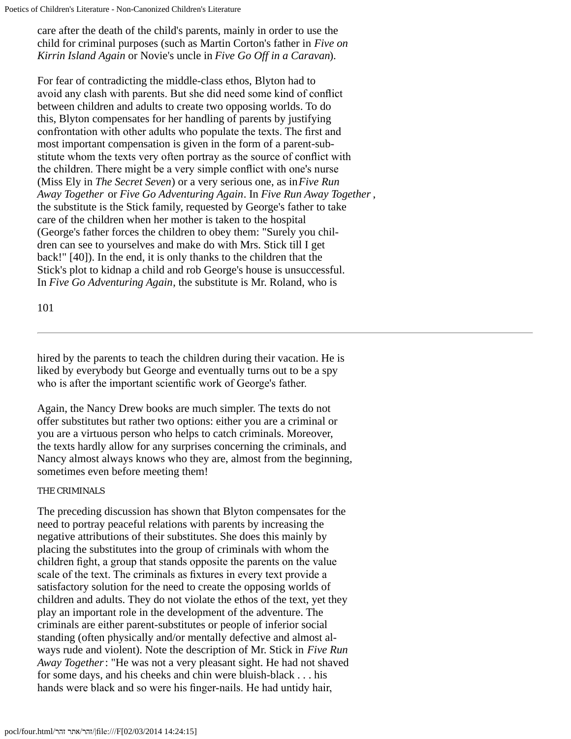care after the death of the child's parents, mainly in order to use the child for criminal purposes (such as Martin Corton's father in *Five on Kirrin Island Again* or Novie's uncle in *Five Go Off in a Caravan*).

For fear of contradicting the middle-class ethos, Blyton had to avoid any clash with parents. But she did need some kind of conflict between children and adults to create two opposing worlds. To do this, Blyton compensates for her handling of parents by justifying confrontation with other adults who populate the texts. The first and most important compensation is given in the form of a parent-substitute whom the texts very often portray as the source of conflict with the children. There might be a very simple conflict with one's nurse (Miss Ely in *The Secret Seven*) or a very serious one, as in *Five Run Away Together* or *Five Go Adventuring Again*. In *Five Run Away Together*, the substitute is the Stick family, requested by George's father to take care of the children when her mother is taken to the hospital (George's father forces the children to obey them: "Surely you children can see to yourselves and make do with Mrs. Stick till I get back!" [40]). In the end, it is only thanks to the children that the Stick's plot to kidnap a child and rob George's house is unsuccessful. In *Five Go Adventuring Again*, the substitute is Mr. Roland, who is hired by the parents to teach the children during their vacation. He is liked by everybody but George and eventually turns out to be a spy who is after the important scientific work of George's father.

Again, the Nancy Drew books are much simpler. The texts do not offer substitutes but rather two options: either you are a criminal or you are a virtuous person who helps to catch criminals. Moreover, the texts hardly allow for any surprises concerning the criminals, and Nancy almost always knows who they are, almost from the beginning, sometimes even before meeting them!

### THE CRIMINALS

The preceding discussion has shown that Blyton compensates for the need to portray peaceful relations with parents by increasing the negative attributions of their substitutes. She does this mainly by placing the substitutes into the group of criminals with whom the children fight, a group that stands opposite the parents on the value scale of the text. The criminals as fixtures in every text provide a satisfactory solution for the need to create the opposing worlds of children and adults. They do not violate the ethos of the text, yet they play an important role in the development of the adventure. The criminals are either parent-substitutes or people of inferior social standing (often physically and/or mentally defective and almost always rude and violent). Note the description of Mr. Stick in *Five Run Away Together*: "He was not a very pleasant sight. He had not shaved for some days, and his cheeks and chin were bluish-black . . . his hands were black and so were his finger-nails. He had untidy hair,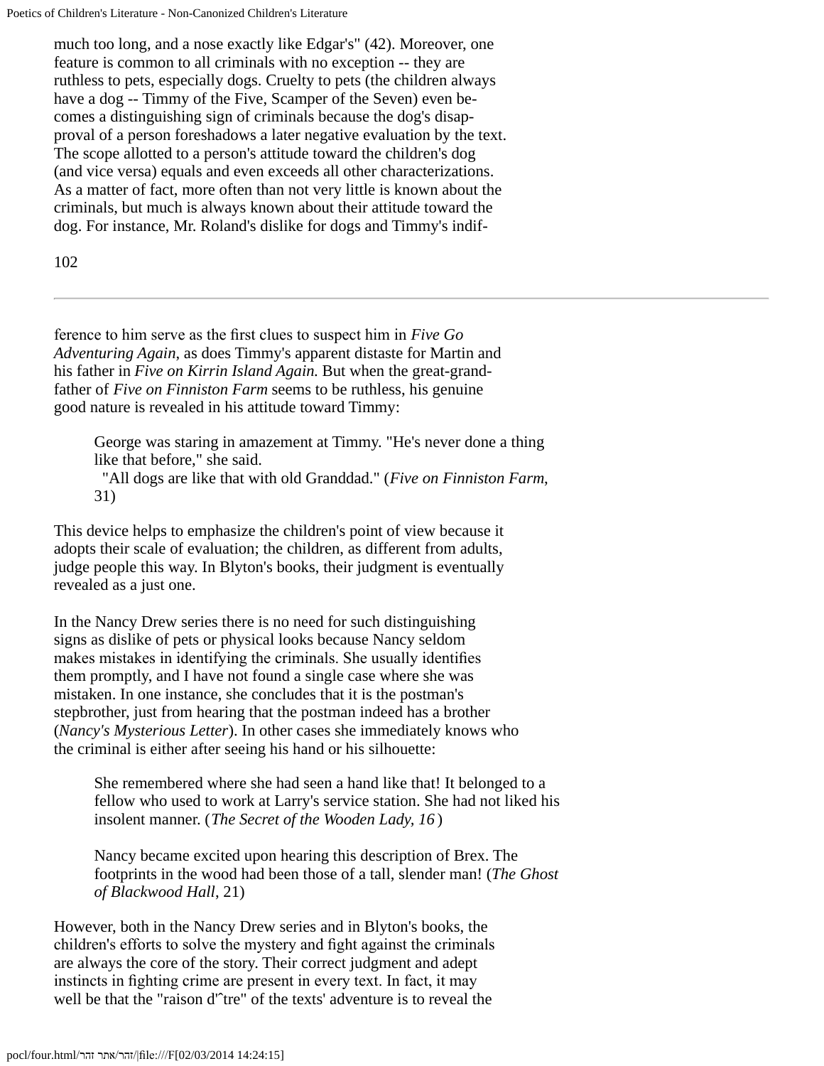much too long, and a nose exactly like Edgar's" (42). Moreover, one feature is common to all criminals with no exception -- they are ruthless to pets, especially dogs. Cruelty to pets (the children always have a dog -- Timmy of the Five, Scamper of the Seven) even becomes a distinguishing sign of criminals because the dog's disapproval of a person foreshadows a later negative evaluation by the text. The scope allotted to a person's attitude toward the children's dog (and vice versa) equals and even exceeds all other characterizations. As a matter of fact, more often than not very little is known about the criminals, but much is always known about their attitude toward the dog. For instance, Mr. Roland's dislike for dogs and Timmy's indifference to him serve as the first clues to suspect him in *Five Go Adventuring Again*, as does Timmy's apparent distaste for Martin and his father in *Five on Kirrin Island Again.* But when the great-grandfather of *Five on Finniston Farm* seems to be ruthless, his genuine good nature is revealed in his attitude toward Timmy:

> George was staring in amazement at Timmy. "He's never done a thing like that before," she said.
> "All dogs are like that with old Granddad." (*Five on Finniston Farm*, 31)

This device helps to emphasize the children's point of view because it adopts their scale of evaluation; the children, as different from adults, judge people this way. In Blyton's books, their judgment is eventually revealed as a just one.

In the Nancy Drew series there is no need for such distinguishing signs as dislike of pets or physical looks because Nancy seldom makes mistakes in identifying the criminals. She usually identifies them promptly, and I have not found a single case where she was mistaken. In one instance, she concludes that it is the postman's stepbrother, just from hearing that the postman indeed has a brother (*Nancy's Mysterious Letter*). In other cases she immediately knows who the criminal is either after seeing his hand or his silhouette:

> She remembered where she had seen a hand like that! It belonged to a fellow who used to work at Larry's service station. She had not liked his insolent manner. (*The Secret of the Wooden Lady, 16* )

> Nancy became excited upon hearing this description of Brex. The footprints in the wood had been those of a tall, slender man! (*The Ghost of Blackwood Hall*, 21)

However, both in the Nancy Drew series and in Blyton's books, the children's efforts to solve the mystery and fight against the criminals are always the core of the story. Their correct judgment and adept instincts in fighting crime are present in every text. In fact, it may well be that the "raison d'ˆtre" of the texts' adventure is to reveal the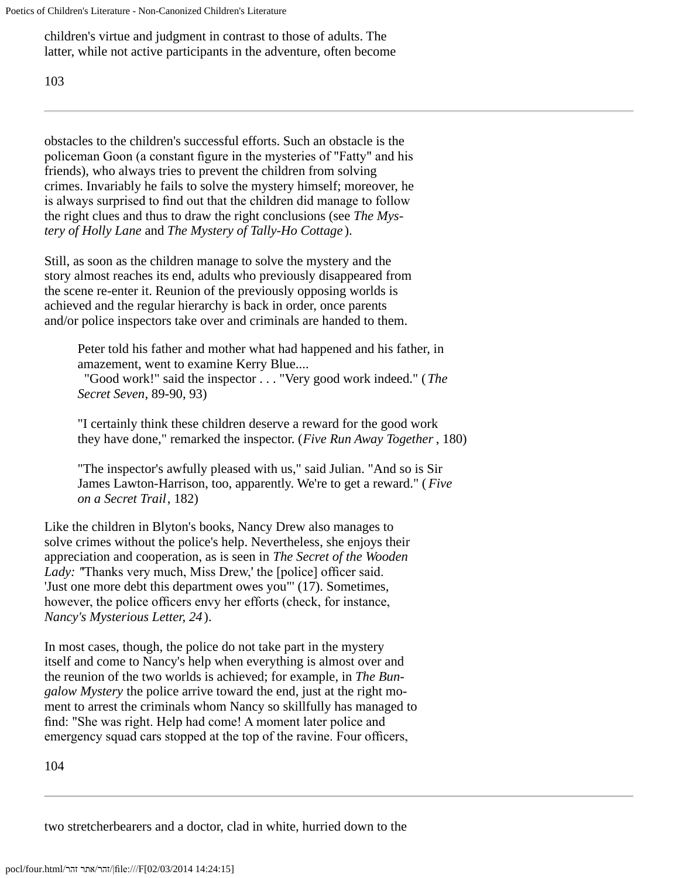children's virtue and judgment in contrast to those of adults. The latter, while not active participants in the adventure, often become

obstacles to the children's successful efforts. Such an obstacle is the policeman Goon (a constant figure in the mysteries of "Fatty" and his friends), who always tries to prevent the children from solving crimes. Invariably he fails to solve the mystery himself; moreover, he is always surprised to find out that the children did manage to follow the right clues and thus to draw the right conclusions (see *The Mystery of Holly Lane* and *The Mystery of Tally-Ho Cottage*).

Still, as soon as the children manage to solve the mystery and the story almost reaches its end, adults who previously disappeared from the scene re-enter it. Reunion of the previously opposing worlds is achieved and the regular hierarchy is back in order, once parents and/or police inspectors take over and criminals are handed to them.

> Peter told his father and mother what had happened and his father, in amazement, went to examine Kerry Blue....
> "Good work!" said the inspector . . . "Very good work indeed." (*The Secret Seven*, 89-90, 93)

> "I certainly think these children deserve a reward for the good work they have done," remarked the inspector. (*Five Run Away Together*, 180)

> "The inspector's awfully pleased with us," said Julian. "And so is Sir James Lawton-Harrison, too, apparently. We're to get a reward." (*Five on a Secret Trail*, 182)

Like the children in Blyton's books, Nancy Drew also manages to solve crimes without the police's help. Nevertheless, she enjoys their appreciation and cooperation, as is seen in *The Secret of the Wooden Lady:* "Thanks very much, Miss Drew,' the [police] officer said. 'Just one more debt this department owes you'" (17). Sometimes, however, the police officers envy her efforts (check, for instance, *Nancy's Mysterious Letter, 24*).

In most cases, though, the police do not take part in the mystery itself and come to Nancy's help when everything is almost over and the reunion of the two worlds is achieved; for example, in *The Bungalow Mystery* the police arrive toward the end, just at the right moment to arrest the criminals whom Nancy so skillfully has managed to find: "She was right. Help had come! A moment later police and emergency squad cars stopped at the top of the ravine. Four officers,

two stretcherbearers and a doctor, clad in white, hurried down to the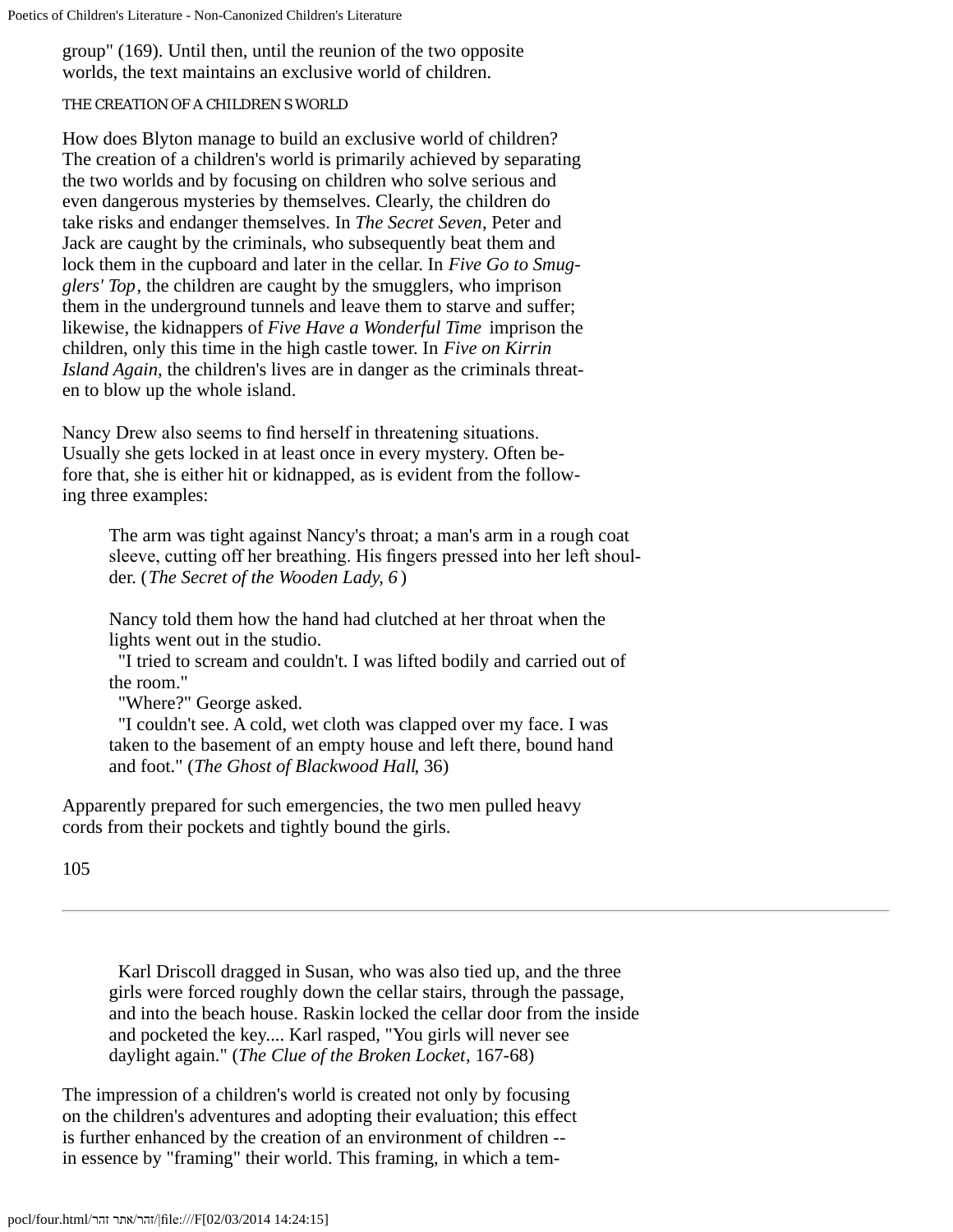group" (169). Until then, until the reunion of the two opposite worlds, the text maintains an exclusive world of children.

### THE CREATION OF A CHILDREN S WORLD

How does Blyton manage to build an exclusive world of children? The creation of a children's world is primarily achieved by separating the two worlds and by focusing on children who solve serious and even dangerous mysteries by themselves. Clearly, the children do take risks and endanger themselves. In *The Secret Seven*, Peter and Jack are caught by the criminals, who subsequently beat them and lock them in the cupboard and later in the cellar. In *Five Go to Smugglers' Top*, the children are caught by the smugglers, who imprison them in the underground tunnels and leave them to starve and suffer; likewise, the kidnappers of *Five Have a Wonderful Time* imprison the children, only this time in the high castle tower. In *Five on Kirrin Island Again*, the children's lives are in danger as the criminals threaten to blow up the whole island.

Nancy Drew also seems to find herself in threatening situations. Usually she gets locked in at least once in every mystery. Often before that, she is either hit or kidnapped, as is evident from the following three examples:

> The arm was tight against Nancy's throat; a man's arm in a rough coat sleeve, cutting off her breathing. His fingers pressed into her left shoulder. (*The Secret of the Wooden Lady, 6*)

> Nancy told them how the hand had clutched at her throat when the lights went out in the studio.
> "I tried to scream and couldn't. I was lifted bodily and carried out of the room."
> "Where?" George asked.
> "I couldn't see. A cold, wet cloth was clapped over my face. I was taken to the basement of an empty house and left there, bound hand and foot." (*The Ghost of Blackwood Hall*, 36)

Apparently prepared for such emergencies, the two men pulled heavy cords from their pockets and tightly bound the girls.

> Karl Driscoll dragged in Susan, who was also tied up, and the three girls were forced roughly down the cellar stairs, through the passage, and into the beach house. Raskin locked the cellar door from the inside and pocketed the key.... Karl rasped, "You girls will never see daylight again." (*The Clue of the Broken Locket*, 167-68)

The impression of a children's world is created not only by focusing on the children's adventures and adopting their evaluation; this effect is further enhanced by the creation of an environment of children -- in essence by "framing" their world. This framing, in which a tem-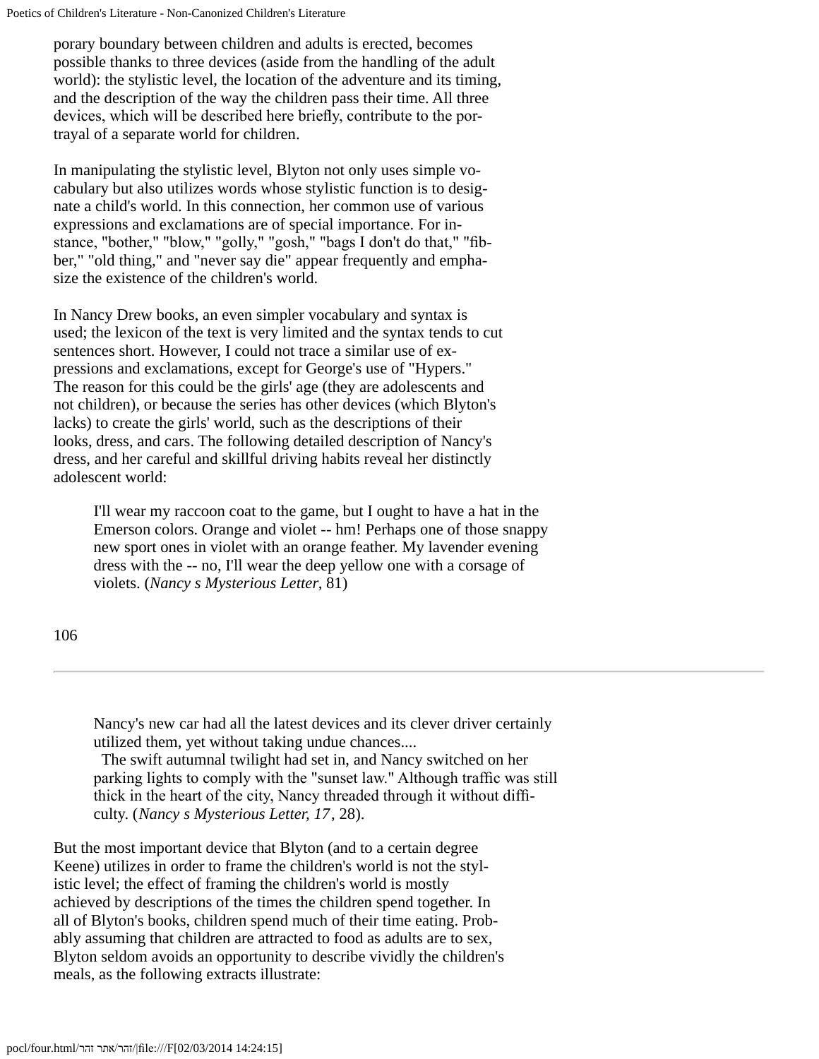porary boundary between children and adults is erected, becomes possible thanks to three devices (aside from the handling of the adult world): the stylistic level, the location of the adventure and its timing, and the description of the way the children pass their time. All three devices, which will be described here briefly, contribute to the portrayal of a separate world for children.

In manipulating the stylistic level, Blyton not only uses simple vocabulary but also utilizes words whose stylistic function is to designate a child's world. In this connection, her common use of various expressions and exclamations are of special importance. For instance, "bother," "blow," "golly," "gosh," "bags I don't do that," "fibber," "old thing," and "never say die" appear frequently and emphasize the existence of the children's world.

In Nancy Drew books, an even simpler vocabulary and syntax is used; the lexicon of the text is very limited and the syntax tends to cut sentences short. However, I could not trace a similar use of expressions and exclamations, except for George's use of "Hypers." The reason for this could be the girls' age (they are adolescents and not children), or because the series has other devices (which Blyton's lacks) to create the girls' world, such as the descriptions of their looks, dress, and cars. The following detailed description of Nancy's dress, and her careful and skillful driving habits reveal her distinctly adolescent world:

> I'll wear my raccoon coat to the game, but I ought to have a hat in the Emerson colors. Orange and violet -- hm! Perhaps one of those snappy new sport ones in violet with an orange feather. My lavender evening dress with the -- no, I'll wear the deep yellow one with a corsage of violets. (*Nancy s Mysterious Letter*, 81)

> Nancy's new car had all the latest devices and its clever driver certainly utilized them, yet without taking undue chances....
>
> The swift autumnal twilight had set in, and Nancy switched on her parking lights to comply with the "sunset law." Although traffic was still thick in the heart of the city, Nancy threaded through it without difficulty. (*Nancy s Mysterious Letter, 17*, 28).

But the most important device that Blyton (and to a certain degree Keene) utilizes in order to frame the children's world is not the stylistic level; the effect of framing the children's world is mostly achieved by descriptions of the times the children spend together. In all of Blyton's books, children spend much of their time eating. Probably assuming that children are attracted to food as adults are to sex, Blyton seldom avoids an opportunity to describe vividly the children's meals, as the following extracts illustrate: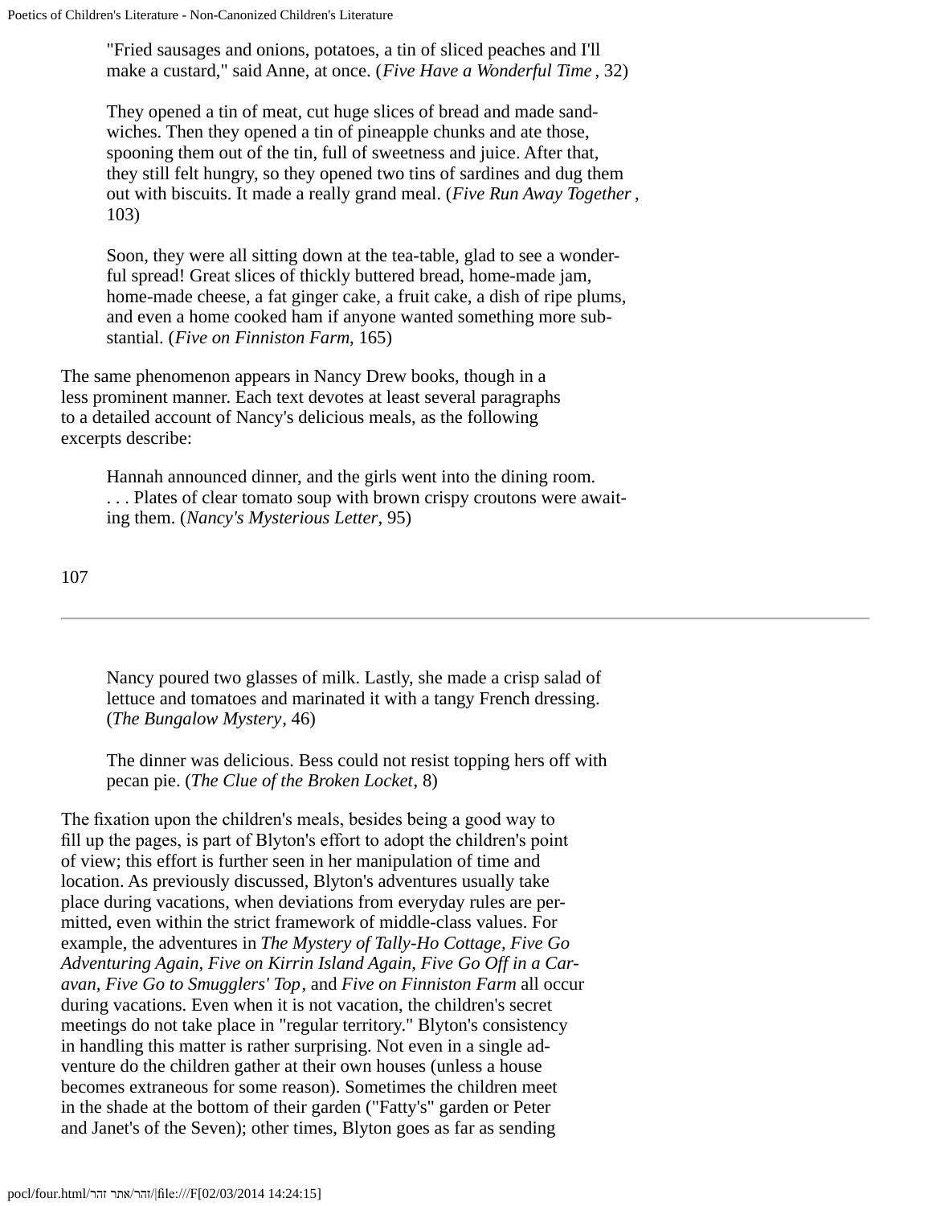> "Fried sausages and onions, potatoes, a tin of sliced peaches and I'll make a custard," said Anne, at once. (*Five Have a Wonderful Time*, 32)

> They opened a tin of meat, cut huge slices of bread and made sandwiches. Then they opened a tin of pineapple chunks and ate those, spooning them out of the tin, full of sweetness and juice. After that, they still felt hungry, so they opened two tins of sardines and dug them out with biscuits. It made a really grand meal. (*Five Run Away Together*, 103)

> Soon, they were all sitting down at the tea-table, glad to see a wonderful spread! Great slices of thickly buttered bread, home-made jam, home-made cheese, a fat ginger cake, a fruit cake, a dish of ripe plums, and even a home cooked ham if anyone wanted something more substantial. (*Five on Finniston Farm*, 165)

The same phenomenon appears in Nancy Drew books, though in a less prominent manner. Each text devotes at least several paragraphs to a detailed account of Nancy's delicious meals, as the following excerpts describe:

> Hannah announced dinner, and the girls went into the dining room. . . . Plates of clear tomato soup with brown crispy croutons were awaiting them. (*Nancy's Mysterious Letter*, 95)

> Nancy poured two glasses of milk. Lastly, she made a crisp salad of lettuce and tomatoes and marinated it with a tangy French dressing. (*The Bungalow Mystery*, 46)

> The dinner was delicious. Bess could not resist topping hers off with pecan pie. (*The Clue of the Broken Locket*, 8)

The fixation upon the children's meals, besides being a good way to fill up the pages, is part of Blyton's effort to adopt the children's point of view; this effort is further seen in her manipulation of time and location. As previously discussed, Blyton's adventures usually take place during vacations, when deviations from everyday rules are permitted, even within the strict framework of middle-class values. For example, the adventures in *The Mystery of Tally-Ho Cottage, Five Go Adventuring Again*, *Five on Kirrin Island Again*, *Five Go Off in a Caravan*, *Five Go to Smugglers' Top*, and *Five on Finniston Farm* all occur during vacations. Even when it is not vacation, the children's secret meetings do not take place in "regular territory." Blyton's consistency in handling this matter is rather surprising. Not even in a single adventure do the children gather at their own houses (unless a house becomes extraneous for some reason). Sometimes the children meet in the shade at the bottom of their garden ("Fatty's" garden or Peter and Janet's of the Seven); other times, Blyton goes as far as sending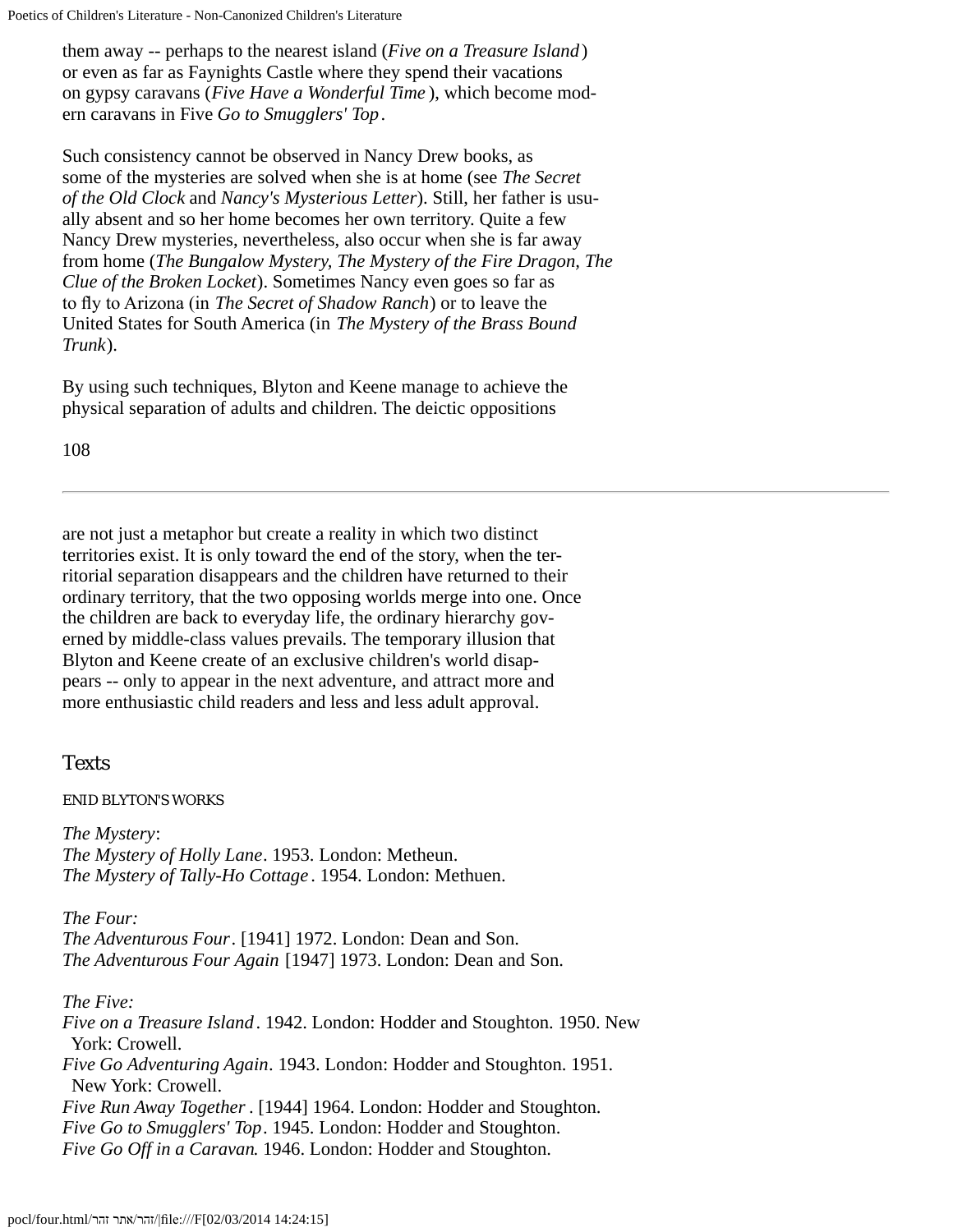them away -- perhaps to the nearest island (*Five on a Treasure Island*) or even as far as Faynights Castle where they spend their vacations on gypsy caravans (*Five Have a Wonderful Time*), which become modern caravans in Five *Go to Smugglers' Top*.

Such consistency cannot be observed in Nancy Drew books, as some of the mysteries are solved when she is at home (see *The Secret of the Old Clock* and *Nancy's Mysterious Letter*). Still, her father is usually absent and so her home becomes her own territory. Quite a few Nancy Drew mysteries, nevertheless, also occur when she is far away from home (*The Bungalow Mystery, The Mystery of the Fire Dragon, The Clue of the Broken Locket*). Sometimes Nancy even goes so far as to fly to Arizona (in *The Secret of Shadow Ranch*) or to leave the United States for South America (in *The Mystery of the Brass Bound Trunk*).

By using such techniques, Blyton and Keene manage to achieve the physical separation of adults and children. The deictic oppositions are not just a metaphor but create a reality in which two distinct territories exist. It is only toward the end of the story, when the territorial separation disappears and the children have returned to their ordinary territory, that the two opposing worlds merge into one. Once the children are back to everyday life, the ordinary hierarchy governed by middle-class values prevails. The temporary illusion that Blyton and Keene create of an exclusive children's world disappears -- only to appear in the next adventure, and attract more and more enthusiastic child readers and less and less adult approval.

## Texts

### ENID BLYTON'S WORKS

*The Mystery*:
*The Mystery of Holly Lane*. 1953. London: Metheun.
*The Mystery of Tally-Ho Cottage*. 1954. London: Methuen.

*The Four:*
*The Adventurous Four*. [1941] 1972. London: Dean and Son.
*The Adventurous Four Again* [1947] 1973. London: Dean and Son.

*The Five:*
*Five on a Treasure Island*. 1942. London: Hodder and Stoughton. 1950. New York: Crowell.
*Five Go Adventuring Again*. 1943. London: Hodder and Stoughton. 1951. New York: Crowell.
*Five Run Away Together*. [1944] 1964. London: Hodder and Stoughton.
*Five Go to Smugglers' Top*. 1945. London: Hodder and Stoughton.
*Five Go Off in a Caravan*. 1946. London: Hodder and Stoughton.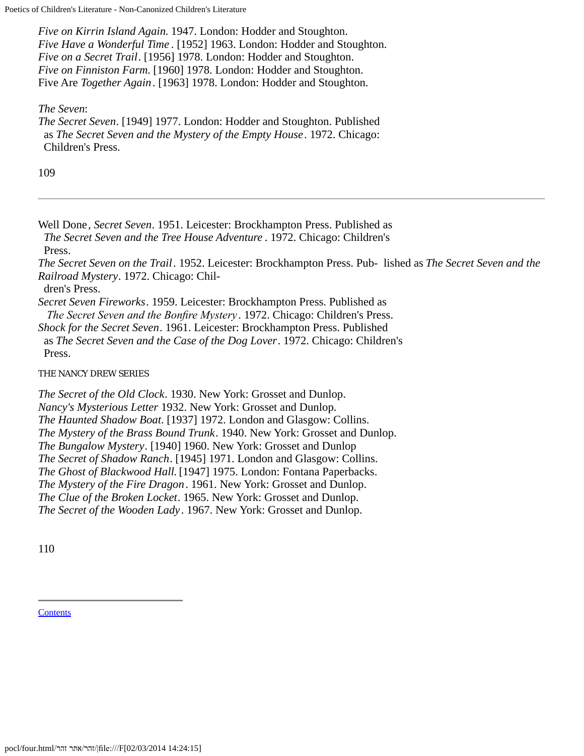*Five on Kirrin Island Again.* 1947. London: Hodder and Stoughton.
*Five Have a Wonderful Time*. [1952] 1963. London: Hodder and Stoughton.
*Five on a Secret Trail*. [1956] 1978. London: Hodder and Stoughton.
*Five on Finniston Farm.* [1960] 1978. London: Hodder and Stoughton.
Five Are *Together Again*. [1963] 1978. London: Hodder and Stoughton.

*The Seven*:
*The Secret Seven*. [1949] 1977. London: Hodder and Stoughton. Published as *The Secret Seven and the Mystery of the Empty House*. 1972. Chicago: Children's Press.

Well Done*, Secret Seven*. 1951. Leicester: Brockhampton Press. Published as *The Secret Seven and the Tree House Adventure*. 1972. Chicago: Children's Press.
*The Secret Seven on the Trail*. 1952. Leicester: Brockhampton Press. Published as *The Secret Seven and the Railroad Mystery*. 1972. Chicago: Children's Press.
*Secret Seven Fireworks*. 1959. Leicester: Brockhampton Press. Published as *The Secret Seven and the Bonfire Mystery*. 1972. Chicago: Children's Press.
*Shock for the Secret Seven*. 1961. Leicester: Brockhampton Press. Published as *The Secret Seven and the Case of the Dog Lover*. 1972. Chicago: Children's Press.

THE NANCY DREW SERIES

*The Secret of the Old Clock*. 1930. New York: Grosset and Dunlop.
*Nancy's Mysterious Letter* 1932. New York: Grosset and Dunlop.
*The Haunted Shadow Boat*. [1937] 1972. London and Glasgow: Collins.
*The Mystery of the Brass Bound Trunk*. 1940. New York: Grosset and Dunlop.
*The Bungalow Mystery*. [1940] 1960. New York: Grosset and Dunlop
*The Secret of Shadow Ranch*. [1945] 1971. London and Glasgow: Collins.
*The Ghost of Blackwood Hall.* [1947] 1975. London: Fontana Paperbacks.
*The Mystery of the Fire Dragon*. 1961. New York: Grosset and Dunlop.
*The Clue of the Broken Locket*. 1965. New York: Grosset and Dunlop.
*The Secret of the Wooden Lady*. 1967. New York: Grosset and Dunlop.

Contents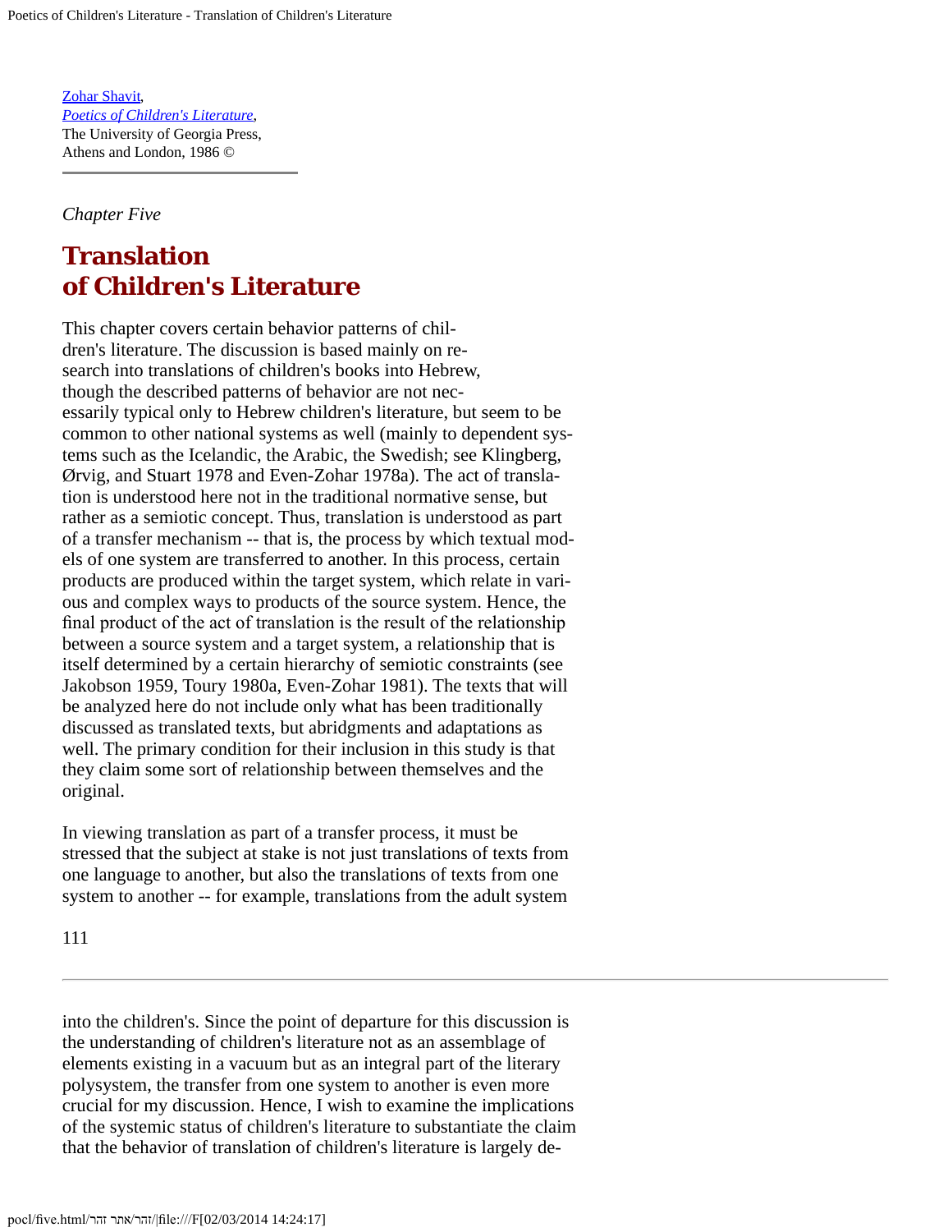Zohar Shavit,
*Poetics of Children's Literature*,
The University of Georgia Press,
Athens and London, 1986 ©

*Chapter Five*

# Translation of Children's Literature

This chapter covers certain behavior patterns of children's literature. The discussion is based mainly on research into translations of children's books into Hebrew, though the described patterns of behavior are not necessarily typical only to Hebrew children's literature, but seem to be common to other national systems as well (mainly to dependent systems such as the Icelandic, the Arabic, the Swedish; see Klingberg, Ørvig, and Stuart 1978 and Even-Zohar 1978a). The act of translation is understood here not in the traditional normative sense, but rather as a semiotic concept. Thus, translation is understood as part of a transfer mechanism -- that is, the process by which textual models of one system are transferred to another. In this process, certain products are produced within the target system, which relate in various and complex ways to products of the source system. Hence, the final product of the act of translation is the result of the relationship between a source system and a target system, a relationship that is itself determined by a certain hierarchy of semiotic constraints (see Jakobson 1959, Toury 1980a, Even-Zohar 1981). The texts that will be analyzed here do not include only what has been traditionally discussed as translated texts, but abridgments and adaptations as well. The primary condition for their inclusion in this study is that they claim some sort of relationship between themselves and the original.

In viewing translation as part of a transfer process, it must be stressed that the subject at stake is not just translations of texts from one language to another, but also the translations of texts from one system to another -- for example, translations from the adult system into the children's. Since the point of departure for this discussion is the understanding of children's literature not as an assemblage of elements existing in a vacuum but as an integral part of the literary polysystem, the transfer from one system to another is even more crucial for my discussion. Hence, I wish to examine the implications of the systemic status of children's literature to substantiate the claim that the behavior of translation of children's literature is largely de-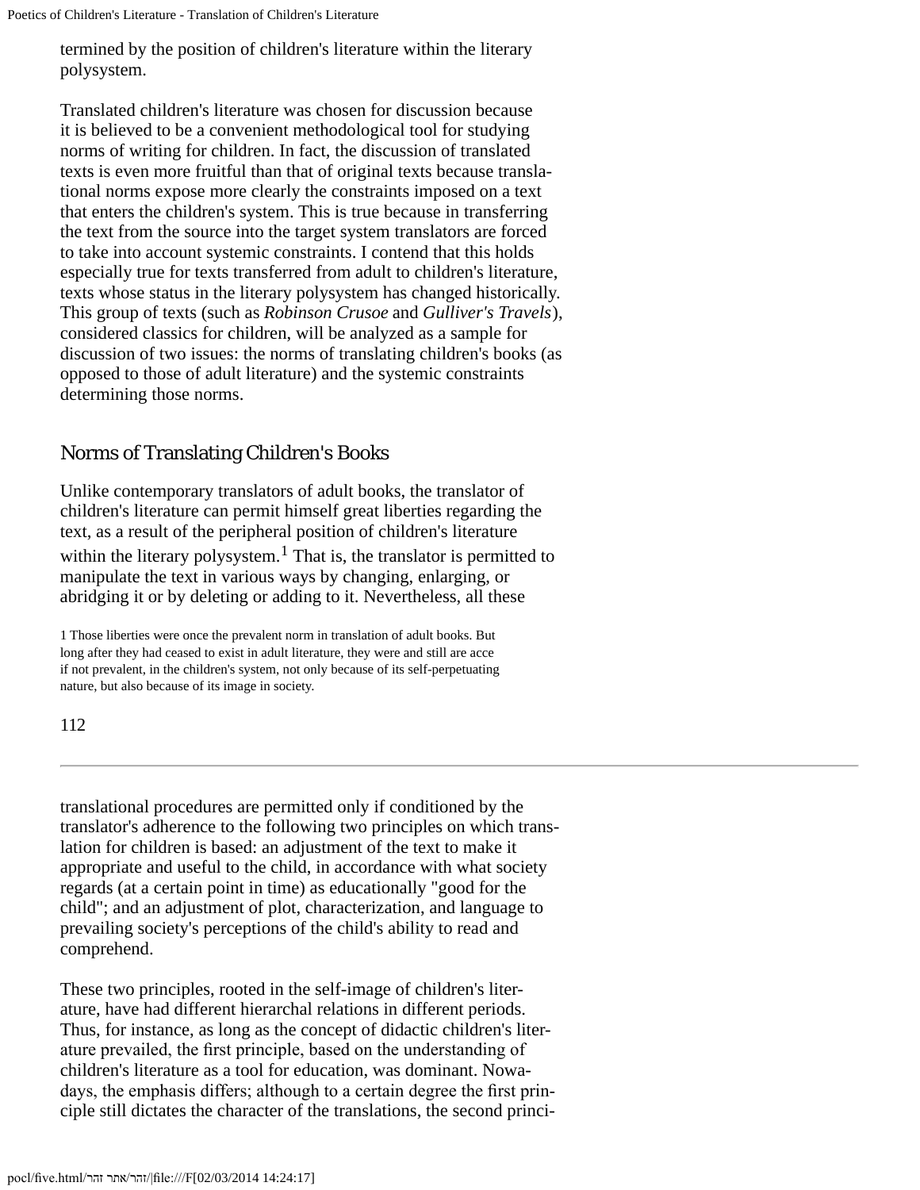termined by the position of children's literature within the literary polysystem.

Translated children's literature was chosen for discussion because it is believed to be a convenient methodological tool for studying norms of writing for children. In fact, the discussion of translated texts is even more fruitful than that of original texts because translational norms expose more clearly the constraints imposed on a text that enters the children's system. This is true because in transferring the text from the source into the target system translators are forced to take into account systemic constraints. I contend that this holds especially true for texts transferred from adult to children's literature, texts whose status in the literary polysystem has changed historically. This group of texts (such as *Robinson Crusoe* and *Gulliver's Travels*), considered classics for children, will be analyzed as a sample for discussion of two issues: the norms of translating children's books (as opposed to those of adult literature) and the systemic constraints determining those norms.

## Norms of Translating Children's Books

Unlike contemporary translators of adult books, the translator of children's literature can permit himself great liberties regarding the text, as a result of the peripheral position of children's literature within the literary polysystem.[1] That is, the translator is permitted to manipulate the text in various ways by changing, enlarging, or abridging it or by deleting or adding to it. Nevertheless, all these

1 Those liberties were once the prevalent norm in translation of adult books. But long after they had ceased to exist in adult literature, they were and still are acce if not prevalent, in the children's system, not only because of its self-perpetuating nature, but also because of its image in society.

translational procedures are permitted only if conditioned by the translator's adherence to the following two principles on which translation for children is based: an adjustment of the text to make it appropriate and useful to the child, in accordance with what society regards (at a certain point in time) as educationally "good for the child"; and an adjustment of plot, characterization, and language to prevailing society's perceptions of the child's ability to read and comprehend.

These two principles, rooted in the self-image of children's literature, have had different hierarchal relations in different periods. Thus, for instance, as long as the concept of didactic children's literature prevailed, the first principle, based on the understanding of children's literature as a tool for education, was dominant. Nowadays, the emphasis differs; although to a certain degree the first principle still dictates the character of the translations, the second princi-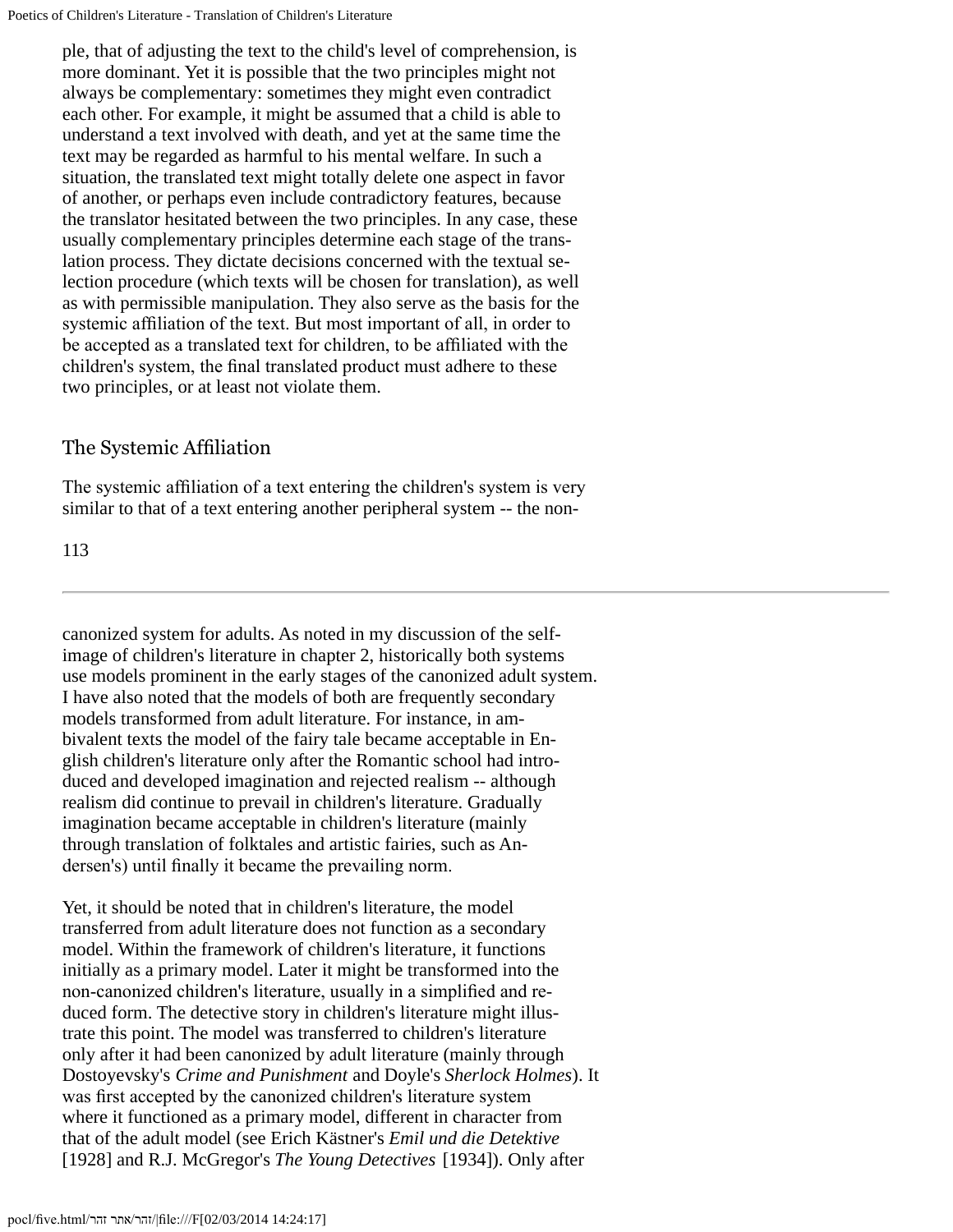ple, that of adjusting the text to the child's level of comprehension, is more dominant. Yet it is possible that the two principles might not always be complementary: sometimes they might even contradict each other. For example, it might be assumed that a child is able to understand a text involved with death, and yet at the same time the text may be regarded as harmful to his mental welfare. In such a situation, the translated text might totally delete one aspect in favor of another, or perhaps even include contradictory features, because the translator hesitated between the two principles. In any case, these usually complementary principles determine each stage of the translation process. They dictate decisions concerned with the textual selection procedure (which texts will be chosen for translation), as well as with permissible manipulation. They also serve as the basis for the systemic affiliation of the text. But most important of all, in order to be accepted as a translated text for children, to be affiliated with the children's system, the final translated product must adhere to these two principles, or at least not violate them.

## The Systemic Affiliation

The systemic affiliation of a text entering the children's system is very similar to that of a text entering another peripheral system -- the non-canonized system for adults. As noted in my discussion of the self-image of children's literature in chapter 2, historically both systems use models prominent in the early stages of the canonized adult system. I have also noted that the models of both are frequently secondary models transformed from adult literature. For instance, in ambivalent texts the model of the fairy tale became acceptable in English children's literature only after the Romantic school had introduced and developed imagination and rejected realism -- although realism did continue to prevail in children's literature. Gradually imagination became acceptable in children's literature (mainly through translation of folktales and artistic fairies, such as Andersen's) until finally it became the prevailing norm.

Yet, it should be noted that in children's literature, the model transferred from adult literature does not function as a secondary model. Within the framework of children's literature, it functions initially as a primary model. Later it might be transformed into the non-canonized children's literature, usually in a simplified and reduced form. The detective story in children's literature might illustrate this point. The model was transferred to children's literature only after it had been canonized by adult literature (mainly through Dostoyevsky's *Crime and Punishment* and Doyle's *Sherlock Holmes*). It was first accepted by the canonized children's literature system where it functioned as a primary model, different in character from that of the adult model (see Erich Kästner's *Emil und die Detektive* [1928] and R.J. McGregor's *The Young Detectives* [1934]). Only after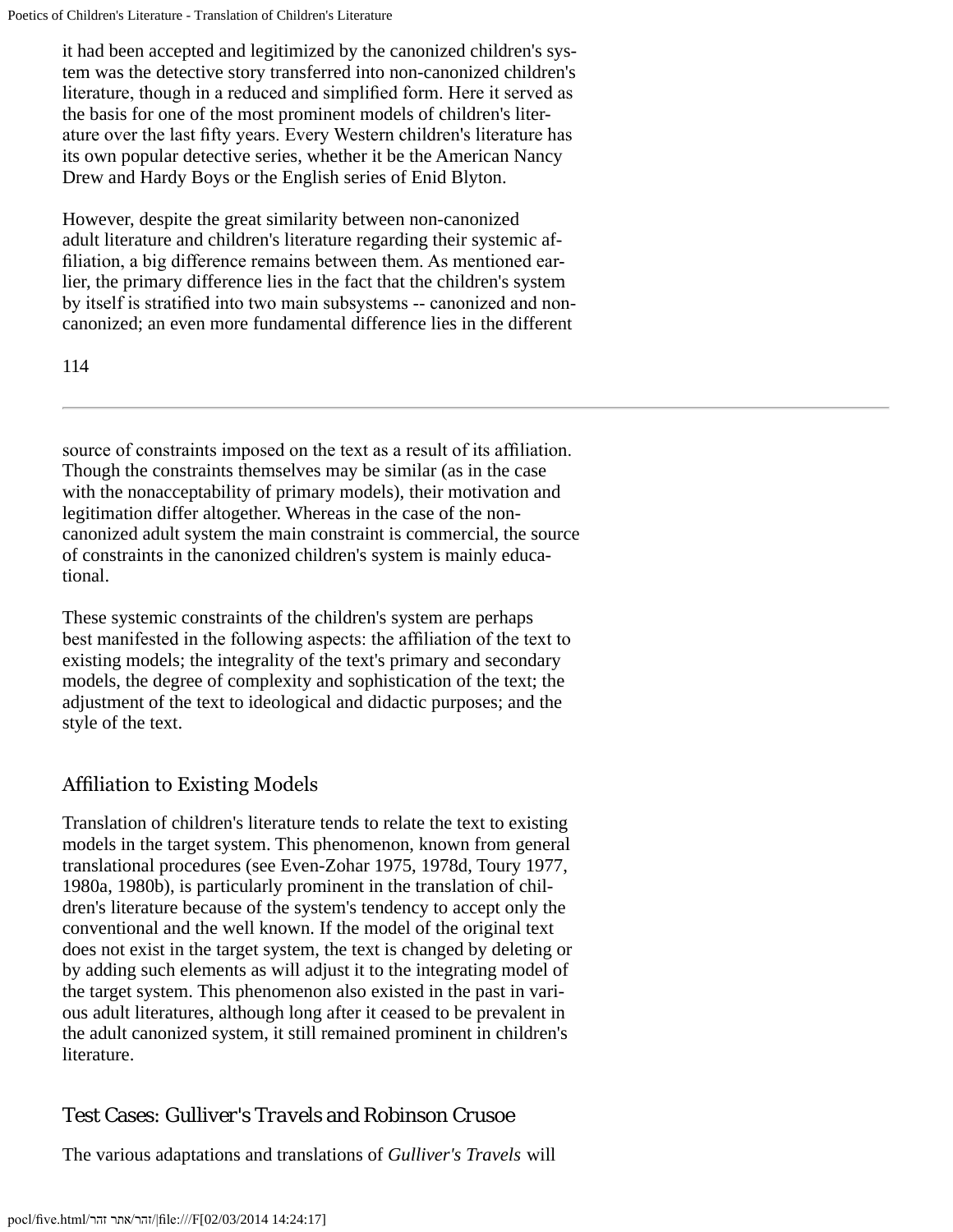it had been accepted and legitimized by the canonized children's system was the detective story transferred into non-canonized children's literature, though in a reduced and simplified form. Here it served as the basis for one of the most prominent models of children's literature over the last fifty years. Every Western children's literature has its own popular detective series, whether it be the American Nancy Drew and Hardy Boys or the English series of Enid Blyton.

However, despite the great similarity between non-canonized adult literature and children's literature regarding their systemic affiliation, a big difference remains between them. As mentioned earlier, the primary difference lies in the fact that the children's system by itself is stratified into two main subsystems -- canonized and non-canonized; an even more fundamental difference lies in the different source of constraints imposed on the text as a result of its affiliation. Though the constraints themselves may be similar (as in the case with the nonacceptability of primary models), their motivation and legitimation differ altogether. Whereas in the case of the non-canonized adult system the main constraint is commercial, the source of constraints in the canonized children's system is mainly educational.

These systemic constraints of the children's system are perhaps best manifested in the following aspects: the affiliation of the text to existing models; the integrality of the text's primary and secondary models, the degree of complexity and sophistication of the text; the adjustment of the text to ideological and didactic purposes; and the style of the text.

## Affiliation to Existing Models

Translation of children's literature tends to relate the text to existing models in the target system. This phenomenon, known from general translational procedures (see Even-Zohar 1975, 1978d, Toury 1977, 1980a, 1980b), is particularly prominent in the translation of children's literature because of the system's tendency to accept only the conventional and the well known. If the model of the original text does not exist in the target system, the text is changed by deleting or by adding such elements as will adjust it to the integrating model of the target system. This phenomenon also existed in the past in various adult literatures, although long after it ceased to be prevalent in the adult canonized system, it still remained prominent in children's literature.

### Test Cases: *Gulliver's Travels* and *Robinson Crusoe*

The various adaptations and translations of *Gulliver's Travels* will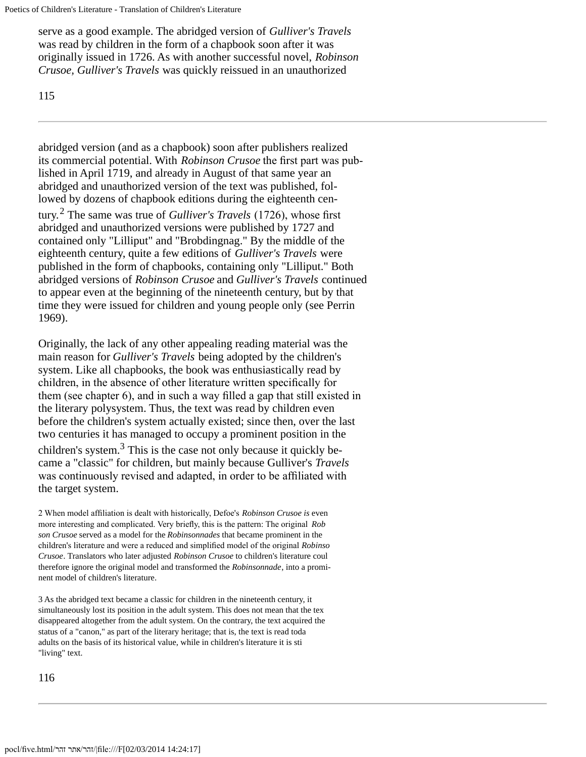serve as a good example. The abridged version of *Gulliver's Travels* was read by children in the form of a chapbook soon after it was originally issued in 1726. As with another successful novel, *Robinson Crusoe*, *Gulliver's Travels* was quickly reissued in an unauthorized

abridged version (and as a chapbook) soon after publishers realized its commercial potential. With *Robinson Crusoe* the first part was published in April 1719, and already in August of that same year an abridged and unauthorized version of the text was published, followed by dozens of chapbook editions during the eighteenth century.[2] The same was true of *Gulliver's Travels* (1726), whose first abridged and unauthorized versions were published by 1727 and contained only "Lilliput" and "Brobdingnag." By the middle of the eighteenth century, quite a few editions of *Gulliver's Travels* were published in the form of chapbooks, containing only "Lilliput." Both abridged versions of *Robinson Crusoe* and *Gulliver's Travels* continued to appear even at the beginning of the nineteenth century, but by that time they were issued for children and young people only (see Perrin 1969).

Originally, the lack of any other appealing reading material was the main reason for *Gulliver's Travels* being adopted by the children's system. Like all chapbooks, the book was enthusiastically read by children, in the absence of other literature written specifically for them (see chapter 6), and in such a way filled a gap that still existed in the literary polysystem. Thus, the text was read by children even before the children's system actually existed; since then, over the last two centuries it has managed to occupy a prominent position in the children's system.[3] This is the case not only because it quickly became a "classic" for children, but mainly because Gulliver's *Travels* was continuously revised and adapted, in order to be affiliated with the target system.

2 When model affiliation is dealt with historically, Defoe's *Robinson Crusoe is* even more interesting and complicated. Very briefly, this is the pattern: The original *Rob son Crusoe* served as a model for the *Robinsonnades* that became prominent in the children's literature and were a reduced and simplified model of the original *Robinso Crusoe*. Translators who later adjusted *Robinson Crusoe* to children's literature coul therefore ignore the original model and transformed the *Robinsonnade*, into a prominent model of children's literature.

3 As the abridged text became a classic for children in the nineteenth century, it simultaneously lost its position in the adult system. This does not mean that the tex disappeared altogether from the adult system. On the contrary, the text acquired the status of a "canon," as part of the literary heritage; that is, the text is read toda adults on the basis of its historical value, while in children's literature it is sti "living" text.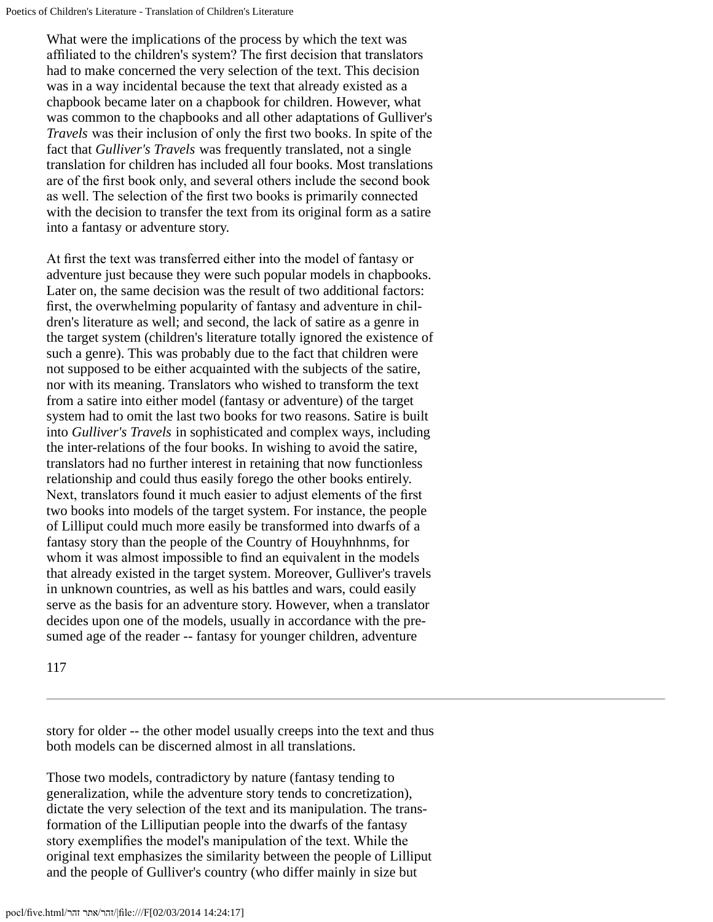What were the implications of the process by which the text was affiliated to the children's system? The first decision that translators had to make concerned the very selection of the text. This decision was in a way incidental because the text that already existed as a chapbook became later on a chapbook for children. However, what was common to the chapbooks and all other adaptations of Gulliver's *Travels* was their inclusion of only the first two books. In spite of the fact that *Gulliver's Travels* was frequently translated, not a single translation for children has included all four books. Most translations are of the first book only, and several others include the second book as well. The selection of the first two books is primarily connected with the decision to transfer the text from its original form as a satire into a fantasy or adventure story.

At first the text was transferred either into the model of fantasy or adventure just because they were such popular models in chapbooks. Later on, the same decision was the result of two additional factors: first, the overwhelming popularity of fantasy and adventure in children's literature as well; and second, the lack of satire as a genre in the target system (children's literature totally ignored the existence of such a genre). This was probably due to the fact that children were not supposed to be either acquainted with the subjects of the satire, nor with its meaning. Translators who wished to transform the text from a satire into either model (fantasy or adventure) of the target system had to omit the last two books for two reasons. Satire is built into *Gulliver's Travels* in sophisticated and complex ways, including the inter-relations of the four books. In wishing to avoid the satire, translators had no further interest in retaining that now functionless relationship and could thus easily forego the other books entirely. Next, translators found it much easier to adjust elements of the first two books into models of the target system. For instance, the people of Lilliput could much more easily be transformed into dwarfs of a fantasy story than the people of the Country of Houyhnhnms, for whom it was almost impossible to find an equivalent in the models that already existed in the target system. Moreover, Gulliver's travels in unknown countries, as well as his battles and wars, could easily serve as the basis for an adventure story. However, when a translator decides upon one of the models, usually in accordance with the presumed age of the reader -- fantasy for younger children, adventure story for older -- the other model usually creeps into the text and thus both models can be discerned almost in all translations.

Those two models, contradictory by nature (fantasy tending to generalization, while the adventure story tends to concretization), dictate the very selection of the text and its manipulation. The transformation of the Lilliputian people into the dwarfs of the fantasy story exemplifies the model's manipulation of the text. While the original text emphasizes the similarity between the people of Lilliput and the people of Gulliver's country (who differ mainly in size but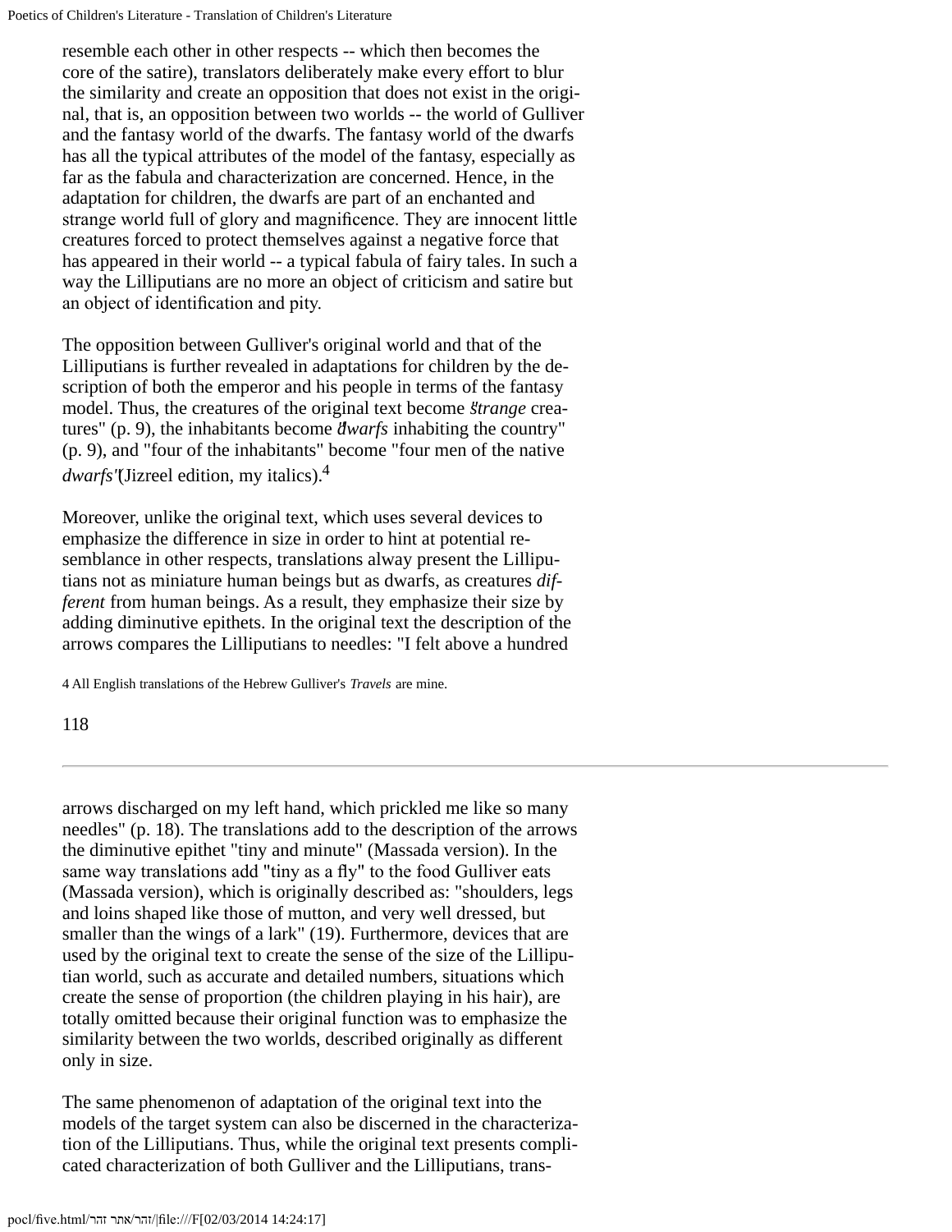resemble each other in other respects -- which then becomes the core of the satire), translators deliberately make every effort to blur the similarity and create an opposition that does not exist in the original, that is, an opposition between two worlds -- the world of Gulliver and the fantasy world of the dwarfs. The fantasy world of the dwarfs has all the typical attributes of the model of the fantasy, especially as far as the fabula and characterization are concerned. Hence, in the adaptation for children, the dwarfs are part of an enchanted and strange world full of glory and magnificence. They are innocent little creatures forced to protect themselves against a negative force that has appeared in their world -- a typical fabula of fairy tales. In such a way the Lilliputians are no more an object of criticism and satire but an object of identification and pity.

The opposition between Gulliver's original world and that of the Lilliputians is further revealed in adaptations for children by the description of both the emperor and his people in terms of the fantasy model. Thus, the creatures of the original text become "*strange* creatures" (p. 9), the inhabitants become "*dwarfs* inhabiting the country" (p. 9), and "four of the inhabitants" become "four men of the native *dwarfs*" (Jizreel edition, my italics).[4]

Moreover, unlike the original text, which uses several devices to emphasize the difference in size in order to hint at potential resemblance in other respects, translations alway present the Lilliputians not as miniature human beings but as dwarfs, as creatures *different* from human beings. As a result, they emphasize their size by adding diminutive epithets. In the original text the description of the arrows compares the Lilliputians to needles: "I felt above a hundred arrows discharged on my left hand, which prickled me like so many needles" (p. 18). The translations add to the description of the arrows the diminutive epithet "tiny and minute" (Massada version). In the same way translations add "tiny as a fly" to the food Gulliver eats (Massada version), which is originally described as: "shoulders, legs and loins shaped like those of mutton, and very well dressed, but smaller than the wings of a lark" (19). Furthermore, devices that are used by the original text to create the sense of the size of the Lilliputian world, such as accurate and detailed numbers, situations which create the sense of proportion (the children playing in his hair), are totally omitted because their original function was to emphasize the similarity between the two worlds, described originally as different only in size.

The same phenomenon of adaptation of the original text into the models of the target system can also be discerned in the characterization of the Lilliputians. Thus, while the original text presents complicated characterization of both Gulliver and the Lilliputians, trans-

4 All English translations of the Hebrew Gulliver's *Travels* are mine.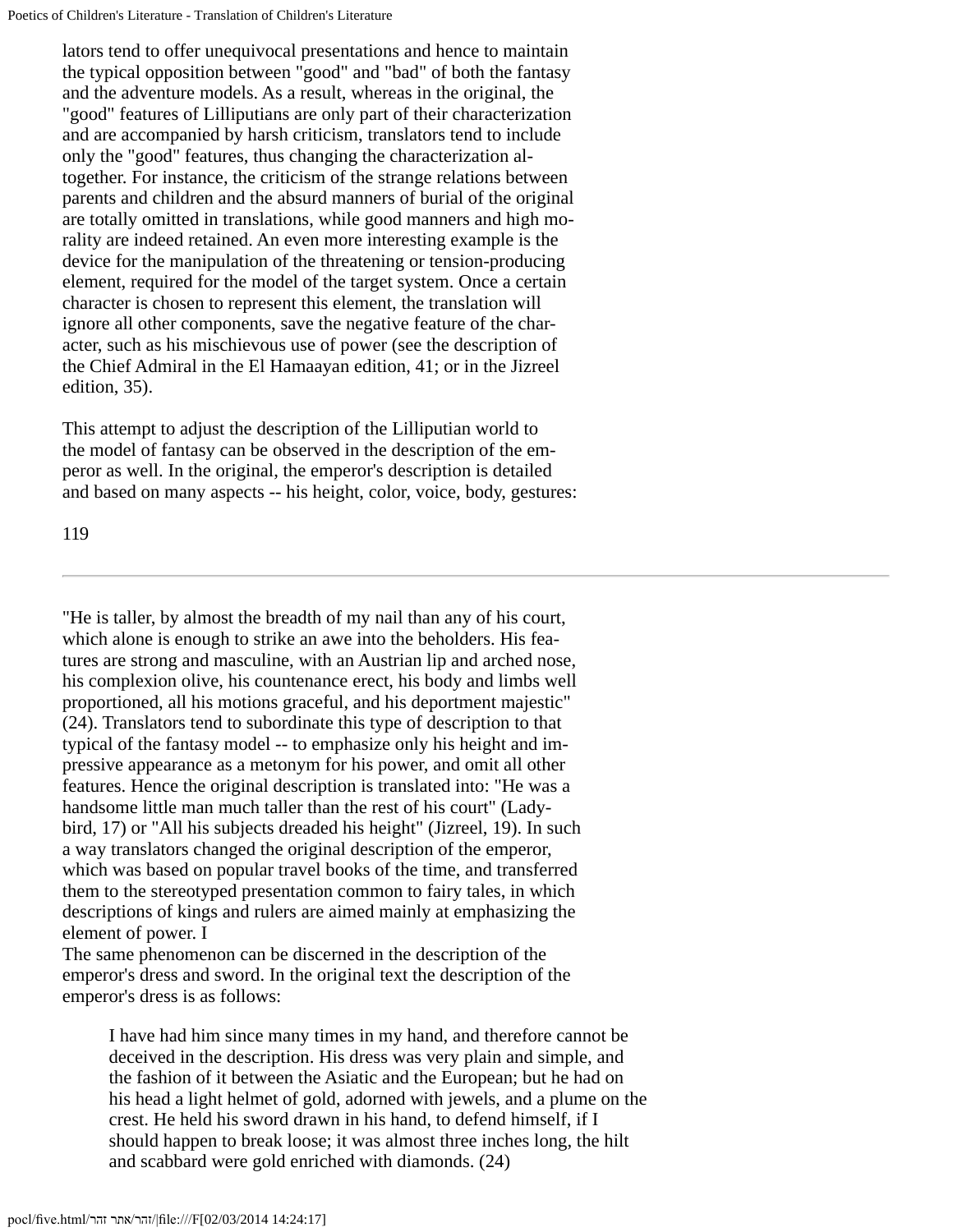lators tend to offer unequivocal presentations and hence to maintain the typical opposition between "good" and "bad" of both the fantasy and the adventure models. As a result, whereas in the original, the "good" features of Lilliputians are only part of their characterization and are accompanied by harsh criticism, translators tend to include only the "good" features, thus changing the characterization altogether. For instance, the criticism of the strange relations between parents and children and the absurd manners of burial of the original are totally omitted in translations, while good manners and high morality are indeed retained. An even more interesting example is the device for the manipulation of the threatening or tension-producing element, required for the model of the target system. Once a certain character is chosen to represent this element, the translation will ignore all other components, save the negative feature of the character, such as his mischievous use of power (see the description of the Chief Admiral in the El Hamaayan edition, 41; or in the Jizreel edition, 35).

This attempt to adjust the description of the Lilliputian world to the model of fantasy can be observed in the description of the emperor as well. In the original, the emperor's description is detailed and based on many aspects -- his height, color, voice, body, gestures: "He is taller, by almost the breadth of my nail than any of his court, which alone is enough to strike an awe into the beholders. His features are strong and masculine, with an Austrian lip and arched nose, his complexion olive, his countenance erect, his body and limbs well proportioned, all his motions graceful, and his deportment majestic" (24). Translators tend to subordinate this type of description to that typical of the fantasy model -- to emphasize only his height and impressive appearance as a metonym for his power, and omit all other features. Hence the original description is translated into: "He was a handsome little man much taller than the rest of his court" (Ladybird, 17) or "All his subjects dreaded his height" (Jizreel, 19). In such a way translators changed the original description of the emperor, which was based on popular travel books of the time, and transferred them to the stereotyped presentation common to fairy tales, in which descriptions of kings and rulers are aimed mainly at emphasizing the element of power. I

The same phenomenon can be discerned in the description of the emperor's dress and sword. In the original text the description of the emperor's dress is as follows:

> I have had him since many times in my hand, and therefore cannot be deceived in the description. His dress was very plain and simple, and the fashion of it between the Asiatic and the European; but he had on his head a light helmet of gold, adorned with jewels, and a plume on the crest. He held his sword drawn in his hand, to defend himself, if I should happen to break loose; it was almost three inches long, the hilt and scabbard were gold enriched with diamonds. (24)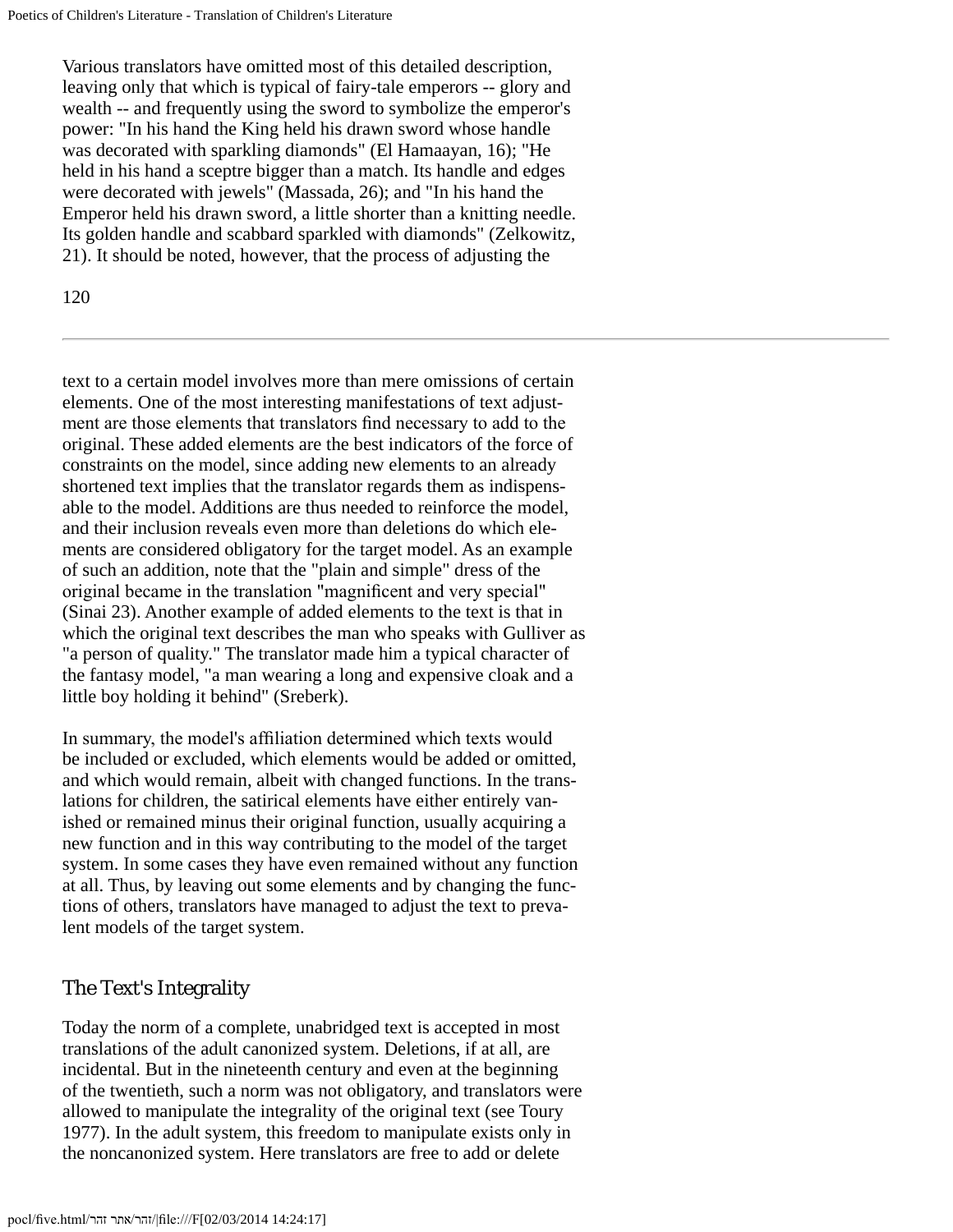Various translators have omitted most of this detailed description, leaving only that which is typical of fairy-tale emperors -- glory and wealth -- and frequently using the sword to symbolize the emperor's power: "In his hand the King held his drawn sword whose handle was decorated with sparkling diamonds" (El Hamaayan, 16); "He held in his hand a sceptre bigger than a match. Its handle and edges were decorated with jewels" (Massada, 26); and "In his hand the Emperor held his drawn sword, a little shorter than a knitting needle. Its golden handle and scabbard sparkled with diamonds" (Zelkowitz, 21). It should be noted, however, that the process of adjusting the text to a certain model involves more than mere omissions of certain elements. One of the most interesting manifestations of text adjustment are those elements that translators find necessary to add to the original. These added elements are the best indicators of the force of constraints on the model, since adding new elements to an already shortened text implies that the translator regards them as indispensable to the model. Additions are thus needed to reinforce the model, and their inclusion reveals even more than deletions do which elements are considered obligatory for the target model. As an example of such an addition, note that the "plain and simple" dress of the original became in the translation "magnificent and very special" (Sinai 23). Another example of added elements to the text is that in which the original text describes the man who speaks with Gulliver as "a person of quality." The translator made him a typical character of the fantasy model, "a man wearing a long and expensive cloak and a little boy holding it behind" (Sreberk).

In summary, the model's affiliation determined which texts would be included or excluded, which elements would be added or omitted, and which would remain, albeit with changed functions. In the translations for children, the satirical elements have either entirely vanished or remained minus their original function, usually acquiring a new function and in this way contributing to the model of the target system. In some cases they have even remained without any function at all. Thus, by leaving out some elements and by changing the functions of others, translators have managed to adjust the text to prevalent models of the target system.

## The Text's Integrality

Today the norm of a complete, unabridged text is accepted in most translations of the adult canonized system. Deletions, if at all, are incidental. But in the nineteenth century and even at the beginning of the twentieth, such a norm was not obligatory, and translators were allowed to manipulate the integrality of the original text (see Toury 1977). In the adult system, this freedom to manipulate exists only in the noncanonized system. Here translators are free to add or delete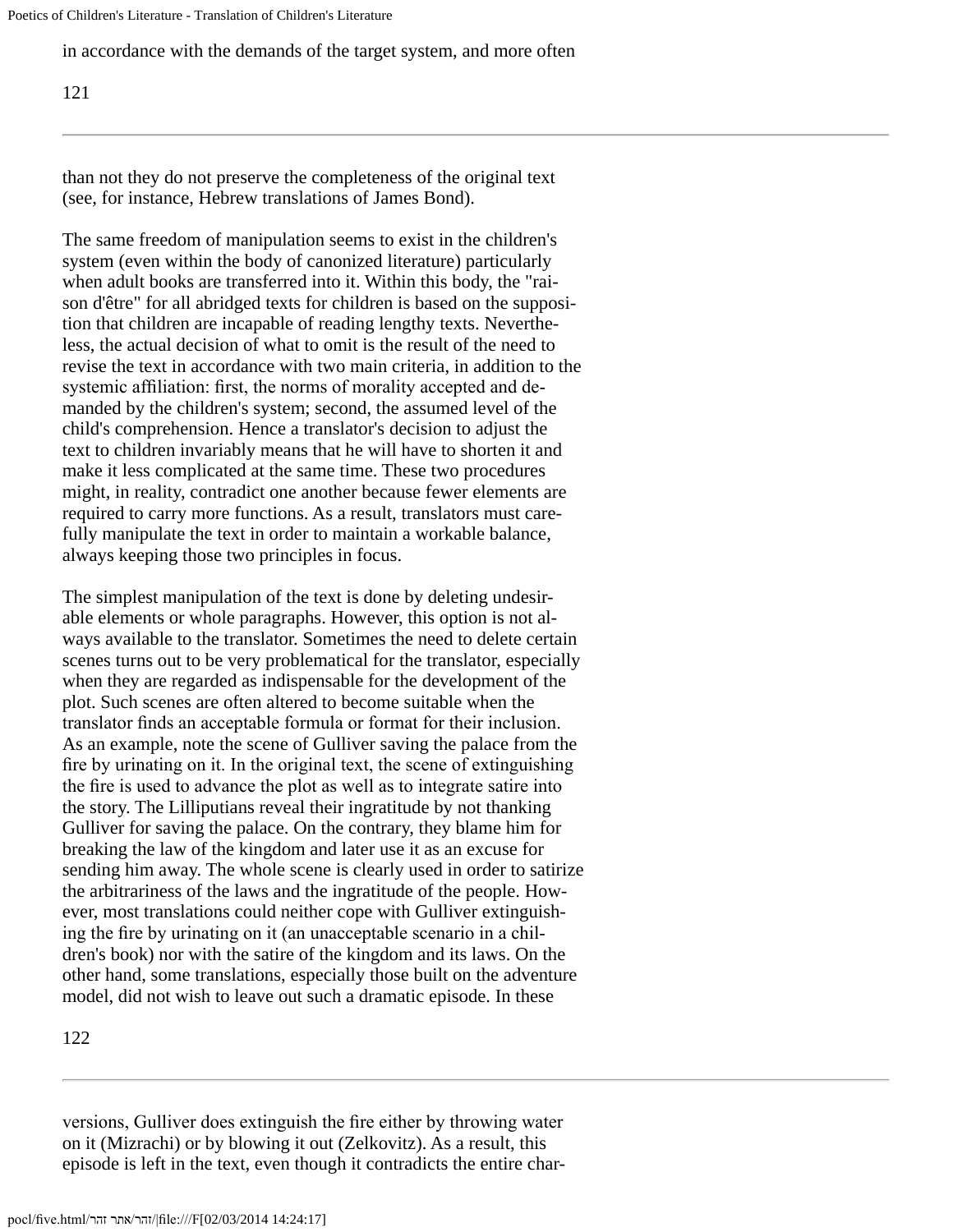in accordance with the demands of the target system, and more often

than not they do not preserve the completeness of the original text (see, for instance, Hebrew translations of James Bond).

The same freedom of manipulation seems to exist in the children's system (even within the body of canonized literature) particularly when adult books are transferred into it. Within this body, the "raison d'être" for all abridged texts for children is based on the supposition that children are incapable of reading lengthy texts. Nevertheless, the actual decision of what to omit is the result of the need to revise the text in accordance with two main criteria, in addition to the systemic affiliation: first, the norms of morality accepted and demanded by the children's system; second, the assumed level of the child's comprehension. Hence a translator's decision to adjust the text to children invariably means that he will have to shorten it and make it less complicated at the same time. These two procedures might, in reality, contradict one another because fewer elements are required to carry more functions. As a result, translators must carefully manipulate the text in order to maintain a workable balance, always keeping those two principles in focus.

The simplest manipulation of the text is done by deleting undesirable elements or whole paragraphs. However, this option is not always available to the translator. Sometimes the need to delete certain scenes turns out to be very problematical for the translator, especially when they are regarded as indispensable for the development of the plot. Such scenes are often altered to become suitable when the translator finds an acceptable formula or format for their inclusion. As an example, note the scene of Gulliver saving the palace from the fire by urinating on it. In the original text, the scene of extinguishing the fire is used to advance the plot as well as to integrate satire into the story. The Lilliputians reveal their ingratitude by not thanking Gulliver for saving the palace. On the contrary, they blame him for breaking the law of the kingdom and later use it as an excuse for sending him away. The whole scene is clearly used in order to satirize the arbitrariness of the laws and the ingratitude of the people. However, most translations could neither cope with Gulliver extinguishing the fire by urinating on it (an unacceptable scenario in a children's book) nor with the satire of the kingdom and its laws. On the other hand, some translations, especially those built on the adventure model, did not wish to leave out such a dramatic episode. In these

versions, Gulliver does extinguish the fire either by throwing water on it (Mizrachi) or by blowing it out (Zelkovitz). As a result, this episode is left in the text, even though it contradicts the entire char-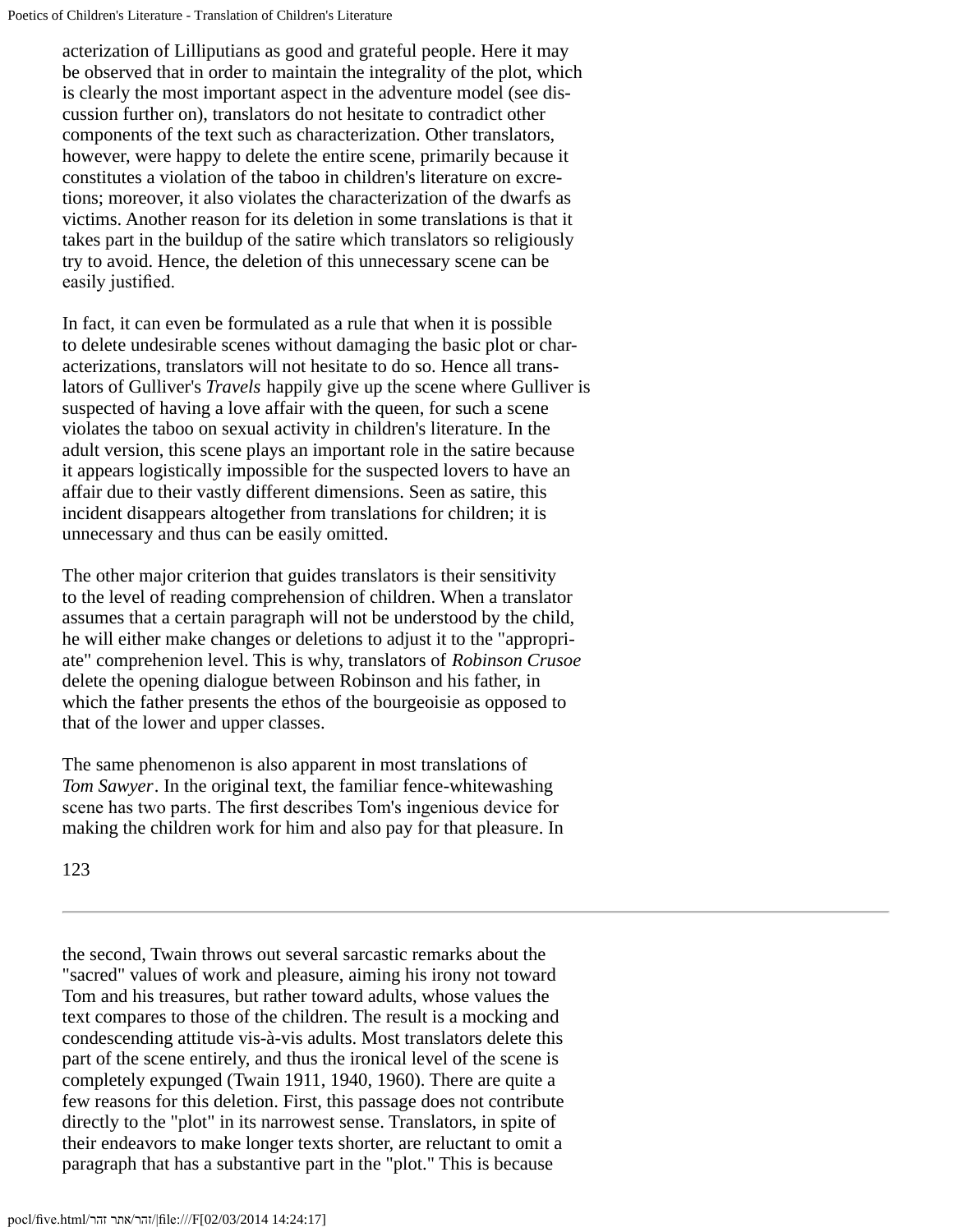acterization of Lilliputians as good and grateful people. Here it may be observed that in order to maintain the integrality of the plot, which is clearly the most important aspect in the adventure model (see discussion further on), translators do not hesitate to contradict other components of the text such as characterization. Other translators, however, were happy to delete the entire scene, primarily because it constitutes a violation of the taboo in children's literature on excretions; moreover, it also violates the characterization of the dwarfs as victims. Another reason for its deletion in some translations is that it takes part in the buildup of the satire which translators so religiously try to avoid. Hence, the deletion of this unnecessary scene can be easily justified.

In fact, it can even be formulated as a rule that when it is possible to delete undesirable scenes without damaging the basic plot or characterizations, translators will not hesitate to do so. Hence all translators of Gulliver's *Travels* happily give up the scene where Gulliver is suspected of having a love affair with the queen, for such a scene violates the taboo on sexual activity in children's literature. In the adult version, this scene plays an important role in the satire because it appears logistically impossible for the suspected lovers to have an affair due to their vastly different dimensions. Seen as satire, this incident disappears altogether from translations for children; it is unnecessary and thus can be easily omitted.

The other major criterion that guides translators is their sensitivity to the level of reading comprehension of children. When a translator assumes that a certain paragraph will not be understood by the child, he will either make changes or deletions to adjust it to the "appropriate" comprehenion level. This is why, translators of *Robinson Crusoe* delete the opening dialogue between Robinson and his father, in which the father presents the ethos of the bourgeoisie as opposed to that of the lower and upper classes.

The same phenomenon is also apparent in most translations of *Tom Sawyer*. In the original text, the familiar fence-whitewashing scene has two parts. The first describes Tom's ingenious device for making the children work for him and also pay for that pleasure. In the second, Twain throws out several sarcastic remarks about the "sacred" values of work and pleasure, aiming his irony not toward Tom and his treasures, but rather toward adults, whose values the text compares to those of the children. The result is a mocking and condescending attitude vis-à-vis adults. Most translators delete this part of the scene entirely, and thus the ironical level of the scene is completely expunged (Twain 1911, 1940, 1960). There are quite a few reasons for this deletion. First, this passage does not contribute directly to the "plot" in its narrowest sense. Translators, in spite of their endeavors to make longer texts shorter, are reluctant to omit a paragraph that has a substantive part in the "plot." This is because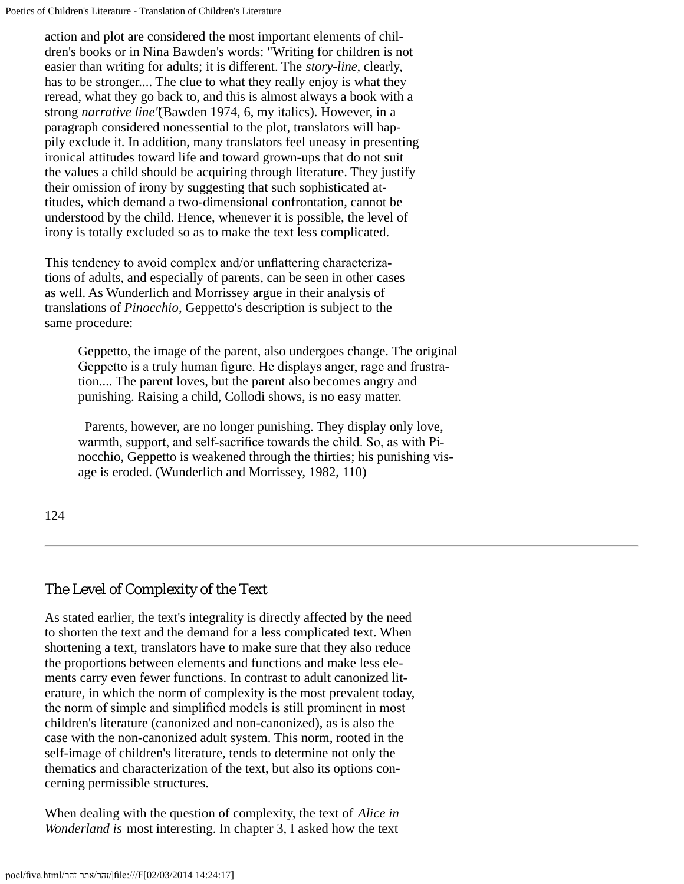action and plot are considered the most important elements of children's books or in Nina Bawden's words: "Writing for children is not easier than writing for adults; it is different. The *story-line*, clearly, has to be stronger.... The clue to what they really enjoy is what they reread, what they go back to, and this is almost always a book with a strong *narrative line*"(Bawden 1974, 6, my italics). However, in a paragraph considered nonessential to the plot, translators will happily exclude it. In addition, many translators feel uneasy in presenting ironical attitudes toward life and toward grown-ups that do not suit the values a child should be acquiring through literature. They justify their omission of irony by suggesting that such sophisticated attitudes, which demand a two-dimensional confrontation, cannot be understood by the child. Hence, whenever it is possible, the level of irony is totally excluded so as to make the text less complicated.

This tendency to avoid complex and/or unflattering characterizations of adults, and especially of parents, can be seen in other cases as well. As Wunderlich and Morrissey argue in their analysis of translations of *Pinocchio*, Geppetto's description is subject to the same procedure:

> Geppetto, the image of the parent, also undergoes change. The original Geppetto is a truly human figure. He displays anger, rage and frustration.... The parent loves, but the parent also becomes angry and punishing. Raising a child, Collodi shows, is no easy matter.
>
> Parents, however, are no longer punishing. They display only love, warmth, support, and self-sacrifice towards the child. So, as with Pinocchio, Geppetto is weakened through the thirties; his punishing visage is eroded. (Wunderlich and Morrissey, 1982, 110)

## The Level of Complexity of the Text

As stated earlier, the text's integrality is directly affected by the need to shorten the text and the demand for a less complicated text. When shortening a text, translators have to make sure that they also reduce the proportions between elements and functions and make less elements carry even fewer functions. In contrast to adult canonized literature, in which the norm of complexity is the most prevalent today, the norm of simple and simplified models is still prominent in most children's literature (canonized and non-canonized), as is also the case with the non-canonized adult system. This norm, rooted in the self-image of children's literature, tends to determine not only the thematics and characterization of the text, but also its options concerning permissible structures.

When dealing with the question of complexity, the text of *Alice in Wonderland is* most interesting. In chapter 3, I asked how the text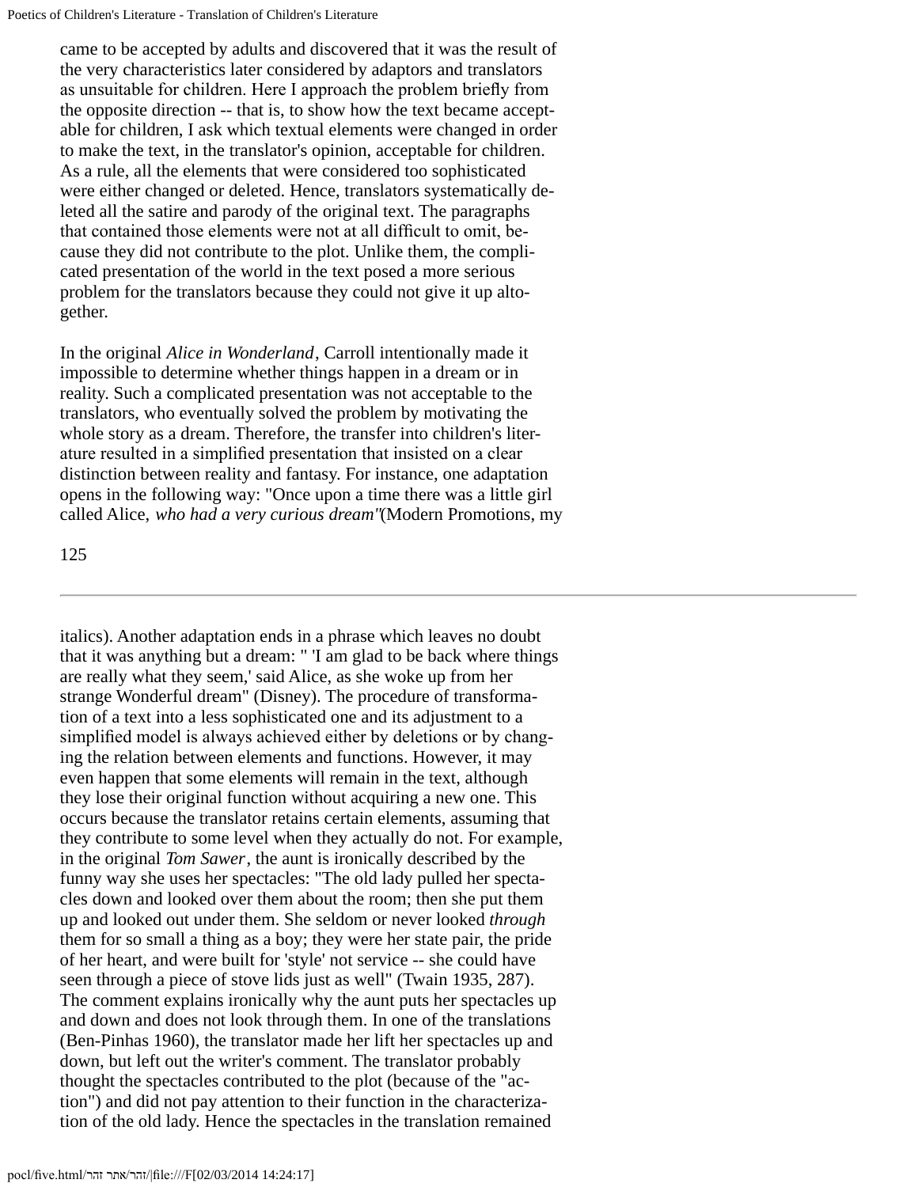came to be accepted by adults and discovered that it was the result of the very characteristics later considered by adaptors and translators as unsuitable for children. Here I approach the problem briefly from the opposite direction -- that is, to show how the text became acceptable for children, I ask which textual elements were changed in order to make the text, in the translator's opinion, acceptable for children. As a rule, all the elements that were considered too sophisticated were either changed or deleted. Hence, translators systematically deleted all the satire and parody of the original text. The paragraphs that contained those elements were not at all difficult to omit, because they did not contribute to the plot. Unlike them, the complicated presentation of the world in the text posed a more serious problem for the translators because they could not give it up altogether.

In the original *Alice in Wonderland*, Carroll intentionally made it impossible to determine whether things happen in a dream or in reality. Such a complicated presentation was not acceptable to the translators, who eventually solved the problem by motivating the whole story as a dream. Therefore, the transfer into children's literature resulted in a simplified presentation that insisted on a clear distinction between reality and fantasy. For instance, one adaptation opens in the following way: "Once upon a time there was a little girl called Alice, *who had a very curious dream"*(Modern Promotions, my

italics). Another adaptation ends in a phrase which leaves no doubt that it was anything but a dream: " 'I am glad to be back where things are really what they seem,' said Alice, as she woke up from her strange Wonderful dream" (Disney). The procedure of transformation of a text into a less sophisticated one and its adjustment to a simplified model is always achieved either by deletions or by changing the relation between elements and functions. However, it may even happen that some elements will remain in the text, although they lose their original function without acquiring a new one. This occurs because the translator retains certain elements, assuming that they contribute to some level when they actually do not. For example, in the original *Tom Sawer*, the aunt is ironically described by the funny way she uses her spectacles: "The old lady pulled her spectacles down and looked over them about the room; then she put them up and looked out under them. She seldom or never looked *through* them for so small a thing as a boy; they were her state pair, the pride of her heart, and were built for 'style' not service -- she could have seen through a piece of stove lids just as well" (Twain 1935, 287). The comment explains ironically why the aunt puts her spectacles up and down and does not look through them. In one of the translations (Ben-Pinhas 1960), the translator made her lift her spectacles up and down, but left out the writer's comment. The translator probably thought the spectacles contributed to the plot (because of the "action") and did not pay attention to their function in the characterization of the old lady. Hence the spectacles in the translation remained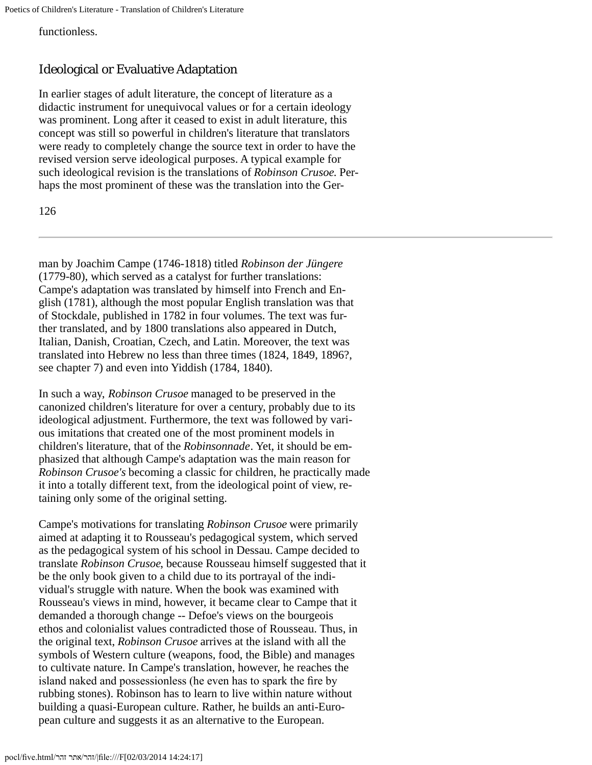functionless.

## Ideological or Evaluative Adaptation

In earlier stages of adult literature, the concept of literature as a didactic instrument for unequivocal values or for a certain ideology was prominent. Long after it ceased to exist in adult literature, this concept was still so powerful in children's literature that translators were ready to completely change the source text in order to have the revised version serve ideological purposes. A typical example for such ideological revision is the translations of *Robinson Crusoe*. Perhaps the most prominent of these was the translation into the German by Joachim Campe (1746-1818) titled *Robinson der Jüngere* (1779-80), which served as a catalyst for further translations: Campe's adaptation was translated by himself into French and English (1781), although the most popular English translation was that of Stockdale, published in 1782 in four volumes. The text was further translated, and by 1800 translations also appeared in Dutch, Italian, Danish, Croatian, Czech, and Latin. Moreover, the text was translated into Hebrew no less than three times (1824, 1849, 1896?, see chapter 7) and even into Yiddish (1784, 1840).

In such a way, *Robinson Crusoe* managed to be preserved in the canonized children's literature for over a century, probably due to its ideological adjustment. Furthermore, the text was followed by various imitations that created one of the most prominent models in children's literature, that of the *Robinsonnade*. Yet, it should be emphasized that although Campe's adaptation was the main reason for *Robinson Crusoe's* becoming a classic for children, he practically made it into a totally different text, from the ideological point of view, retaining only some of the original setting.

Campe's motivations for translating *Robinson Crusoe* were primarily aimed at adapting it to Rousseau's pedagogical system, which served as the pedagogical system of his school in Dessau. Campe decided to translate *Robinson Crusoe*, because Rousseau himself suggested that it be the only book given to a child due to its portrayal of the individual's struggle with nature. When the book was examined with Rousseau's views in mind, however, it became clear to Campe that it demanded a thorough change -- Defoe's views on the bourgeois ethos and colonialist values contradicted those of Rousseau. Thus, in the original text, *Robinson Crusoe* arrives at the island with all the symbols of Western culture (weapons, food, the Bible) and manages to cultivate nature. In Campe's translation, however, he reaches the island naked and possessionless (he even has to spark the fire by rubbing stones). Robinson has to learn to live within nature without building a quasi-European culture. Rather, he builds an anti-European culture and suggests it as an alternative to the European.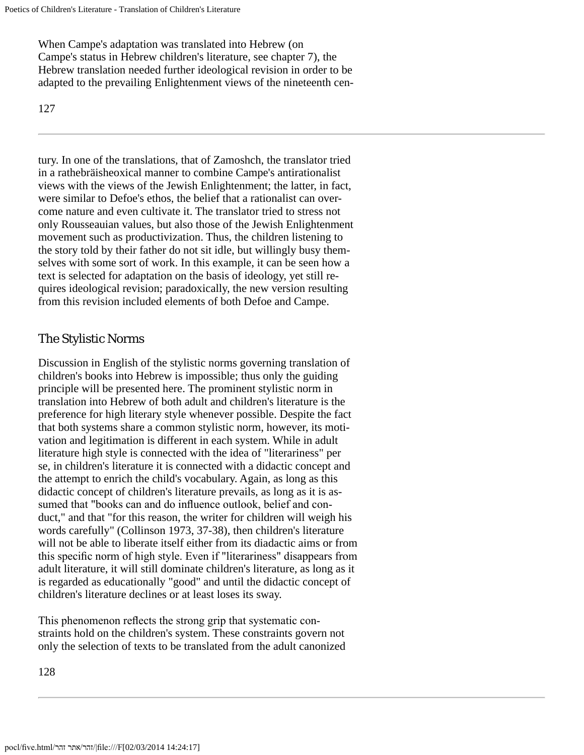When Campe's adaptation was translated into Hebrew (on Campe's status in Hebrew children's literature, see chapter 7), the Hebrew translation needed further ideological revision in order to be adapted to the prevailing Enlightenment views of the nineteenth century. In one of the translations, that of Zamoshch, the translator tried in a rathebräisheoxical manner to combine Campe's antirationalist views with the views of the Jewish Enlightenment; the latter, in fact, were similar to Defoe's ethos, the belief that a rationalist can overcome nature and even cultivate it. The translator tried to stress not only Rousseauian values, but also those of the Jewish Enlightenment movement such as productivization. Thus, the children listening to the story told by their father do not sit idle, but willingly busy themselves with some sort of work. In this example, it can be seen how a text is selected for adaptation on the basis of ideology, yet still requires ideological revision; paradoxically, the new version resulting from this revision included elements of both Defoe and Campe.

## The Stylistic Norms

Discussion in English of the stylistic norms governing translation of children's books into Hebrew is impossible; thus only the guiding principle will be presented here. The prominent stylistic norm in translation into Hebrew of both adult and children's literature is the preference for high literary style whenever possible. Despite the fact that both systems share a common stylistic norm, however, its motivation and legitimation is different in each system. While in adult literature high style is connected with the idea of "literariness" per se, in children's literature it is connected with a didactic concept and the attempt to enrich the child's vocabulary. Again, as long as this didactic concept of children's literature prevails, as long as it is assumed that "books can and do influence outlook, belief and conduct," and that "for this reason, the writer for children will weigh his words carefully" (Collinson 1973, 37-38), then children's literature will not be able to liberate itself either from its diadactic aims or from this specific norm of high style. Even if "literariness" disappears from adult literature, it will still dominate children's literature, as long as it is regarded as educationally "good" and until the didactic concept of children's literature declines or at least loses its sway.

This phenomenon reflects the strong grip that systematic constraints hold on the children's system. These constraints govern not only the selection of texts to be translated from the adult canonized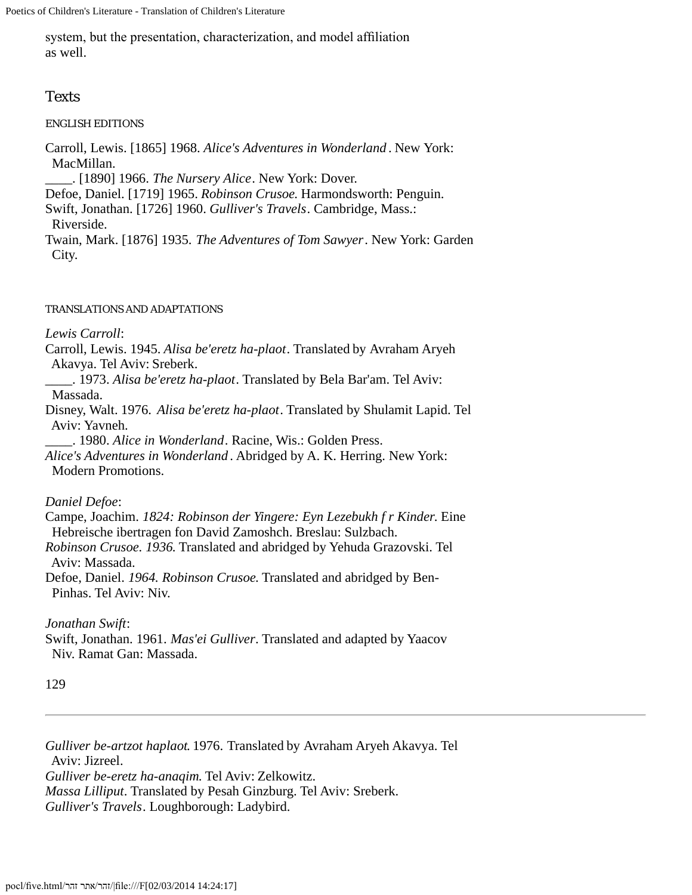system, but the presentation, characterization, and model affiliation as well.

## Texts

### ENGLISH EDITIONS

Carroll, Lewis. [1865] 1968. *Alice's Adventures in Wonderland*. New York: MacMillan.

____. [1890] 1966. *The Nursery Alice*. New York: Dover.

Defoe, Daniel. [1719] 1965. *Robinson Crusoe.* Harmondsworth: Penguin.

Swift, Jonathan. [1726] 1960. *Gulliver's Travels*. Cambridge, Mass.: Riverside.

Twain, Mark. [1876] 1935. *The Adventures of Tom Sawyer*. New York: Garden City.

### TRANSLATIONS AND ADAPTATIONS

*Lewis Carroll*:

Carroll, Lewis. 1945. *Alisa be'eretz ha-plaot*. Translated by Avraham Aryeh Akavya. Tel Aviv: Sreberk.

____. 1973. *Alisa be'eretz ha-plaot*. Translated by Bela Bar'am. Tel Aviv: Massada.

Disney, Walt. 1976. *Alisa be'eretz ha-plaot*. Translated by Shulamit Lapid. Tel Aviv: Yavneh.

____. 1980. *Alice in Wonderland*. Racine, Wis.: Golden Press.

*Alice's Adventures in Wonderland*. Abridged by A. K. Herring. New York: Modern Promotions.

*Daniel Defoe*:

Campe, Joachim. *1824: Robinson der Yingere: Eyn Lezebukh f r Kinder.* Eine Hebreische ibertragen fon David Zamoshch. Breslau: Sulzbach.

*Robinson Crusoe. 1936.* Translated and abridged by Yehuda Grazovski. Tel Aviv: Massada.

Defoe, Daniel. *1964. Robinson Crusoe.* Translated and abridged by Ben-Pinhas. Tel Aviv: Niv.

*Jonathan Swift*:

Swift, Jonathan. 1961. *Mas'ei Gulliver*. Translated and adapted by Yaacov Niv. Ramat Gan: Massada.

*Gulliver be-artzot haplaot.* 1976. Translated by Avraham Aryeh Akavya. Tel Aviv: Jizreel.

*Gulliver be-eretz ha-anaqim.* Tel Aviv: Zelkowitz.

*Massa Lilliput*. Translated by Pesah Ginzburg. Tel Aviv: Sreberk.

*Gulliver's Travels*. Loughborough: Ladybird.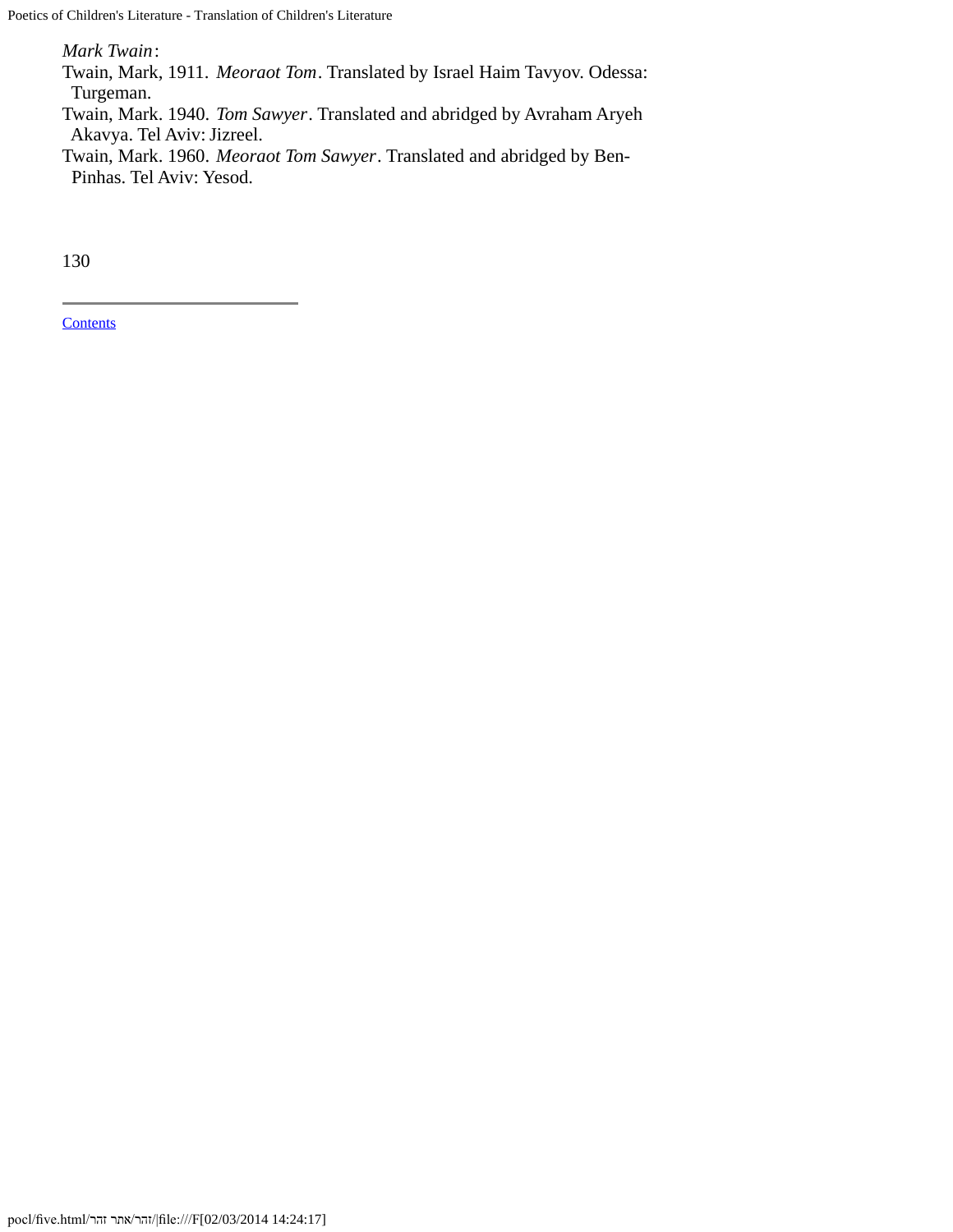*Mark Twain*:

Twain, Mark, 1911. *Meoraot Tom*. Translated by Israel Haim Tavyov. Odessa: Turgeman.

Twain, Mark. 1940. *Tom Sawyer*. Translated and abridged by Avraham Aryeh Akavya. Tel Aviv: Jizreel.

Twain, Mark. 1960. *Meoraot Tom Sawyer*. Translated and abridged by Ben-Pinhas. Tel Aviv: Yesod.

Contents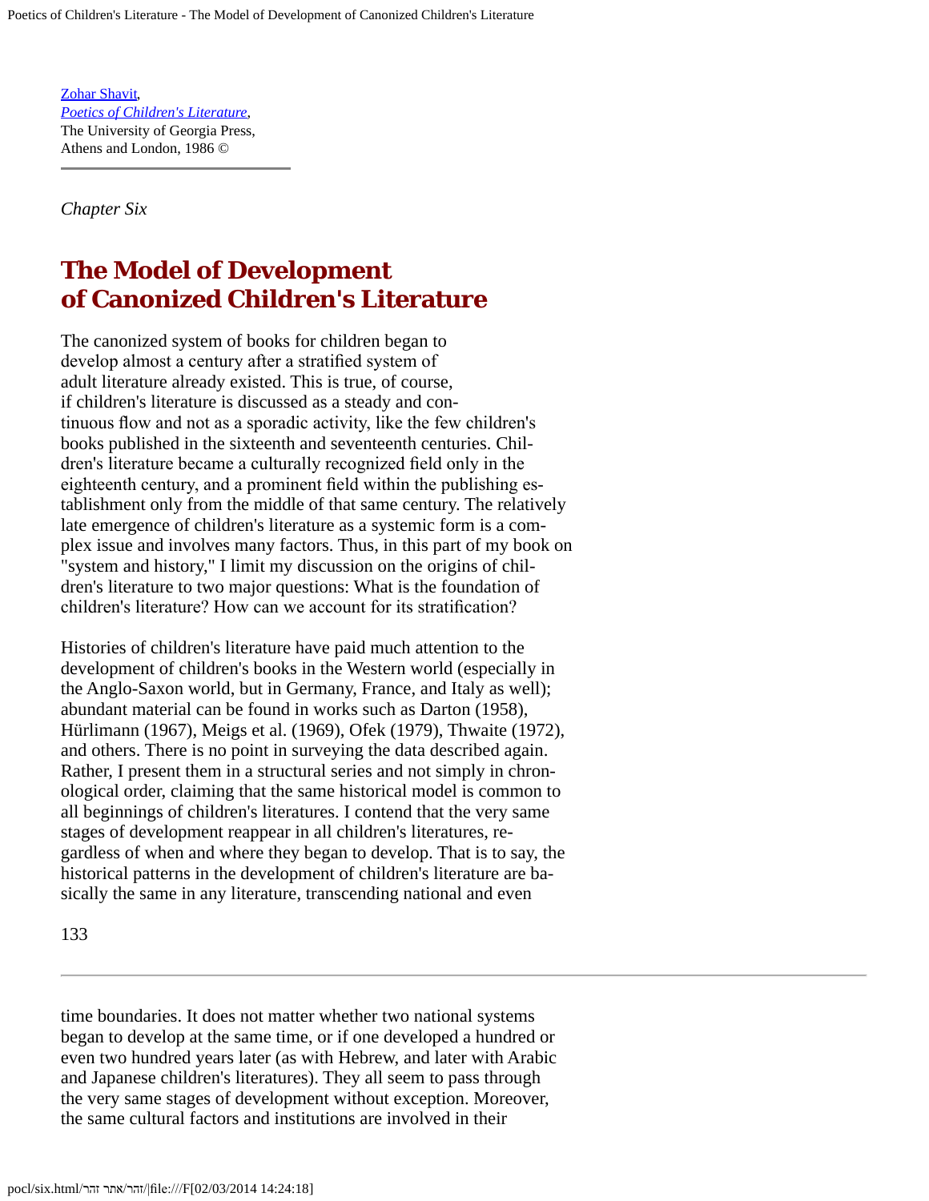[Zohar Shavit](#),
[*Poetics of Children's Literature*](#),
The University of Georgia Press,
Athens and London, 1986 ©

---

*Chapter Six*

# The Model of Development of Canonized Children's Literature

The canonized system of books for children began to develop almost a century after a stratified system of adult literature already existed. This is true, of course, if children's literature is discussed as a steady and continuous flow and not as a sporadic activity, like the few children's books published in the sixteenth and seventeenth centuries. Children's literature became a culturally recognized field only in the eighteenth century, and a prominent field within the publishing establishment only from the middle of that same century. The relatively late emergence of children's literature as a systemic form is a complex issue and involves many factors. Thus, in this part of my book on "system and history," I limit my discussion on the origins of children's literature to two major questions: What is the foundation of children's literature? How can we account for its stratification?

Histories of children's literature have paid much attention to the development of children's books in the Western world (especially in the Anglo-Saxon world, but in Germany, France, and Italy as well); abundant material can be found in works such as Darton (1958), Hürlimann (1967), Meigs et al. (1969), Ofek (1979), Thwaite (1972), and others. There is no point in surveying the data described again. Rather, I present them in a structural series and not simply in chronological order, claiming that the same historical model is common to all beginnings of children's literatures. I contend that the very same stages of development reappear in all children's literatures, regardless of when and where they began to develop. That is to say, the historical patterns in the development of children's literature are basically the same in any literature, transcending national and even time boundaries. It does not matter whether two national systems began to develop at the same time, or if one developed a hundred or even two hundred years later (as with Hebrew, and later with Arabic and Japanese children's literatures). They all seem to pass through the very same stages of development without exception. Moreover, the same cultural factors and institutions are involved in their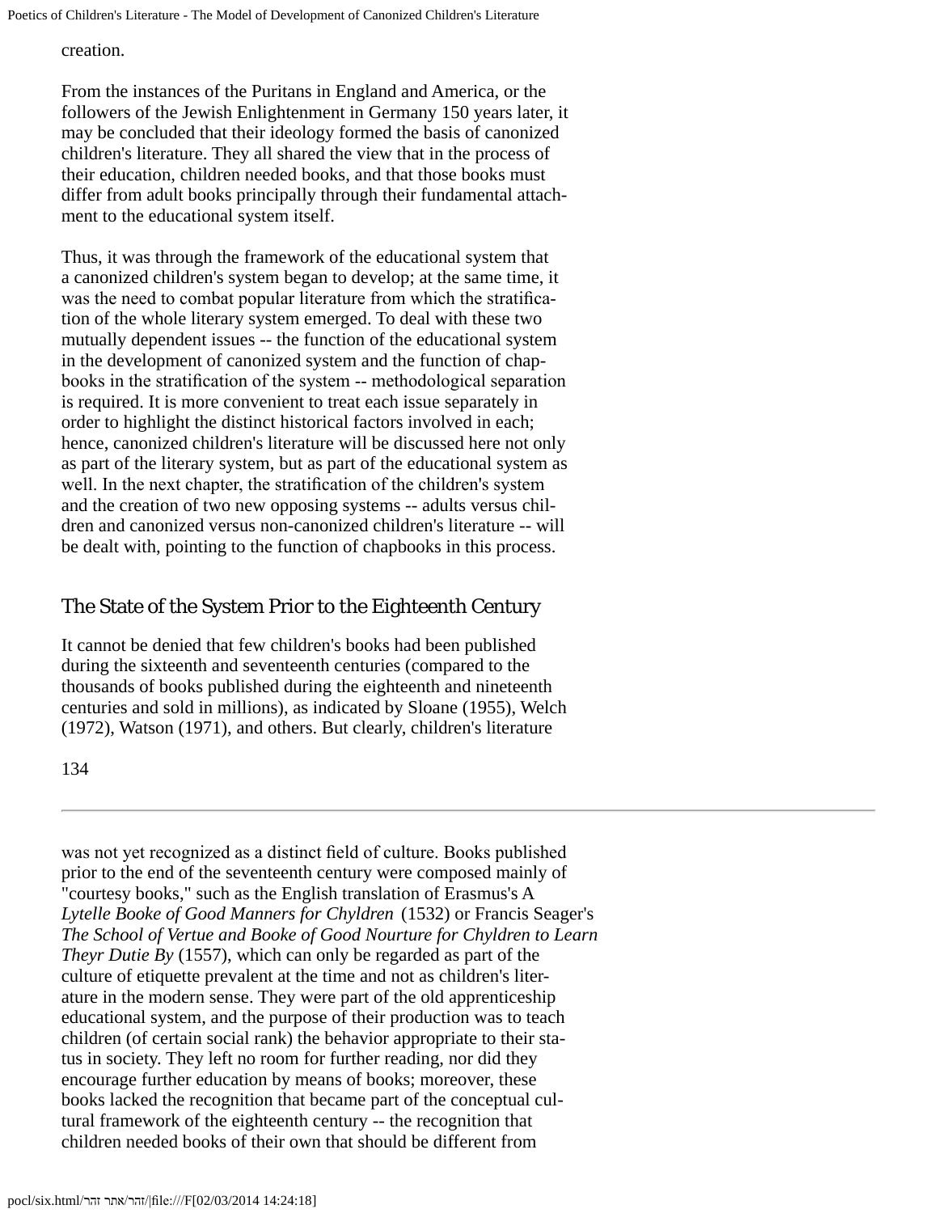creation.

From the instances of the Puritans in England and America, or the followers of the Jewish Enlightenment in Germany 150 years later, it may be concluded that their ideology formed the basis of canonized children's literature. They all shared the view that in the process of their education, children needed books, and that those books must differ from adult books principally through their fundamental attachment to the educational system itself.

Thus, it was through the framework of the educational system that a canonized children's system began to develop; at the same time, it was the need to combat popular literature from which the stratification of the whole literary system emerged. To deal with these two mutually dependent issues -- the function of the educational system in the development of canonized system and the function of chapbooks in the stratification of the system -- methodological separation is required. It is more convenient to treat each issue separately in order to highlight the distinct historical factors involved in each; hence, canonized children's literature will be discussed here not only as part of the literary system, but as part of the educational system as well. In the next chapter, the stratification of the children's system and the creation of two new opposing systems -- adults versus children and canonized versus non-canonized children's literature -- will be dealt with, pointing to the function of chapbooks in this process.

## The State of the System Prior to the Eighteenth Century

It cannot be denied that few children's books had been published during the sixteenth and seventeenth centuries (compared to the thousands of books published during the eighteenth and nineteenth centuries and sold in millions), as indicated by Sloane (1955), Welch (1972), Watson (1971), and others. But clearly, children's literature was not yet recognized as a distinct field of culture. Books published prior to the end of the seventeenth century were composed mainly of "courtesy books," such as the English translation of Erasmus's A *Lytelle Booke of Good Manners for Chyldren* (1532) or Francis Seager's *The School of Vertue and Booke of Good Nourture for Chyldren to Learn Theyr Dutie By* (1557), which can only be regarded as part of the culture of etiquette prevalent at the time and not as children's literature in the modern sense. They were part of the old apprenticeship educational system, and the purpose of their production was to teach children (of certain social rank) the behavior appropriate to their status in society. They left no room for further reading, nor did they encourage further education by means of books; moreover, these books lacked the recognition that became part of the conceptual cultural framework of the eighteenth century -- the recognition that children needed books of their own that should be different from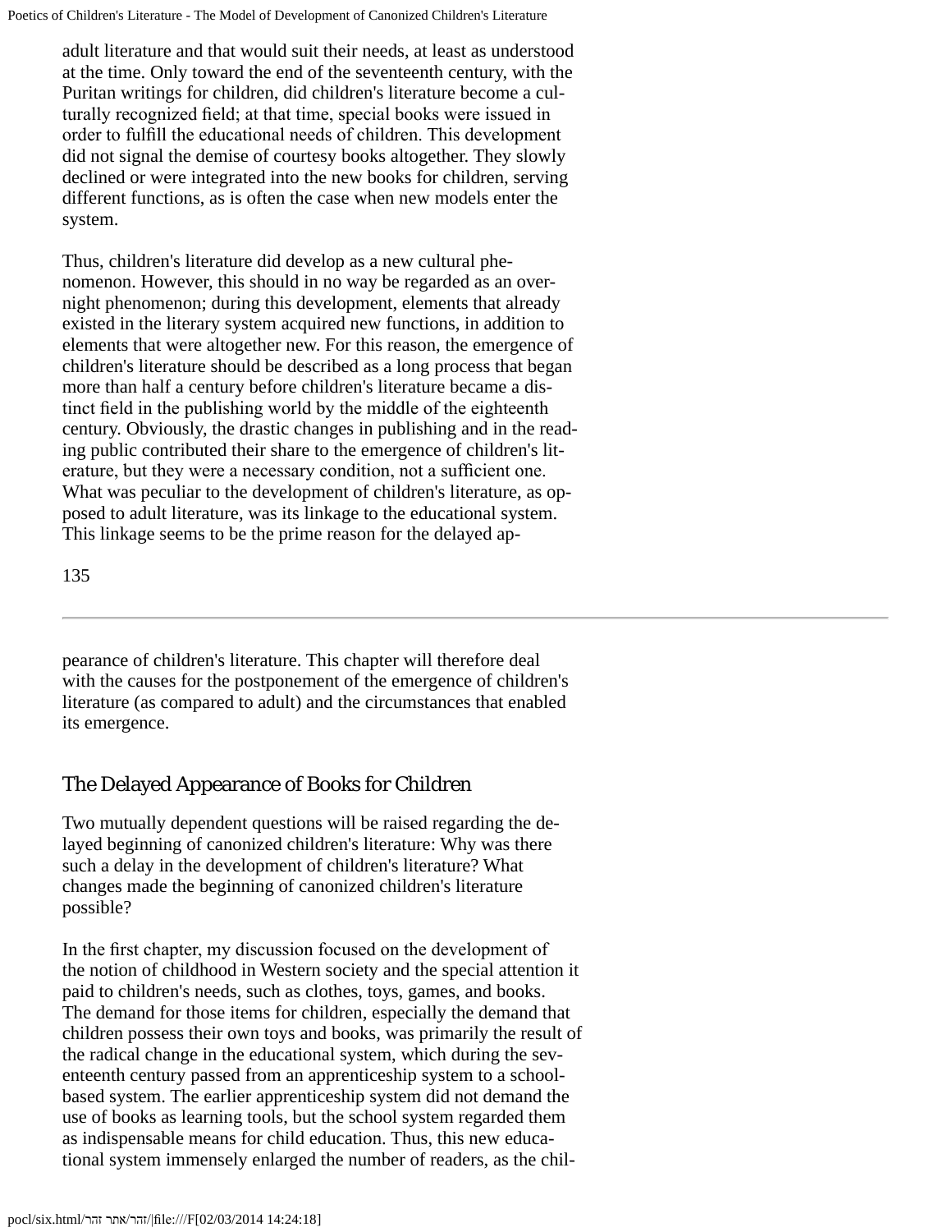adult literature and that would suit their needs, at least as understood at the time. Only toward the end of the seventeenth century, with the Puritan writings for children, did children's literature become a culturally recognized field; at that time, special books were issued in order to fulfill the educational needs of children. This development did not signal the demise of courtesy books altogether. They slowly declined or were integrated into the new books for children, serving different functions, as is often the case when new models enter the system.

Thus, children's literature did develop as a new cultural phenomenon. However, this should in no way be regarded as an overnight phenomenon; during this development, elements that already existed in the literary system acquired new functions, in addition to elements that were altogether new. For this reason, the emergence of children's literature should be described as a long process that began more than half a century before children's literature became a distinct field in the publishing world by the middle of the eighteenth century. Obviously, the drastic changes in publishing and in the reading public contributed their share to the emergence of children's literature, but they were a necessary condition, not a sufficient one. What was peculiar to the development of children's literature, as opposed to adult literature, was its linkage to the educational system. This linkage seems to be the prime reason for the delayed appearance of children's literature. This chapter will therefore deal with the causes for the postponement of the emergence of children's literature (as compared to adult) and the circumstances that enabled its emergence.

## The Delayed Appearance of Books for Children

Two mutually dependent questions will be raised regarding the delayed beginning of canonized children's literature: Why was there such a delay in the development of children's literature? What changes made the beginning of canonized children's literature possible?

In the first chapter, my discussion focused on the development of the notion of childhood in Western society and the special attention it paid to children's needs, such as clothes, toys, games, and books. The demand for those items for children, especially the demand that children possess their own toys and books, was primarily the result of the radical change in the educational system, which during the seventeenth century passed from an apprenticeship system to a school-based system. The earlier apprenticeship system did not demand the use of books as learning tools, but the school system regarded them as indispensable means for child education. Thus, this new educational system immensely enlarged the number of readers, as the chil-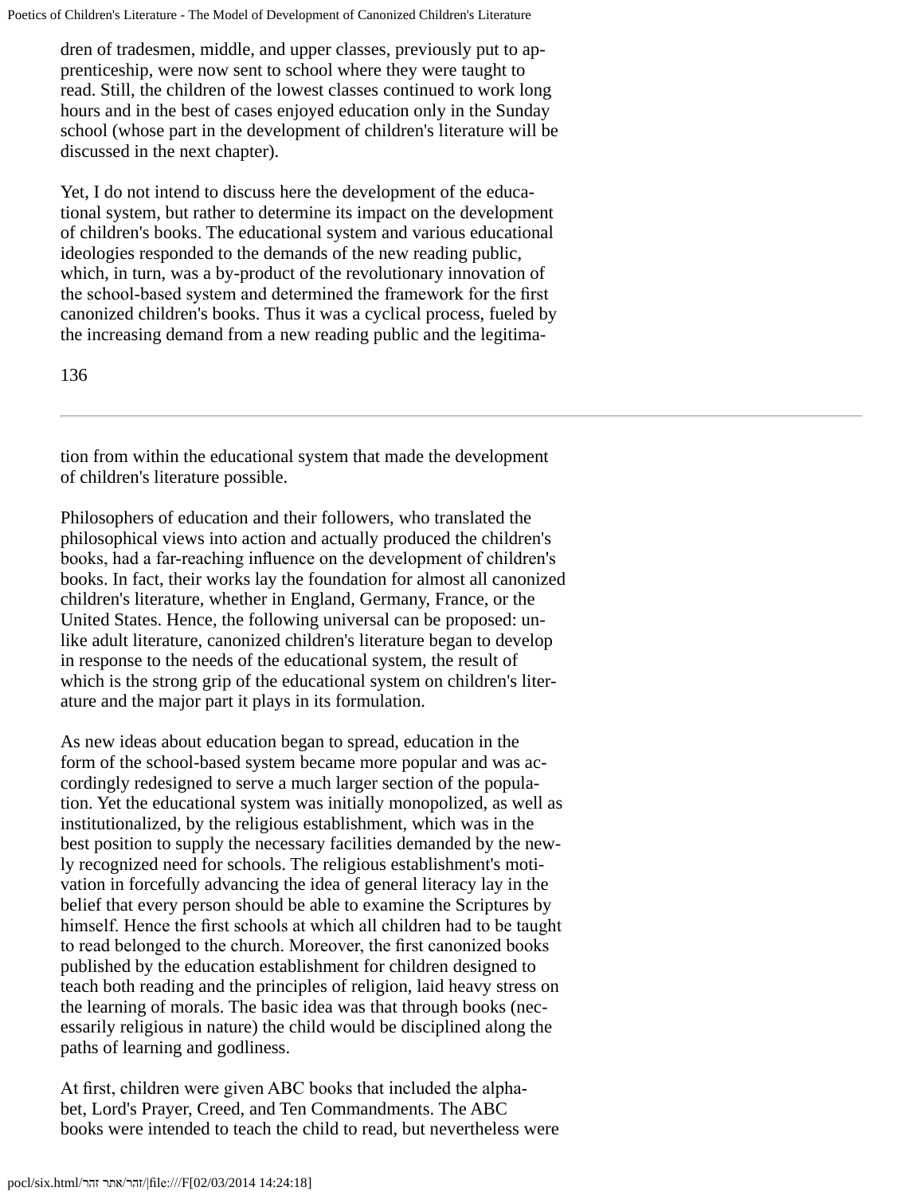dren of tradesmen, middle, and upper classes, previously put to apprenticeship, were now sent to school where they were taught to read. Still, the children of the lowest classes continued to work long hours and in the best of cases enjoyed education only in the Sunday school (whose part in the development of children's literature will be discussed in the next chapter).

Yet, I do not intend to discuss here the development of the educational system, but rather to determine its impact on the development of children's books. The educational system and various educational ideologies responded to the demands of the new reading public, which, in turn, was a by-product of the revolutionary innovation of the school-based system and determined the framework for the first canonized children's books. Thus it was a cyclical process, fueled by the increasing demand from a new reading public and the legitimation from within the educational system that made the development of children's literature possible.

Philosophers of education and their followers, who translated the philosophical views into action and actually produced the children's books, had a far-reaching influence on the development of children's books. In fact, their works lay the foundation for almost all canonized children's literature, whether in England, Germany, France, or the United States. Hence, the following universal can be proposed: unlike adult literature, canonized children's literature began to develop in response to the needs of the educational system, the result of which is the strong grip of the educational system on children's literature and the major part it plays in its formulation.

As new ideas about education began to spread, education in the form of the school-based system became more popular and was accordingly redesigned to serve a much larger section of the population. Yet the educational system was initially monopolized, as well as institutionalized, by the religious establishment, which was in the best position to supply the necessary facilities demanded by the newly recognized need for schools. The religious establishment's motivation in forcefully advancing the idea of general literacy lay in the belief that every person should be able to examine the Scriptures by himself. Hence the first schools at which all children had to be taught to read belonged to the church. Moreover, the first canonized books published by the education establishment for children designed to teach both reading and the principles of religion, laid heavy stress on the learning of morals. The basic idea was that through books (necessarily religious in nature) the child would be disciplined along the paths of learning and godliness.

At first, children were given ABC books that included the alphabet, Lord's Prayer, Creed, and Ten Commandments. The ABC books were intended to teach the child to read, but nevertheless were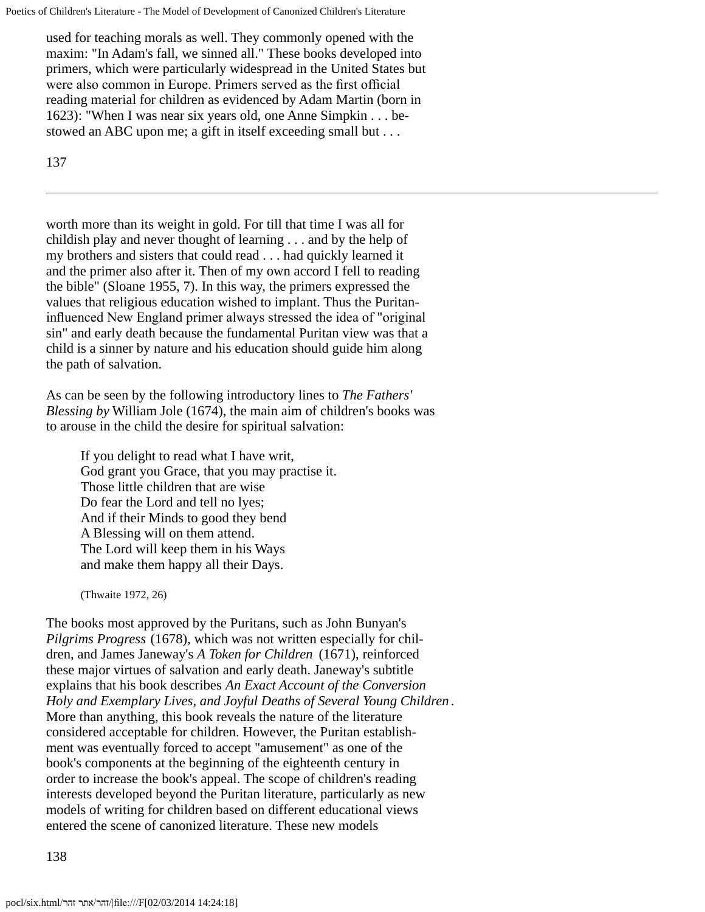used for teaching morals as well. They commonly opened with the maxim: "In Adam's fall, we sinned all." These books developed into primers, which were particularly widespread in the United States but were also common in Europe. Primers served as the first official reading material for children as evidenced by Adam Martin (born in 1623): "When I was near six years old, one Anne Simpkin . . . bestowed an ABC upon me; a gift in itself exceeding small but . . .

worth more than its weight in gold. For till that time I was all for childish play and never thought of learning . . . and by the help of my brothers and sisters that could read . . . had quickly learned it and the primer also after it. Then of my own accord I fell to reading the bible" (Sloane 1955, 7). In this way, the primers expressed the values that religious education wished to implant. Thus the Puritan-influenced New England primer always stressed the idea of "original sin" and early death because the fundamental Puritan view was that a child is a sinner by nature and his education should guide him along the path of salvation.

As can be seen by the following introductory lines to *The Fathers' Blessing by* William Jole (1674), the main aim of children's books was to arouse in the child the desire for spiritual salvation:

> If you delight to read what I have writ,
> God grant you Grace, that you may practise it.
> Those little children that are wise
> Do fear the Lord and tell no lyes;
> And if their Minds to good they bend
> A Blessing will on them attend.
> The Lord will keep them in his Ways
> and make them happy all their Days.
>
> (Thwaite 1972, 26)

The books most approved by the Puritans, such as John Bunyan's *Pilgrims Progress* (1678), which was not written especially for children, and James Janeway's *A Token for Children* (1671), reinforced these major virtues of salvation and early death. Janeway's subtitle explains that his book describes *An Exact Account of the Conversion Holy and Exemplary Lives, and Joyful Deaths of Several Young Children*. More than anything, this book reveals the nature of the literature considered acceptable for children. However, the Puritan establishment was eventually forced to accept "amusement" as one of the book's components at the beginning of the eighteenth century in order to increase the book's appeal. The scope of children's reading interests developed beyond the Puritan literature, particularly as new models of writing for children based on different educational views entered the scene of canonized literature. These new models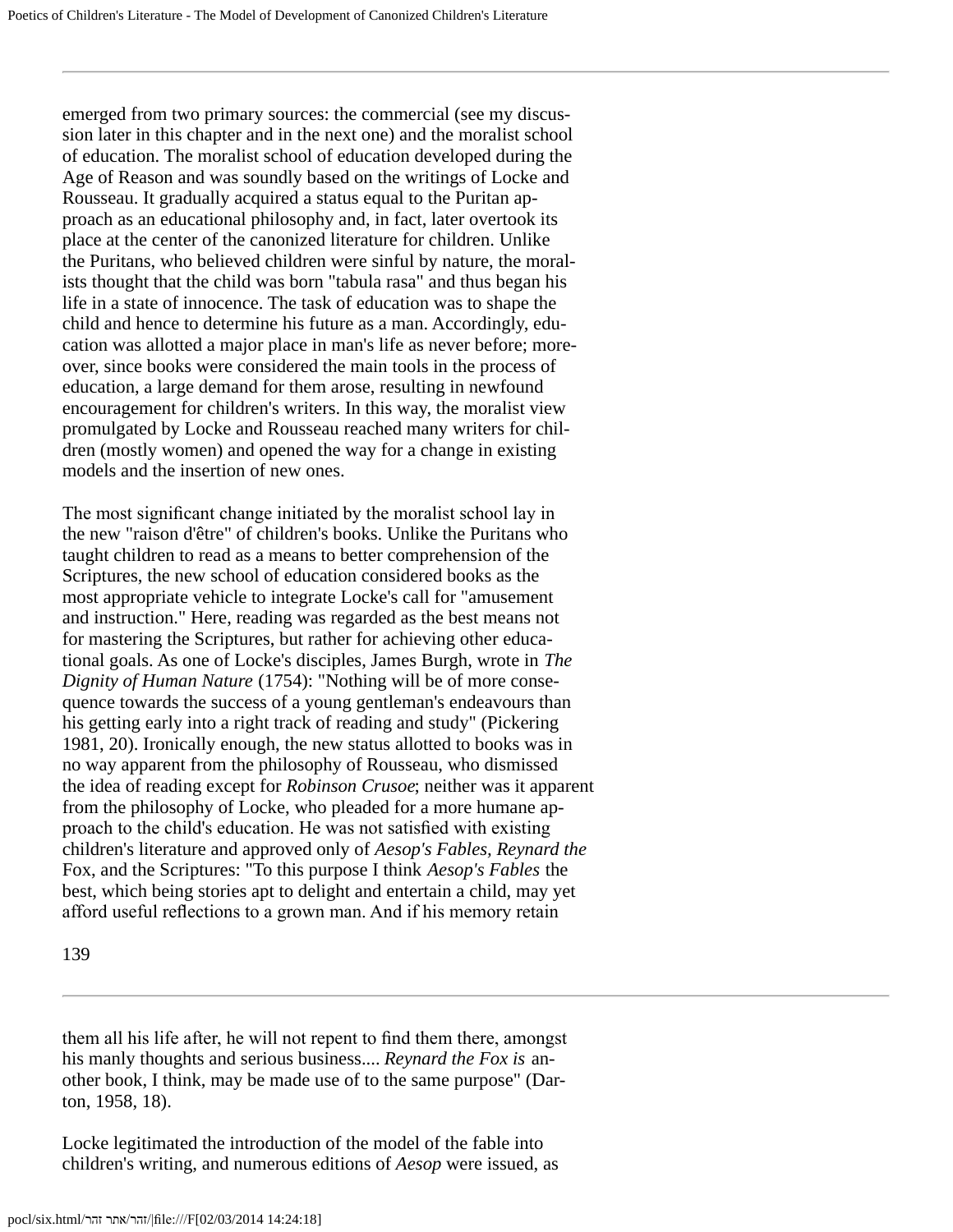emerged from two primary sources: the commercial (see my discussion later in this chapter and in the next one) and the moralist school of education. The moralist school of education developed during the Age of Reason and was soundly based on the writings of Locke and Rousseau. It gradually acquired a status equal to the Puritan approach as an educational philosophy and, in fact, later overtook its place at the center of the canonized literature for children. Unlike the Puritans, who believed children were sinful by nature, the moralists thought that the child was born "tabula rasa" and thus began his life in a state of innocence. The task of education was to shape the child and hence to determine his future as a man. Accordingly, education was allotted a major place in man's life as never before; moreover, since books were considered the main tools in the process of education, a large demand for them arose, resulting in newfound encouragement for children's writers. In this way, the moralist view promulgated by Locke and Rousseau reached many writers for children (mostly women) and opened the way for a change in existing models and the insertion of new ones.

The most significant change initiated by the moralist school lay in the new "raison d'être" of children's books. Unlike the Puritans who taught children to read as a means to better comprehension of the Scriptures, the new school of education considered books as the most appropriate vehicle to integrate Locke's call for "amusement and instruction." Here, reading was regarded as the best means not for mastering the Scriptures, but rather for achieving other educational goals. As one of Locke's disciples, James Burgh, wrote in *The Dignity of Human Nature* (1754): "Nothing will be of more consequence towards the success of a young gentleman's endeavours than his getting early into a right track of reading and study" (Pickering 1981, 20). Ironically enough, the new status allotted to books was in no way apparent from the philosophy of Rousseau, who dismissed the idea of reading except for *Robinson Crusoe*; neither was it apparent from the philosophy of Locke, who pleaded for a more humane approach to the child's education. He was not satisfied with existing children's literature and approved only of *Aesop's Fables, Reynard the* Fox, and the Scriptures: "To this purpose I think *Aesop's Fables* the best, which being stories apt to delight and entertain a child, may yet afford useful reflections to a grown man. And if his memory retain them all his life after, he will not repent to find them there, amongst his manly thoughts and serious business.... *Reynard the Fox is* another book, I think, may be made use of to the same purpose" (Darton, 1958, 18).

Locke legitimated the introduction of the model of the fable into children's writing, and numerous editions of *Aesop* were issued, as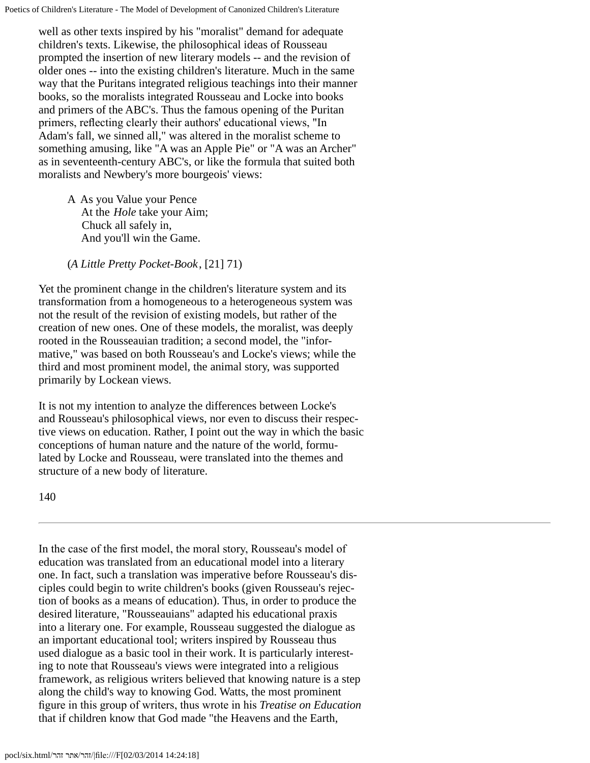well as other texts inspired by his "moralist" demand for adequate children's texts. Likewise, the philosophical ideas of Rousseau prompted the insertion of new literary models -- and the revision of older ones -- into the existing children's literature. Much in the same way that the Puritans integrated religious teachings into their manner books, so the moralists integrated Rousseau and Locke into books and primers of the ABC's. Thus the famous opening of the Puritan primers, reflecting clearly their authors' educational views, "In Adam's fall, we sinned all," was altered in the moralist scheme to something amusing, like "A was an Apple Pie" or "A was an Archer" as in seventeenth-century ABC's, or like the formula that suited both moralists and Newbery's more bourgeois' views:

> A  As you Value your Pence  
> At the *Hole* take your Aim;  
> Chuck all safely in,  
> And you'll win the Game.
>
> (*A Little Pretty Pocket-Book*, [21] 71)

Yet the prominent change in the children's literature system and its transformation from a homogeneous to a heterogeneous system was not the result of the revision of existing models, but rather of the creation of new ones. One of these models, the moralist, was deeply rooted in the Rousseauian tradition; a second model, the "informative," was based on both Rousseau's and Locke's views; while the third and most prominent model, the animal story, was supported primarily by Lockean views.

It is not my intention to analyze the differences between Locke's and Rousseau's philosophical views, nor even to discuss their respective views on education. Rather, I point out the way in which the basic conceptions of human nature and the nature of the world, formulated by Locke and Rousseau, were translated into the themes and structure of a new body of literature.

In the case of the first model, the moral story, Rousseau's model of education was translated from an educational model into a literary one. In fact, such a translation was imperative before Rousseau's disciples could begin to write children's books (given Rousseau's rejection of books as a means of education). Thus, in order to produce the desired literature, "Rousseauians" adapted his educational praxis into a literary one. For example, Rousseau suggested the dialogue as an important educational tool; writers inspired by Rousseau thus used dialogue as a basic tool in their work. It is particularly interesting to note that Rousseau's views were integrated into a religious framework, as religious writers believed that knowing nature is a step along the child's way to knowing God. Watts, the most prominent figure in this group of writers, thus wrote in his *Treatise on Education* that if children know that God made "the Heavens and the Earth,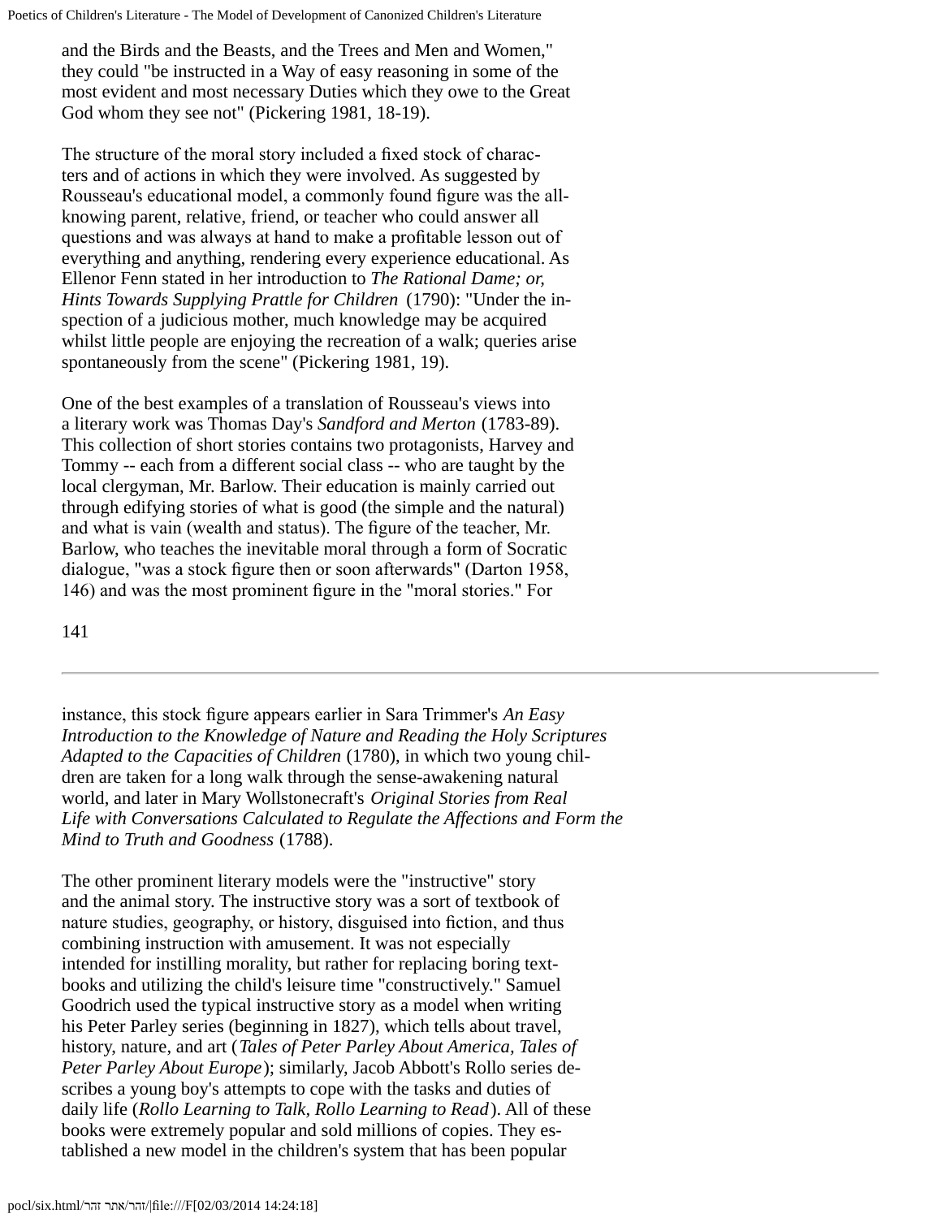and the Birds and the Beasts, and the Trees and Men and Women," they could "be instructed in a Way of easy reasoning in some of the most evident and most necessary Duties which they owe to the Great God whom they see not" (Pickering 1981, 18-19).

The structure of the moral story included a fixed stock of characters and of actions in which they were involved. As suggested by Rousseau's educational model, a commonly found figure was the all-knowing parent, relative, friend, or teacher who could answer all questions and was always at hand to make a profitable lesson out of everything and anything, rendering every experience educational. As Ellenor Fenn stated in her introduction to *The Rational Dame; or, Hints Towards Supplying Prattle for Children* (1790): "Under the inspection of a judicious mother, much knowledge may be acquired whilst little people are enjoying the recreation of a walk; queries arise spontaneously from the scene" (Pickering 1981, 19).

One of the best examples of a translation of Rousseau's views into a literary work was Thomas Day's *Sandford and Merton* (1783-89). This collection of short stories contains two protagonists, Harvey and Tommy -- each from a different social class -- who are taught by the local clergyman, Mr. Barlow. Their education is mainly carried out through edifying stories of what is good (the simple and the natural) and what is vain (wealth and status). The figure of the teacher, Mr. Barlow, who teaches the inevitable moral through a form of Socratic dialogue, "was a stock figure then or soon afterwards" (Darton 1958, 146) and was the most prominent figure in the "moral stories." For instance, this stock figure appears earlier in Sara Trimmer's *An Easy Introduction to the Knowledge of Nature and Reading the Holy Scriptures Adapted to the Capacities of Children* (1780), in which two young children are taken for a long walk through the sense-awakening natural world, and later in Mary Wollstonecraft's *Original Stories from Real Life with Conversations Calculated to Regulate the Affections and Form the Mind to Truth and Goodness* (1788).

The other prominent literary models were the "instructive" story and the animal story. The instructive story was a sort of textbook of nature studies, geography, or history, disguised into fiction, and thus combining instruction with amusement. It was not especially intended for instilling morality, but rather for replacing boring textbooks and utilizing the child's leisure time "constructively." Samuel Goodrich used the typical instructive story as a model when writing his Peter Parley series (beginning in 1827), which tells about travel, history, nature, and art (*Tales of Peter Parley About America, Tales of Peter Parley About Europe*); similarly, Jacob Abbott's Rollo series describes a young boy's attempts to cope with the tasks and duties of daily life (*Rollo Learning to Talk, Rollo Learning to Read*). All of these books were extremely popular and sold millions of copies. They established a new model in the children's system that has been popular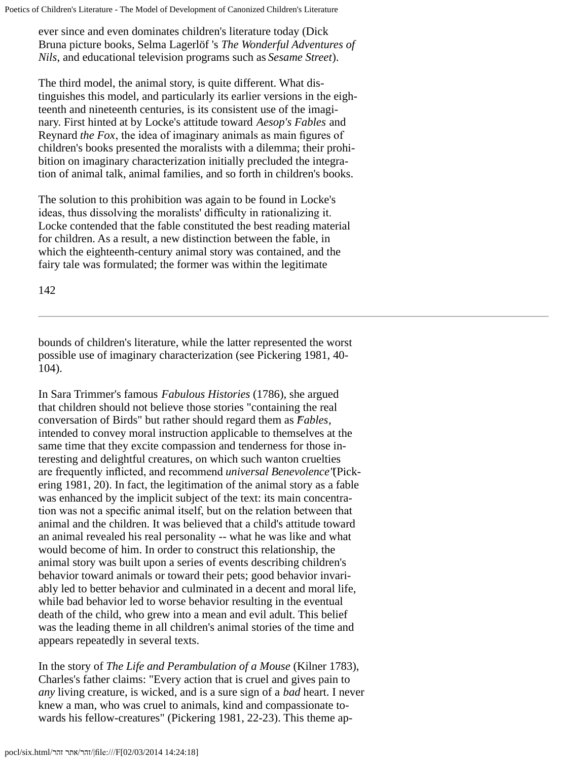ever since and even dominates children's literature today (Dick Bruna picture books, Selma Lagerlöf 's *The Wonderful Adventures of Nils*, and educational television programs such as *Sesame Street*).

The third model, the animal story, is quite different. What distinguishes this model, and particularly its earlier versions in the eighteenth and nineteenth centuries, is its consistent use of the imaginary. First hinted at by Locke's attitude toward *Aesop's Fables* and Reynard *the Fox*, the idea of imaginary animals as main figures of children's books presented the moralists with a dilemma; their prohibition on imaginary characterization initially precluded the integration of animal talk, animal families, and so forth in children's books.

The solution to this prohibition was again to be found in Locke's ideas, thus dissolving the moralists' difficulty in rationalizing it. Locke contended that the fable constituted the best reading material for children. As a result, a new distinction between the fable, in which the eighteenth-century animal story was contained, and the fairy tale was formulated; the former was within the legitimate bounds of children's literature, while the latter represented the worst possible use of imaginary characterization (see Pickering 1981, 40-104).

In Sara Trimmer's famous *Fabulous Histories* (1786), she argued that children should not believe those stories "containing the real conversation of Birds" but rather should regard them as *Fables*, intended to convey moral instruction applicable to themselves at the same time that they excite compassion and tenderness for those interesting and delightful creatures, on which such wanton cruelties are frequently inflicted, and recommend *universal Benevolence*" (Pickering 1981, 20). In fact, the legitimation of the animal story as a fable was enhanced by the implicit subject of the text: its main concentration was not a specific animal itself, but on the relation between that animal and the children. It was believed that a child's attitude toward an animal revealed his real personality -- what he was like and what would become of him. In order to construct this relationship, the animal story was built upon a series of events describing children's behavior toward animals or toward their pets; good behavior invariably led to better behavior and culminated in a decent and moral life, while bad behavior led to worse behavior resulting in the eventual death of the child, who grew into a mean and evil adult. This belief was the leading theme in all children's animal stories of the time and appears repeatedly in several texts.

In the story of *The Life and Perambulation of a Mouse* (Kilner 1783), Charles's father claims: "Every action that is cruel and gives pain to *any* living creature, is wicked, and is a sure sign of a *bad* heart. I never knew a man, who was cruel to animals, kind and compassionate towards his fellow-creatures" (Pickering 1981, 22-23). This theme ap-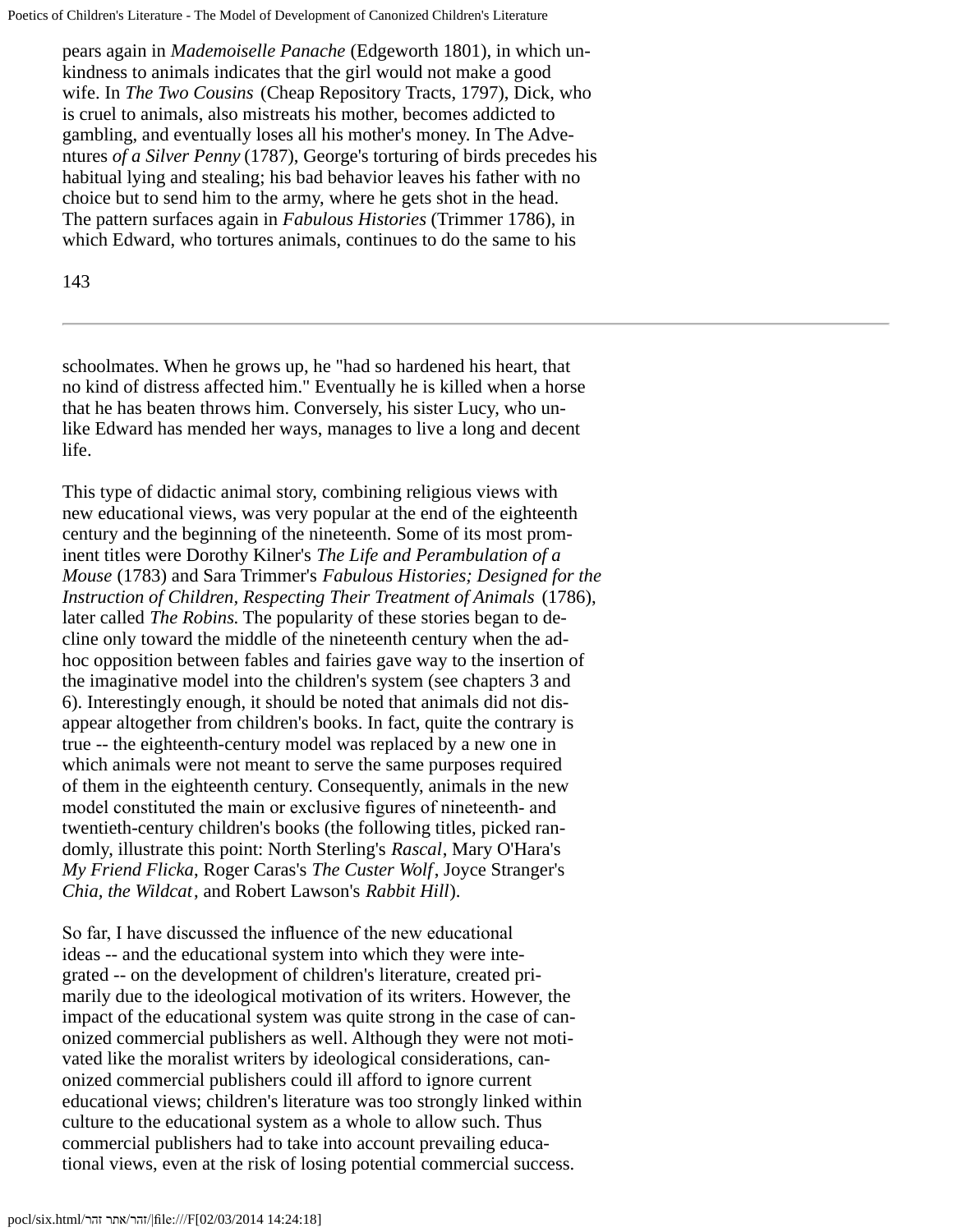pears again in *Mademoiselle Panache* (Edgeworth 1801), in which unkindness to animals indicates that the girl would not make a good wife. In *The Two Cousins* (Cheap Repository Tracts, 1797), Dick, who is cruel to animals, also mistreats his mother, becomes addicted to gambling, and eventually loses all his mother's money. In The Adventures *of a Silver Penny* (1787), George's torturing of birds precedes his habitual lying and stealing; his bad behavior leaves his father with no choice but to send him to the army, where he gets shot in the head. The pattern surfaces again in *Fabulous Histories* (Trimmer 1786), in which Edward, who tortures animals, continues to do the same to his schoolmates. When he grows up, he "had so hardened his heart, that no kind of distress affected him." Eventually he is killed when a horse that he has beaten throws him. Conversely, his sister Lucy, who unlike Edward has mended her ways, manages to live a long and decent life.

This type of didactic animal story, combining religious views with new educational views, was very popular at the end of the eighteenth century and the beginning of the nineteenth. Some of its most prominent titles were Dorothy Kilner's *The Life and Perambulation of a Mouse* (1783) and Sara Trimmer's *Fabulous Histories; Designed for the Instruction of Children, Respecting Their Treatment of Animals* (1786), later called *The Robins.* The popularity of these stories began to decline only toward the middle of the nineteenth century when the ad-hoc opposition between fables and fairies gave way to the insertion of the imaginative model into the children's system (see chapters 3 and 6). Interestingly enough, it should be noted that animals did not disappear altogether from children's books. In fact, quite the contrary is true -- the eighteenth-century model was replaced by a new one in which animals were not meant to serve the same purposes required of them in the eighteenth century. Consequently, animals in the new model constituted the main or exclusive figures of nineteenth- and twentieth-century children's books (the following titles, picked randomly, illustrate this point: North Sterling's *Rascal*, Mary O'Hara's *My Friend Flicka*, Roger Caras's *The Custer Wolf*, Joyce Stranger's *Chia, the Wildcat*, and Robert Lawson's *Rabbit Hill*).

So far, I have discussed the influence of the new educational ideas -- and the educational system into which they were integrated -- on the development of children's literature, created primarily due to the ideological motivation of its writers. However, the impact of the educational system was quite strong in the case of canonized commercial publishers as well. Although they were not motivated like the moralist writers by ideological considerations, canonized commercial publishers could ill afford to ignore current educational views; children's literature was too strongly linked within culture to the educational system as a whole to allow such. Thus commercial publishers had to take into account prevailing educational views, even at the risk of losing potential commercial success.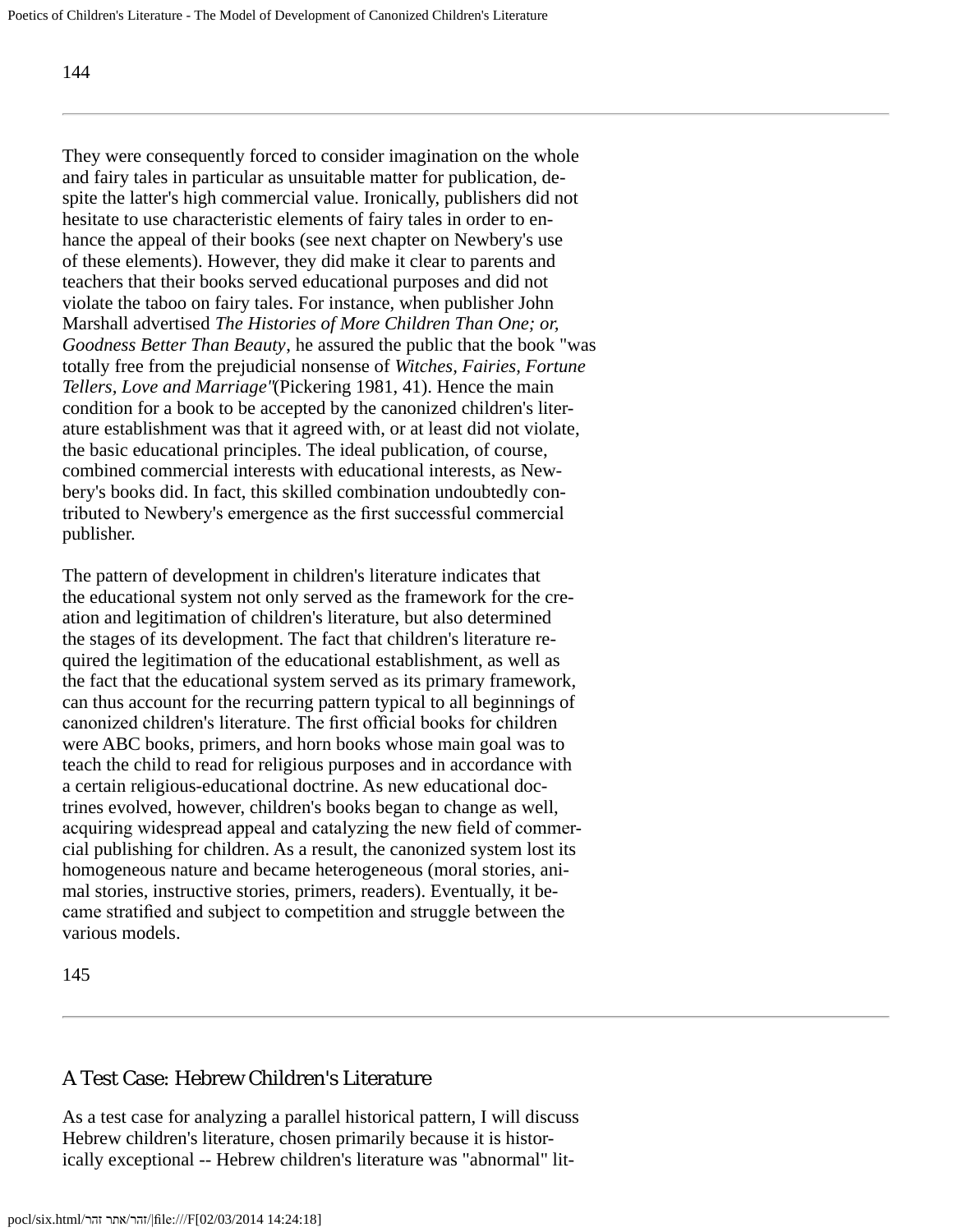They were consequently forced to consider imagination on the whole and fairy tales in particular as unsuitable matter for publication, despite the latter's high commercial value. Ironically, publishers did not hesitate to use characteristic elements of fairy tales in order to enhance the appeal of their books (see next chapter on Newbery's use of these elements). However, they did make it clear to parents and teachers that their books served educational purposes and did not violate the taboo on fairy tales. For instance, when publisher John Marshall advertised *The Histories of More Children Than One; or, Goodness Better Than Beauty*, he assured the public that the book "was totally free from the prejudicial nonsense of *Witches, Fairies, Fortune Tellers, Love and Marriage*"(Pickering 1981, 41). Hence the main condition for a book to be accepted by the canonized children's literature establishment was that it agreed with, or at least did not violate, the basic educational principles. The ideal publication, of course, combined commercial interests with educational interests, as Newbery's books did. In fact, this skilled combination undoubtedly contributed to Newbery's emergence as the first successful commercial publisher.

The pattern of development in children's literature indicates that the educational system not only served as the framework for the creation and legitimation of children's literature, but also determined the stages of its development. The fact that children's literature required the legitimation of the educational establishment, as well as the fact that the educational system served as its primary framework, can thus account for the recurring pattern typical to all beginnings of canonized children's literature. The first official books for children were ABC books, primers, and horn books whose main goal was to teach the child to read for religious purposes and in accordance with a certain religious-educational doctrine. As new educational doctrines evolved, however, children's books began to change as well, acquiring widespread appeal and catalyzing the new field of commercial publishing for children. As a result, the canonized system lost its homogeneous nature and became heterogeneous (moral stories, animal stories, instructive stories, primers, readers). Eventually, it became stratified and subject to competition and struggle between the various models.

## A Test Case: Hebrew Children's Literature

As a test case for analyzing a parallel historical pattern, I will discuss Hebrew children's literature, chosen primarily because it is historically exceptional -- Hebrew children's literature was "abnormal" lit-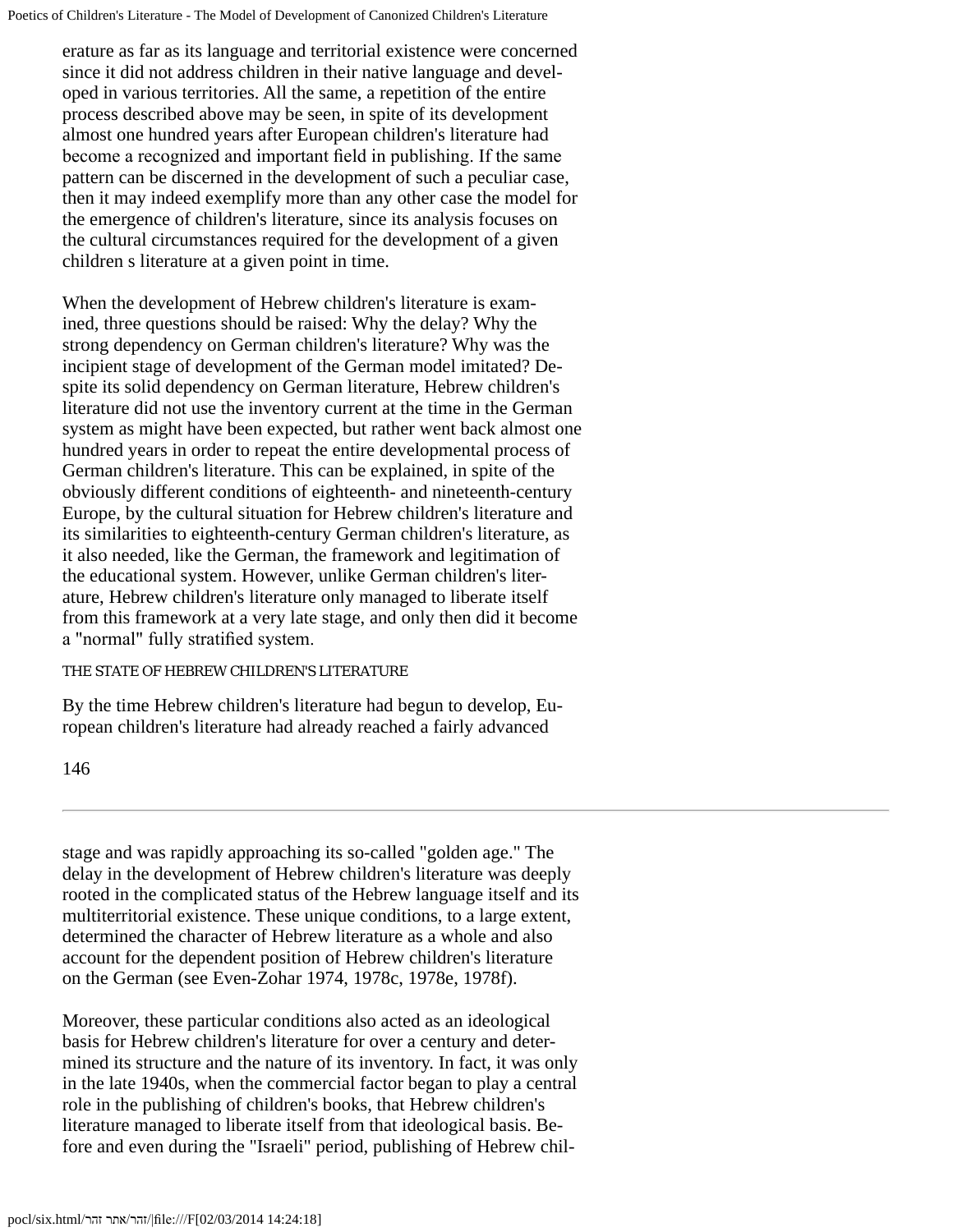erature as far as its language and territorial existence were concerned since it did not address children in their native language and developed in various territories. All the same, a repetition of the entire process described above may be seen, in spite of its development almost one hundred years after European children's literature had become a recognized and important field in publishing. If the same pattern can be discerned in the development of such a peculiar case, then it may indeed exemplify more than any other case the model for the emergence of children's literature, since its analysis focuses on the cultural circumstances required for the development of a given children s literature at a given point in time.

When the development of Hebrew children's literature is examined, three questions should be raised: Why the delay? Why the strong dependency on German children's literature? Why was the incipient stage of development of the German model imitated? Despite its solid dependency on German literature, Hebrew children's literature did not use the inventory current at the time in the German system as might have been expected, but rather went back almost one hundred years in order to repeat the entire developmental process of German children's literature. This can be explained, in spite of the obviously different conditions of eighteenth- and nineteenth-century Europe, by the cultural situation for Hebrew children's literature and its similarities to eighteenth-century German children's literature, as it also needed, like the German, the framework and legitimation of the educational system. However, unlike German children's literature, Hebrew children's literature only managed to liberate itself from this framework at a very late stage, and only then did it become a "normal" fully stratified system.

## THE STATE OF HEBREW CHILDREN'S LITERATURE

By the time Hebrew children's literature had begun to develop, European children's literature had already reached a fairly advanced stage and was rapidly approaching its so-called "golden age." The delay in the development of Hebrew children's literature was deeply rooted in the complicated status of the Hebrew language itself and its multiterritorial existence. These unique conditions, to a large extent, determined the character of Hebrew literature as a whole and also account for the dependent position of Hebrew children's literature on the German (see Even-Zohar 1974, 1978c, 1978e, 1978f).

Moreover, these particular conditions also acted as an ideological basis for Hebrew children's literature for over a century and determined its structure and the nature of its inventory. In fact, it was only in the late 1940s, when the commercial factor began to play a central role in the publishing of children's books, that Hebrew children's literature managed to liberate itself from that ideological basis. Before and even during the "Israeli" period, publishing of Hebrew chil-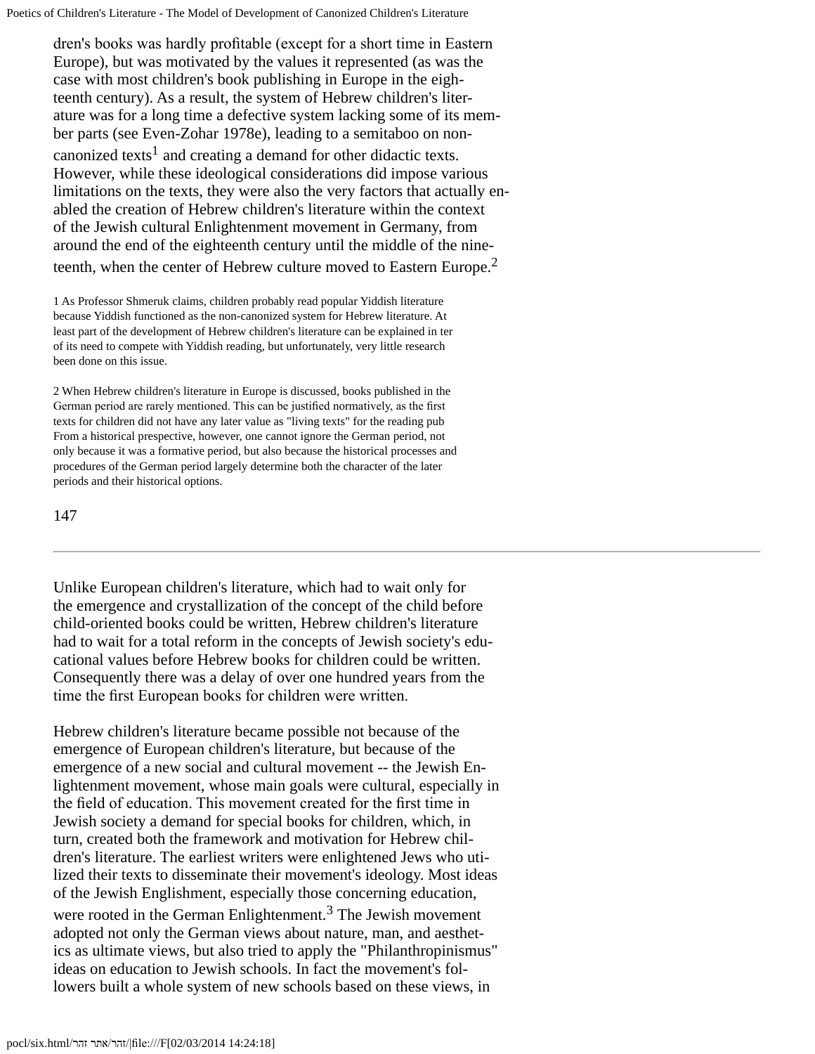dren's books was hardly profitable (except for a short time in Eastern Europe), but was motivated by the values it represented (as was the case with most children's book publishing in Europe in the eighteenth century). As a result, the system of Hebrew children's literature was for a long time a defective system lacking some of its member parts (see Even-Zohar 1978e), leading to a semitaboo on noncanonized texts[1] and creating a demand for other didactic texts. However, while these ideological considerations did impose various limitations on the texts, they were also the very factors that actually enabled the creation of Hebrew children's literature within the context of the Jewish cultural Enlightenment movement in Germany, from around the end of the eighteenth century until the middle of the nineteenth, when the center of Hebrew culture moved to Eastern Europe.[2]

1 As Professor Shmeruk claims, children probably read popular Yiddish literature because Yiddish functioned as the non-canonized system for Hebrew literature. At least part of the development of Hebrew children's literature can be explained in ter of its need to compete with Yiddish reading, but unfortunately, very little research been done on this issue.

2 When Hebrew children's literature in Europe is discussed, books published in the German period are rarely mentioned. This can be justified normatively, as the first texts for children did not have any later value as "living texts" for the reading pub From a historical prespective, however, one cannot ignore the German period, not only because it was a formative period, but also because the historical processes and procedures of the German period largely determine both the character of the later periods and their historical options.

---

Unlike European children's literature, which had to wait only for the emergence and crystallization of the concept of the child before child-oriented books could be written, Hebrew children's literature had to wait for a total reform in the concepts of Jewish society's educational values before Hebrew books for children could be written. Consequently there was a delay of over one hundred years from the time the first European books for children were written.

Hebrew children's literature became possible not because of the emergence of European children's literature, but because of the emergence of a new social and cultural movement -- the Jewish Enlightenment movement, whose main goals were cultural, especially in the field of education. This movement created for the first time in Jewish society a demand for special books for children, which, in turn, created both the framework and motivation for Hebrew children's literature. The earliest writers were enlightened Jews who utilized their texts to disseminate their movement's ideology. Most ideas of the Jewish Englishment, especially those concerning education, were rooted in the German Enlightenment.[3] The Jewish movement adopted not only the German views about nature, man, and aesthetics as ultimate views, but also tried to apply the "Philanthropinismus" ideas on education to Jewish schools. In fact the movement's followers built a whole system of new schools based on these views, in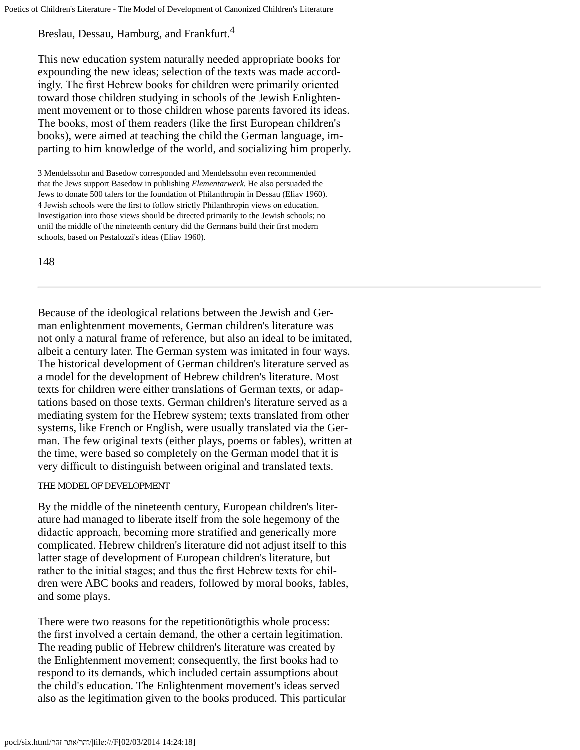Breslau, Dessau, Hamburg, and Frankfurt.[4]

This new education system naturally needed appropriate books for expounding the new ideas; selection of the texts was made accordingly. The first Hebrew books for children were primarily oriented toward those children studying in schools of the Jewish Enlightenment movement or to those children whose parents favored its ideas. The books, most of them readers (like the first European children's books), were aimed at teaching the child the German language, imparting to him knowledge of the world, and socializing him properly.

3 Mendelssohn and Basedow corresponded and Mendelssohn even recommended that the Jews support Basedow in publishing *Elementarwerk.* He also persuaded the Jews to donate 500 talers for the foundation of Philanthropin in Dessau (Eliav 1960).
4 Jewish schools were the first to follow strictly Philanthropin views on education. Investigation into those views should be directed primarily to the Jewish schools; no until the middle of the nineteenth century did the Germans build their first modern schools, based on Pestalozzi's ideas (Eliav 1960).

---

Because of the ideological relations between the Jewish and German enlightenment movements, German children's literature was not only a natural frame of reference, but also an ideal to be imitated, albeit a century later. The German system was imitated in four ways. The historical development of German children's literature served as a model for the development of Hebrew children's literature. Most texts for children were either translations of German texts, or adaptations based on those texts. German children's literature served as a mediating system for the Hebrew system; texts translated from other systems, like French or English, were usually translated via the German. The few original texts (either plays, poems or fables), written at the time, were based so completely on the German model that it is very difficult to distinguish between original and translated texts.

## THE MODEL OF DEVELOPMENT

By the middle of the nineteenth century, European children's literature had managed to liberate itself from the sole hegemony of the didactic approach, becoming more stratified and generically more complicated. Hebrew children's literature did not adjust itself to this latter stage of development of European children's literature, but rather to the initial stages; and thus the first Hebrew texts for children were ABC books and readers, followed by moral books, fables, and some plays.

There were two reasons for the repetitionötigthis whole process: the first involved a certain demand, the other a certain legitimation. The reading public of Hebrew children's literature was created by the Enlightenment movement; consequently, the first books had to respond to its demands, which included certain assumptions about the child's education. The Enlightenment movement's ideas served also as the legitimation given to the books produced. This particular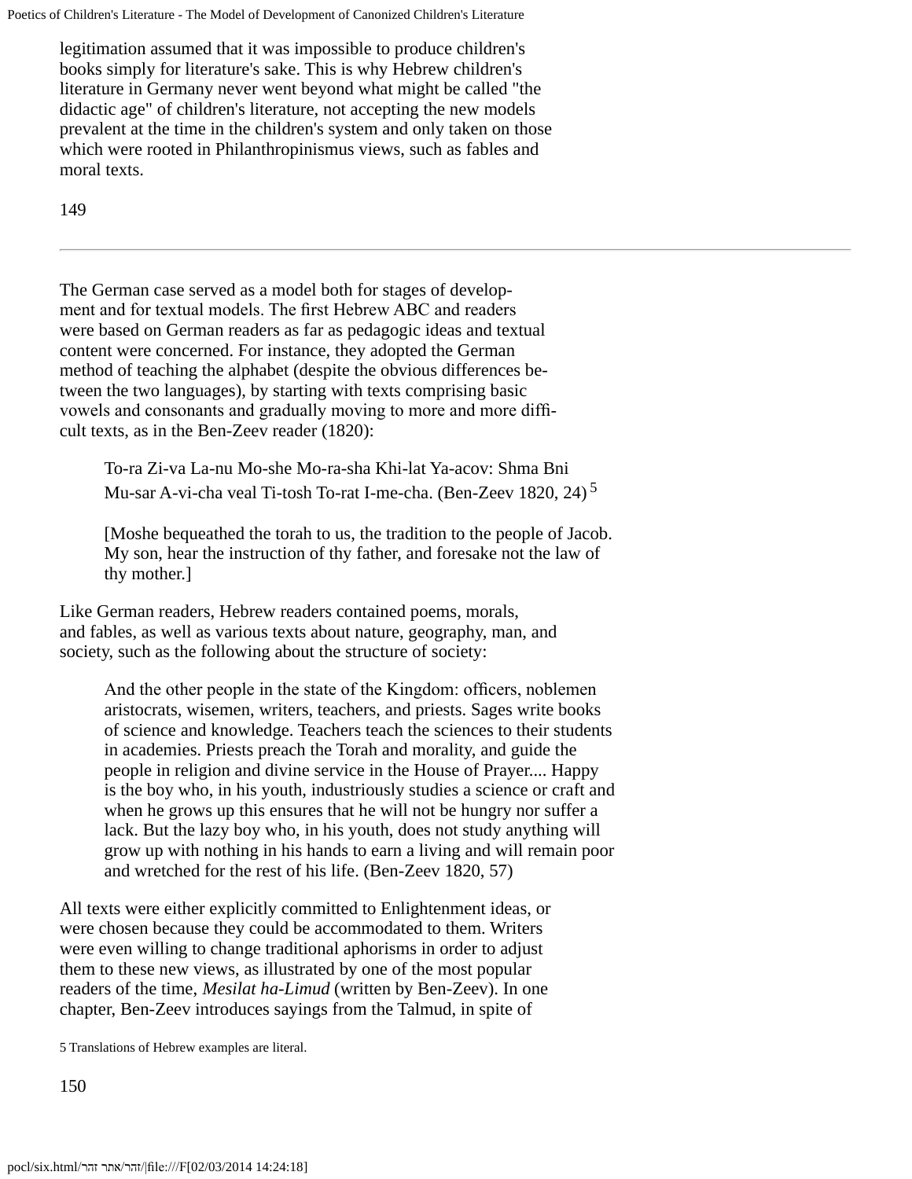legitimation assumed that it was impossible to produce children's books simply for literature's sake. This is why Hebrew children's literature in Germany never went beyond what might be called "the didactic age" of children's literature, not accepting the new models prevalent at the time in the children's system and only taken on those which were rooted in Philanthropinismus views, such as fables and moral texts.

---

The German case served as a model both for stages of development and for textual models. The first Hebrew ABC and readers were based on German readers as far as pedagogic ideas and textual content were concerned. For instance, they adopted the German method of teaching the alphabet (despite the obvious differences between the two languages), by starting with texts comprising basic vowels and consonants and gradually moving to more and more difficult texts, as in the Ben-Zeev reader (1820):

> To-ra Zi-va La-nu Mo-she Mo-ra-sha Khi-lat Ya-acov: Shma Bni Mu-sar A-vi-cha veal Ti-tosh To-rat I-me-cha. (Ben-Zeev 1820, 24) [5]
>
> [Moshe bequeathed the torah to us, the tradition to the people of Jacob. My son, hear the instruction of thy father, and foresake not the law of thy mother.]

Like German readers, Hebrew readers contained poems, morals, and fables, as well as various texts about nature, geography, man, and society, such as the following about the structure of society:

> And the other people in the state of the Kingdom: officers, noblemen aristocrats, wisemen, writers, teachers, and priests. Sages write books of science and knowledge. Teachers teach the sciences to their students in academies. Priests preach the Torah and morality, and guide the people in religion and divine service in the House of Prayer.... Happy is the boy who, in his youth, industriously studies a science or craft and when he grows up this ensures that he will not be hungry nor suffer a lack. But the lazy boy who, in his youth, does not study anything will grow up with nothing in his hands to earn a living and will remain poor and wretched for the rest of his life. (Ben-Zeev 1820, 57)

All texts were either explicitly committed to Enlightenment ideas, or were chosen because they could be accommodated to them. Writers were even willing to change traditional aphorisms in order to adjust them to these new views, as illustrated by one of the most popular readers of the time, *Mesilat ha-Limud* (written by Ben-Zeev). In one chapter, Ben-Zeev introduces sayings from the Talmud, in spite of

5 Translations of Hebrew examples are literal.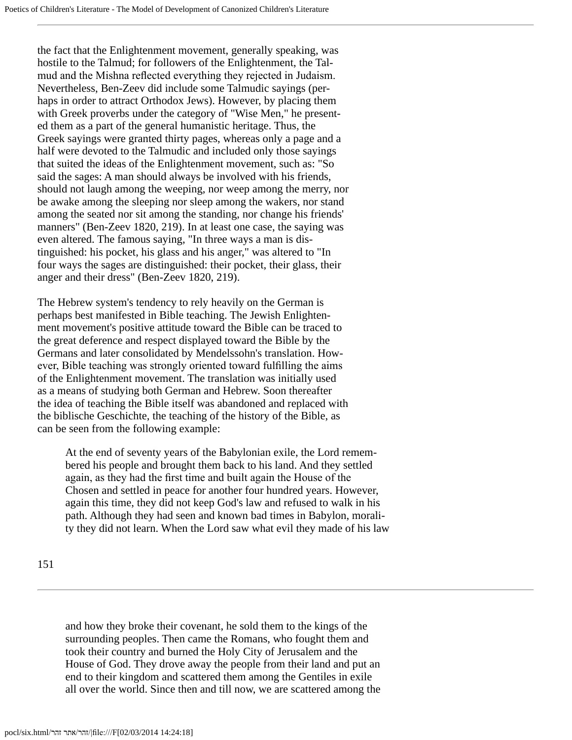the fact that the Enlightenment movement, generally speaking, was hostile to the Talmud; for followers of the Enlightenment, the Talmud and the Mishna reflected everything they rejected in Judaism. Nevertheless, Ben-Zeev did include some Talmudic sayings (perhaps in order to attract Orthodox Jews). However, by placing them with Greek proverbs under the category of "Wise Men," he presented them as a part of the general humanistic heritage. Thus, the Greek sayings were granted thirty pages, whereas only a page and a half were devoted to the Talmudic and included only those sayings that suited the ideas of the Enlightenment movement, such as: "So said the sages: A man should always be involved with his friends, should not laugh among the weeping, nor weep among the merry, nor be awake among the sleeping nor sleep among the wakers, nor stand among the seated nor sit among the standing, nor change his friends' manners" (Ben-Zeev 1820, 219). In at least one case, the saying was even altered. The famous saying, "In three ways a man is distinguished: his pocket, his glass and his anger," was altered to "In four ways the sages are distinguished: their pocket, their glass, their anger and their dress" (Ben-Zeev 1820, 219).

The Hebrew system's tendency to rely heavily on the German is perhaps best manifested in Bible teaching. The Jewish Enlightenment movement's positive attitude toward the Bible can be traced to the great deference and respect displayed toward the Bible by the Germans and later consolidated by Mendelssohn's translation. However, Bible teaching was strongly oriented toward fulfilling the aims of the Enlightenment movement. The translation was initially used as a means of studying both German and Hebrew. Soon thereafter the idea of teaching the Bible itself was abandoned and replaced with the biblische Geschichte, the teaching of the history of the Bible, as can be seen from the following example:

> At the end of seventy years of the Babylonian exile, the Lord remembered his people and brought them back to his land. And they settled again, as they had the first time and built again the House of the Chosen and settled in peace for another four hundred years. However, again this time, they did not keep God's law and refused to walk in his path. Although they had seen and known bad times in Babylon, morality they did not learn. When the Lord saw what evil they made of his law and how they broke their covenant, he sold them to the kings of the surrounding peoples. Then came the Romans, who fought them and took their country and burned the Holy City of Jerusalem and the House of God. They drove away the people from their land and put an end to their kingdom and scattered them among the Gentiles in exile all over the world. Since then and till now, we are scattered among the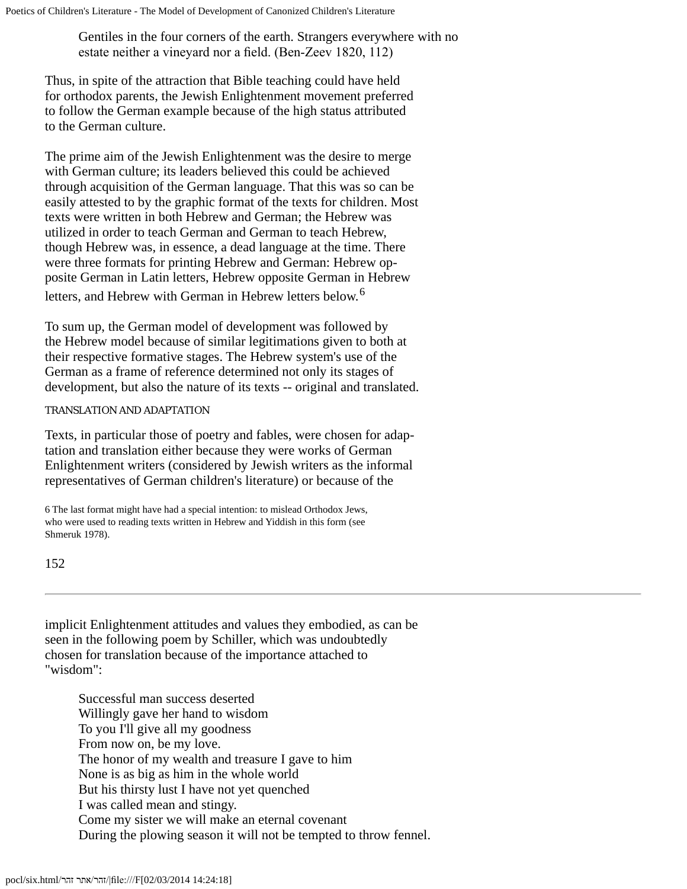> Gentiles in the four corners of the earth. Strangers everywhere with no estate neither a vineyard nor a field. (Ben-Zeev 1820, 112)

Thus, in spite of the attraction that Bible teaching could have held for orthodox parents, the Jewish Enlightenment movement preferred to follow the German example because of the high status attributed to the German culture.

The prime aim of the Jewish Enlightenment was the desire to merge with German culture; its leaders believed this could be achieved through acquisition of the German language. That this was so can be easily attested to by the graphic format of the texts for children. Most texts were written in both Hebrew and German; the Hebrew was utilized in order to teach German and German to teach Hebrew, though Hebrew was, in essence, a dead language at the time. There were three formats for printing Hebrew and German: Hebrew opposite German in Latin letters, Hebrew opposite German in Hebrew letters, and Hebrew with German in Hebrew letters below.[6]

To sum up, the German model of development was followed by the Hebrew model because of similar legitimations given to both at their respective formative stages. The Hebrew system's use of the German as a frame of reference determined not only its stages of development, but also the nature of its texts -- original and translated.

### TRANSLATION AND ADAPTATION

Texts, in particular those of poetry and fables, were chosen for adaptation and translation either because they were works of German Enlightenment writers (considered by Jewish writers as the informal representatives of German children's literature) or because of the implicit Enlightenment attitudes and values they embodied, as can be seen in the following poem by Schiller, which was undoubtedly chosen for translation because of the importance attached to "wisdom":

> Successful man success deserted
> Willingly gave her hand to wisdom
> To you I'll give all my goodness
> From now on, be my love.
> The honor of my wealth and treasure I gave to him
> None is as big as him in the whole world
> But his thirsty lust I have not yet quenched
> I was called mean and stingy.
> Come my sister we will make an eternal covenant
> During the plowing season it will not be tempted to throw fennel.

[6] The last format might have had a special intention: to mislead Orthodox Jews, who were used to reading texts written in Hebrew and Yiddish in this form (see Shmeruk 1978).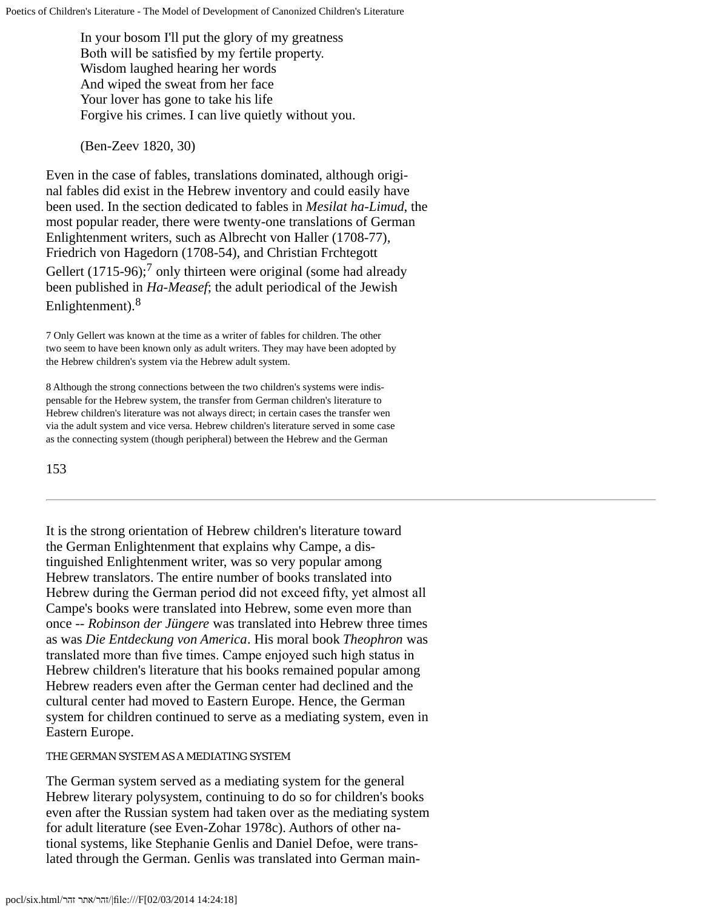In your bosom I'll put the glory of my greatness
Both will be satisfied by my fertile property.
Wisdom laughed hearing her words
And wiped the sweat from her face
Your lover has gone to take his life
Forgive his crimes. I can live quietly without you.

(Ben-Zeev 1820, 30)

Even in the case of fables, translations dominated, although original fables did exist in the Hebrew inventory and could easily have been used. In the section dedicated to fables in *Mesilat ha-Limud*, the most popular reader, there were twenty-one translations of German Enlightenment writers, such as Albrecht von Haller (1708-77), Friedrich von Hagedorn (1708-54), and Christian Frchtegott Gellert (1715-96);[7] only thirteen were original (some had already been published in *Ha-Measef*; the adult periodical of the Jewish Enlightenment).[8]

7 Only Gellert was known at the time as a writer of fables for children. The other two seem to have been known only as adult writers. They may have been adopted by the Hebrew children's system via the Hebrew adult system.

8 Although the strong connections between the two children's systems were indispensable for the Hebrew system, the transfer from German children's literature to Hebrew children's literature was not always direct; in certain cases the transfer wen via the adult system and vice versa. Hebrew children's literature served in some case as the connecting system (though peripheral) between the Hebrew and the German

---

It is the strong orientation of Hebrew children's literature toward the German Enlightenment that explains why Campe, a distinguished Enlightenment writer, was so very popular among Hebrew translators. The entire number of books translated into Hebrew during the German period did not exceed fifty, yet almost all Campe's books were translated into Hebrew, some even more than once -- *Robinson der Jüngere* was translated into Hebrew three times as was *Die Entdeckung von America*. His moral book *Theophron* was translated more than five times. Campe enjoyed such high status in Hebrew children's literature that his books remained popular among Hebrew readers even after the German center had declined and the cultural center had moved to Eastern Europe. Hence, the German system for children continued to serve as a mediating system, even in Eastern Europe.

## THE GERMAN SYSTEM AS A MEDIATING SYSTEM

The German system served as a mediating system for the general Hebrew literary polysystem, continuing to do so for children's books even after the Russian system had taken over as the mediating system for adult literature (see Even-Zohar 1978c). Authors of other national systems, like Stephanie Genlis and Daniel Defoe, were translated through the German. Genlis was translated into German main-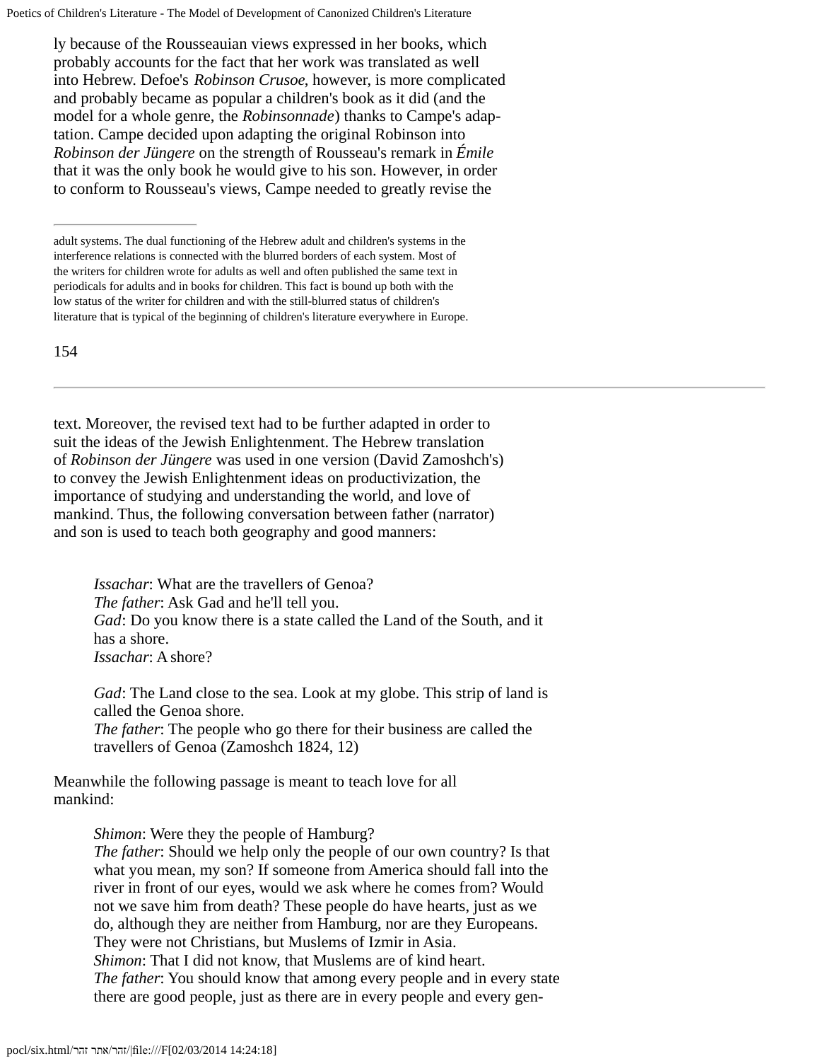ly because of the Rousseauian views expressed in her books, which probably accounts for the fact that her work was translated as well into Hebrew. Defoe's *Robinson Crusoe*, however, is more complicated and probably became as popular a children's book as it did (and the model for a whole genre, the *Robinsonnade*) thanks to Campe's adaptation. Campe decided upon adapting the original Robinson into *Robinson der Jüngere* on the strength of Rousseau's remark in *Émile* that it was the only book he would give to his son. However, in order to conform to Rousseau's views, Campe needed to greatly revise the

---

adult systems. The dual functioning of the Hebrew adult and children's systems in the interference relations is connected with the blurred borders of each system. Most of the writers for children wrote for adults as well and often published the same text in periodicals for adults and in books for children. This fact is bound up both with the low status of the writer for children and with the still-blurred status of children's literature that is typical of the beginning of children's literature everywhere in Europe.

---

text. Moreover, the revised text had to be further adapted in order to suit the ideas of the Jewish Enlightenment. The Hebrew translation of *Robinson der Jüngere* was used in one version (David Zamoshch's) to convey the Jewish Enlightenment ideas on productivization, the importance of studying and understanding the world, and love of mankind. Thus, the following conversation between father (narrator) and son is used to teach both geography and good manners:

> *Issachar*: What are the travellers of Genoa?
> *The father*: Ask Gad and he'll tell you.
> *Gad*: Do you know there is a state called the Land of the South, and it has a shore.
> *Issachar*: A shore?
>
> *Gad*: The Land close to the sea. Look at my globe. This strip of land is called the Genoa shore.
> *The father*: The people who go there for their business are called the travellers of Genoa (Zamoshch 1824, 12)

Meanwhile the following passage is meant to teach love for all mankind:

> *Shimon*: Were they the people of Hamburg?
> *The father*: Should we help only the people of our own country? Is that what you mean, my son? If someone from America should fall into the river in front of our eyes, would we ask where he comes from? Would not we save him from death? These people do have hearts, just as we do, although they are neither from Hamburg, nor are they Europeans. They were not Christians, but Muslems of Izmir in Asia.
> *Shimon*: That I did not know, that Muslems are of kind heart.
> *The father*: You should know that among every people and in every state there are good people, just as there are in every people and every gen-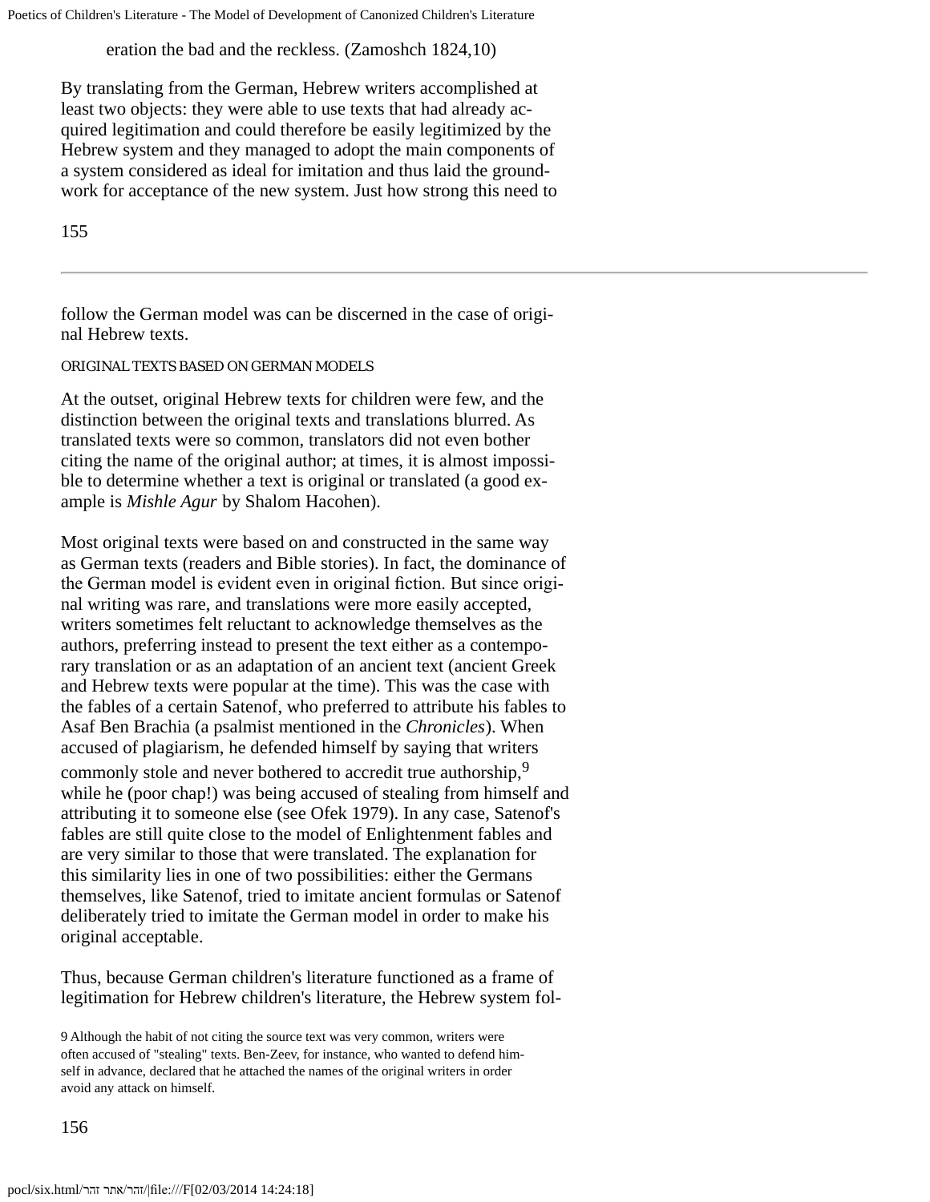eration the bad and the reckless. (Zamoshch 1824,10)

By translating from the German, Hebrew writers accomplished at least two objects: they were able to use texts that had already acquired legitimation and could therefore be easily legitimized by the Hebrew system and they managed to adopt the main components of a system considered as ideal for imitation and thus laid the groundwork for acceptance of the new system. Just how strong this need to follow the German model was can be discerned in the case of original Hebrew texts.

ORIGINAL TEXTS BASED ON GERMAN MODELS

At the outset, original Hebrew texts for children were few, and the distinction between the original texts and translations blurred. As translated texts were so common, translators did not even bother citing the name of the original author; at times, it is almost impossible to determine whether a text is original or translated (a good example is *Mishle Agur* by Shalom Hacohen).

Most original texts were based on and constructed in the same way as German texts (readers and Bible stories). In fact, the dominance of the German model is evident even in original fiction. But since original writing was rare, and translations were more easily accepted, writers sometimes felt reluctant to acknowledge themselves as the authors, preferring instead to present the text either as a contemporary translation or as an adaptation of an ancient text (ancient Greek and Hebrew texts were popular at the time). This was the case with the fables of a certain Satenof, who preferred to attribute his fables to Asaf Ben Brachia (a psalmist mentioned in the *Chronicles*). When accused of plagiarism, he defended himself by saying that writers commonly stole and never bothered to accredit true authorship,[9] while he (poor chap!) was being accused of stealing from himself and attributing it to someone else (see Ofek 1979). In any case, Satenof's fables are still quite close to the model of Enlightenment fables and are very similar to those that were translated. The explanation for this similarity lies in one of two possibilities: either the Germans themselves, like Satenof, tried to imitate ancient formulas or Satenof deliberately tried to imitate the German model in order to make his original acceptable.

Thus, because German children's literature functioned as a frame of legitimation for Hebrew children's literature, the Hebrew system fol-

9 Although the habit of not citing the source text was very common, writers were often accused of "stealing" texts. Ben-Zeev, for instance, who wanted to defend himself in advance, declared that he attached the names of the original writers in order avoid any attack on himself.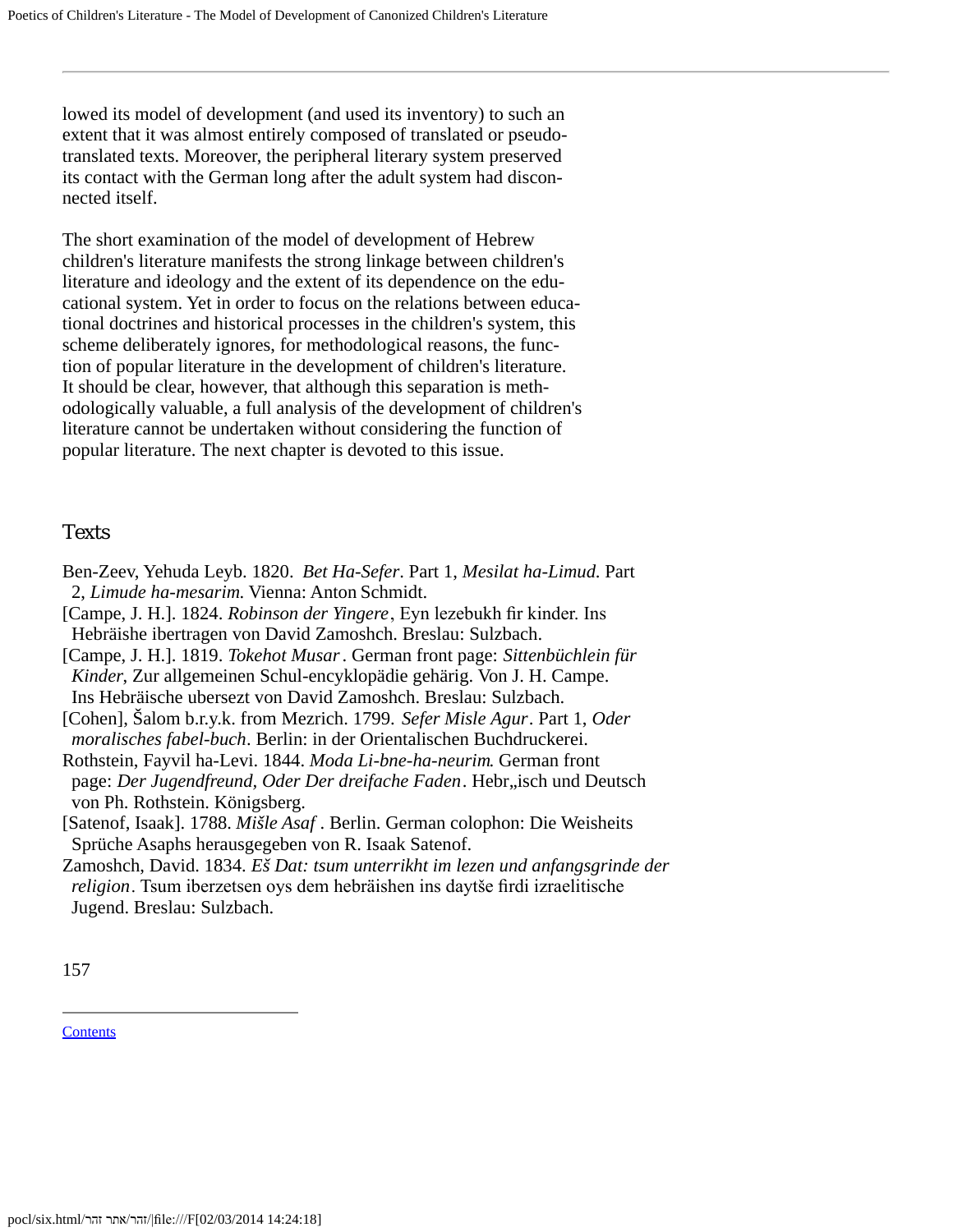lowed its model of development (and used its inventory) to such an extent that it was almost entirely composed of translated or pseudo-translated texts. Moreover, the peripheral literary system preserved its contact with the German long after the adult system had disconnected itself.

The short examination of the model of development of Hebrew children's literature manifests the strong linkage between children's literature and ideology and the extent of its dependence on the educational system. Yet in order to focus on the relations between educational doctrines and historical processes in the children's system, this scheme deliberately ignores, for methodological reasons, the function of popular literature in the development of children's literature. It should be clear, however, that although this separation is methodologically valuable, a full analysis of the development of children's literature cannot be undertaken without considering the function of popular literature. The next chapter is devoted to this issue.

## Texts

Ben-Zeev, Yehuda Leyb. 1820. *Bet Ha-Sefer*. Part 1, *Mesilat ha-Limud*. Part 2, *Limude ha-mesarim*. Vienna: Anton Schmidt.

[Campe, J. H.]. 1824. *Robinson der Yingere*, Eyn lezebukh fir kinder. Ins Hebräishe ibertragen von David Zamoshch. Breslau: Sulzbach.

[Campe, J. H.]. 1819. *Tokehot Musar*. German front page: *Sittenbüchlein für Kinder*, Zur allgemeinen Schul-encyklopädie gehärig. Von J. H. Campe. Ins Hebräische ubersezt von David Zamoshch. Breslau: Sulzbach.

[Cohen], Šalom b.r.y.k. from Mezrich. 1799. *Sefer Misle Agur*. Part 1, *Oder moralisches fabel-buch*. Berlin: in der Orientalischen Buchdruckerei.

Rothstein, Fayvil ha-Levi. 1844. *Moda Li-bne-ha-neurim*. German front page: *Der Jugendfreund, Oder Der dreifache Faden*. Hebr„isch und Deutsch von Ph. Rothstein. Königsberg.

[Satenof, Isaak]. 1788. *Mišle Asaf*. Berlin. German colophon: Die Weisheits Sprüche Asaphs herausgegeben von R. Isaak Satenof.

Zamoshch, David. 1834. *Eš Dat: tsum unterrikht im lezen und anfangsgrinde der religion*. Tsum iberzetsen oys dem hebräishen ins daytše firdi izraelitische Jugend. Breslau: Sulzbach.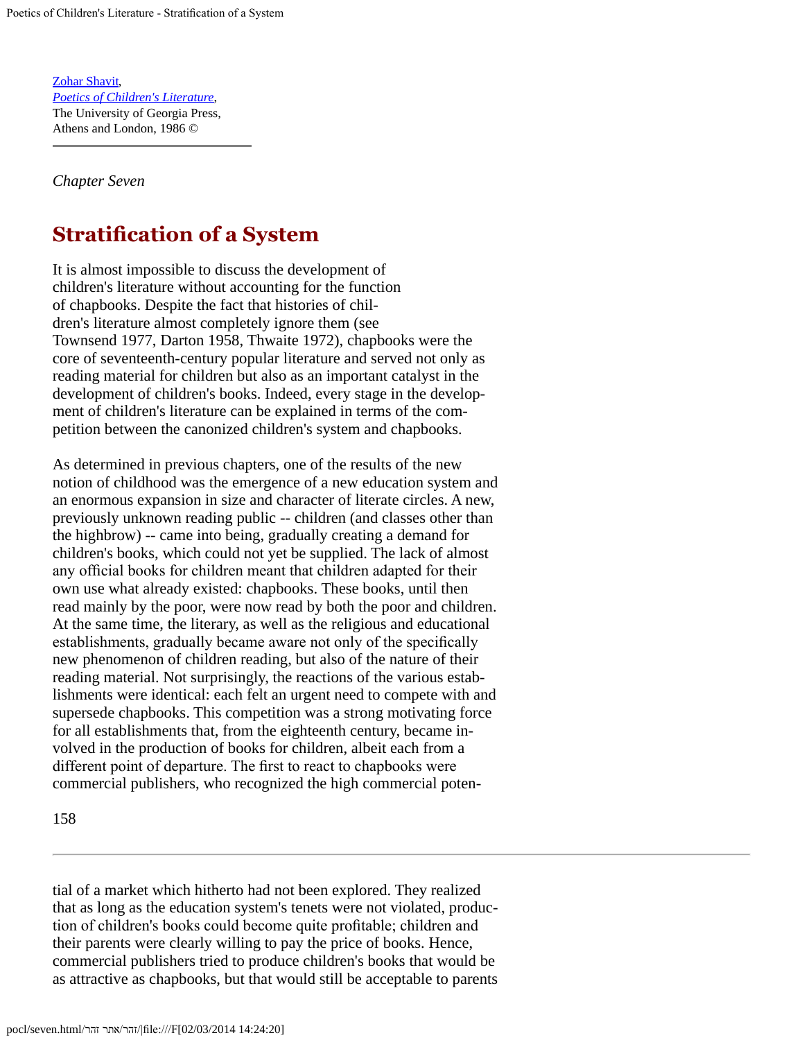[Zohar Shavit](#),
*[Poetics of Children's Literature](#)*,
The University of Georgia Press,
Athens and London, 1986 ©

*Chapter Seven*

# Stratification of a System

It is almost impossible to discuss the development of children's literature without accounting for the function of chapbooks. Despite the fact that histories of children's literature almost completely ignore them (see Townsend 1977, Darton 1958, Thwaite 1972), chapbooks were the core of seventeenth-century popular literature and served not only as reading material for children but also as an important catalyst in the development of children's books. Indeed, every stage in the development of children's literature can be explained in terms of the competition between the canonized children's system and chapbooks.

As determined in previous chapters, one of the results of the new notion of childhood was the emergence of a new education system and an enormous expansion in size and character of literate circles. A new, previously unknown reading public -- children (and classes other than the highbrow) -- came into being, gradually creating a demand for children's books, which could not yet be supplied. The lack of almost any official books for children meant that children adapted for their own use what already existed: chapbooks. These books, until then read mainly by the poor, were now read by both the poor and children. At the same time, the literary, as well as the religious and educational establishments, gradually became aware not only of the specifically new phenomenon of children reading, but also of the nature of their reading material. Not surprisingly, the reactions of the various establishments were identical: each felt an urgent need to compete with and supersede chapbooks. This competition was a strong motivating force for all establishments that, from the eighteenth century, became involved in the production of books for children, albeit each from a different point of departure. The first to react to chapbooks were commercial publishers, who recognized the high commercial potential of a market which hitherto had not been explored. They realized that as long as the education system's tenets were not violated, production of children's books could become quite profitable; children and their parents were clearly willing to pay the price of books. Hence, commercial publishers tried to produce children's books that would be as attractive as chapbooks, but that would still be acceptable to parents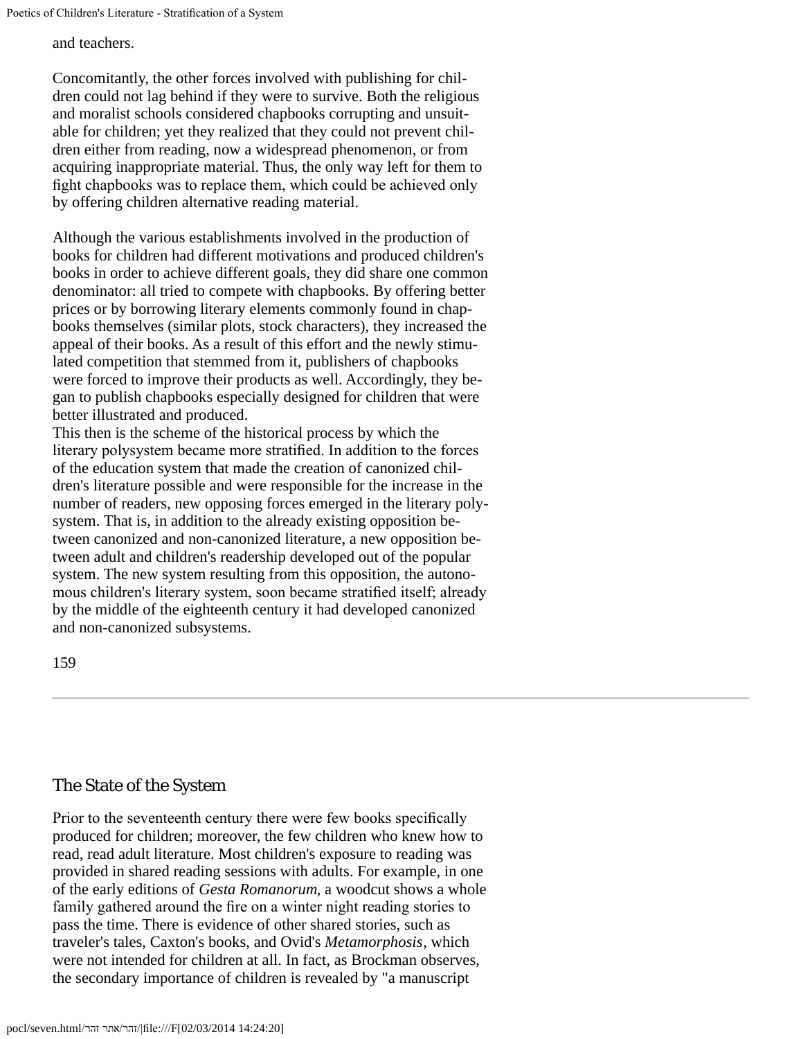and teachers.

Concomitantly, the other forces involved with publishing for children could not lag behind if they were to survive. Both the religious and moralist schools considered chapbooks corrupting and unsuitable for children; yet they realized that they could not prevent children either from reading, now a widespread phenomenon, or from acquiring inappropriate material. Thus, the only way left for them to fight chapbooks was to replace them, which could be achieved only by offering children alternative reading material.

Although the various establishments involved in the production of books for children had different motivations and produced children's books in order to achieve different goals, they did share one common denominator: all tried to compete with chapbooks. By offering better prices or by borrowing literary elements commonly found in chapbooks themselves (similar plots, stock characters), they increased the appeal of their books. As a result of this effort and the newly stimulated competition that stemmed from it, publishers of chapbooks were forced to improve their products as well. Accordingly, they began to publish chapbooks especially designed for children that were better illustrated and produced.

This then is the scheme of the historical process by which the literary polysystem became more stratified. In addition to the forces of the education system that made the creation of canonized children's literature possible and were responsible for the increase in the number of readers, new opposing forces emerged in the literary polysystem. That is, in addition to the already existing opposition between canonized and non-canonized literature, a new opposition between adult and children's readership developed out of the popular system. The new system resulting from this opposition, the autonomous children's literary system, soon became stratified itself; already by the middle of the eighteenth century it had developed canonized and non-canonized subsystems.

## The State of the System

Prior to the seventeenth century there were few books specifically produced for children; moreover, the few children who knew how to read, read adult literature. Most children's exposure to reading was provided in shared reading sessions with adults. For example, in one of the early editions of *Gesta Romanorum*, a woodcut shows a whole family gathered around the fire on a winter night reading stories to pass the time. There is evidence of other shared stories, such as traveler's tales, Caxton's books, and Ovid's *Metamorphosis*, which were not intended for children at all. In fact, as Brockman observes, the secondary importance of children is revealed by "a manuscript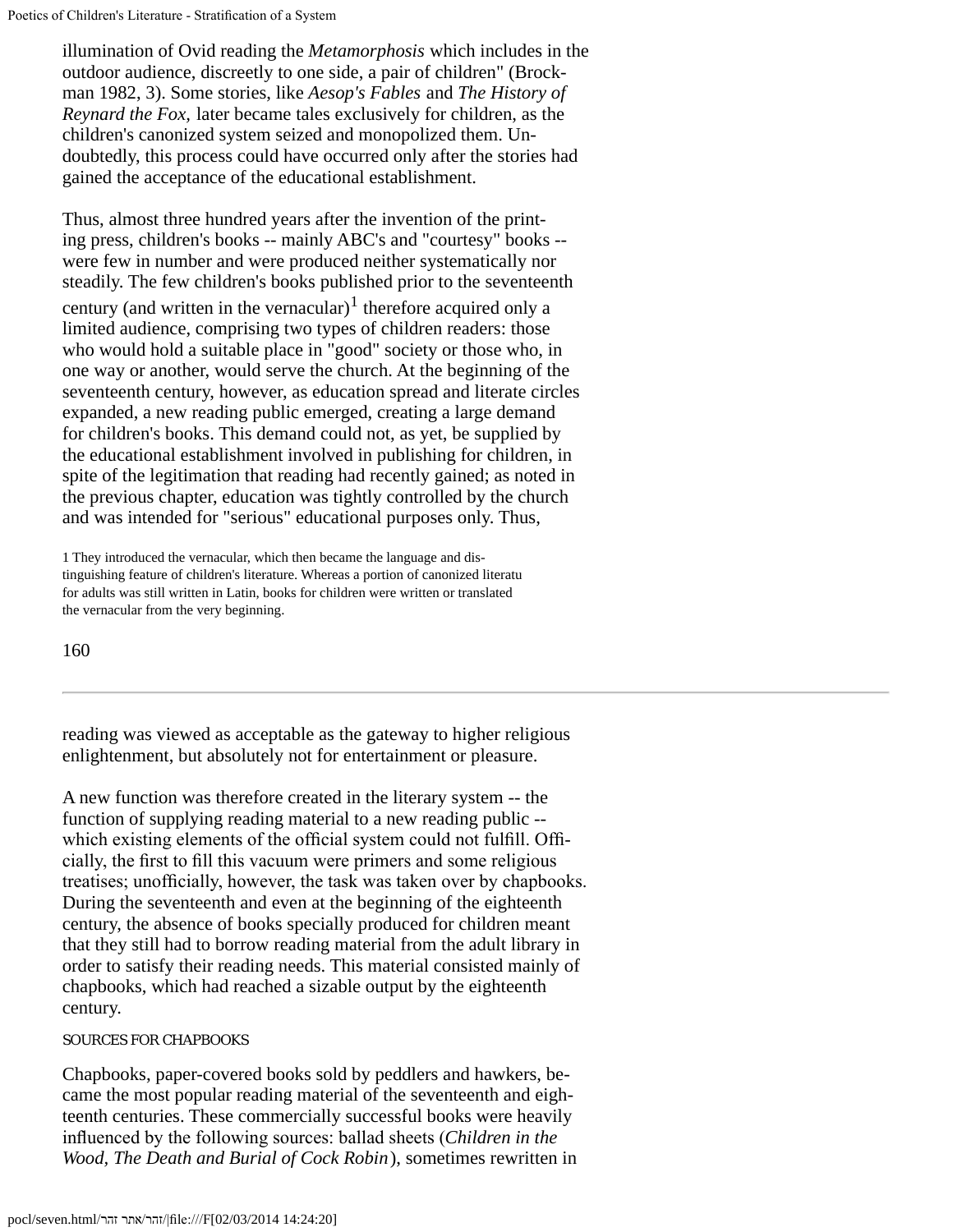illumination of Ovid reading the *Metamorphosis* which includes in the outdoor audience, discreetly to one side, a pair of children" (Brockman 1982, 3). Some stories, like *Aesop's Fables* and *The History of Reynard the Fox,* later became tales exclusively for children, as the children's canonized system seized and monopolized them. Undoubtedly, this process could have occurred only after the stories had gained the acceptance of the educational establishment.

Thus, almost three hundred years after the invention of the printing press, children's books -- mainly ABC's and "courtesy" books -- were few in number and were produced neither systematically nor steadily. The few children's books published prior to the seventeenth century (and written in the vernacular)[1] therefore acquired only a limited audience, comprising two types of children readers: those who would hold a suitable place in "good" society or those who, in one way or another, would serve the church. At the beginning of the seventeenth century, however, as education spread and literate circles expanded, a new reading public emerged, creating a large demand for children's books. This demand could not, as yet, be supplied by the educational establishment involved in publishing for children, in spite of the legitimation that reading had recently gained; as noted in the previous chapter, education was tightly controlled by the church and was intended for "serious" educational purposes only. Thus, reading was viewed as acceptable as the gateway to higher religious enlightenment, but absolutely not for entertainment or pleasure.

1 They introduced the vernacular, which then became the language and distinguishing feature of children's literature. Whereas a portion of canonized literatu for adults was still written in Latin, books for children were written or translated the vernacular from the very beginning.

A new function was therefore created in the literary system -- the function of supplying reading material to a new reading public -- which existing elements of the official system could not fulfill. Officially, the first to fill this vacuum were primers and some religious treatises; unofficially, however, the task was taken over by chapbooks. During the seventeenth and even at the beginning of the eighteenth century, the absence of books specially produced for children meant that they still had to borrow reading material from the adult library in order to satisfy their reading needs. This material consisted mainly of chapbooks, which had reached a sizable output by the eighteenth century.

### SOURCES FOR CHAPBOOKS

Chapbooks, paper-covered books sold by peddlers and hawkers, became the most popular reading material of the seventeenth and eighteenth centuries. These commercially successful books were heavily influenced by the following sources: ballad sheets (*Children in the Wood, The Death and Burial of Cock Robin*), sometimes rewritten in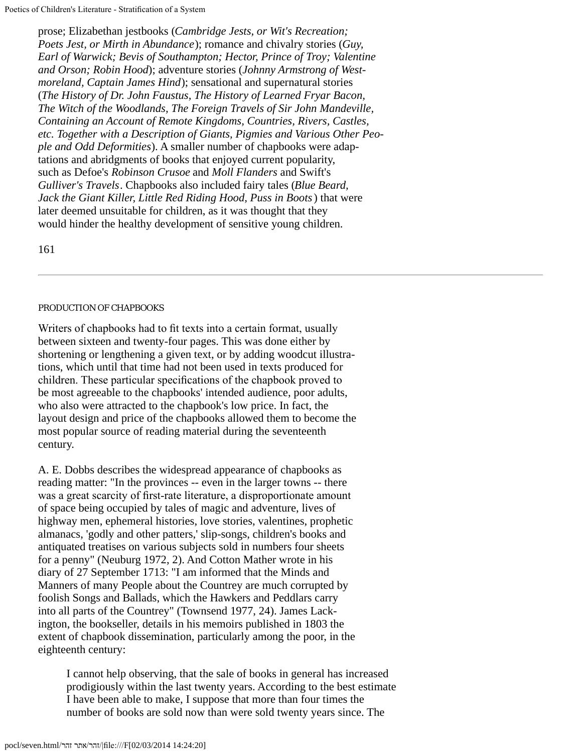prose; Elizabethan jestbooks (*Cambridge Jests, or Wit's Recreation; Poets Jest, or Mirth in Abundance*); romance and chivalry stories (*Guy, Earl of Warwick; Bevis of Southampton; Hector, Prince of Troy; Valentine and Orson; Robin Hood*); adventure stories (*Johnny Armstrong of Westmoreland, Captain James Hind*); sensational and supernatural stories (*The History of Dr. John Faustus, The History of Learned Fryar Bacon, The Witch of the Woodlands, The Foreign Travels of Sir John Mandeville, Containing an Account of Remote Kingdoms, Countries, Rivers, Castles, etc. Together with a Description of Giants, Pigmies and Various Other People and Odd Deformities*). A smaller number of chapbooks were adaptations and abridgments of books that enjoyed current popularity, such as Defoe's *Robinson Crusoe* and *Moll Flanders* and Swift's *Gulliver's Travels*. Chapbooks also included fairy tales (*Blue Beard, Jack the Giant Killer, Little Red Riding Hood, Puss in Boots*) that were later deemed unsuitable for children, as it was thought that they would hinder the healthy development of sensitive young children.

PRODUCTION OF CHAPBOOKS

Writers of chapbooks had to fit texts into a certain format, usually between sixteen and twenty-four pages. This was done either by shortening or lengthening a given text, or by adding woodcut illustrations, which until that time had not been used in texts produced for children. These particular specifications of the chapbook proved to be most agreeable to the chapbooks' intended audience, poor adults, who also were attracted to the chapbook's low price. In fact, the layout design and price of the chapbooks allowed them to become the most popular source of reading material during the seventeenth century.

A. E. Dobbs describes the widespread appearance of chapbooks as reading matter: "In the provinces -- even in the larger towns -- there was a great scarcity of first-rate literature, a disproportionate amount of space being occupied by tales of magic and adventure, lives of highway men, ephemeral histories, love stories, valentines, prophetic almanacs, 'godly and other patters,' slip-songs, children's books and antiquated treatises on various subjects sold in numbers four sheets for a penny" (Neuburg 1972, 2). And Cotton Mather wrote in his diary of 27 September 1713: "I am informed that the Minds and Manners of many People about the Countrey are much corrupted by foolish Songs and Ballads, which the Hawkers and Peddlars carry into all parts of the Countrey" (Townsend 1977, 24). James Lackington, the bookseller, details in his memoirs published in 1803 the extent of chapbook dissemination, particularly among the poor, in the eighteenth century:

> I cannot help observing, that the sale of books in general has increased prodigiously within the last twenty years. According to the best estimate I have been able to make, I suppose that more than four times the number of books are sold now than were sold twenty years since. The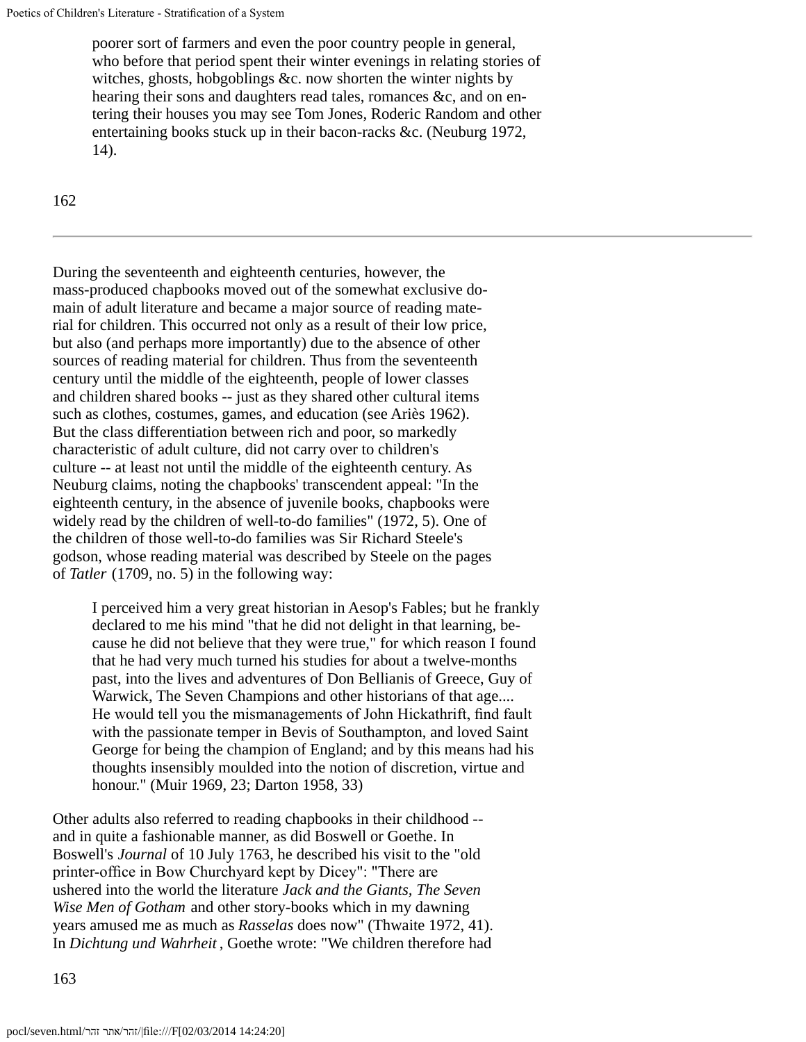> poorer sort of farmers and even the poor country people in general, who before that period spent their winter evenings in relating stories of witches, ghosts, hobgoblings &c. now shorten the winter nights by hearing their sons and daughters read tales, romances &c, and on entering their houses you may see Tom Jones, Roderic Random and other entertaining books stuck up in their bacon-racks &c. (Neuburg 1972, 14).

During the seventeenth and eighteenth centuries, however, the mass-produced chapbooks moved out of the somewhat exclusive domain of adult literature and became a major source of reading material for children. This occurred not only as a result of their low price, but also (and perhaps more importantly) due to the absence of other sources of reading material for children. Thus from the seventeenth century until the middle of the eighteenth, people of lower classes and children shared books -- just as they shared other cultural items such as clothes, costumes, games, and education (see Ariès 1962). But the class differentiation between rich and poor, so markedly characteristic of adult culture, did not carry over to children's culture -- at least not until the middle of the eighteenth century. As Neuburg claims, noting the chapbooks' transcendent appeal: "In the eighteenth century, in the absence of juvenile books, chapbooks were widely read by the children of well-to-do families" (1972, 5). One of the children of those well-to-do families was Sir Richard Steele's godson, whose reading material was described by Steele on the pages of *Tatler* (1709, no. 5) in the following way:

> I perceived him a very great historian in Aesop's Fables; but he frankly declared to me his mind "that he did not delight in that learning, because he did not believe that they were true," for which reason I found that he had very much turned his studies for about a twelve-months past, into the lives and adventures of Don Bellianis of Greece, Guy of Warwick, The Seven Champions and other historians of that age.... He would tell you the mismanagements of John Hickathrift, find fault with the passionate temper in Bevis of Southampton, and loved Saint George for being the champion of England; and by this means had his thoughts insensibly moulded into the notion of discretion, virtue and honour." (Muir 1969, 23; Darton 1958, 33)

Other adults also referred to reading chapbooks in their childhood -- and in quite a fashionable manner, as did Boswell or Goethe. In Boswell's *Journal* of 10 July 1763, he described his visit to the "old printer-office in Bow Churchyard kept by Dicey": "There are ushered into the world the literature *Jack and the Giants*, *The Seven Wise Men of Gotham* and other story-books which in my dawning years amused me as much as *Rasselas* does now" (Thwaite 1972, 41). In *Dichtung und Wahrheit*, Goethe wrote: "We children therefore had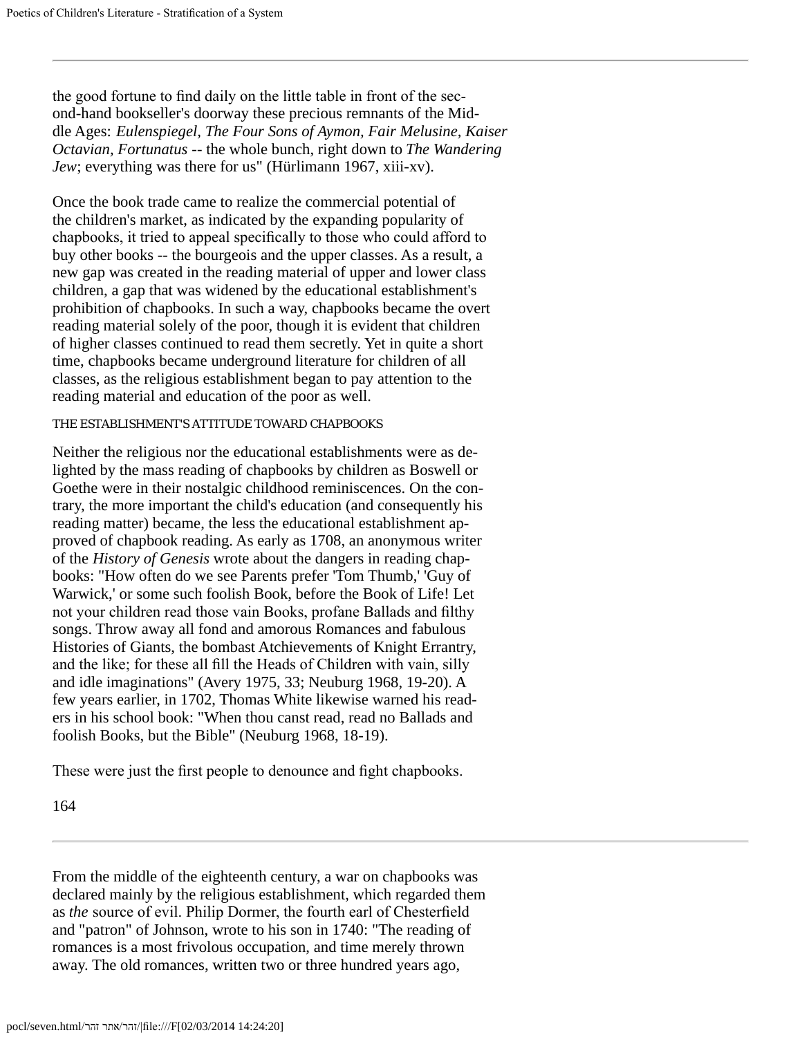the good fortune to find daily on the little table in front of the second-hand bookseller's doorway these precious remnants of the Middle Ages: *Eulenspiegel, The Four Sons of Aymon, Fair Melusine, Kaiser Octavian, Fortunatus* -- the whole bunch, right down to *The Wandering Jew*; everything was there for us" (Hürlimann 1967, xiii-xv).

Once the book trade came to realize the commercial potential of the children's market, as indicated by the expanding popularity of chapbooks, it tried to appeal specifically to those who could afford to buy other books -- the bourgeois and the upper classes. As a result, a new gap was created in the reading material of upper and lower class children, a gap that was widened by the educational establishment's prohibition of chapbooks. In such a way, chapbooks became the overt reading material solely of the poor, though it is evident that children of higher classes continued to read them secretly. Yet in quite a short time, chapbooks became underground literature for children of all classes, as the religious establishment began to pay attention to the reading material and education of the poor as well.

THE ESTABLISHMENT'S ATTITUDE TOWARD CHAPBOOKS

Neither the religious nor the educational establishments were as delighted by the mass reading of chapbooks by children as Boswell or Goethe were in their nostalgic childhood reminiscences. On the contrary, the more important the child's education (and consequently his reading matter) became, the less the educational establishment approved of chapbook reading. As early as 1708, an anonymous writer of the *History of Genesis* wrote about the dangers in reading chapbooks: "How often do we see Parents prefer 'Tom Thumb,' 'Guy of Warwick,' or some such foolish Book, before the Book of Life! Let not your children read those vain Books, profane Ballads and filthy songs. Throw away all fond and amorous Romances and fabulous Histories of Giants, the bombast Atchievements of Knight Errantry, and the like; for these all fill the Heads of Children with vain, silly and idle imaginations" (Avery 1975, 33; Neuburg 1968, 19-20). A few years earlier, in 1702, Thomas White likewise warned his readers in his school book: "When thou canst read, read no Ballads and foolish Books, but the Bible" (Neuburg 1968, 18-19).

These were just the first people to denounce and fight chapbooks.

From the middle of the eighteenth century, a war on chapbooks was declared mainly by the religious establishment, which regarded them as *the* source of evil. Philip Dormer, the fourth earl of Chesterfield and "patron" of Johnson, wrote to his son in 1740: "The reading of romances is a most frivolous occupation, and time merely thrown away. The old romances, written two or three hundred years ago,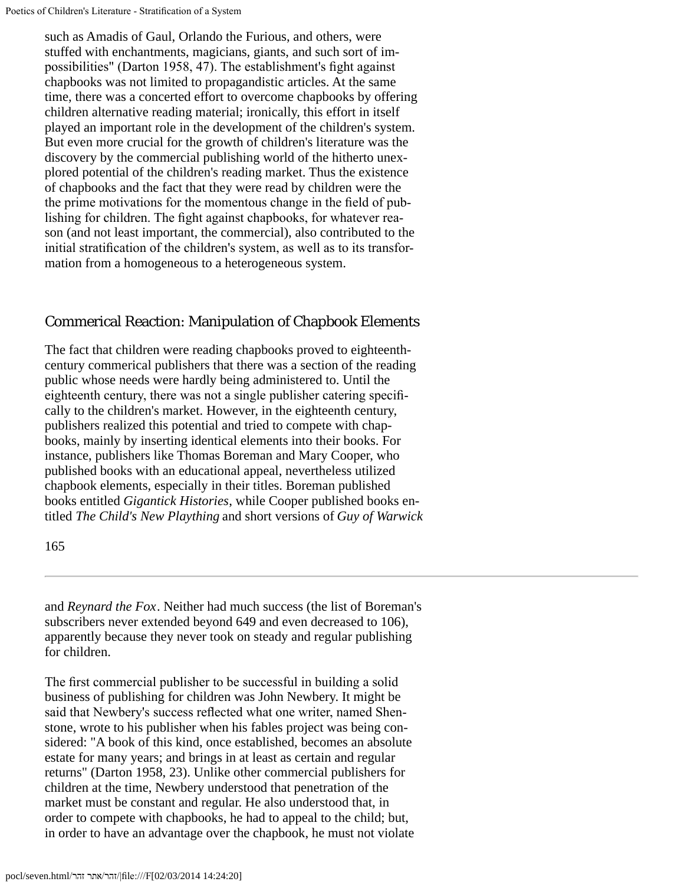such as Amadis of Gaul, Orlando the Furious, and others, were stuffed with enchantments, magicians, giants, and such sort of impossibilities" (Darton 1958, 47). The establishment's fight against chapbooks was not limited to propagandistic articles. At the same time, there was a concerted effort to overcome chapbooks by offering children alternative reading material; ironically, this effort in itself played an important role in the development of the children's system. But even more crucial for the growth of children's literature was the discovery by the commercial publishing world of the hitherto unexplored potential of the children's reading market. Thus the existence of chapbooks and the fact that they were read by children were the the prime motivations for the momentous change in the field of publishing for children. The fight against chapbooks, for whatever reason (and not least important, the commercial), also contributed to the initial stratification of the children's system, as well as to its transformation from a homogeneous to a heterogeneous system.

## Commerical Reaction: Manipulation of Chapbook Elements

The fact that children were reading chapbooks proved to eighteenth-century commerical publishers that there was a section of the reading public whose needs were hardly being administered to. Until the eighteenth century, there was not a single publisher catering specifically to the children's market. However, in the eighteenth century, publishers realized this potential and tried to compete with chapbooks, mainly by inserting identical elements into their books. For instance, publishers like Thomas Boreman and Mary Cooper, who published books with an educational appeal, nevertheless utilized chapbook elements, especially in their titles. Boreman published books entitled *Gigantick Histories*, while Cooper published books entitled *The Child's New Plaything* and short versions of *Guy of Warwick* and *Reynard the Fox*. Neither had much success (the list of Boreman's subscribers never extended beyond 649 and even decreased to 106), apparently because they never took on steady and regular publishing for children.

The first commercial publisher to be successful in building a solid business of publishing for children was John Newbery. It might be said that Newbery's success reflected what one writer, named Shenstone, wrote to his publisher when his fables project was being considered: "A book of this kind, once established, becomes an absolute estate for many years; and brings in at least as certain and regular returns" (Darton 1958, 23). Unlike other commercial publishers for children at the time, Newbery understood that penetration of the market must be constant and regular. He also understood that, in order to compete with chapbooks, he had to appeal to the child; but, in order to have an advantage over the chapbook, he must not violate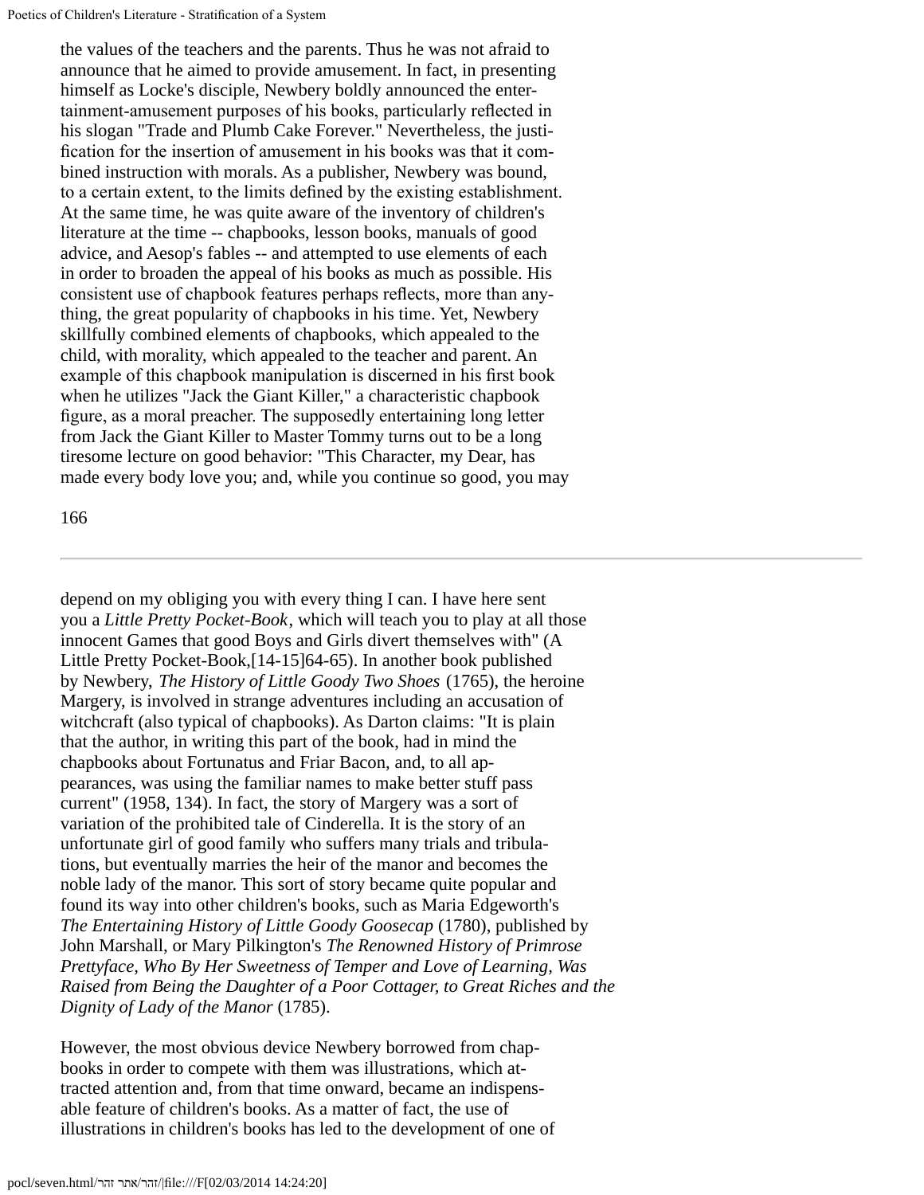the values of the teachers and the parents. Thus he was not afraid to announce that he aimed to provide amusement. In fact, in presenting himself as Locke's disciple, Newbery boldly announced the entertainment-amusement purposes of his books, particularly reflected in his slogan "Trade and Plumb Cake Forever." Nevertheless, the justification for the insertion of amusement in his books was that it combined instruction with morals. As a publisher, Newbery was bound, to a certain extent, to the limits defined by the existing establishment. At the same time, he was quite aware of the inventory of children's literature at the time -- chapbooks, lesson books, manuals of good advice, and Aesop's fables -- and attempted to use elements of each in order to broaden the appeal of his books as much as possible. His consistent use of chapbook features perhaps reflects, more than anything, the great popularity of chapbooks in his time. Yet, Newbery skillfully combined elements of chapbooks, which appealed to the child, with morality, which appealed to the teacher and parent. An example of this chapbook manipulation is discerned in his first book when he utilizes "Jack the Giant Killer," a characteristic chapbook figure, as a moral preacher. The supposedly entertaining long letter from Jack the Giant Killer to Master Tommy turns out to be a long tiresome lecture on good behavior: "This Character, my Dear, has made every body love you; and, while you continue so good, you may depend on my obliging you with every thing I can. I have here sent you a *Little Pretty Pocket-Book*, which will teach you to play at all those innocent Games that good Boys and Girls divert themselves with" (A Little Pretty Pocket-Book,[14-15]64-65). In another book published by Newbery, *The History of Little Goody Two Shoes* (1765), the heroine Margery, is involved in strange adventures including an accusation of witchcraft (also typical of chapbooks). As Darton claims: "It is plain that the author, in writing this part of the book, had in mind the chapbooks about Fortunatus and Friar Bacon, and, to all appearances, was using the familiar names to make better stuff pass current" (1958, 134). In fact, the story of Margery was a sort of variation of the prohibited tale of Cinderella. It is the story of an unfortunate girl of good family who suffers many trials and tribulations, but eventually marries the heir of the manor and becomes the noble lady of the manor. This sort of story became quite popular and found its way into other children's books, such as Maria Edgeworth's *The Entertaining History of Little Goody Goosecap* (1780), published by John Marshall, or Mary Pilkington's *The Renowned History of Primrose Prettyface, Who By Her Sweetness of Temper and Love of Learning, Was Raised from Being the Daughter of a Poor Cottager, to Great Riches and the Dignity of Lady of the Manor* (1785).

However, the most obvious device Newbery borrowed from chapbooks in order to compete with them was illustrations, which attracted attention and, from that time onward, became an indispensable feature of children's books. As a matter of fact, the use of illustrations in children's books has led to the development of one of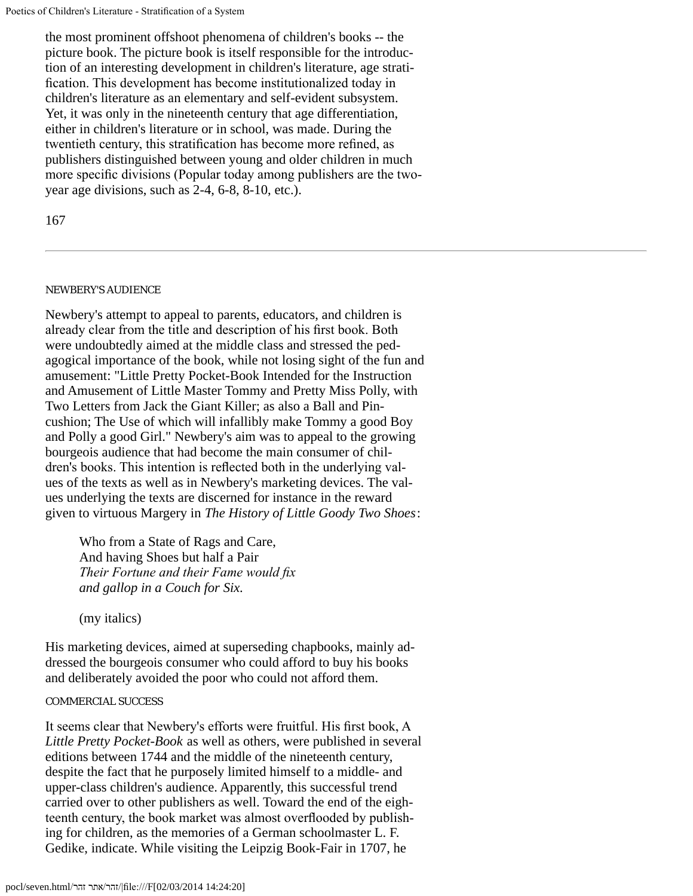the most prominent offshoot phenomena of children's books -- the picture book. The picture book is itself responsible for the introduction of an interesting development in children's literature, age stratification. This development has become institutionalized today in children's literature as an elementary and self-evident subsystem. Yet, it was only in the nineteenth century that age differentiation, either in children's literature or in school, was made. During the twentieth century, this stratification has become more refined, as publishers distinguished between young and older children in much more specific divisions (Popular today among publishers are the two-year age divisions, such as 2-4, 6-8, 8-10, etc.).

---

### NEWBERY'S AUDIENCE

Newbery's attempt to appeal to parents, educators, and children is already clear from the title and description of his first book. Both were undoubtedly aimed at the middle class and stressed the pedagogical importance of the book, while not losing sight of the fun and amusement: "Little Pretty Pocket-Book Intended for the Instruction and Amusement of Little Master Tommy and Pretty Miss Polly, with Two Letters from Jack the Giant Killer; as also a Ball and Pincushion; The Use of which will infallibly make Tommy a good Boy and Polly a good Girl." Newbery's aim was to appeal to the growing bourgeois audience that had become the main consumer of children's books. This intention is reflected both in the underlying values of the texts as well as in Newbery's marketing devices. The values underlying the texts are discerned for instance in the reward given to virtuous Margery in *The History of Little Goody Two Shoes*:

> Who from a State of Rags and Care,
> And having Shoes but half a Pair
> *Their Fortune and their Fame would fix*
> *and gallop in a Couch for Six.*
>
> (my italics)

His marketing devices, aimed at superseding chapbooks, mainly addressed the bourgeois consumer who could afford to buy his books and deliberately avoided the poor who could not afford them.

### COMMERCIAL SUCCESS

It seems clear that Newbery's efforts were fruitful. His first book, A *Little Pretty Pocket-Book* as well as others, were published in several editions between 1744 and the middle of the nineteenth century, despite the fact that he purposely limited himself to a middle- and upper-class children's audience. Apparently, this successful trend carried over to other publishers as well. Toward the end of the eighteenth century, the book market was almost overflooded by publishing for children, as the memories of a German schoolmaster L. F. Gedike, indicate. While visiting the Leipzig Book-Fair in 1707, he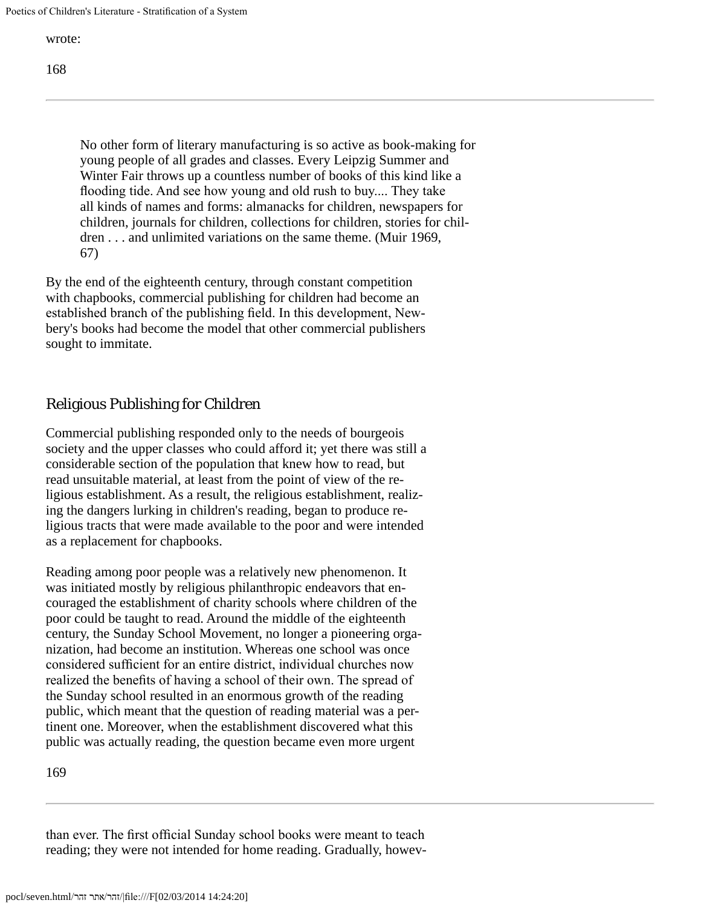wrote:

> No other form of literary manufacturing is so active as book-making for young people of all grades and classes. Every Leipzig Summer and Winter Fair throws up a countless number of books of this kind like a flooding tide. And see how young and old rush to buy.... They take all kinds of names and forms: almanacks for children, newspapers for children, journals for children, collections for children, stories for children . . . and unlimited variations on the same theme. (Muir 1969, 67)

By the end of the eighteenth century, through constant competition with chapbooks, commercial publishing for children had become an established branch of the publishing field. In this development, Newbery's books had become the model that other commercial publishers sought to immitate.

## Religious Publishing for Children

Commercial publishing responded only to the needs of bourgeois society and the upper classes who could afford it; yet there was still a considerable section of the population that knew how to read, but read unsuitable material, at least from the point of view of the religious establishment. As a result, the religious establishment, realizing the dangers lurking in children's reading, began to produce religious tracts that were made available to the poor and were intended as a replacement for chapbooks.

Reading among poor people was a relatively new phenomenon. It was initiated mostly by religious philanthropic endeavors that encouraged the establishment of charity schools where children of the poor could be taught to read. Around the middle of the eighteenth century, the Sunday School Movement, no longer a pioneering organization, had become an institution. Whereas one school was once considered sufficient for an entire district, individual churches now realized the benefits of having a school of their own. The spread of the Sunday school resulted in an enormous growth of the reading public, which meant that the question of reading material was a pertinent one. Moreover, when the establishment discovered what this public was actually reading, the question became even more urgent than ever. The first official Sunday school books were meant to teach reading; they were not intended for home reading. Gradually, howev-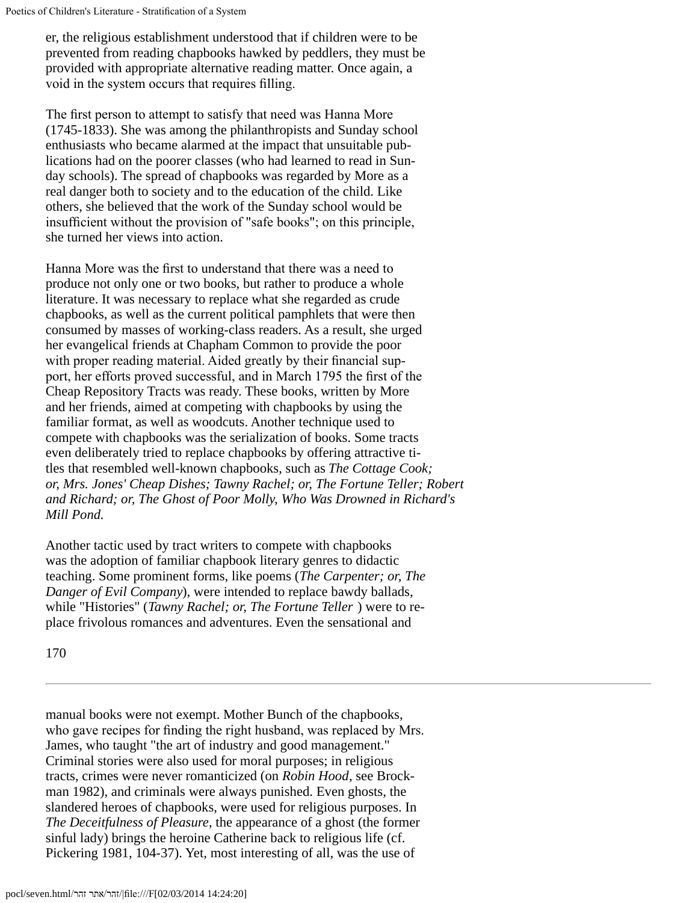er, the religious establishment understood that if children were to be prevented from reading chapbooks hawked by peddlers, they must be provided with appropriate alternative reading matter. Once again, a void in the system occurs that requires filling.

The first person to attempt to satisfy that need was Hanna More (1745-1833). She was among the philanthropists and Sunday school enthusiasts who became alarmed at the impact that unsuitable publications had on the poorer classes (who had learned to read in Sunday schools). The spread of chapbooks was regarded by More as a real danger both to society and to the education of the child. Like others, she believed that the work of the Sunday school would be insufficient without the provision of "safe books"; on this principle, she turned her views into action.

Hanna More was the first to understand that there was a need to produce not only one or two books, but rather to produce a whole literature. It was necessary to replace what she regarded as crude chapbooks, as well as the current political pamphlets that were then consumed by masses of working-class readers. As a result, she urged her evangelical friends at Chapham Common to provide the poor with proper reading material. Aided greatly by their financial support, her efforts proved successful, and in March 1795 the first of the Cheap Repository Tracts was ready. These books, written by More and her friends, aimed at competing with chapbooks by using the familiar format, as well as woodcuts. Another technique used to compete with chapbooks was the serialization of books. Some tracts even deliberately tried to replace chapbooks by offering attractive titles that resembled well-known chapbooks, such as *The Cottage Cook; or, Mrs. Jones' Cheap Dishes; Tawny Rachel; or, The Fortune Teller; Robert and Richard; or, The Ghost of Poor Molly, Who Was Drowned in Richard's Mill Pond.*

Another tactic used by tract writers to compete with chapbooks was the adoption of familiar chapbook literary genres to didactic teaching. Some prominent forms, like poems (*The Carpenter; or, The Danger of Evil Company*), were intended to replace bawdy ballads, while "Histories" (*Tawny Rachel; or, The Fortune Teller* ) were to replace frivolous romances and adventures. Even the sensational and manual books were not exempt. Mother Bunch of the chapbooks, who gave recipes for finding the right husband, was replaced by Mrs. James, who taught "the art of industry and good management." Criminal stories were also used for moral purposes; in religious tracts, crimes were never romanticized (on *Robin Hood*, see Brockman 1982), and criminals were always punished. Even ghosts, the slandered heroes of chapbooks, were used for religious purposes. In *The Deceitfulness of Pleasure*, the appearance of a ghost (the former sinful lady) brings the heroine Catherine back to religious life (cf. Pickering 1981, 104-37). Yet, most interesting of all, was the use of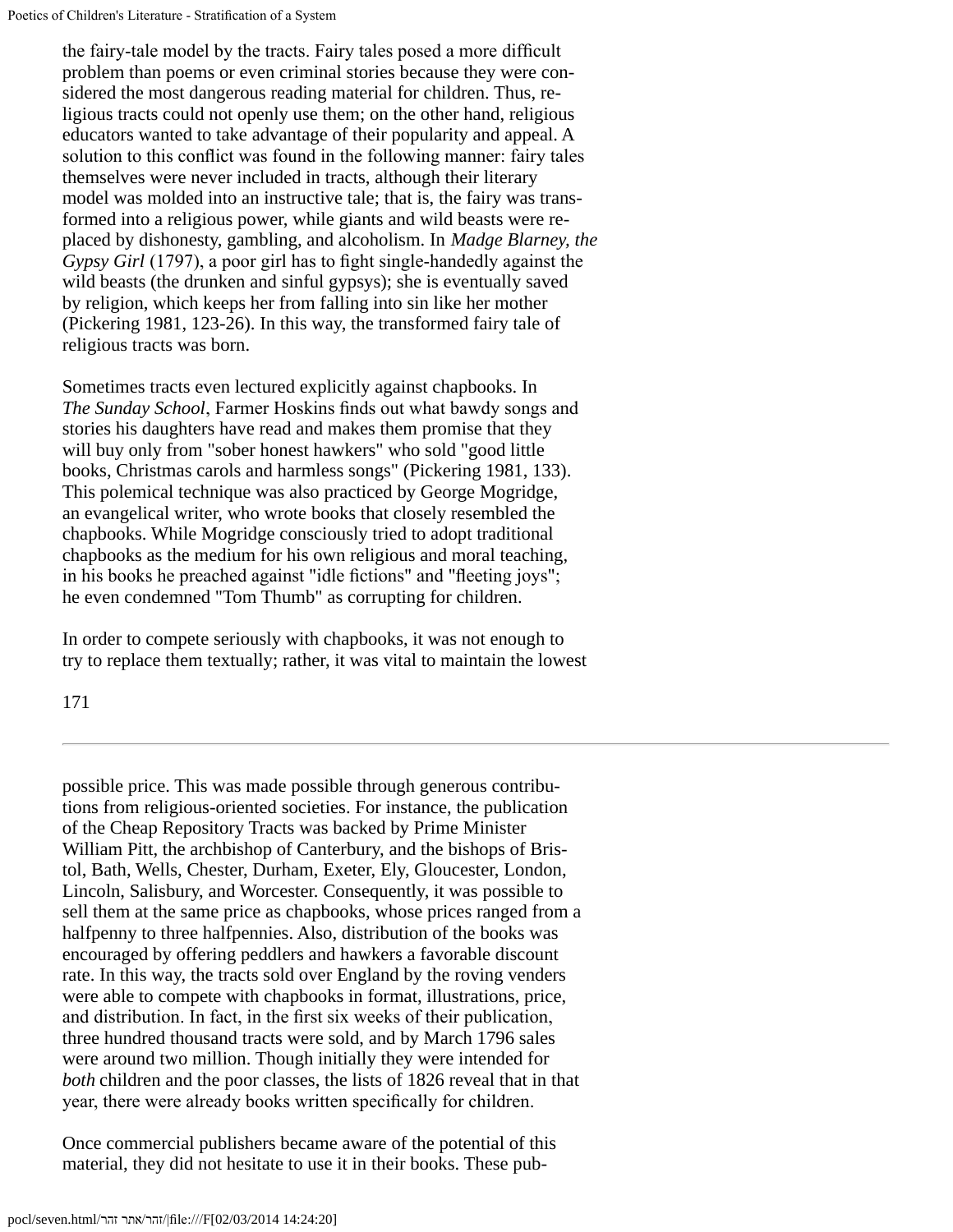the fairy-tale model by the tracts. Fairy tales posed a more difficult problem than poems or even criminal stories because they were considered the most dangerous reading material for children. Thus, religious tracts could not openly use them; on the other hand, religious educators wanted to take advantage of their popularity and appeal. A solution to this conflict was found in the following manner: fairy tales themselves were never included in tracts, although their literary model was molded into an instructive tale; that is, the fairy was transformed into a religious power, while giants and wild beasts were replaced by dishonesty, gambling, and alcoholism. In *Madge Blarney, the Gypsy Girl* (1797), a poor girl has to fight single-handedly against the wild beasts (the drunken and sinful gypsys); she is eventually saved by religion, which keeps her from falling into sin like her mother (Pickering 1981, 123-26). In this way, the transformed fairy tale of religious tracts was born.

Sometimes tracts even lectured explicitly against chapbooks. In *The Sunday School*, Farmer Hoskins finds out what bawdy songs and stories his daughters have read and makes them promise that they will buy only from "sober honest hawkers" who sold "good little books, Christmas carols and harmless songs" (Pickering 1981, 133). This polemical technique was also practiced by George Mogridge, an evangelical writer, who wrote books that closely resembled the chapbooks. While Mogridge consciously tried to adopt traditional chapbooks as the medium for his own religious and moral teaching, in his books he preached against "idle fictions" and "fleeting joys"; he even condemned "Tom Thumb" as corrupting for children.

In order to compete seriously with chapbooks, it was not enough to try to replace them textually; rather, it was vital to maintain the lowest possible price. This was made possible through generous contributions from religious-oriented societies. For instance, the publication of the Cheap Repository Tracts was backed by Prime Minister William Pitt, the archbishop of Canterbury, and the bishops of Bristol, Bath, Wells, Chester, Durham, Exeter, Ely, Gloucester, London, Lincoln, Salisbury, and Worcester. Consequently, it was possible to sell them at the same price as chapbooks, whose prices ranged from a halfpenny to three halfpennies. Also, distribution of the books was encouraged by offering peddlers and hawkers a favorable discount rate. In this way, the tracts sold over England by the roving venders were able to compete with chapbooks in format, illustrations, price, and distribution. In fact, in the first six weeks of their publication, three hundred thousand tracts were sold, and by March 1796 sales were around two million. Though initially they were intended for *both* children and the poor classes, the lists of 1826 reveal that in that year, there were already books written specifically for children.

Once commercial publishers became aware of the potential of this material, they did not hesitate to use it in their books. These pub-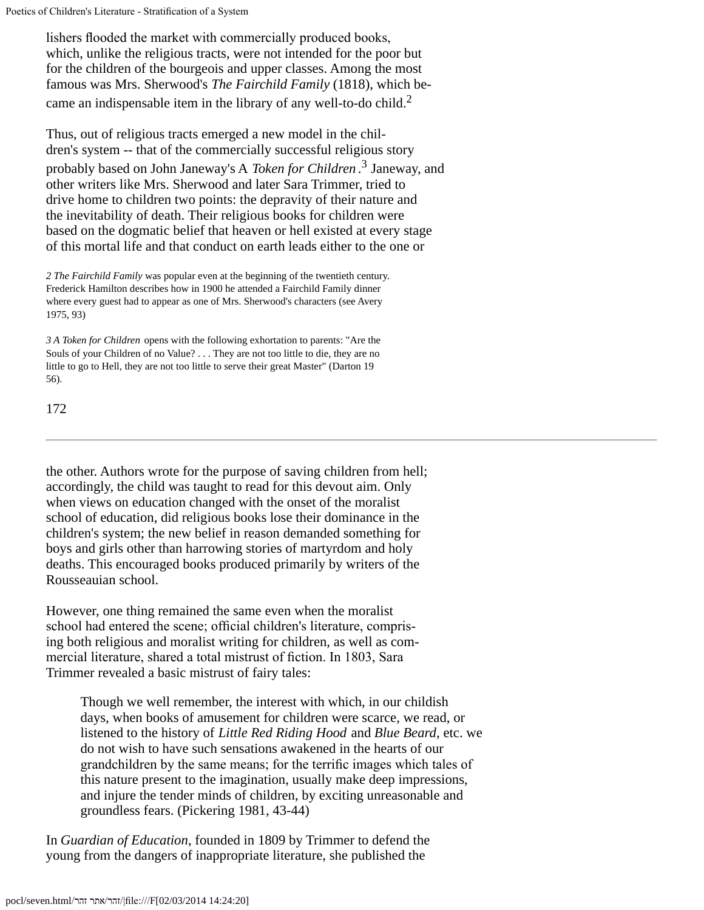lishers flooded the market with commercially produced books, which, unlike the religious tracts, were not intended for the poor but for the children of the bourgeois and upper classes. Among the most famous was Mrs. Sherwood's *The Fairchild Family* (1818), which became an indispensable item in the library of any well-to-do child.[2]

Thus, out of religious tracts emerged a new model in the children's system -- that of the commercially successful religious story probably based on John Janeway's A *Token for Children*.[3] Janeway, and other writers like Mrs. Sherwood and later Sara Trimmer, tried to drive home to children two points: the depravity of their nature and the inevitability of death. Their religious books for children were based on the dogmatic belief that heaven or hell existed at every stage of this mortal life and that conduct on earth leads either to the one or

2 *The Fairchild Family* was popular even at the beginning of the twentieth century. Frederick Hamilton describes how in 1900 he attended a Fairchild Family dinner where every guest had to appear as one of Mrs. Sherwood's characters (see Avery 1975, 93)

3 *A Token for Children* opens with the following exhortation to parents: "Are the Souls of your Children of no Value? . . . They are not too little to die, they are no little to go to Hell, they are not too little to serve their great Master" (Darton 19 56).

the other. Authors wrote for the purpose of saving children from hell; accordingly, the child was taught to read for this devout aim. Only when views on education changed with the onset of the moralist school of education, did religious books lose their dominance in the children's system; the new belief in reason demanded something for boys and girls other than harrowing stories of martyrdom and holy deaths. This encouraged books produced primarily by writers of the Rousseauian school.

However, one thing remained the same even when the moralist school had entered the scene; official children's literature, comprising both religious and moralist writing for children, as well as commercial literature, shared a total mistrust of fiction. In 1803, Sara Trimmer revealed a basic mistrust of fairy tales:

> Though we well remember, the interest with which, in our childish days, when books of amusement for children were scarce, we read, or listened to the history of *Little Red Riding Hood* and *Blue Beard*, etc. we do not wish to have such sensations awakened in the hearts of our grandchildren by the same means; for the terrific images which tales of this nature present to the imagination, usually make deep impressions, and injure the tender minds of children, by exciting unreasonable and groundless fears. (Pickering 1981, 43-44)

In *Guardian of Education*, founded in 1809 by Trimmer to defend the young from the dangers of inappropriate literature, she published the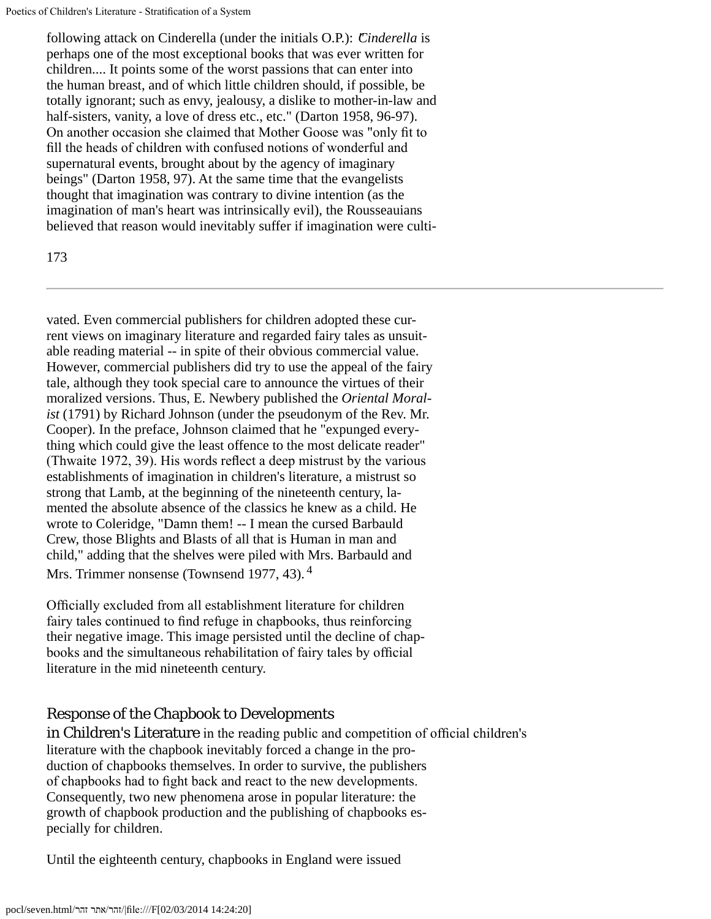following attack on Cinderella (under the initials O.P.): "*Cinderella* is perhaps one of the most exceptional books that was ever written for children.... It points some of the worst passions that can enter into the human breast, and of which little children should, if possible, be totally ignorant; such as envy, jealousy, a dislike to mother-in-law and half-sisters, vanity, a love of dress etc., etc." (Darton 1958, 96-97). On another occasion she claimed that Mother Goose was "only fit to fill the heads of children with confused notions of wonderful and supernatural events, brought about by the agency of imaginary beings" (Darton 1958, 97). At the same time that the evangelists thought that imagination was contrary to divine intention (as the imagination of man's heart was intrinsically evil), the Rousseauians believed that reason would inevitably suffer if imagination were cultivated. Even commercial publishers for children adopted these current views on imaginary literature and regarded fairy tales as unsuitable reading material -- in spite of their obvious commercial value. However, commercial publishers did try to use the appeal of the fairy tale, although they took special care to announce the virtues of their moralized versions. Thus, E. Newbery published the *Oriental Moralist* (1791) by Richard Johnson (under the pseudonym of the Rev. Mr. Cooper). In the preface, Johnson claimed that he "expunged everything which could give the least offence to the most delicate reader" (Thwaite 1972, 39). His words reflect a deep mistrust by the various establishments of imagination in children's literature, a mistrust so strong that Lamb, at the beginning of the nineteenth century, lamented the absolute absence of the classics he knew as a child. He wrote to Coleridge, "Damn them! -- I mean the cursed Barbauld Crew, those Blights and Blasts of all that is Human in man and child," adding that the shelves were piled with Mrs. Barbauld and Mrs. Trimmer nonsense (Townsend 1977, 43).[4]

Officially excluded from all establishment literature for children fairy tales continued to find refuge in chapbooks, thus reinforcing their negative image. This image persisted until the decline of chapbooks and the simultaneous rehabilitation of fairy tales by official literature in the mid nineteenth century.

## Response of the Chapbook to Developments in Children's Literature

in the reading public and competition of official children's literature with the chapbook inevitably forced a change in the production of chapbooks themselves. In order to survive, the publishers of chapbooks had to fight back and react to the new developments. Consequently, two new phenomena arose in popular literature: the growth of chapbook production and the publishing of chapbooks especially for children.

Until the eighteenth century, chapbooks in England were issued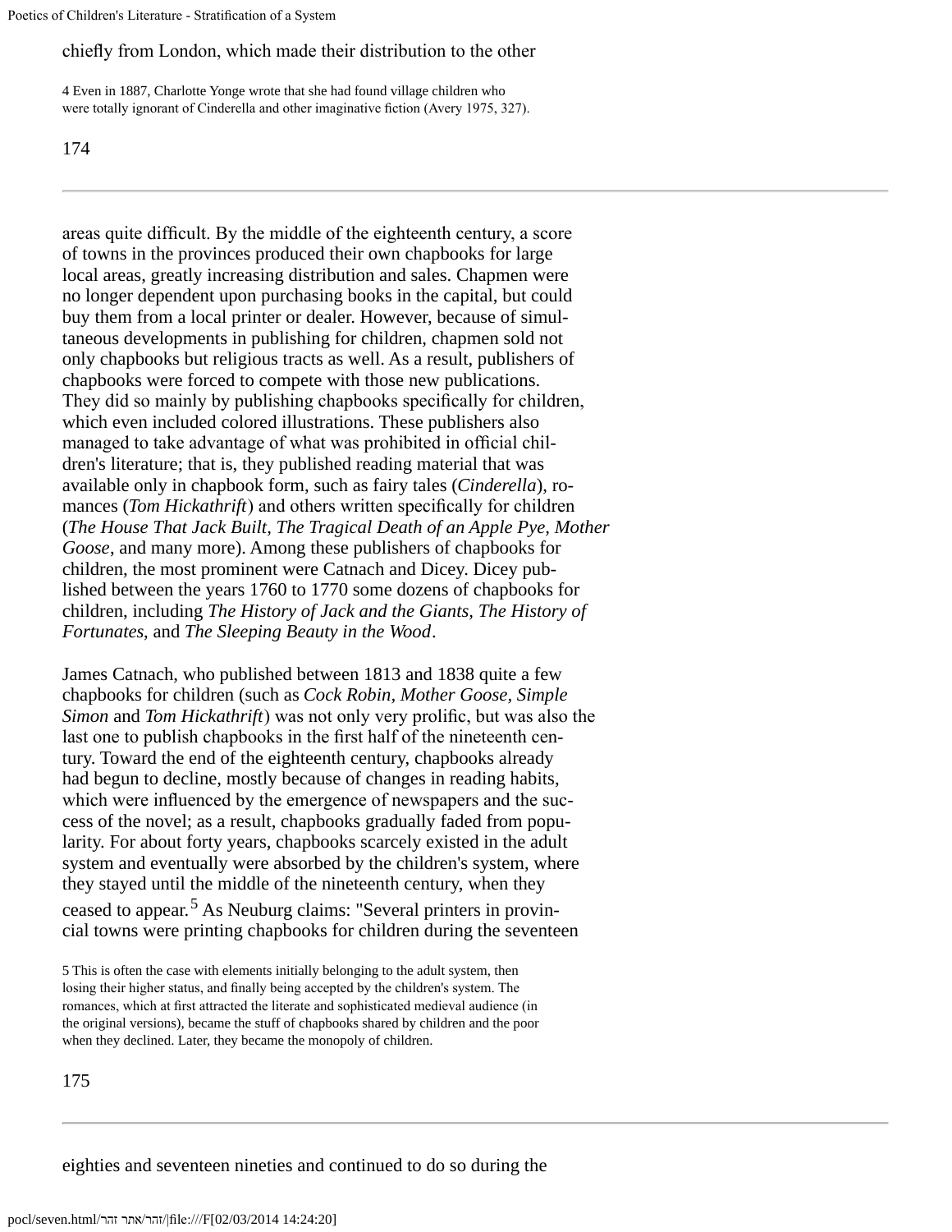chiefly from London, which made their distribution to the other

4 Even in 1887, Charlotte Yonge wrote that she had found village children who were totally ignorant of Cinderella and other imaginative fiction (Avery 1975, 327).

areas quite difficult. By the middle of the eighteenth century, a score of towns in the provinces produced their own chapbooks for large local areas, greatly increasing distribution and sales. Chapmen were no longer dependent upon purchasing books in the capital, but could buy them from a local printer or dealer. However, because of simultaneous developments in publishing for children, chapmen sold not only chapbooks but religious tracts as well. As a result, publishers of chapbooks were forced to compete with those new publications. They did so mainly by publishing chapbooks specifically for children, which even included colored illustrations. These publishers also managed to take advantage of what was prohibited in official children's literature; that is, they published reading material that was available only in chapbook form, such as fairy tales (*Cinderella*), romances (*Tom Hickathrift*) and others written specifically for children (*The House That Jack Built, The Tragical Death of an Apple Pye, Mother Goose*, and many more). Among these publishers of chapbooks for children, the most prominent were Catnach and Dicey. Dicey published between the years 1760 to 1770 some dozens of chapbooks for children, including *The History of Jack and the Giants, The History of Fortunates*, and *The Sleeping Beauty in the Wood*.

James Catnach, who published between 1813 and 1838 quite a few chapbooks for children (such as *Cock Robin, Mother Goose, Simple Simon* and *Tom Hickathrift*) was not only very prolific, but was also the last one to publish chapbooks in the first half of the nineteenth century. Toward the end of the eighteenth century, chapbooks already had begun to decline, mostly because of changes in reading habits, which were influenced by the emergence of newspapers and the success of the novel; as a result, chapbooks gradually faded from popularity. For about forty years, chapbooks scarcely existed in the adult system and eventually were absorbed by the children's system, where they stayed until the middle of the nineteenth century, when they ceased to appear.[5] As Neuburg claims: "Several printers in provincial towns were printing chapbooks for children during the seventeen

5 This is often the case with elements initially belonging to the adult system, then losing their higher status, and finally being accepted by the children's system. The romances, which at first attracted the literate and sophisticated medieval audience (in the original versions), became the stuff of chapbooks shared by children and the poor when they declined. Later, they became the monopoly of children.

eighties and seventeen nineties and continued to do so during the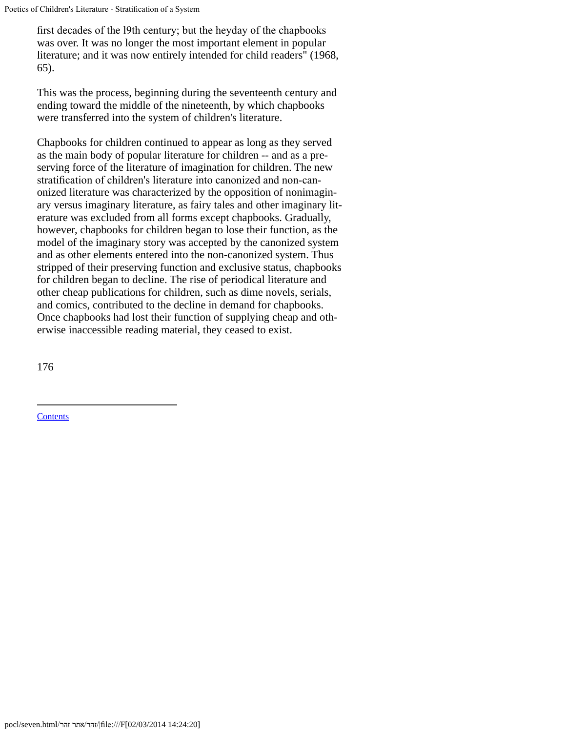first decades of the l9th century; but the heyday of the chapbooks was over. It was no longer the most important element in popular literature; and it was now entirely intended for child readers" (1968, 65).

This was the process, beginning during the seventeenth century and ending toward the middle of the nineteenth, by which chapbooks were transferred into the system of children's literature.

Chapbooks for children continued to appear as long as they served as the main body of popular literature for children -- and as a preserving force of the literature of imagination for children. The new stratification of children's literature into canonized and non-canonized literature was characterized by the opposition of nonimaginary versus imaginary literature, as fairy tales and other imaginary literature was excluded from all forms except chapbooks. Gradually, however, chapbooks for children began to lose their function, as the model of the imaginary story was accepted by the canonized system and as other elements entered into the non-canonized system. Thus stripped of their preserving function and exclusive status, chapbooks for children began to decline. The rise of periodical literature and other cheap publications for children, such as dime novels, serials, and comics, contributed to the decline in demand for chapbooks. Once chapbooks had lost their function of supplying cheap and otherwise inaccessible reading material, they ceased to exist.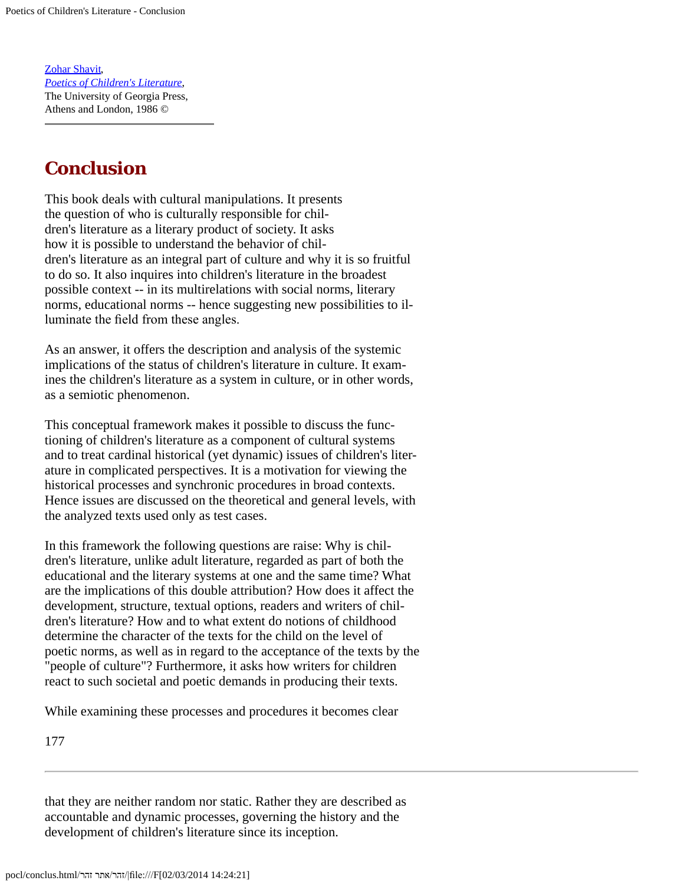[Zohar Shavit](),
[*Poetics of Children's Literature*](),
The University of Georgia Press,
Athens and London, 1986 ©

# Conclusion

This book deals with cultural manipulations. It presents the question of who is culturally responsible for children's literature as a literary product of society. It asks how it is possible to understand the behavior of children's literature as an integral part of culture and why it is so fruitful to do so. It also inquires into children's literature in the broadest possible context -- in its multirelations with social norms, literary norms, educational norms -- hence suggesting new possibilities to illuminate the field from these angles.

As an answer, it offers the description and analysis of the systemic implications of the status of children's literature in culture. It examines the children's literature as a system in culture, or in other words, as a semiotic phenomenon.

This conceptual framework makes it possible to discuss the functioning of children's literature as a component of cultural systems and to treat cardinal historical (yet dynamic) issues of children's literature in complicated perspectives. It is a motivation for viewing the historical processes and synchronic procedures in broad contexts. Hence issues are discussed on the theoretical and general levels, with the analyzed texts used only as test cases.

In this framework the following questions are raise: Why is children's literature, unlike adult literature, regarded as part of both the educational and the literary systems at one and the same time? What are the implications of this double attribution? How does it affect the development, structure, textual options, readers and writers of children's literature? How and to what extent do notions of childhood determine the character of the texts for the child on the level of poetic norms, as well as in regard to the acceptance of the texts by the "people of culture"? Furthermore, it asks how writers for children react to such societal and poetic demands in producing their texts.

While examining these processes and procedures it becomes clear that they are neither random nor static. Rather they are described as accountable and dynamic processes, governing the history and the development of children's literature since its inception.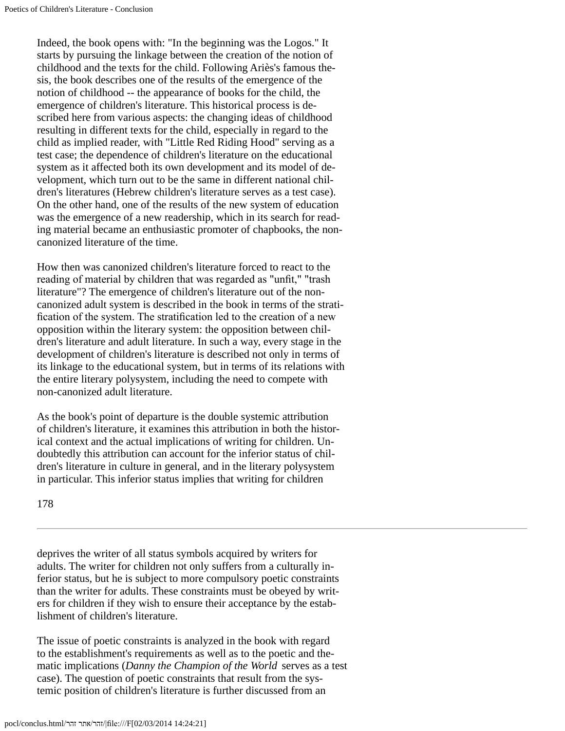Indeed, the book opens with: "In the beginning was the Logos." It starts by pursuing the linkage between the creation of the notion of childhood and the texts for the child. Following Ariès's famous thesis, the book describes one of the results of the emergence of the notion of childhood -- the appearance of books for the child, the emergence of children's literature. This historical process is described here from various aspects: the changing ideas of childhood resulting in different texts for the child, especially in regard to the child as implied reader, with "Little Red Riding Hood" serving as a test case; the dependence of children's literature on the educational system as it affected both its own development and its model of development, which turn out to be the same in different national children's literatures (Hebrew children's literature serves as a test case). On the other hand, one of the results of the new system of education was the emergence of a new readership, which in its search for reading material became an enthusiastic promoter of chapbooks, the non-canonized literature of the time.

How then was canonized children's literature forced to react to the reading of material by children that was regarded as "unfit," "trash literature"? The emergence of children's literature out of the non-canonized adult system is described in the book in terms of the stratification of the system. The stratification led to the creation of a new opposition within the literary system: the opposition between children's literature and adult literature. In such a way, every stage in the development of children's literature is described not only in terms of its linkage to the educational system, but in terms of its relations with the entire literary polysystem, including the need to compete with non-canonized adult literature.

As the book's point of departure is the double systemic attribution of children's literature, it examines this attribution in both the historical context and the actual implications of writing for children. Undoubtedly this attribution can account for the inferior status of children's literature in culture in general, and in the literary polysystem in particular. This inferior status implies that writing for children deprives the writer of all status symbols acquired by writers for adults. The writer for children not only suffers from a culturally inferior status, but he is subject to more compulsory poetic constraints than the writer for adults. These constraints must be obeyed by writers for children if they wish to ensure their acceptance by the establishment of children's literature.

The issue of poetic constraints is analyzed in the book with regard to the establishment's requirements as well as to the poetic and thematic implications (*Danny the Champion of the World* serves as a test case). The question of poetic constraints that result from the systemic position of children's literature is further discussed from an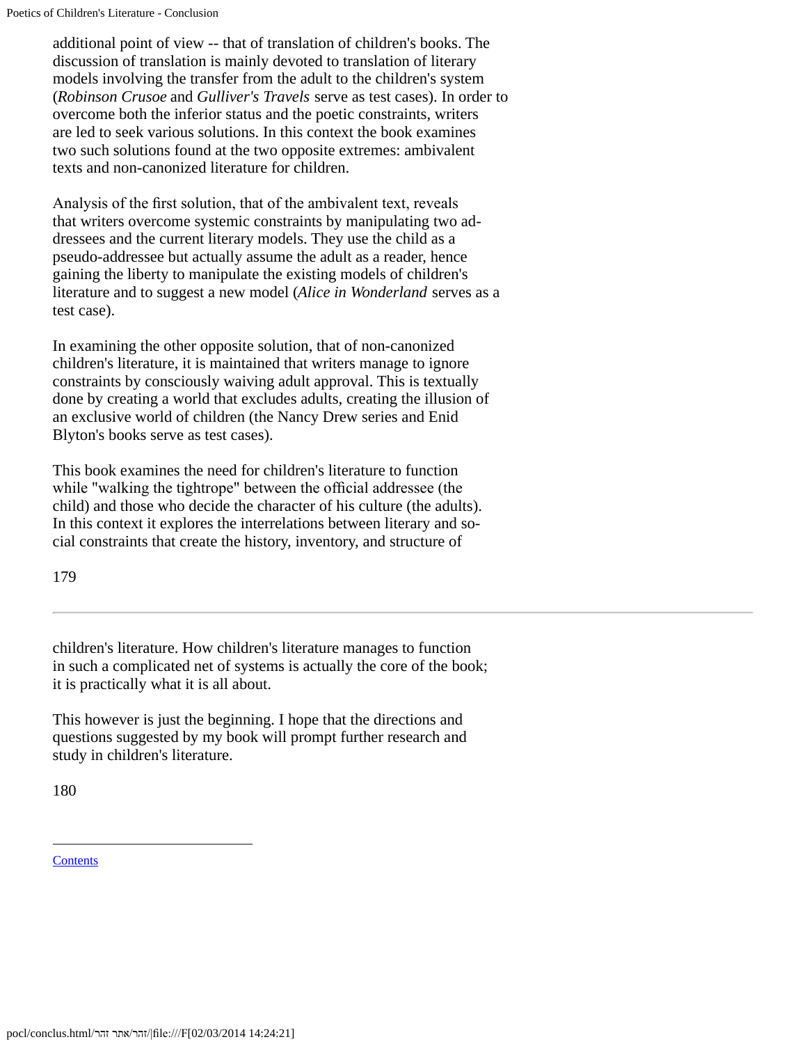additional point of view -- that of translation of children's books. The discussion of translation is mainly devoted to translation of literary models involving the transfer from the adult to the children's system (*Robinson Crusoe* and *Gulliver's Travels* serve as test cases). In order to overcome both the inferior status and the poetic constraints, writers are led to seek various solutions. In this context the book examines two such solutions found at the two opposite extremes: ambivalent texts and non-canonized literature for children.

Analysis of the first solution, that of the ambivalent text, reveals that writers overcome systemic constraints by manipulating two addressees and the current literary models. They use the child as a pseudo-addressee but actually assume the adult as a reader, hence gaining the liberty to manipulate the existing models of children's literature and to suggest a new model (*Alice in Wonderland* serves as a test case).

In examining the other opposite solution, that of non-canonized children's literature, it is maintained that writers manage to ignore constraints by consciously waiving adult approval. This is textually done by creating a world that excludes adults, creating the illusion of an exclusive world of children (the Nancy Drew series and Enid Blyton's books serve as test cases).

This book examines the need for children's literature to function while "walking the tightrope" between the official addressee (the child) and those who decide the character of his culture (the adults). In this context it explores the interrelations between literary and social constraints that create the history, inventory, and structure of children's literature. How children's literature manages to function in such a complicated net of systems is actually the core of the book; it is practically what it is all about.

This however is just the beginning. I hope that the directions and questions suggested by my book will prompt further research and study in children's literature.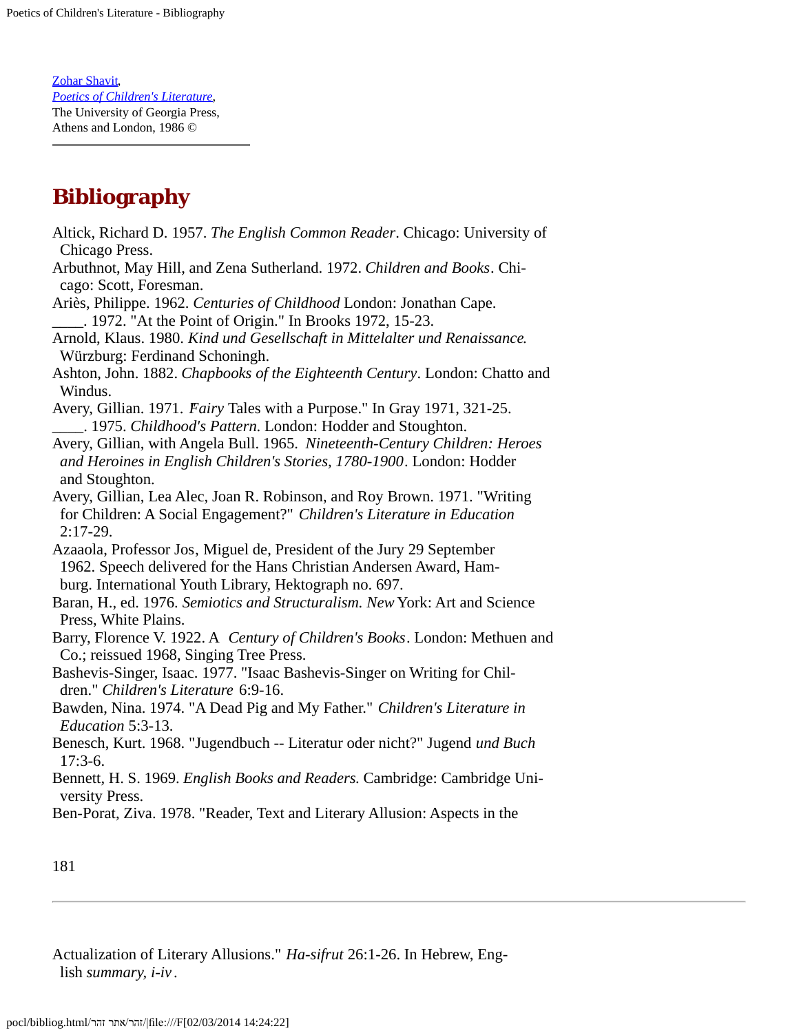[Zohar Shavit](http://),
*[Poetics of Children's Literature](http://)*,
The University of Georgia Press,
Athens and London, 1986 ©

# Bibliography

Altick, Richard D. 1957. *The English Common Reader*. Chicago: University of Chicago Press.

Arbuthnot, May Hill, and Zena Sutherland. 1972. *Children and Books*. Chicago: Scott, Foresman.

Ariès, Philippe. 1962. *Centuries of Childhood* London: Jonathan Cape.

____. 1972. "At the Point of Origin." In Brooks 1972, 15-23.

Arnold, Klaus. 1980. *Kind und Gesellschaft in Mittelalter und Renaissance.* Würzburg: Ferdinand Schoningh.

Ashton, John. 1882. *Chapbooks of the Eighteenth Century*. London: Chatto and Windus.

Avery, Gillian. 1971. *Fairy* Tales with a Purpose." In Gray 1971, 321-25.

____. 1975. *Childhood's Pattern.* London: Hodder and Stoughton.

Avery, Gillian, with Angela Bull. 1965. *Nineteenth-Century Children: Heroes and Heroines in English Children's Stories, 1780-1900*. London: Hodder and Stoughton.

Avery, Gillian, Lea Alec, Joan R. Robinson, and Roy Brown. 1971. "Writing for Children: A Social Engagement?" *Children's Literature in Education* 2:17-29.

Azaaola, Professor Jos, Miguel de, President of the Jury 29 September 1962. Speech delivered for the Hans Christian Andersen Award, Hamburg. International Youth Library, Hektograph no. 697.

Baran, H., ed. 1976. *Semiotics and Structuralism. New* York: Art and Science Press, White Plains.

Barry, Florence V. 1922. A *Century of Children's Books*. London: Methuen and Co.; reissued 1968, Singing Tree Press.

Bashevis-Singer, Isaac. 1977. "Isaac Bashevis-Singer on Writing for Children." *Children's Literature* 6:9-16.

Bawden, Nina. 1974. "A Dead Pig and My Father." *Children's Literature in Education* 5:3-13.

Benesch, Kurt. 1968. "Jugendbuch -- Literatur oder nicht?" Jugend *und Buch* 17:3-6.

Bennett, H. S. 1969. *English Books and Readers.* Cambridge: Cambridge University Press.

Ben-Porat, Ziva. 1978. "Reader, Text and Literary Allusion: Aspects in the Actualization of Literary Allusions." *Ha-sifrut* 26:1-26. In Hebrew, English *summary, i-iv*.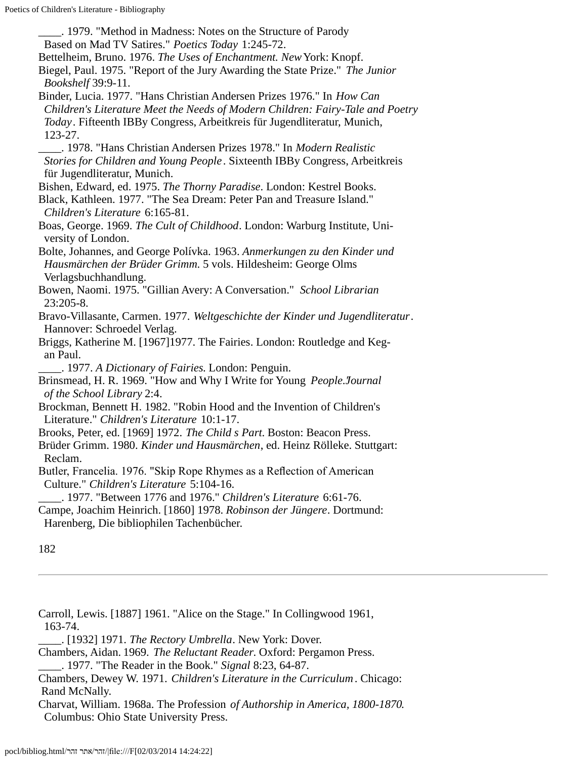____. 1979. "Method in Madness: Notes on the Structure of Parody Based on Mad TV Satires." *Poetics Today* 1:245-72.

Bettelheim, Bruno. 1976. *The Uses of Enchantment. New* York: Knopf.

Biegel, Paul. 1975. "Report of the Jury Awarding the State Prize." *The Junior Bookshelf* 39:9-11.

Binder, Lucia. 1977. "Hans Christian Andersen Prizes 1976." In *How Can Children's Literature Meet the Needs of Modern Children: Fairy-Tale and Poetry Today*. Fifteenth IBBy Congress, Arbeitkreis für Jugendliteratur, Munich, 123-27.

____. 1978. "Hans Christian Andersen Prizes 1978." In *Modern Realistic Stories for Children and Young People*. Sixteenth IBBy Congress, Arbeitkreis für Jugendliteratur, Munich.

Bishen, Edward, ed. 1975. *The Thorny Paradise*. London: Kestrel Books.

Black, Kathleen. 1977. "The Sea Dream: Peter Pan and Treasure Island." *Children's Literature* 6:165-81.

Boas, George. 1969. *The Cult of Childhood*. London: Warburg Institute, University of London.

Bolte, Johannes, and George Polívka. 1963. *Anmerkungen zu den Kinder und Hausmärchen der Brüder Grimm.* 5 vols. Hildesheim: George Olms Verlagsbuchhandlung.

Bowen, Naomi. 1975. "Gillian Avery: A Conversation." *School Librarian* 23:205-8.

Bravo-Villasante, Carmen. 1977. *Weltgeschichte der Kinder und Jugendliteratur*. Hannover: Schroedel Verlag.

Briggs, Katherine M. [1967]1977. The Fairies. London: Routledge and Kegan Paul.

____. 1977. *A Dictionary of Fairies.* London: Penguin.

Brinsmead, H. R. 1969. "How and Why I Write for Young *People.Journal of the School Library* 2:4.

Brockman, Bennett H. 1982. "Robin Hood and the Invention of Children's Literature." *Children's Literature* 10:1-17.

Brooks, Peter, ed. [1969] 1972. *The Child s Part*. Boston: Beacon Press.

Brüder Grimm. 1980. *Kinder und Hausmärchen*, ed. Heinz Rölleke. Stuttgart: Reclam.

Butler, Francelia. 1976. "Skip Rope Rhymes as a Reflection of American Culture." *Children's Literature* 5:104-16.

____. 1977. "Between 1776 and 1976." *Children's Literature* 6:61-76.

Campe, Joachim Heinrich. [1860] 1978. *Robinson der Jüngere*. Dortmund: Harenberg, Die bibliophilen Tachenbücher.

Carroll, Lewis. [1887] 1961. "Alice on the Stage." In Collingwood 1961, 163-74.

____. [1932] 1971. *The Rectory Umbrella*. New York: Dover.

Chambers, Aidan. 1969. *The Reluctant Reader.* Oxford: Pergamon Press.

____. 1977. "The Reader in the Book." *Signal* 8:23, 64-87.

Chambers, Dewey W. 1971. *Children's Literature in the Curriculum*. Chicago: Rand McNally.

Charvat, William. 1968a. The Profession *of Authorship in America, 1800-1870.* Columbus: Ohio State University Press.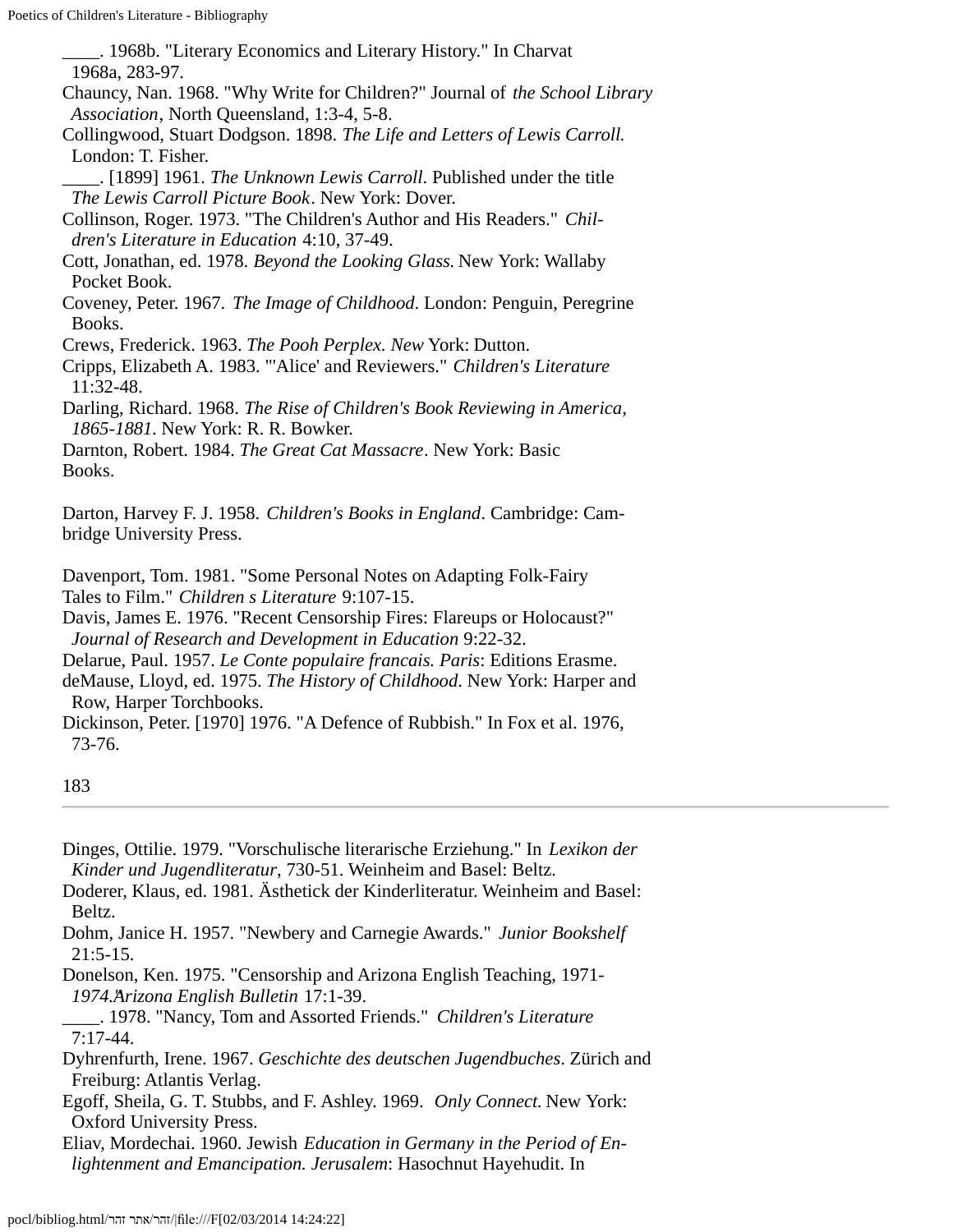____. 1968b. "Literary Economics and Literary History." In Charvat 1968a, 283-97.

Chauncy, Nan. 1968. "Why Write for Children?" Journal of *the School Library Association*, North Queensland, 1:3-4, 5-8.

Collingwood, Stuart Dodgson. 1898. *The Life and Letters of Lewis Carroll.* London: T. Fisher.

____. [1899] 1961. *The Unknown Lewis Carroll*. Published under the title *The Lewis Carroll Picture Book*. New York: Dover.

Collinson, Roger. 1973. "The Children's Author and His Readers." *Children's Literature in Education* 4:10, 37-49.

Cott, Jonathan, ed. 1978. *Beyond the Looking Glass.* New York: Wallaby Pocket Book.

Coveney, Peter. 1967. *The Image of Childhood.* London: Penguin, Peregrine Books.

Crews, Frederick. 1963. *The Pooh Perplex. New* York: Dutton.

Cripps, Elizabeth A. 1983. "'Alice' and Reviewers." *Children's Literature* 11:32-48.

Darling, Richard. 1968. *The Rise of Children's Book Reviewing in America, 1865-1881*. New York: R. R. Bowker.

Darnton, Robert. 1984. *The Great Cat Massacre*. New York: Basic Books.

Darton, Harvey F. J. 1958. *Children's Books in England*. Cambridge: Cambridge University Press.

Davenport, Tom. 1981. "Some Personal Notes on Adapting Folk-Fairy Tales to Film." *Children s Literature* 9:107-15.

Davis, James E. 1976. "Recent Censorship Fires: Flareups or Holocaust?" *Journal of Research and Development in Education* 9:22-32.

Delarue, Paul. 1957. *Le Conte populaire francais. Paris*: Editions Erasme.

deMause, Lloyd, ed. 1975. *The History of Childhood*. New York: Harper and Row, Harper Torchbooks.

Dickinson, Peter. [1970] 1976. "A Defence of Rubbish." In Fox et al. 1976, 73-76.

Dinges, Ottilie. 1979. "Vorschulische literarische Erziehung." In *Lexikon der Kinder und Jugendliteratur*, 730-51. Weinheim and Basel: Beltz.

Doderer, Klaus, ed. 1981. Ästhetick der Kinderliteratur. Weinheim and Basel: Beltz.

Dohm, Janice H. 1957. "Newbery and Carnegie Awards." *Junior Bookshelf* 21:5-15.

Donelson, Ken. 1975. "Censorship and Arizona English Teaching, 1971-*1974."Arizona English Bulletin* 17:1-39.

____. 1978. "Nancy, Tom and Assorted Friends." *Children's Literature* 7:17-44.

Dyhrenfurth, Irene. 1967. *Geschichte des deutschen Jugendbuches*. Zürich and Freiburg: Atlantis Verlag.

Egoff, Sheila, G. T. Stubbs, and F. Ashley. 1969. *Only Connect.* New York: Oxford University Press.

Eliav, Mordechai. 1960. Jewish *Education in Germany in the Period of Enlightenment and Emancipation. Jerusalem*: Hasochnut Hayehudit. In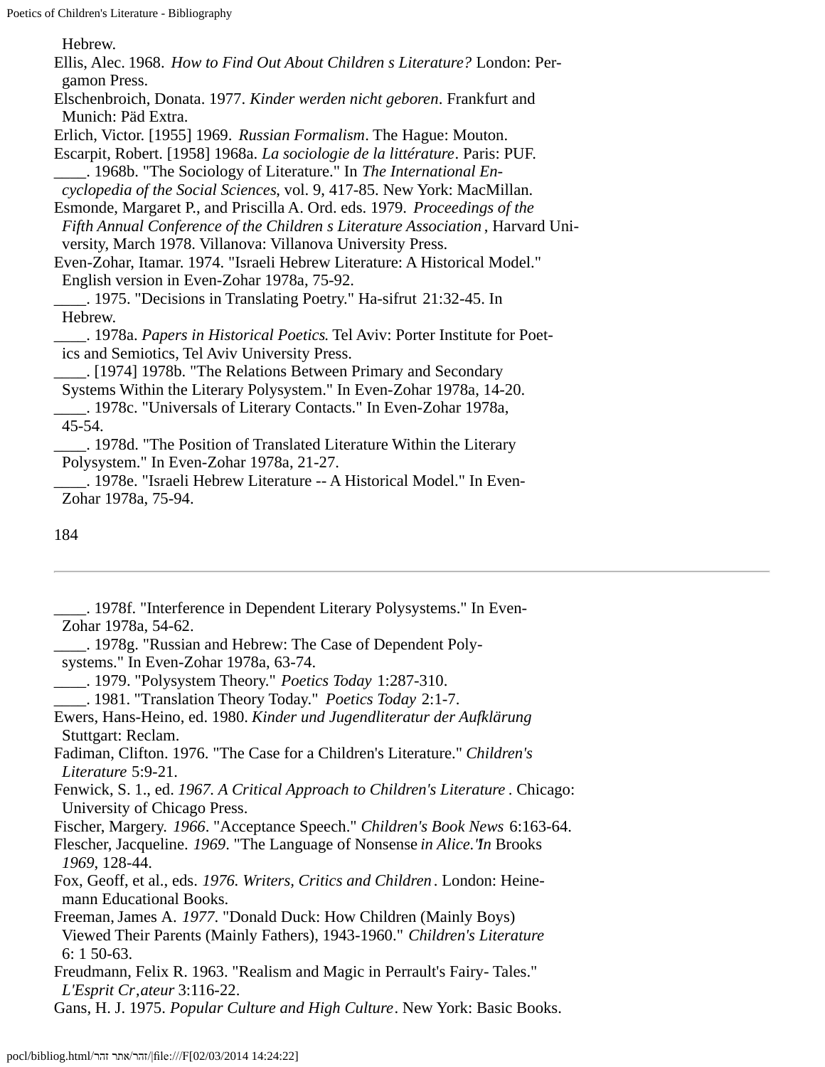Hebrew.

Ellis, Alec. 1968. *How to Find Out About Children s Literature?* London: Pergamon Press.

Elschenbroich, Donata. 1977. *Kinder werden nicht geboren*. Frankfurt and Munich: Päd Extra.

Erlich, Victor. [1955] 1969. *Russian Formalism*. The Hague: Mouton.

Escarpit, Robert. [1958] 1968a. *La sociologie de la littérature*. Paris: PUF.

____. 1968b. "The Sociology of Literature." In *The International Encyclopedia of the Social Sciences*, vol. 9, 417-85. New York: MacMillan.

Esmonde, Margaret P., and Priscilla A. Ord. eds. 1979. *Proceedings of the Fifth Annual Conference of the Children s Literature Association*, Harvard University, March 1978. Villanova: Villanova University Press.

Even-Zohar, Itamar. 1974. "Israeli Hebrew Literature: A Historical Model." English version in Even-Zohar 1978a, 75-92.

____. 1975. "Decisions in Translating Poetry." Ha-sifrut 21:32-45. In Hebrew.

____. 1978a. *Papers in Historical Poetics*. Tel Aviv: Porter Institute for Poetics and Semiotics, Tel Aviv University Press.

____. [1974] 1978b. "The Relations Between Primary and Secondary Systems Within the Literary Polysystem." In Even-Zohar 1978a, 14-20.

____. 1978c. "Universals of Literary Contacts." In Even-Zohar 1978a, 45-54.

____. 1978d. "The Position of Translated Literature Within the Literary Polysystem." In Even-Zohar 1978a, 21-27.

____. 1978e. "Israeli Hebrew Literature -- A Historical Model." In Even-Zohar 1978a, 75-94.

____. 1978f. "Interference in Dependent Literary Polysystems." In Even-Zohar 1978a, 54-62.

____. 1978g. "Russian and Hebrew: The Case of Dependent Polysystems." In Even-Zohar 1978a, 63-74.

____. 1979. "Polysystem Theory." *Poetics Today* 1:287-310.

____. 1981. "Translation Theory Today." *Poetics Today* 2:1-7.

Ewers, Hans-Heino, ed. 1980. *Kinder und Jugendliteratur der Aufklärung* Stuttgart: Reclam.

Fadiman, Clifton. 1976. "The Case for a Children's Literature." *Children's Literature* 5:9-21.

Fenwick, S. 1., ed. *1967. A Critical Approach to Children's Literature*. Chicago: University of Chicago Press.

Fischer, Margery. *1966*. "Acceptance Speech." *Children's Book News* 6:163-64.

Flescher, Jacqueline. *1969*. "The Language of Nonsense *in Alice."In* Brooks *1969*, 128-44.

Fox, Geoff, et al., eds. *1976. Writers, Critics and Children*. London: Heinemann Educational Books.

Freeman, James A. *1977*. "Donald Duck: How Children (Mainly Boys) Viewed Their Parents (Mainly Fathers), 1943-1960." *Children's Literature* 6: 1 50-63.

Freudmann, Felix R. 1963. "Realism and Magic in Perrault's Fairy- Tales." *L'Esprit Cr,ateur* 3:116-22.

Gans, H. J. 1975. *Popular Culture and High Culture*. New York: Basic Books.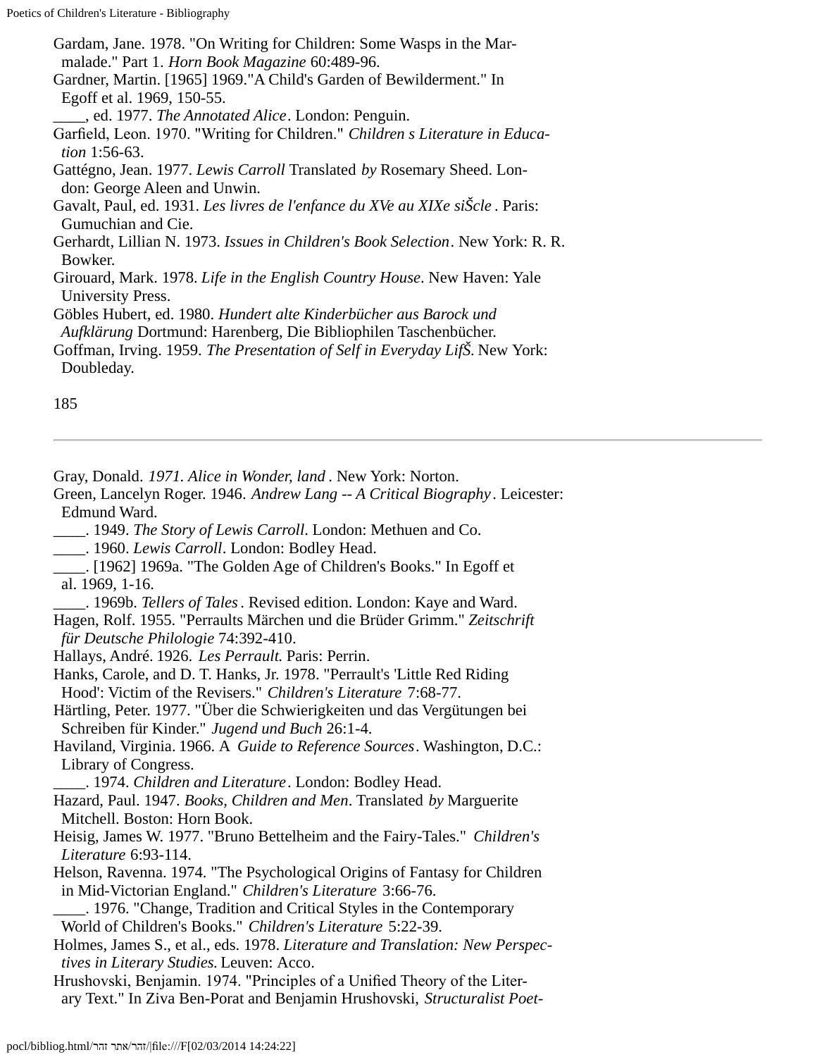Gardam, Jane. 1978. "On Writing for Children: Some Wasps in the Marmalade." Part 1. *Horn Book Magazine* 60:489-96.

Gardner, Martin. [1965] 1969."A Child's Garden of Bewilderment." In Egoff et al. 1969, 150-55.

____, ed. 1977. *The Annotated Alice*. London: Penguin.

Garfield, Leon. 1970. "Writing for Children." *Children s Literature in Education* 1:56-63.

Gattégno, Jean. 1977. *Lewis Carroll* Translated *by* Rosemary Sheed. London: George Aleen and Unwin.

Gavalt, Paul, ed. 1931. *Les livres de l'enfance du XVe au XIXe siŠcle*. Paris: Gumuchian and Cie.

Gerhardt, Lillian N. 1973. *Issues in Children's Book Selection*. New York: R. R. Bowker.

Girouard, Mark. 1978. *Life in the English Country House*. New Haven: Yale University Press.

Göbles Hubert, ed. 1980. *Hundert alte Kinderbücher aus Barock und Aufklärung* Dortmund: Harenberg, Die Bibliophilen Taschenbücher.

Goffman, Irving. 1959. *The Presentation of Self in Everyday LifŠ.* New York: Doubleday.

---

Gray, Donald. *1971. Alice in Wonder, land*. New York: Norton.

Green, Lancelyn Roger. 1946. *Andrew Lang -- A Critical Biography*. Leicester: Edmund Ward.

____. 1949. *The Story of Lewis Carroll*. London: Methuen and Co.

____. 1960. *Lewis Carroll*. London: Bodley Head.

____. [1962] 1969a. "The Golden Age of Children's Books." In Egoff et al. 1969, 1-16.

____. 1969b. *Tellers of Tales*. Revised edition. London: Kaye and Ward.

Hagen, Rolf. 1955. "Perraults Märchen und die Brüder Grimm." *Zeitschrift für Deutsche Philologie* 74:392-410.

Hallays, André. 1926. *Les Perrault.* Paris: Perrin.

Hanks, Carole, and D. T. Hanks, Jr. 1978. "Perrault's 'Little Red Riding Hood': Victim of the Revisers." *Children's Literature* 7:68-77.

Härtling, Peter. 1977. "Über die Schwierigkeiten und das Vergütungen bei Schreiben für Kinder." *Jugend und Buch* 26:1-4.

Haviland, Virginia. 1966. A *Guide to Reference Sources*. Washington, D.C.: Library of Congress.

____. 1974. *Children and Literature*. London: Bodley Head.

Hazard, Paul. 1947. *Books, Children and Men*. Translated *by* Marguerite Mitchell. Boston: Horn Book.

Heisig, James W. 1977. "Bruno Bettelheim and the Fairy-Tales." *Children's Literature* 6:93-114.

Helson, Ravenna. 1974. "The Psychological Origins of Fantasy for Children in Mid-Victorian England." *Children's Literature* 3:66-76.

____. 1976. "Change, Tradition and Critical Styles in the Contemporary World of Children's Books." *Children's Literature* 5:22-39.

Holmes, James S., et al., eds. 1978. *Literature and Translation: New Perspectives in Literary Studies.* Leuven: Acco.

Hrushovski, Benjamin. 1974. "Principles of a Unified Theory of the Literary Text." In Ziva Ben-Porat and Benjamin Hrushovski, *Structuralist Poet-*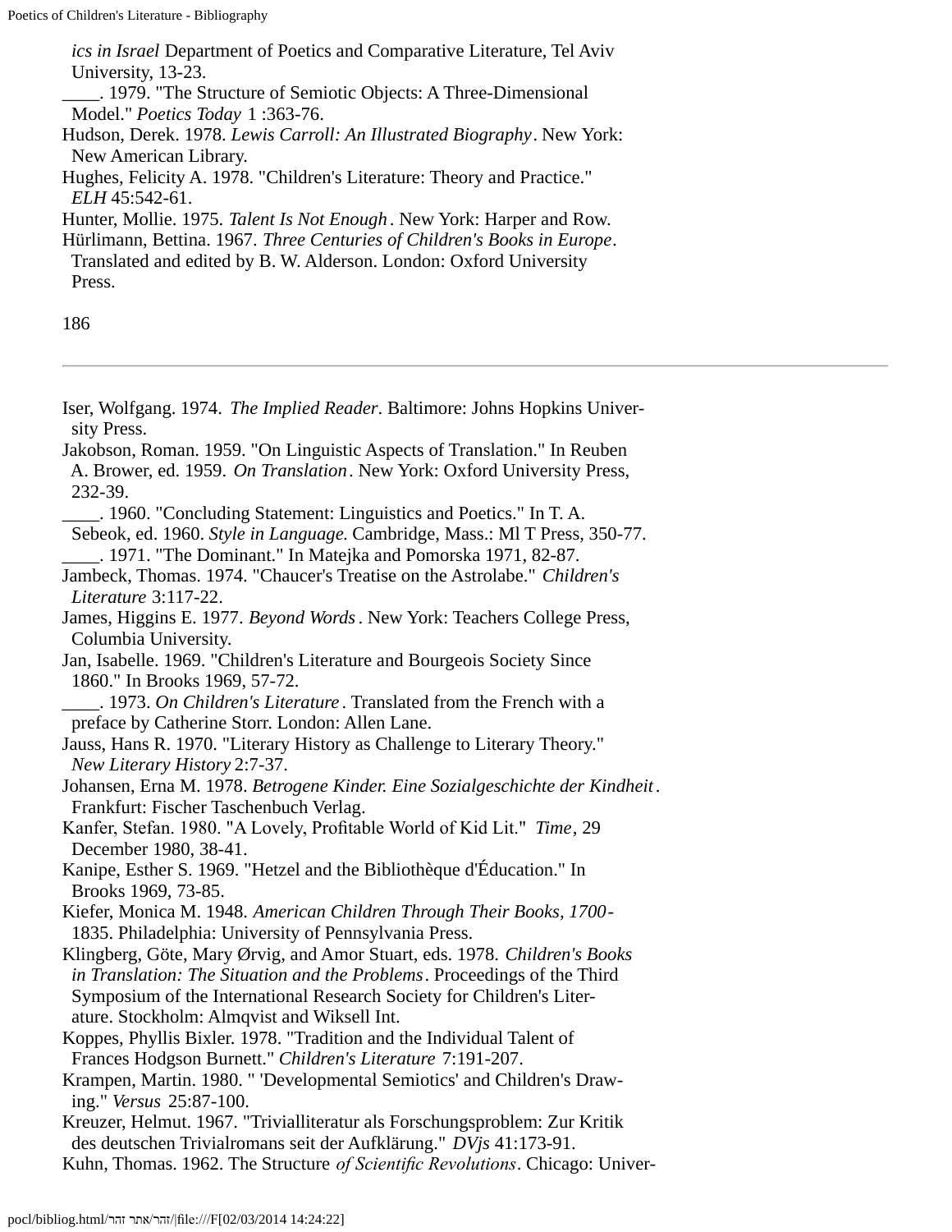*ics in Israel* Department of Poetics and Comparative Literature, Tel Aviv University, 13-23.

____. 1979. "The Structure of Semiotic Objects: A Three-Dimensional Model." *Poetics Today* 1 :363-76.

Hudson, Derek. 1978. *Lewis Carroll: An Illustrated Biography*. New York: New American Library.

Hughes, Felicity A. 1978. "Children's Literature: Theory and Practice." *ELH* 45:542-61.

Hunter, Mollie. 1975. *Talent Is Not Enough*. New York: Harper and Row.

Hürlimann, Bettina. 1967. *Three Centuries of Children's Books in Europe*. Translated and edited by B. W. Alderson. London: Oxford University Press.

---

Iser, Wolfgang. 1974. *The Implied Reader*. Baltimore: Johns Hopkins University Press.

Jakobson, Roman. 1959. "On Linguistic Aspects of Translation." In Reuben A. Brower, ed. 1959. *On Translation*. New York: Oxford University Press, 232-39.

____. 1960. "Concluding Statement: Linguistics and Poetics." In T. A. Sebeok, ed. 1960. *Style in Language.* Cambridge, Mass.: Ml T Press, 350-77.

____. 1971. "The Dominant." In Matejka and Pomorska 1971, 82-87.

Jambeck, Thomas. 1974. "Chaucer's Treatise on the Astrolabe." *Children's Literature* 3:117-22.

James, Higgins E. 1977. *Beyond Words*. New York: Teachers College Press, Columbia University.

Jan, Isabelle. 1969. "Children's Literature and Bourgeois Society Since 1860." In Brooks 1969, 57-72.

____. 1973. *On Children's Literature*. Translated from the French with a preface by Catherine Storr. London: Allen Lane.

Jauss, Hans R. 1970. "Literary History as Challenge to Literary Theory." *New Literary History* 2:7-37.

Johansen, Erna M. 1978. *Betrogene Kinder. Eine Sozialgeschichte der Kindheit*. Frankfurt: Fischer Taschenbuch Verlag.

Kanfer, Stefan. 1980. "A Lovely, Profitable World of Kid Lit." *Time*, 29 December 1980, 38-41.

Kanipe, Esther S. 1969. "Hetzel and the Bibliothèque d'Éducation." In Brooks 1969, 73-85.

Kiefer, Monica M. 1948. *American Children Through Their Books, 1700-1835*. Philadelphia: University of Pennsylvania Press.

Klingberg, Göte, Mary Ørvig, and Amor Stuart, eds. 1978. *Children's Books in Translation: The Situation and the Problems*. Proceedings of the Third Symposium of the International Research Society for Children's Literature. Stockholm: Almqvist and Wiksell Int.

Koppes, Phyllis Bixler. 1978. "Tradition and the Individual Talent of Frances Hodgson Burnett." *Children's Literature* 7:191-207.

Krampen, Martin. 1980. " 'Developmental Semiotics' and Children's Drawing." *Versus* 25:87-100.

Kreuzer, Helmut. 1967. "Trivialliteratur als Forschungsproblem: Zur Kritik des deutschen Trivialromans seit der Aufklärung." *DVjs* 41:173-91.

Kuhn, Thomas. 1962. The Structure *of Scientific Revolutions*. Chicago: Univer-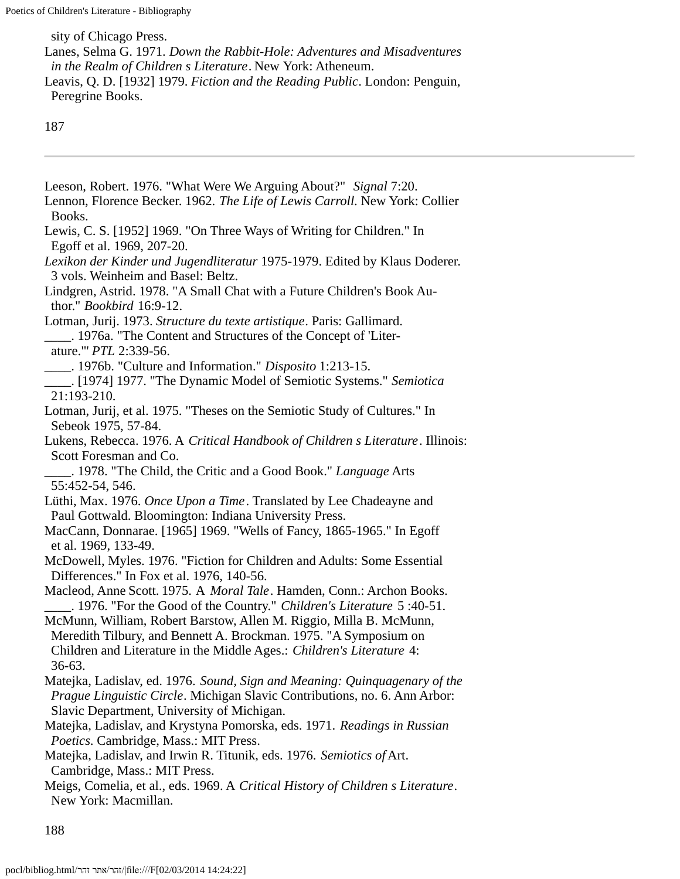sity of Chicago Press.

Lanes, Selma G. 1971. *Down the Rabbit-Hole: Adventures and Misadventures in the Realm of Children s Literature*. New York: Atheneum.

Leavis, Q. D. [1932] 1979. *Fiction and the Reading Public*. London: Penguin, Peregrine Books.

---

Leeson, Robert. 1976. "What Were We Arguing About?" *Signal* 7:20.

Lennon, Florence Becker. 1962. *The Life of Lewis Carroll.* New York: Collier Books.

Lewis, C. S. [1952] 1969. "On Three Ways of Writing for Children." In Egoff et al. 1969, 207-20.

*Lexikon der Kinder und Jugendliteratur* 1975-1979. Edited by Klaus Doderer. 3 vols. Weinheim and Basel: Beltz.

Lindgren, Astrid. 1978. "A Small Chat with a Future Children's Book Author." *Bookbird* 16:9-12.

Lotman, Jurij. 1973. *Structure du texte artistique*. Paris: Gallimard.

____. 1976a. "The Content and Structures of the Concept of 'Literature.'" *PTL* 2:339-56.

____. 1976b. "Culture and Information." *Disposito* 1:213-15.

____. [1974] 1977. "The Dynamic Model of Semiotic Systems." *Semiotica* 21:193-210.

Lotman, Jurij, et al. 1975. "Theses on the Semiotic Study of Cultures." In Sebeok 1975, 57-84.

Lukens, Rebecca. 1976. A *Critical Handbook of Children s Literature*. Illinois: Scott Foresman and Co.

____. 1978. "The Child, the Critic and a Good Book." *Language* Arts 55:452-54, 546.

Lüthi, Max. 1976. *Once Upon a Time*. Translated by Lee Chadeayne and Paul Gottwald. Bloomington: Indiana University Press.

MacCann, Donnarae. [1965] 1969. "Wells of Fancy, 1865-1965." In Egoff et al. 1969, 133-49.

McDowell, Myles. 1976. "Fiction for Children and Adults: Some Essential Differences." In Fox et al. 1976, 140-56.

Macleod, Anne Scott. 1975. A *Moral Tale*. Hamden, Conn.: Archon Books.

____. 1976. "For the Good of the Country." *Children's Literature* 5 :40-51.

McMunn, William, Robert Barstow, Allen M. Riggio, Milla B. McMunn, Meredith Tilbury, and Bennett A. Brockman. 1975. "A Symposium on Children and Literature in the Middle Ages.: *Children's Literature* 4: 36-63.

Matejka, Ladislav, ed. 1976. *Sound, Sign and Meaning: Quinquagenary of the Prague Linguistic Circle*. Michigan Slavic Contributions, no. 6. Ann Arbor: Slavic Department, University of Michigan.

Matejka, Ladislav, and Krystyna Pomorska, eds. 1971. *Readings in Russian Poetics.* Cambridge, Mass.: MIT Press.

Matejka, Ladislav, and Irwin R. Titunik, eds. 1976. *Semiotics of* Art. Cambridge, Mass.: MIT Press.

Meigs, Comelia, et al., eds. 1969. A *Critical History of Children s Literature*. New York: Macmillan.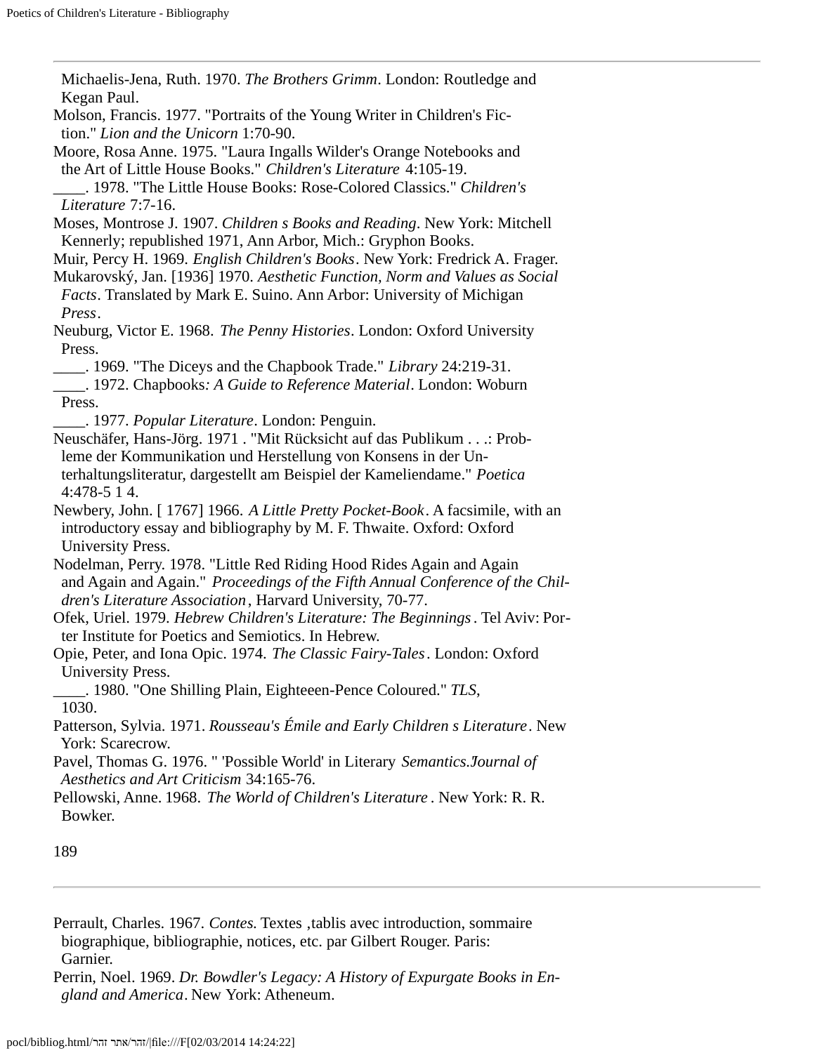Michaelis-Jena, Ruth. 1970. *The Brothers Grimm*. London: Routledge and Kegan Paul.

Molson, Francis. 1977. "Portraits of the Young Writer in Children's Fiction." *Lion and the Unicorn* 1:70-90.

Moore, Rosa Anne. 1975. "Laura Ingalls Wilder's Orange Notebooks and the Art of Little House Books." *Children's Literature* 4:105-19.

____. 1978. "The Little House Books: Rose-Colored Classics." *Children's Literature* 7:7-16.

Moses, Montrose J. 1907. *Children s Books and Reading*. New York: Mitchell Kennerly; republished 1971, Ann Arbor, Mich.: Gryphon Books.

Muir, Percy H. 1969. *English Children's Books*. New York: Fredrick A. Frager.

Mukarovský, Jan. [1936] 1970. *Aesthetic Function, Norm and Values as Social Facts*. Translated by Mark E. Suino. Ann Arbor: University of Michigan *Press*.

Neuburg, Victor E. 1968. *The Penny Histories*. London: Oxford University Press.

____. 1969. "The Diceys and the Chapbook Trade." *Library* 24:219-31.

____. 1972. Chapbooks*: A Guide to Reference Material*. London: Woburn Press.

____. 1977. *Popular Literature*. London: Penguin.

Neuschäfer, Hans-Jörg. 1971 . "Mit Rücksicht auf das Publikum . . .: Probleme der Kommunikation und Herstellung von Konsens in der Unterhaltungsliteratur, dargestellt am Beispiel der Kameliendame." *Poetica* 4:478-5 1 4.

Newbery, John. [ 1767] 1966. *A Little Pretty Pocket-Book*. A facsimile, with an introductory essay and bibliography by M. F. Thwaite. Oxford: Oxford University Press.

Nodelman, Perry. 1978. "Little Red Riding Hood Rides Again and Again and Again and Again." *Proceedings of the Fifth Annual Conference of the Children's Literature Association*, Harvard University, 70-77.

Ofek, Uriel. 1979. *Hebrew Children's Literature: The Beginnings*. Tel Aviv: Porter Institute for Poetics and Semiotics. In Hebrew.

Opie, Peter, and Iona Opic. 1974. *The Classic Fairy-Tales*. London: Oxford University Press.

____. 1980. "One Shilling Plain, Eighteeen-Pence Coloured." *TLS*, 1030.

Patterson, Sylvia. 1971. *Rousseau's Émile and Early Children s Literature*. New York: Scarecrow.

Pavel, Thomas G. 1976. " 'Possible World' in Literary *Semantics.Journal of Aesthetics and Art Criticism* 34:165-76.

Pellowski, Anne. 1968. *The World of Children's Literature* . New York: R. R. Bowker.

Perrault, Charles. 1967. *Contes.* Textes ,tablis avec introduction, sommaire biographique, bibliographie, notices, etc. par Gilbert Rouger. Paris: Garnier.

Perrin, Noel. 1969. *Dr. Bowdler's Legacy: A History of Expurgate Books in England and America*. New York: Atheneum.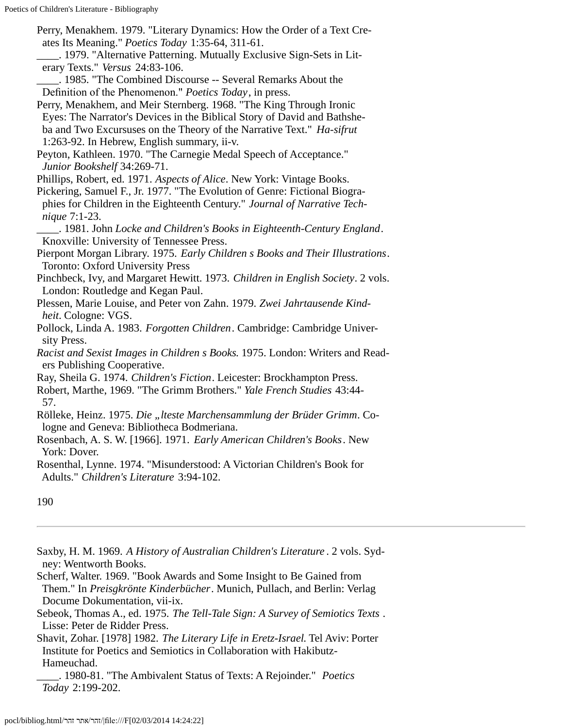Perry, Menakhem. 1979. "Literary Dynamics: How the Order of a Text Creates Its Meaning." *Poetics Today* 1:35-64, 311-61.

____. 1979. "Alternative Patterning. Mutually Exclusive Sign-Sets in Literary Texts." *Versus* 24:83-106.

____. 1985. "The Combined Discourse -- Several Remarks About the Definition of the Phenomenon." *Poetics Today*, in press.

Perry, Menakhem, and Meir Sternberg. 1968. "The King Through Ironic Eyes: The Narrator's Devices in the Biblical Story of David and Bathsheba and Two Excursuses on the Theory of the Narrative Text." *Ha-sifrut* 1:263-92. In Hebrew, English summary, ii-v.

Peyton, Kathleen. 1970. "The Carnegie Medal Speech of Acceptance." *Junior Bookshelf* 34:269-71.

Phillips, Robert, ed. 1971. *Aspects of Alice*. New York: Vintage Books.

Pickering, Samuel F., Jr. 1977. "The Evolution of Genre: Fictional Biographies for Children in the Eighteenth Century." *Journal of Narrative Technique* 7:1-23.

____. 1981. John *Locke and Children's Books in Eighteenth-Century England*. Knoxville: University of Tennessee Press.

Pierpont Morgan Library. 1975. *Early Children s Books and Their Illustrations*. Toronto: Oxford University Press

Pinchbeck, Ivy, and Margaret Hewitt. 1973. *Children in English Society*. 2 vols. London: Routledge and Kegan Paul.

Plessen, Marie Louise, and Peter von Zahn. 1979. *Zwei Jahrtausende Kindheit*. Cologne: VGS.

Pollock, Linda A. 1983. *Forgotten Children*. Cambridge: Cambridge University Press.

*Racist and Sexist Images in Children s Books.* 1975. London: Writers and Readers Publishing Cooperative.

Ray, Sheila G. 1974. *Children's Fiction*. Leicester: Brockhampton Press.

Robert, Marthe, 1969. "The Grimm Brothers." *Yale French Studies* 43:44-57.

Rölleke, Heinz. 1975. *Die „lteste Marchensammlung der Brüder Grimm*. Cologne and Geneva: Bibliotheca Bodmeriana.

Rosenbach, A. S. W. [1966]. 1971. *Early American Children's Books*. New York: Dover.

Rosenthal, Lynne. 1974. "Misunderstood: A Victorian Children's Book for Adults." *Children's Literature* 3:94-102.

Saxby, H. M. 1969. *A History of Australian Children's Literature*. 2 vols. Sydney: Wentworth Books.

Scherf, Walter. 1969. "Book Awards and Some Insight to Be Gained from Them." In *Preisgkrönte Kinderbücher*. Munich, Pullach, and Berlin: Verlag Docume Dokumentation, vii-ix.

Sebeok, Thomas A., ed. 1975. *The Tell-Tale Sign: A Survey of Semiotics Texts* . Lisse: Peter de Ridder Press.

Shavit, Zohar. [1978] 1982. *The Literary Life in Eretz-Israel.* Tel Aviv: Porter Institute for Poetics and Semiotics in Collaboration with Hakibutz-Hameuchad.

____. 1980-81. "The Ambivalent Status of Texts: A Rejoinder." *Poetics Today* 2:199-202.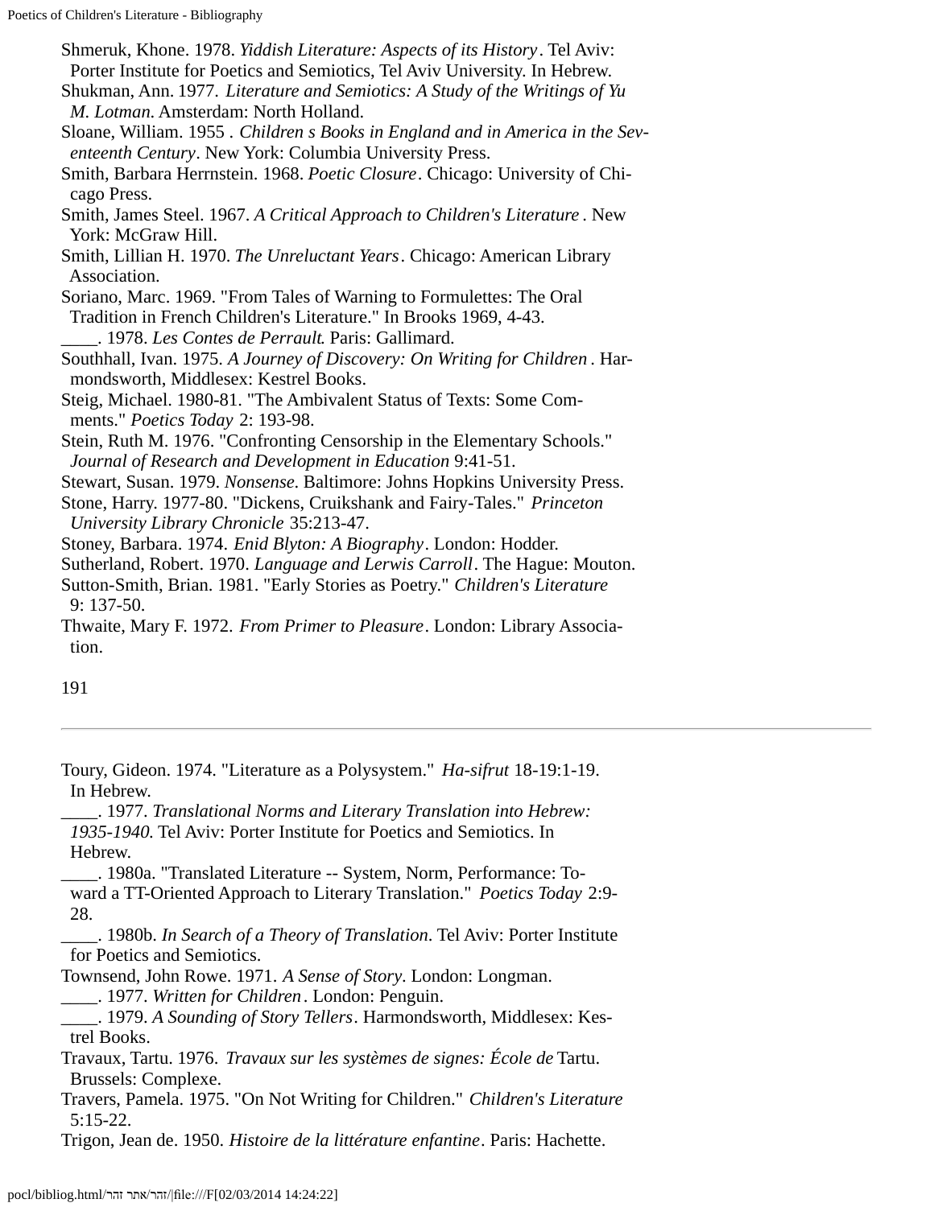Shmeruk, Khone. 1978. *Yiddish Literature: Aspects of its History*. Tel Aviv: Porter Institute for Poetics and Semiotics, Tel Aviv University. In Hebrew.

Shukman, Ann. 1977. *Literature and Semiotics: A Study of the Writings of Yu M. Lotman*. Amsterdam: North Holland.

Sloane, William. 1955 . *Children s Books in England and in America in the Seventeenth Century*. New York: Columbia University Press.

Smith, Barbara Herrnstein. 1968. *Poetic Closure*. Chicago: University of Chicago Press.

Smith, James Steel. 1967. *A Critical Approach to Children's Literature* . New York: McGraw Hill.

Smith, Lillian H. 1970. *The Unreluctant Years*. Chicago: American Library Association.

Soriano, Marc. 1969. "From Tales of Warning to Formulettes: The Oral Tradition in French Children's Literature." In Brooks 1969, 4-43.

____. 1978. *Les Contes de Perrault*. Paris: Gallimard.

Southhall, Ivan. 1975. *A Journey of Discovery: On Writing for Children* . Harmondsworth, Middlesex: Kestrel Books.

Steig, Michael. 1980-81. "The Ambivalent Status of Texts: Some Comments." *Poetics Today* 2: 193-98.

Stein, Ruth M. 1976. "Confronting Censorship in the Elementary Schools." *Journal of Research and Development in Education* 9:41-51.

Stewart, Susan. 1979. *Nonsense*. Baltimore: Johns Hopkins University Press.

Stone, Harry. 1977-80. "Dickens, Cruikshank and Fairy-Tales." *Princeton University Library Chronicle* 35:213-47.

Stoney, Barbara. 1974. *Enid Blyton: A Biography*. London: Hodder.

Sutherland, Robert. 1970. *Language and Lerwis Carroll*. The Hague: Mouton.

Sutton-Smith, Brian. 1981. "Early Stories as Poetry." *Children's Literature* 9: 137-50.

Thwaite, Mary F. 1972. *From Primer to Pleasure*. London: Library Association.

---

Toury, Gideon. 1974. "Literature as a Polysystem." *Ha-sifrut* 18-19:1-19. In Hebrew.

____. 1977. *Translational Norms and Literary Translation into Hebrew: 1935-1940*. Tel Aviv: Porter Institute for Poetics and Semiotics. In Hebrew.

____. 1980a. "Translated Literature -- System, Norm, Performance: Toward a TT-Oriented Approach to Literary Translation." *Poetics Today* 2:9-28.

____. 1980b. *In Search of a Theory of Translation*. Tel Aviv: Porter Institute for Poetics and Semiotics.

Townsend, John Rowe. 1971. *A Sense of Story*. London: Longman.

____. 1977. *Written for Children*. London: Penguin.

____. 1979. *A Sounding of Story Tellers*. Harmondsworth, Middlesex: Kestrel Books.

Travaux, Tartu. 1976. *Travaux sur les systèmes de signes: École de* Tartu. Brussels: Complexe.

Travers, Pamela. 1975. "On Not Writing for Children." *Children's Literature* 5:15-22.

Trigon, Jean de. 1950. *Histoire de la littérature enfantine*. Paris: Hachette.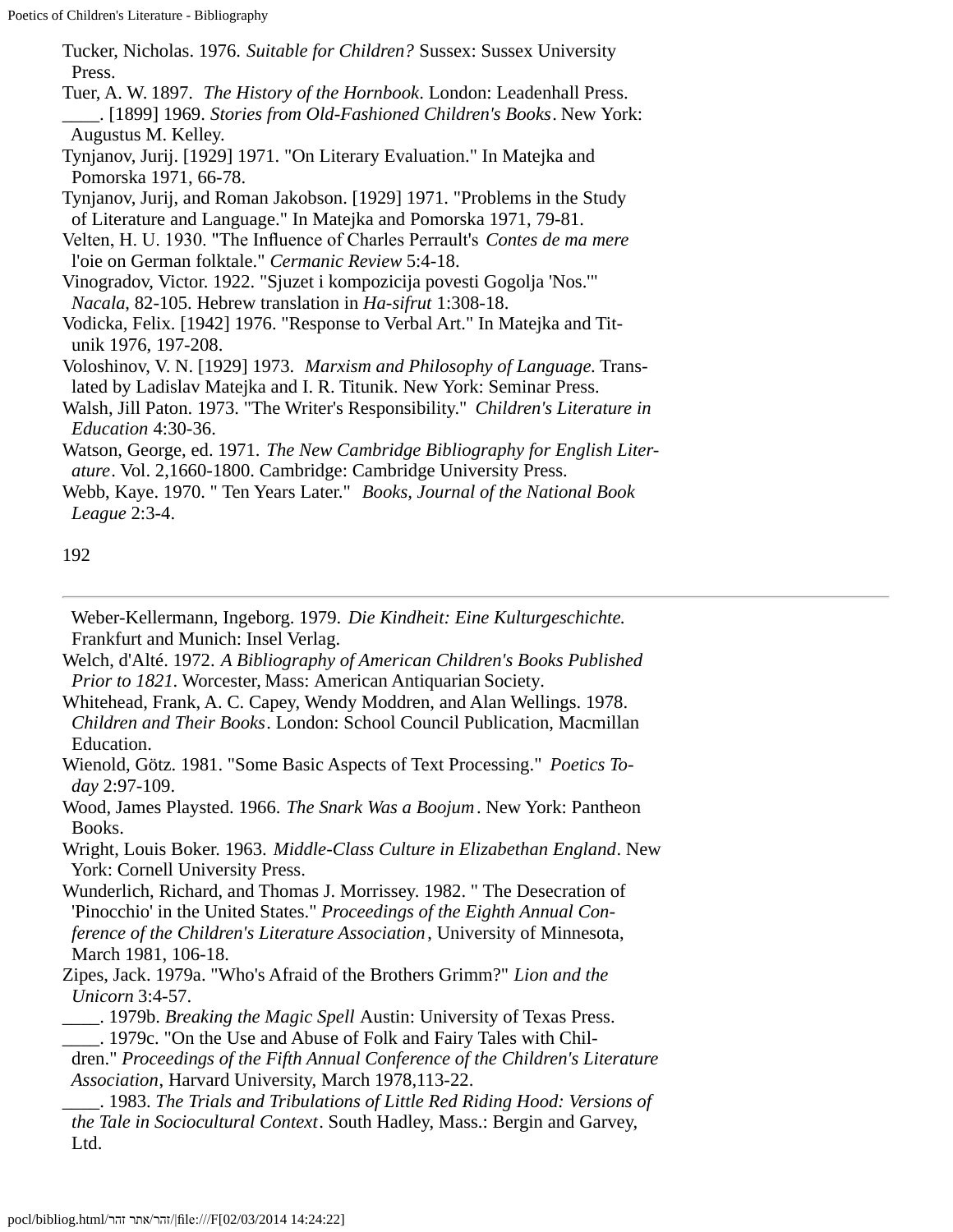Tucker, Nicholas. 1976. *Suitable for Children?* Sussex: Sussex University Press.

Tuer, A. W. 1897. *The History of the Hornbook*. London: Leadenhall Press.

____. [1899] 1969. *Stories from Old-Fashioned Children's Books*. New York: Augustus M. Kelley.

Tynjanov, Jurij. [1929] 1971. "On Literary Evaluation." In Matejka and Pomorska 1971, 66-78.

Tynjanov, Jurij, and Roman Jakobson. [1929] 1971. "Problems in the Study of Literature and Language." In Matejka and Pomorska 1971, 79-81.

Velten, H. U. 1930. "The Influence of Charles Perrault's *Contes de ma mere* l'oie on German folktale." *Cermanic Review* 5:4-18.

Vinogradov, Victor. 1922. "Sjuzet i kompozicija povesti Gogolja 'Nos.'" *Nacala*, 82-105. Hebrew translation in *Ha-sifrut* 1:308-18.

Vodicka, Felix. [1942] 1976. "Response to Verbal Art." In Matejka and Titunik 1976, 197-208.

Voloshinov, V. N. [1929] 1973. *Marxism and Philosophy of Language.* Translated by Ladislav Matejka and I. R. Titunik. New York: Seminar Press.

Walsh, Jill Paton. 1973. "The Writer's Responsibility." *Children's Literature in Education* 4:30-36.

Watson, George, ed. 1971. *The New Cambridge Bibliography for English Literature*. Vol. 2,1660-1800. Cambridge: Cambridge University Press.

Webb, Kaye. 1970. " Ten Years Later." *Books, Journal of the National Book League* 2:3-4.

---

Weber-Kellermann, Ingeborg. 1979. *Die Kindheit: Eine Kulturgeschichte.* Frankfurt and Munich: Insel Verlag.

Welch, d'Alté. 1972. *A Bibliography of American Children's Books Published Prior to 1821.* Worcester, Mass: American Antiquarian Society.

Whitehead, Frank, A. C. Capey, Wendy Moddren, and Alan Wellings. 1978. *Children and Their Books*. London: School Council Publication, Macmillan Education.

Wienold, Götz. 1981. "Some Basic Aspects of Text Processing." *Poetics Today* 2:97-109.

Wood, James Playsted. 1966. *The Snark Was a Boojum*. New York: Pantheon Books.

Wright, Louis Boker. 1963. *Middle-Class Culture in Elizabethan England*. New York: Cornell University Press.

Wunderlich, Richard, and Thomas J. Morrissey. 1982. " The Desecration of 'Pinocchio' in the United States." *Proceedings of the Eighth Annual Conference of the Children's Literature Association*, University of Minnesota, March 1981, 106-18.

Zipes, Jack. 1979a. "Who's Afraid of the Brothers Grimm?" *Lion and the Unicorn* 3:4-57.

____. 1979b. *Breaking the Magic Spell* Austin: University of Texas Press.

____. 1979c. "On the Use and Abuse of Folk and Fairy Tales with Children." *Proceedings of the Fifth Annual Conference of the Children's Literature Association*, Harvard University, March 1978,113-22.

____. 1983. *The Trials and Tribulations of Little Red Riding Hood: Versions of the Tale in Sociocultural Context*. South Hadley, Mass.: Bergin and Garvey, Ltd.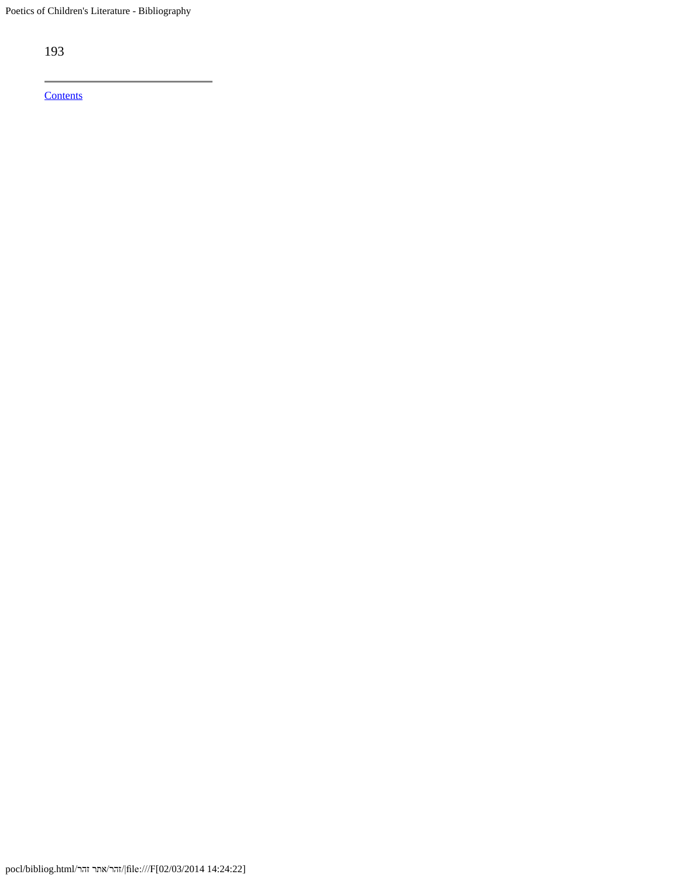Contents